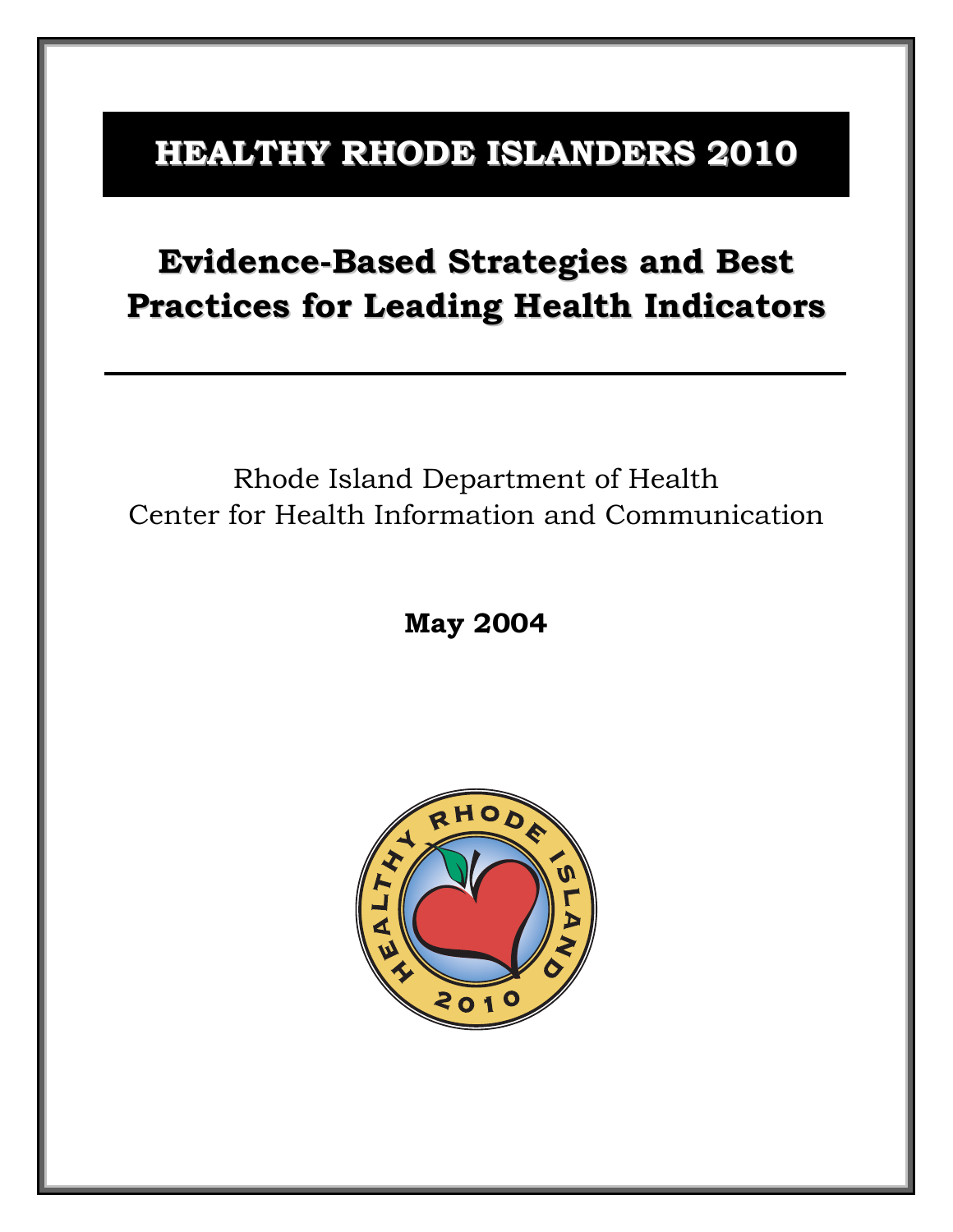# HEALTHY RHODE ISLANDERS 2010

## Evidence-Based Strategies and Best Practices for Leading Health Indicators

---

Rhode Island Department of Health
Center for Health Information and Communication

**May 2004**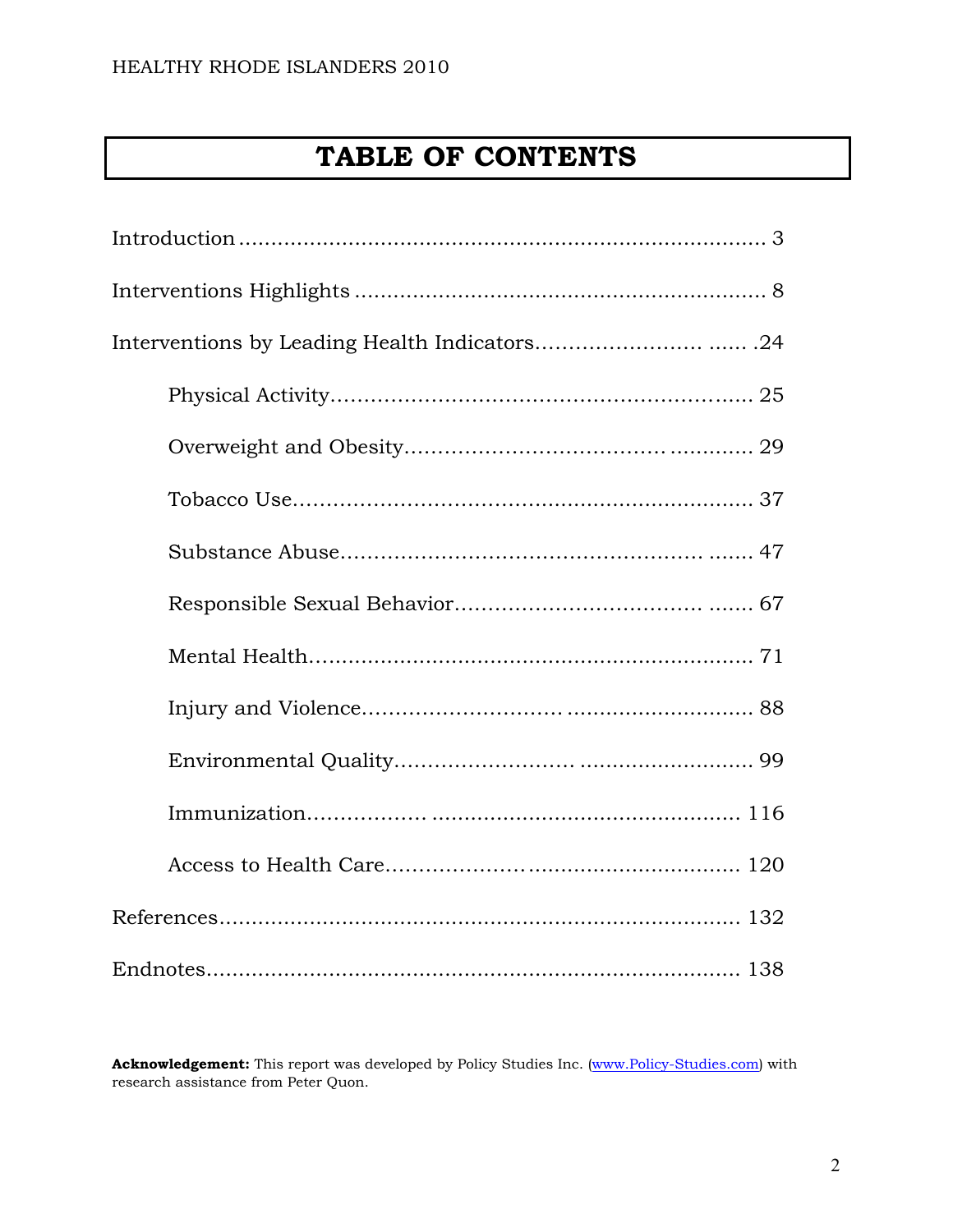# TABLE OF CONTENTS

Introduction .................................................................................. 3

Interventions Highlights ............................................................... 8

Interventions by Leading Health Indicators........................ ...... .24

- Physical Activity............................................................... 25
- Overweight and Obesity..................................... ............ 29
- Tobacco Use..................................................................... 37
- Substance Abuse................................................. ....... 47
- Responsible Sexual Behavior.................................. ....... 67
- Mental Health................................................................... 71
- Injury and Violence............................ ............................ 88
- Environmental Quality......................... .......................... 99
- Immunization................. ............................................... 116
- Access to Health Care..................... ............................... 120

References................................................................................ 132

Endnotes.................................................................................. 138

**Acknowledgement:** This report was developed by Policy Studies Inc. (www.Policy-Studies.com) with research assistance from Peter Quon.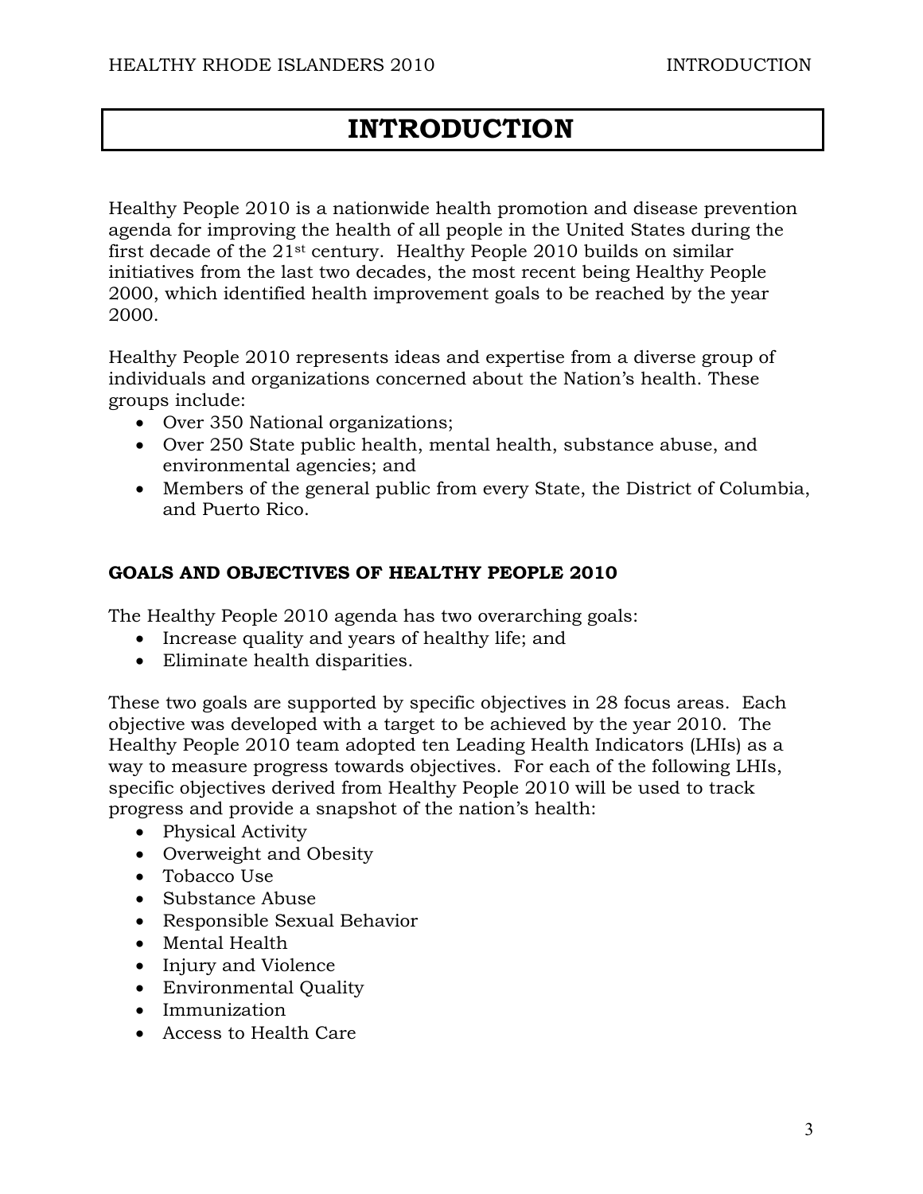# INTRODUCTION

Healthy People 2010 is a nationwide health promotion and disease prevention agenda for improving the health of all people in the United States during the first decade of the 21st century. Healthy People 2010 builds on similar initiatives from the last two decades, the most recent being Healthy People 2000, which identified health improvement goals to be reached by the year 2000.

Healthy People 2010 represents ideas and expertise from a diverse group of individuals and organizations concerned about the Nation's health. These groups include:

- Over 350 National organizations;
- Over 250 State public health, mental health, substance abuse, and environmental agencies; and
- Members of the general public from every State, the District of Columbia, and Puerto Rico.

## GOALS AND OBJECTIVES OF HEALTHY PEOPLE 2010

The Healthy People 2010 agenda has two overarching goals:

- Increase quality and years of healthy life; and
- Eliminate health disparities.

These two goals are supported by specific objectives in 28 focus areas. Each objective was developed with a target to be achieved by the year 2010. The Healthy People 2010 team adopted ten Leading Health Indicators (LHIs) as a way to measure progress towards objectives. For each of the following LHIs, specific objectives derived from Healthy People 2010 will be used to track progress and provide a snapshot of the nation's health:

- Physical Activity
- Overweight and Obesity
- Tobacco Use
- Substance Abuse
- Responsible Sexual Behavior
- Mental Health
- Injury and Violence
- Environmental Quality
- Immunization
- Access to Health Care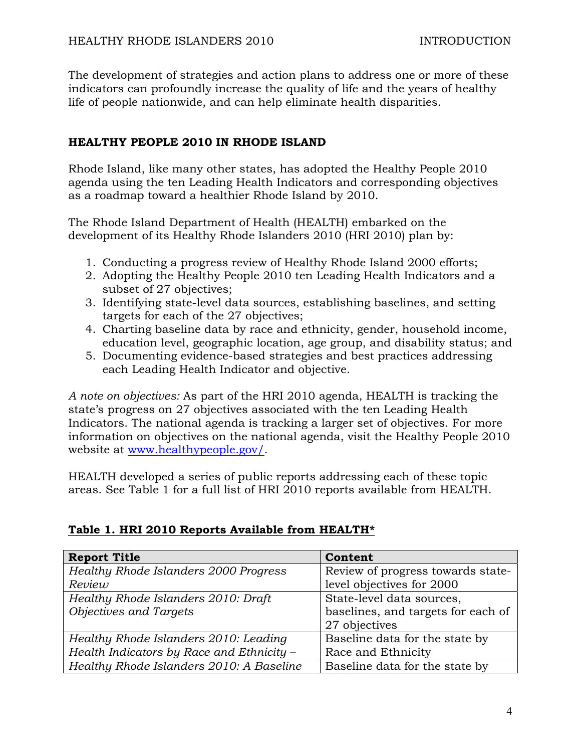The development of strategies and action plans to address one or more of these indicators can profoundly increase the quality of life and the years of healthy life of people nationwide, and can help eliminate health disparities.

## HEALTHY PEOPLE 2010 IN RHODE ISLAND

Rhode Island, like many other states, has adopted the Healthy People 2010 agenda using the ten Leading Health Indicators and corresponding objectives as a roadmap toward a healthier Rhode Island by 2010.

The Rhode Island Department of Health (HEALTH) embarked on the development of its Healthy Rhode Islanders 2010 (HRI 2010) plan by:

1. Conducting a progress review of Healthy Rhode Island 2000 efforts;
2. Adopting the Healthy People 2010 ten Leading Health Indicators and a subset of 27 objectives;
3. Identifying state-level data sources, establishing baselines, and setting targets for each of the 27 objectives;
4. Charting baseline data by race and ethnicity, gender, household income, education level, geographic location, age group, and disability status; and
5. Documenting evidence-based strategies and best practices addressing each Leading Health Indicator and objective.

*A note on objectives:* As part of the HRI 2010 agenda, HEALTH is tracking the state's progress on 27 objectives associated with the ten Leading Health Indicators. The national agenda is tracking a larger set of objectives. For more information on objectives on the national agenda, visit the Healthy People 2010 website at www.healthypeople.gov/.

HEALTH developed a series of public reports addressing each of these topic areas. See Table 1 for a full list of HRI 2010 reports available from HEALTH.

**Table 1. HRI 2010 Reports Available from HEALTH***

| Report Title | Content |
|---|---|
| *Healthy Rhode Islanders 2000 Progress Review* | Review of progress towards state-level objectives for 2000 |
| *Healthy Rhode Islanders 2010: Draft Objectives and Targets* | State-level data sources, baselines, and targets for each of 27 objectives |
| *Healthy Rhode Islanders 2010: Leading Health Indicators by Race and Ethnicity –* | Baseline data for the state by Race and Ethnicity |
| *Healthy Rhode Islanders 2010: A Baseline* | Baseline data for the state by |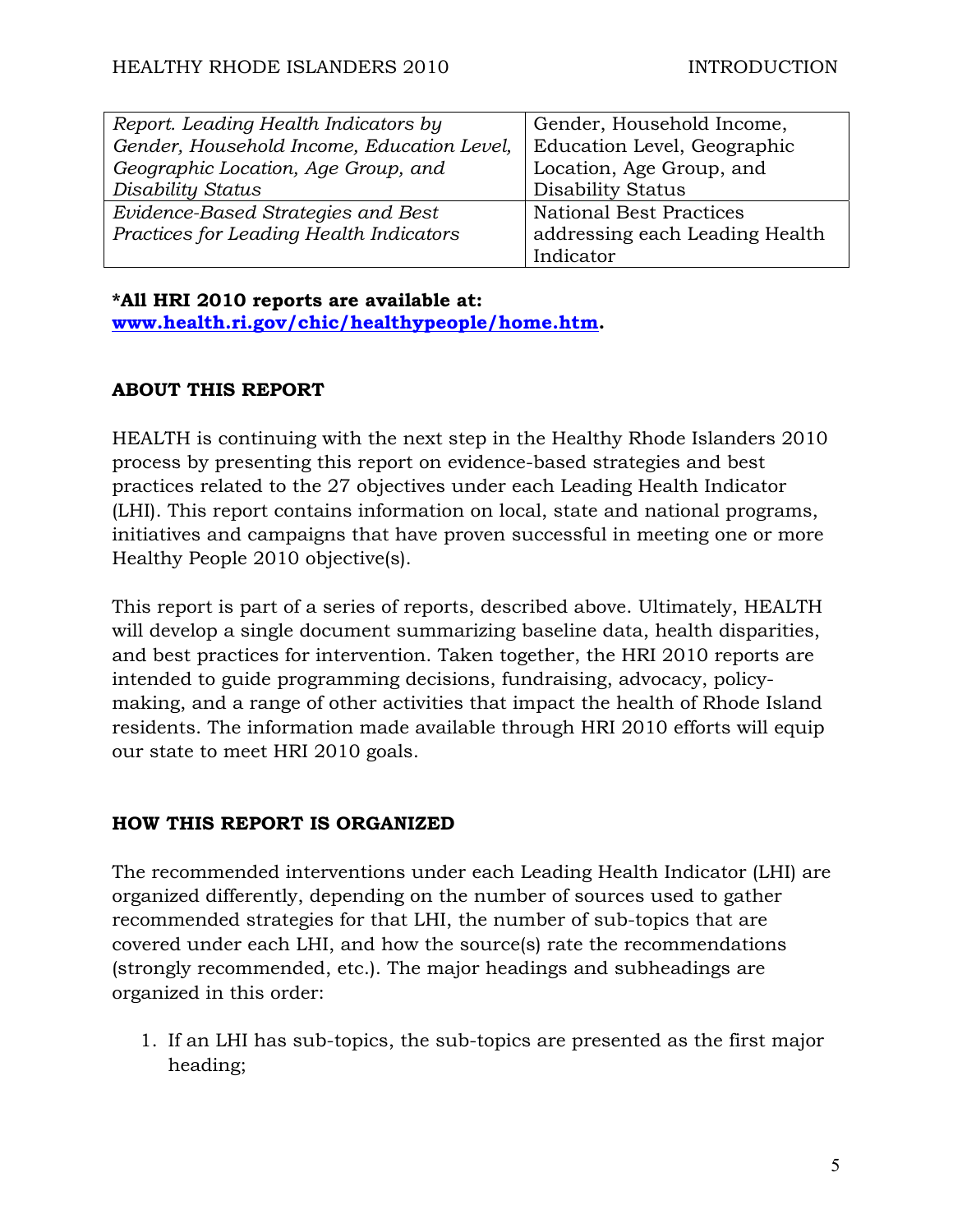| | |
|---|---|
| *Report. Leading Health Indicators by Gender, Household Income, Education Level, Geographic Location, Age Group, and Disability Status* | Gender, Household Income, Education Level, Geographic Location, Age Group, and Disability Status |
| *Evidence-Based Strategies and Best Practices for Leading Health Indicators* | National Best Practices addressing each Leading Health Indicator |

**\*All HRI 2010 reports are available at: [www.health.ri.gov/chic/healthypeople/home.htm](http://www.health.ri.gov/chic/healthypeople/home.htm).**

## ABOUT THIS REPORT

HEALTH is continuing with the next step in the Healthy Rhode Islanders 2010 process by presenting this report on evidence-based strategies and best practices related to the 27 objectives under each Leading Health Indicator (LHI). This report contains information on local, state and national programs, initiatives and campaigns that have proven successful in meeting one or more Healthy People 2010 objective(s).

This report is part of a series of reports, described above. Ultimately, HEALTH will develop a single document summarizing baseline data, health disparities, and best practices for intervention. Taken together, the HRI 2010 reports are intended to guide programming decisions, fundraising, advocacy, policy-making, and a range of other activities that impact the health of Rhode Island residents. The information made available through HRI 2010 efforts will equip our state to meet HRI 2010 goals.

## HOW THIS REPORT IS ORGANIZED

The recommended interventions under each Leading Health Indicator (LHI) are organized differently, depending on the number of sources used to gather recommended strategies for that LHI, the number of sub-topics that are covered under each LHI, and how the source(s) rate the recommendations (strongly recommended, etc.). The major headings and subheadings are organized in this order:

1. If an LHI has sub-topics, the sub-topics are presented as the first major heading;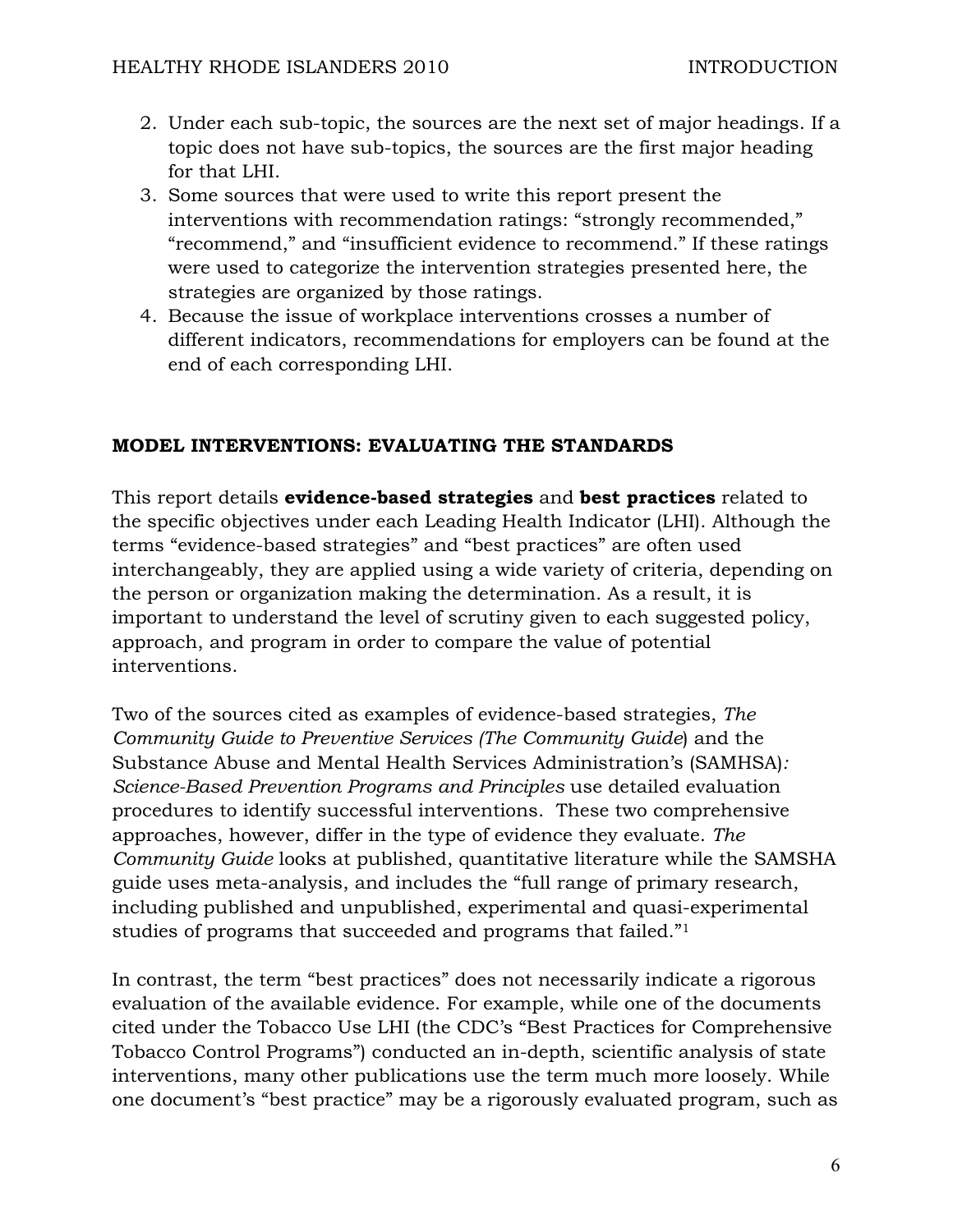2. Under each sub-topic, the sources are the next set of major headings. If a topic does not have sub-topics, the sources are the first major heading for that LHI.
3. Some sources that were used to write this report present the interventions with recommendation ratings: "strongly recommended," "recommend," and "insufficient evidence to recommend." If these ratings were used to categorize the intervention strategies presented here, the strategies are organized by those ratings.
4. Because the issue of workplace interventions crosses a number of different indicators, recommendations for employers can be found at the end of each corresponding LHI.

## MODEL INTERVENTIONS: EVALUATING THE STANDARDS

This report details **evidence-based strategies** and **best practices** related to the specific objectives under each Leading Health Indicator (LHI). Although the terms "evidence-based strategies" and "best practices" are often used interchangeably, they are applied using a wide variety of criteria, depending on the person or organization making the determination. As a result, it is important to understand the level of scrutiny given to each suggested policy, approach, and program in order to compare the value of potential interventions.

Two of the sources cited as examples of evidence-based strategies, *The Community Guide to Preventive Services (The Community Guide*) and the Substance Abuse and Mental Health Services Administration's (SAMHSA)*: Science-Based Prevention Programs and Principles* use detailed evaluation procedures to identify successful interventions. These two comprehensive approaches, however, differ in the type of evidence they evaluate. *The Community Guide* looks at published, quantitative literature while the SAMSHA guide uses meta-analysis, and includes the "full range of primary research, including published and unpublished, experimental and quasi-experimental studies of programs that succeeded and programs that failed."[1]

In contrast, the term "best practices" does not necessarily indicate a rigorous evaluation of the available evidence. For example, while one of the documents cited under the Tobacco Use LHI (the CDC's "Best Practices for Comprehensive Tobacco Control Programs") conducted an in-depth, scientific analysis of state interventions, many other publications use the term much more loosely. While one document's "best practice" may be a rigorously evaluated program, such as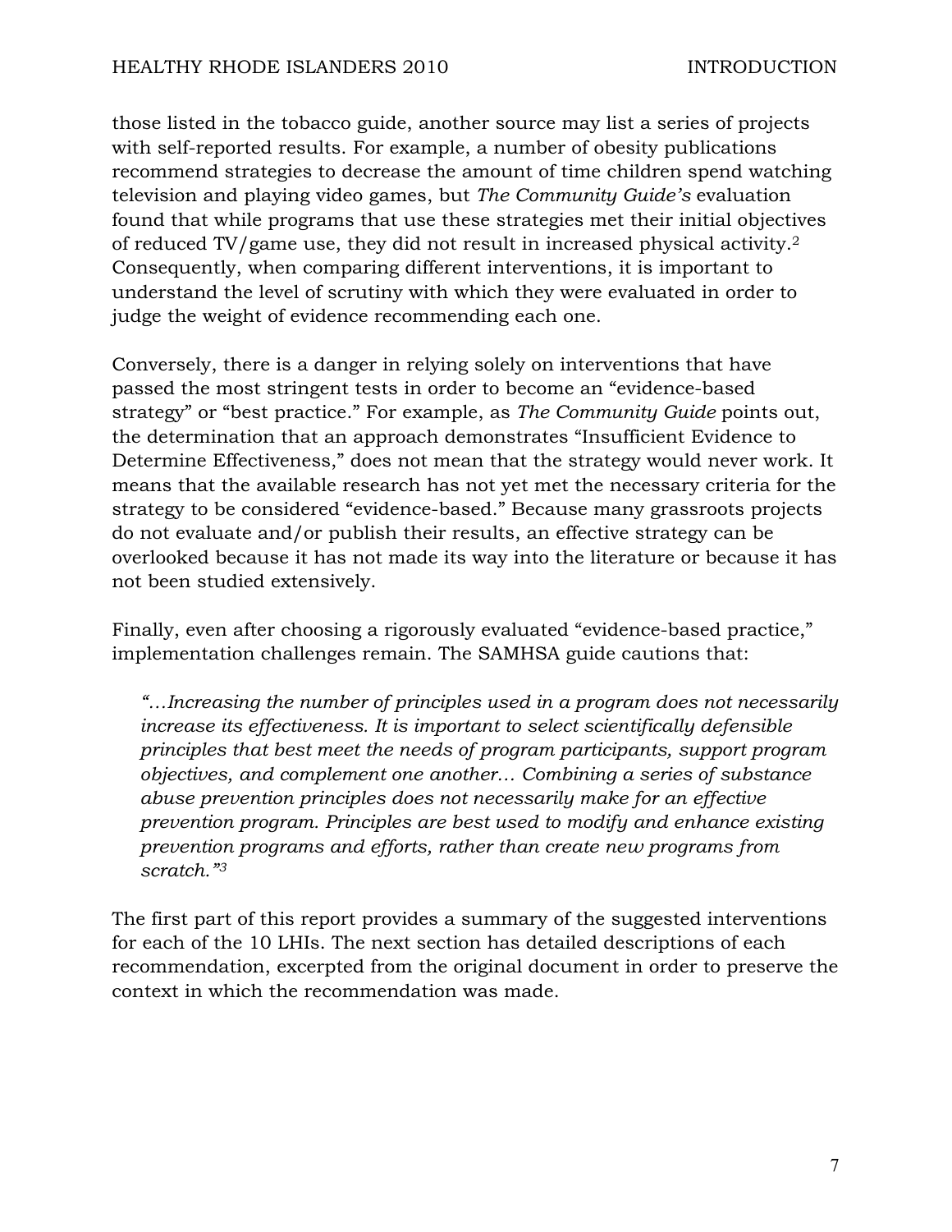those listed in the tobacco guide, another source may list a series of projects with self-reported results. For example, a number of obesity publications recommend strategies to decrease the amount of time children spend watching television and playing video games, but *The Community Guide's* evaluation found that while programs that use these strategies met their initial objectives of reduced TV/game use, they did not result in increased physical activity.[2] Consequently, when comparing different interventions, it is important to understand the level of scrutiny with which they were evaluated in order to judge the weight of evidence recommending each one.

Conversely, there is a danger in relying solely on interventions that have passed the most stringent tests in order to become an "evidence-based strategy" or "best practice." For example, as *The Community Guide* points out, the determination that an approach demonstrates "Insufficient Evidence to Determine Effectiveness," does not mean that the strategy would never work. It means that the available research has not yet met the necessary criteria for the strategy to be considered "evidence-based." Because many grassroots projects do not evaluate and/or publish their results, an effective strategy can be overlooked because it has not made its way into the literature or because it has not been studied extensively.

Finally, even after choosing a rigorously evaluated "evidence-based practice," implementation challenges remain. The SAMHSA guide cautions that:

> *"…Increasing the number of principles used in a program does not necessarily increase its effectiveness. It is important to select scientifically defensible principles that best meet the needs of program participants, support program objectives, and complement one another… Combining a series of substance abuse prevention principles does not necessarily make for an effective prevention program. Principles are best used to modify and enhance existing prevention programs and efforts, rather than create new programs from scratch."*[3]

The first part of this report provides a summary of the suggested interventions for each of the 10 LHIs. The next section has detailed descriptions of each recommendation, excerpted from the original document in order to preserve the context in which the recommendation was made.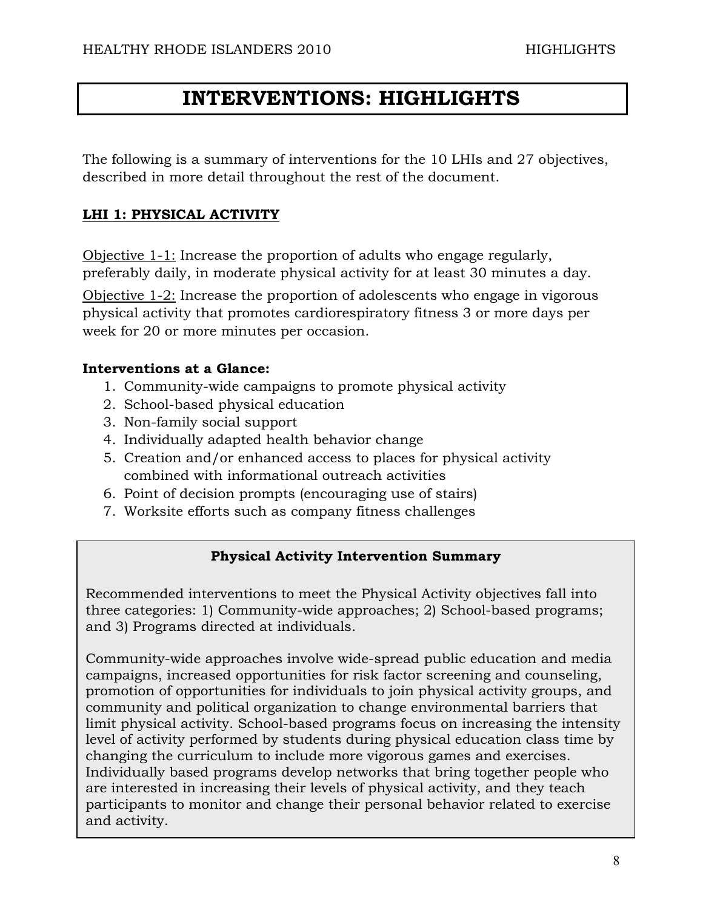# INTERVENTIONS: HIGHLIGHTS

The following is a summary of interventions for the 10 LHIs and 27 objectives, described in more detail throughout the rest of the document.

## LHI 1: PHYSICAL ACTIVITY

Objective 1-1: Increase the proportion of adults who engage regularly, preferably daily, in moderate physical activity for at least 30 minutes a day.

Objective 1-2: Increase the proportion of adolescents who engage in vigorous physical activity that promotes cardiorespiratory fitness 3 or more days per week for 20 or more minutes per occasion.

**Interventions at a Glance:**

1. Community-wide campaigns to promote physical activity
2. School-based physical education
3. Non-family social support
4. Individually adapted health behavior change
5. Creation and/or enhanced access to places for physical activity combined with informational outreach activities
6. Point of decision prompts (encouraging use of stairs)
7. Worksite efforts such as company fitness challenges

**Physical Activity Intervention Summary**

Recommended interventions to meet the Physical Activity objectives fall into three categories: 1) Community-wide approaches; 2) School-based programs; and 3) Programs directed at individuals.

Community-wide approaches involve wide-spread public education and media campaigns, increased opportunities for risk factor screening and counseling, promotion of opportunities for individuals to join physical activity groups, and community and political organization to change environmental barriers that limit physical activity. School-based programs focus on increasing the intensity level of activity performed by students during physical education class time by changing the curriculum to include more vigorous games and exercises. Individually based programs develop networks that bring together people who are interested in increasing their levels of physical activity, and they teach participants to monitor and change their personal behavior related to exercise and activity.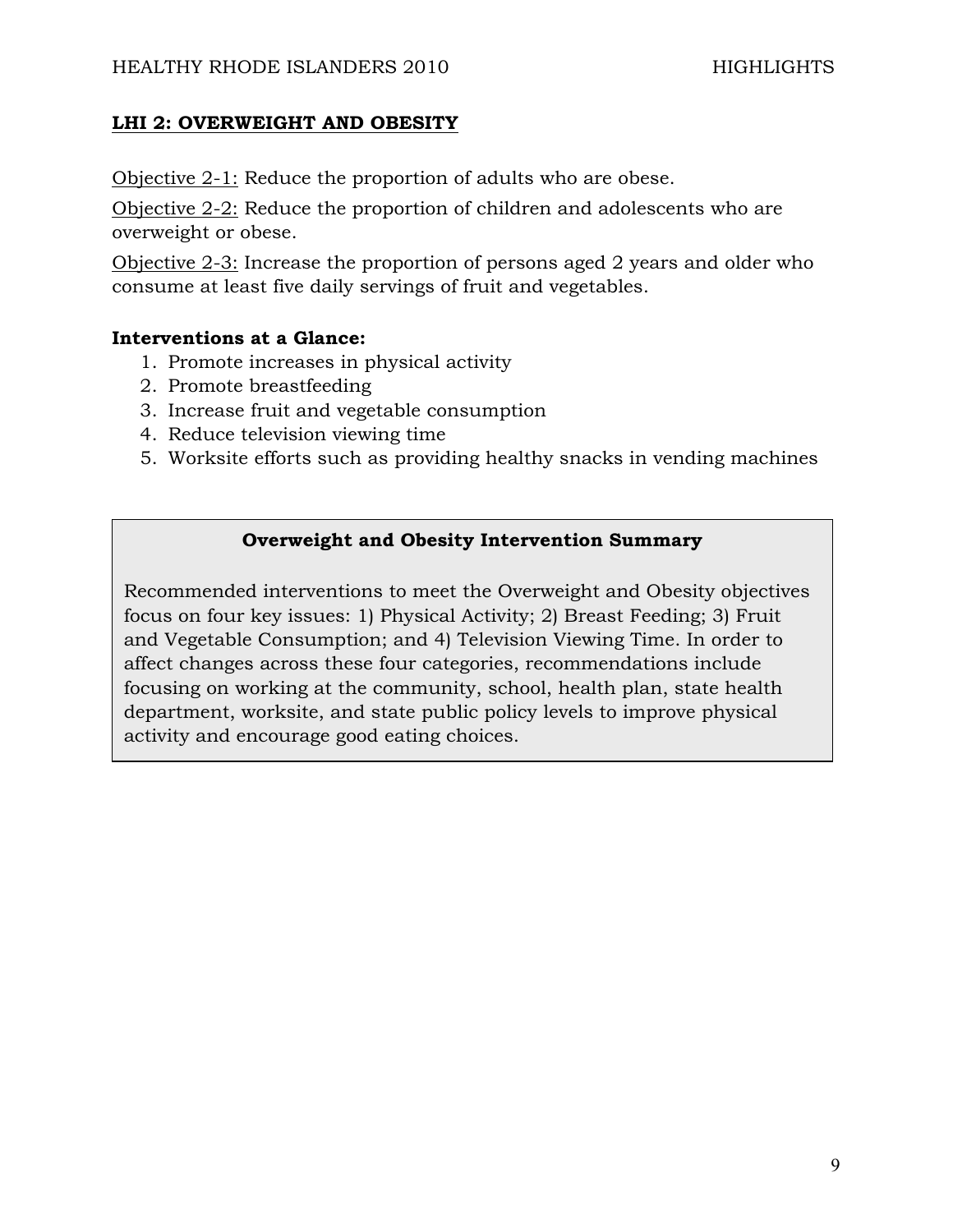## LHI 2: OVERWEIGHT AND OBESITY

Objective 2-1: Reduce the proportion of adults who are obese.

Objective 2-2: Reduce the proportion of children and adolescents who are overweight or obese.

Objective 2-3: Increase the proportion of persons aged 2 years and older who consume at least five daily servings of fruit and vegetables.

**Interventions at a Glance:**

1. Promote increases in physical activity
2. Promote breastfeeding
3. Increase fruit and vegetable consumption
4. Reduce television viewing time
5. Worksite efforts such as providing healthy snacks in vending machines

**Overweight and Obesity Intervention Summary**

Recommended interventions to meet the Overweight and Obesity objectives focus on four key issues: 1) Physical Activity; 2) Breast Feeding; 3) Fruit and Vegetable Consumption; and 4) Television Viewing Time. In order to affect changes across these four categories, recommendations include focusing on working at the community, school, health plan, state health department, worksite, and state public policy levels to improve physical activity and encourage good eating choices.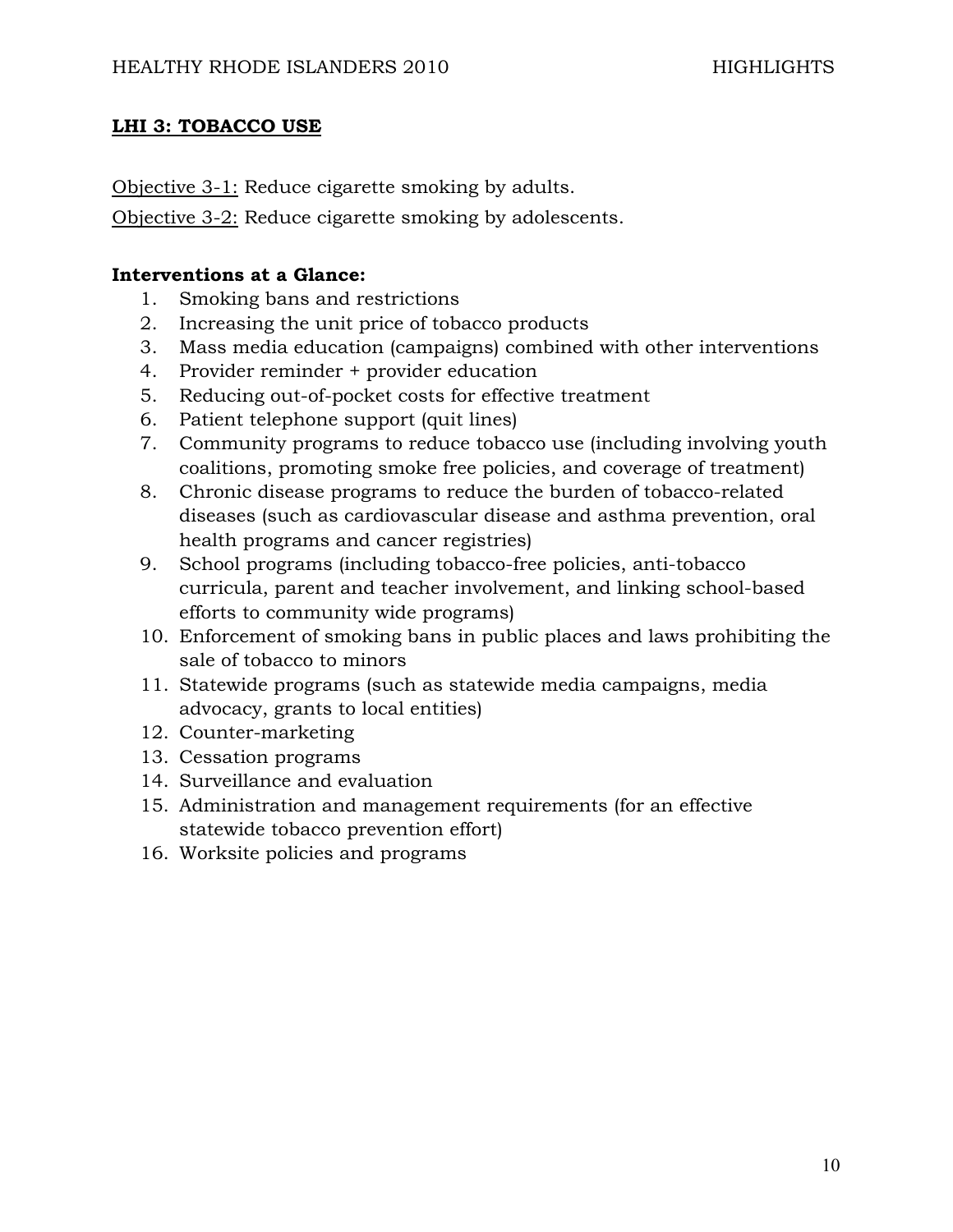## LHI 3: TOBACCO USE

Objective 3-1: Reduce cigarette smoking by adults.

Objective 3-2: Reduce cigarette smoking by adolescents.

**Interventions at a Glance:**

1. Smoking bans and restrictions
2. Increasing the unit price of tobacco products
3. Mass media education (campaigns) combined with other interventions
4. Provider reminder + provider education
5. Reducing out-of-pocket costs for effective treatment
6. Patient telephone support (quit lines)
7. Community programs to reduce tobacco use (including involving youth coalitions, promoting smoke free policies, and coverage of treatment)
8. Chronic disease programs to reduce the burden of tobacco-related diseases (such as cardiovascular disease and asthma prevention, oral health programs and cancer registries)
9. School programs (including tobacco-free policies, anti-tobacco curricula, parent and teacher involvement, and linking school-based efforts to community wide programs)
10. Enforcement of smoking bans in public places and laws prohibiting the sale of tobacco to minors
11. Statewide programs (such as statewide media campaigns, media advocacy, grants to local entities)
12. Counter-marketing
13. Cessation programs
14. Surveillance and evaluation
15. Administration and management requirements (for an effective statewide tobacco prevention effort)
16. Worksite policies and programs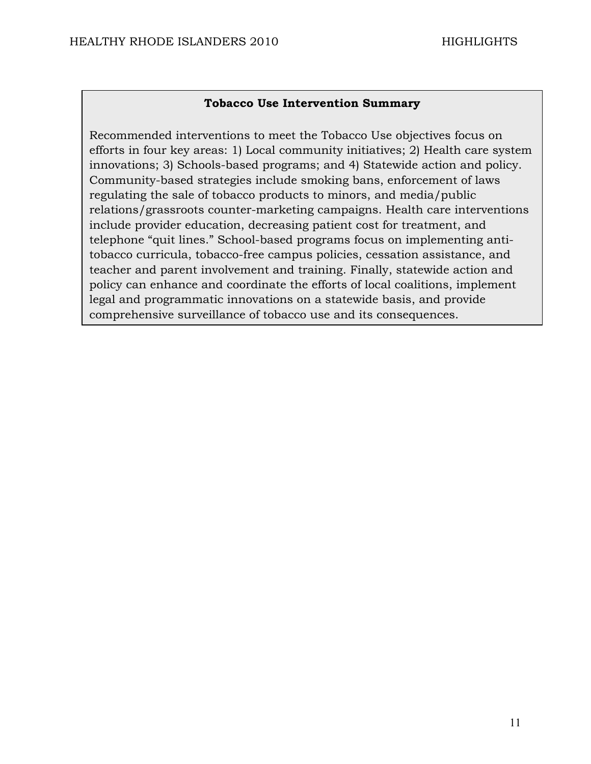**Tobacco Use Intervention Summary**

Recommended interventions to meet the Tobacco Use objectives focus on efforts in four key areas: 1) Local community initiatives; 2) Health care system innovations; 3) Schools-based programs; and 4) Statewide action and policy. Community-based strategies include smoking bans, enforcement of laws regulating the sale of tobacco products to minors, and media/public relations/grassroots counter-marketing campaigns. Health care interventions include provider education, decreasing patient cost for treatment, and telephone "quit lines." School-based programs focus on implementing anti-tobacco curricula, tobacco-free campus policies, cessation assistance, and teacher and parent involvement and training. Finally, statewide action and policy can enhance and coordinate the efforts of local coalitions, implement legal and programmatic innovations on a statewide basis, and provide comprehensive surveillance of tobacco use and its consequences.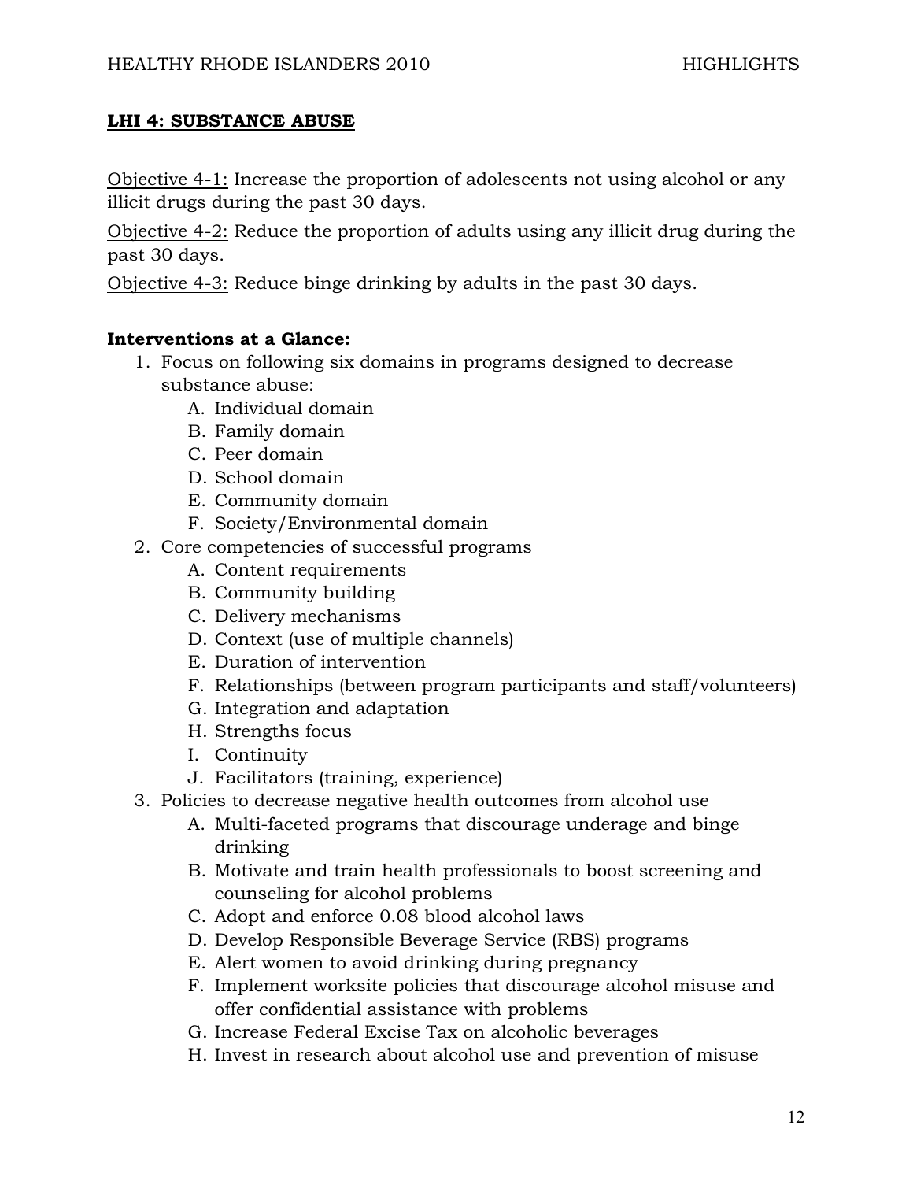## LHI 4: SUBSTANCE ABUSE

Objective 4-1: Increase the proportion of adolescents not using alcohol or any illicit drugs during the past 30 days.

Objective 4-2: Reduce the proportion of adults using any illicit drug during the past 30 days.

Objective 4-3: Reduce binge drinking by adults in the past 30 days.

**Interventions at a Glance:**

1. Focus on following six domains in programs designed to decrease substance abuse:
   - A. Individual domain
   - B. Family domain
   - C. Peer domain
   - D. School domain
   - E. Community domain
   - F. Society/Environmental domain
2. Core competencies of successful programs
   - A. Content requirements
   - B. Community building
   - C. Delivery mechanisms
   - D. Context (use of multiple channels)
   - E. Duration of intervention
   - F. Relationships (between program participants and staff/volunteers)
   - G. Integration and adaptation
   - H. Strengths focus
   - I. Continuity
   - J. Facilitators (training, experience)
3. Policies to decrease negative health outcomes from alcohol use
   - A. Multi-faceted programs that discourage underage and binge drinking
   - B. Motivate and train health professionals to boost screening and counseling for alcohol problems
   - C. Adopt and enforce 0.08 blood alcohol laws
   - D. Develop Responsible Beverage Service (RBS) programs
   - E. Alert women to avoid drinking during pregnancy
   - F. Implement worksite policies that discourage alcohol misuse and offer confidential assistance with problems
   - G. Increase Federal Excise Tax on alcoholic beverages
   - H. Invest in research about alcohol use and prevention of misuse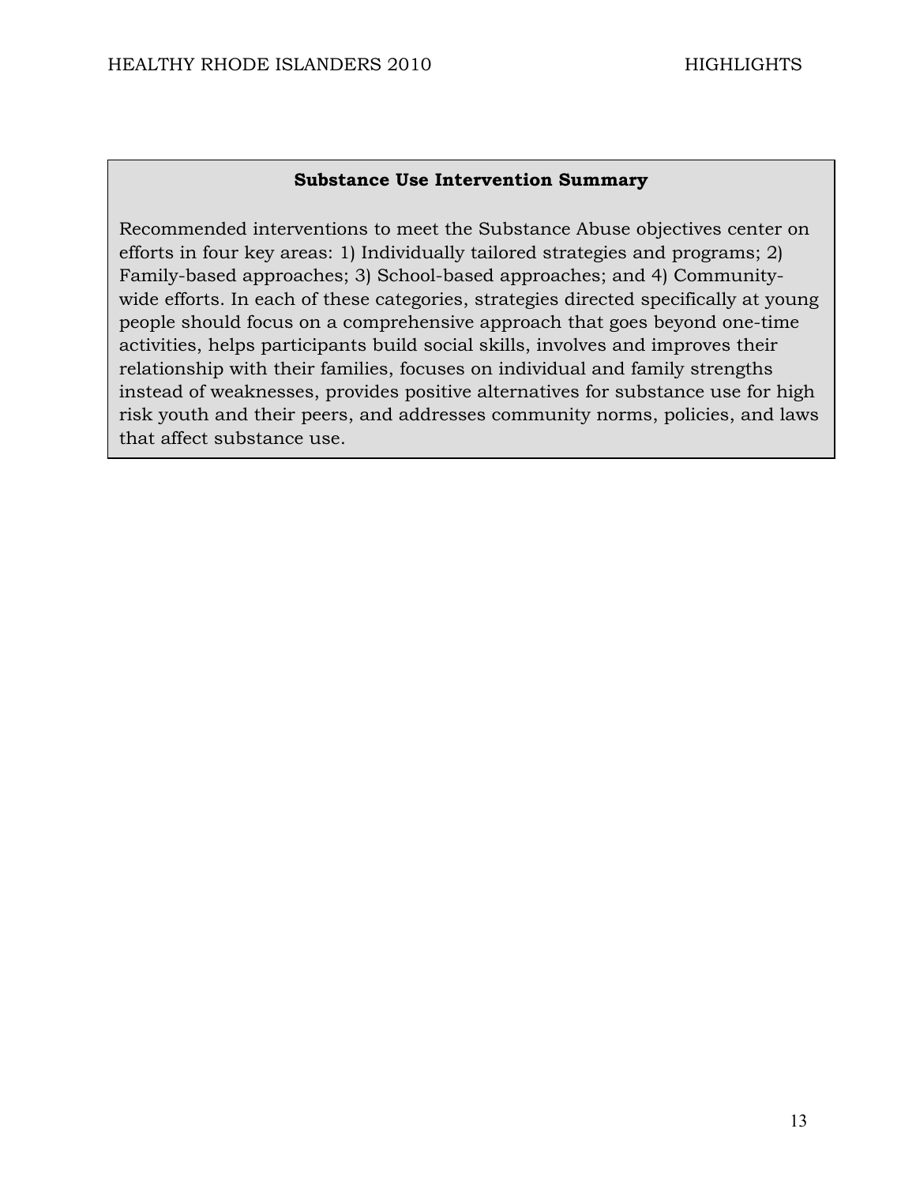**Substance Use Intervention Summary**

Recommended interventions to meet the Substance Abuse objectives center on efforts in four key areas: 1) Individually tailored strategies and programs; 2) Family-based approaches; 3) School-based approaches; and 4) Community-wide efforts. In each of these categories, strategies directed specifically at young people should focus on a comprehensive approach that goes beyond one-time activities, helps participants build social skills, involves and improves their relationship with their families, focuses on individual and family strengths instead of weaknesses, provides positive alternatives for substance use for high risk youth and their peers, and addresses community norms, policies, and laws that affect substance use.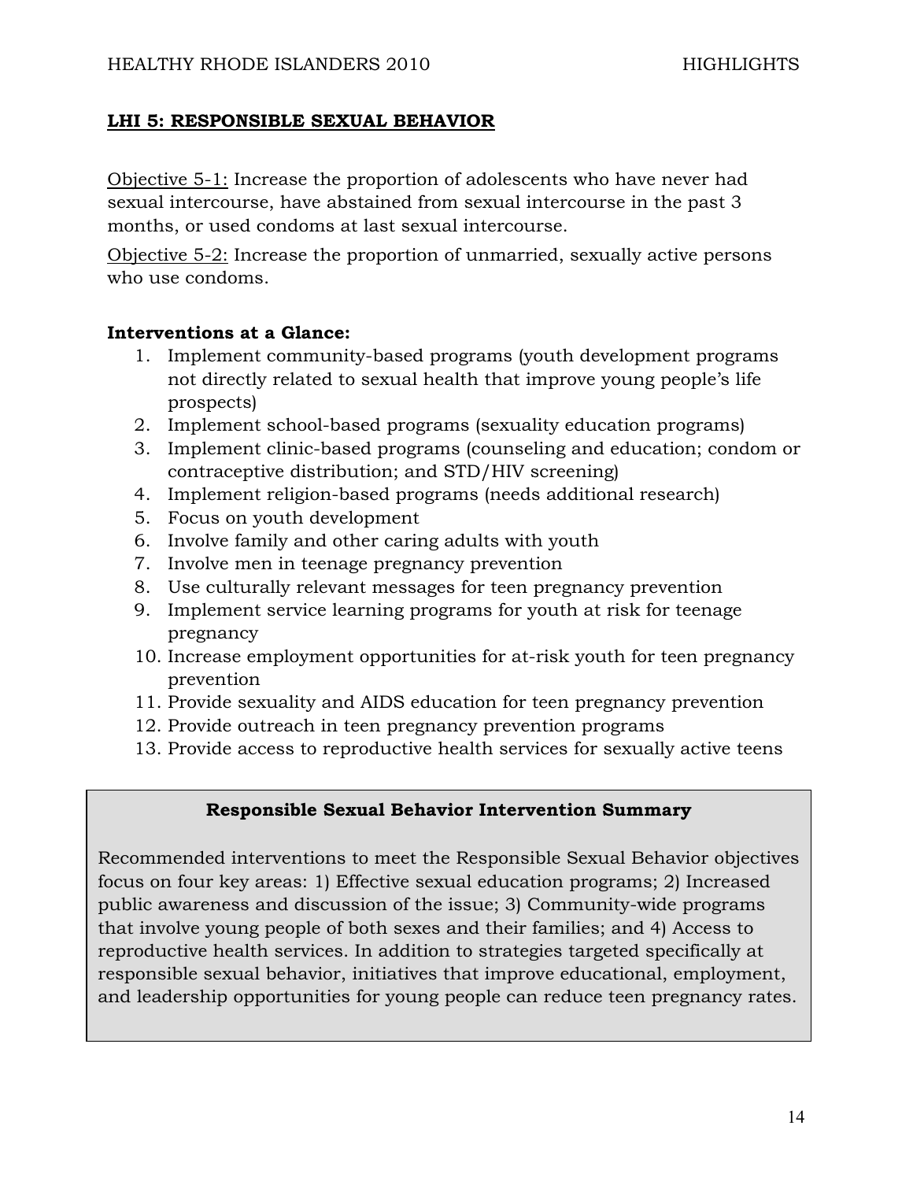## LHI 5: RESPONSIBLE SEXUAL BEHAVIOR

Objective 5-1: Increase the proportion of adolescents who have never had sexual intercourse, have abstained from sexual intercourse in the past 3 months, or used condoms at last sexual intercourse.

Objective 5-2: Increase the proportion of unmarried, sexually active persons who use condoms.

**Interventions at a Glance:**

1. Implement community-based programs (youth development programs not directly related to sexual health that improve young people's life prospects)
2. Implement school-based programs (sexuality education programs)
3. Implement clinic-based programs (counseling and education; condom or contraceptive distribution; and STD/HIV screening)
4. Implement religion-based programs (needs additional research)
5. Focus on youth development
6. Involve family and other caring adults with youth
7. Involve men in teenage pregnancy prevention
8. Use culturally relevant messages for teen pregnancy prevention
9. Implement service learning programs for youth at risk for teenage pregnancy
10. Increase employment opportunities for at-risk youth for teen pregnancy prevention
11. Provide sexuality and AIDS education for teen pregnancy prevention
12. Provide outreach in teen pregnancy prevention programs
13. Provide access to reproductive health services for sexually active teens

**Responsible Sexual Behavior Intervention Summary**

Recommended interventions to meet the Responsible Sexual Behavior objectives focus on four key areas: 1) Effective sexual education programs; 2) Increased public awareness and discussion of the issue; 3) Community-wide programs that involve young people of both sexes and their families; and 4) Access to reproductive health services. In addition to strategies targeted specifically at responsible sexual behavior, initiatives that improve educational, employment, and leadership opportunities for young people can reduce teen pregnancy rates.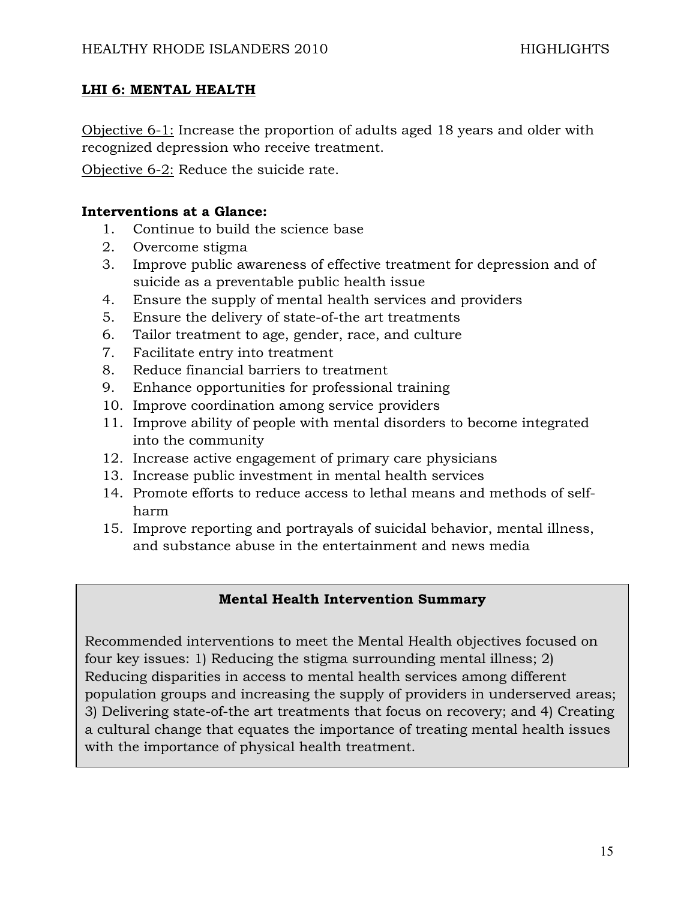## LHI 6: MENTAL HEALTH

Objective 6-1: Increase the proportion of adults aged 18 years and older with recognized depression who receive treatment.

Objective 6-2: Reduce the suicide rate.

**Interventions at a Glance:**

1. Continue to build the science base
2. Overcome stigma
3. Improve public awareness of effective treatment for depression and of suicide as a preventable public health issue
4. Ensure the supply of mental health services and providers
5. Ensure the delivery of state-of-the art treatments
6. Tailor treatment to age, gender, race, and culture
7. Facilitate entry into treatment
8. Reduce financial barriers to treatment
9. Enhance opportunities for professional training
10. Improve coordination among service providers
11. Improve ability of people with mental disorders to become integrated into the community
12. Increase active engagement of primary care physicians
13. Increase public investment in mental health services
14. Promote efforts to reduce access to lethal means and methods of self-harm
15. Improve reporting and portrayals of suicidal behavior, mental illness, and substance abuse in the entertainment and news media

**Mental Health Intervention Summary**

Recommended interventions to meet the Mental Health objectives focused on four key issues: 1) Reducing the stigma surrounding mental illness; 2) Reducing disparities in access to mental health services among different population groups and increasing the supply of providers in underserved areas; 3) Delivering state-of-the art treatments that focus on recovery; and 4) Creating a cultural change that equates the importance of treating mental health issues with the importance of physical health treatment.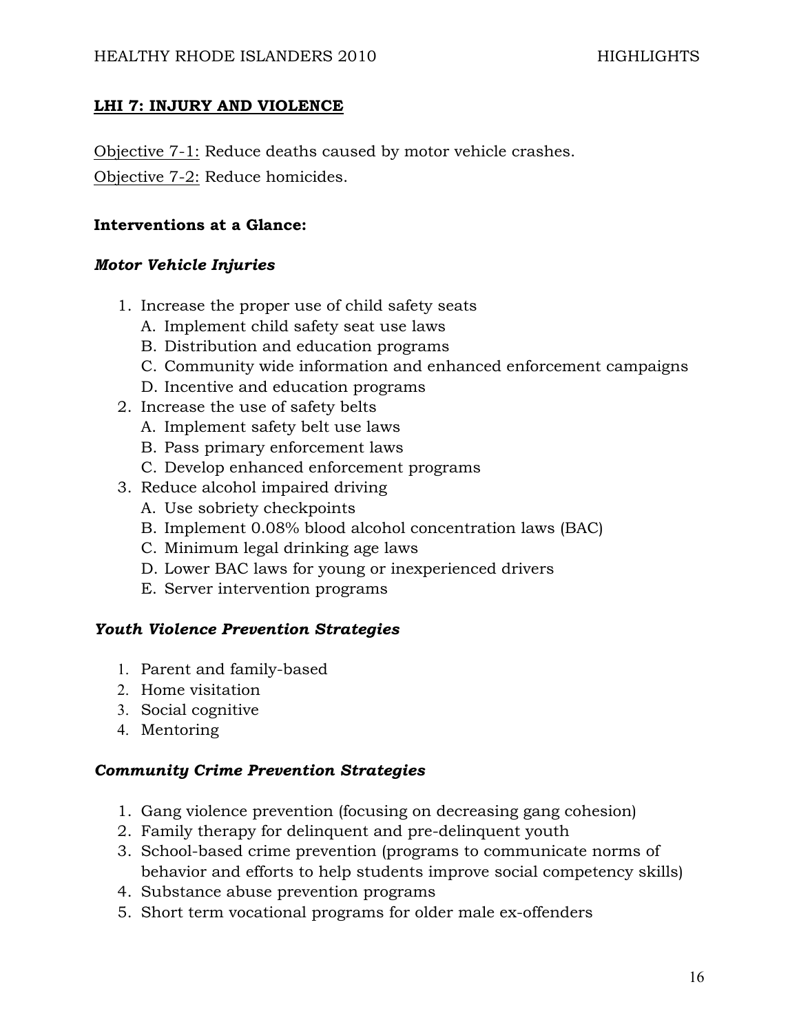## LHI 7: INJURY AND VIOLENCE

Objective 7-1: Reduce deaths caused by motor vehicle crashes.

Objective 7-2: Reduce homicides.

**Interventions at a Glance:**

***Motor Vehicle Injuries***

1. Increase the proper use of child safety seats
   A. Implement child safety seat use laws
   B. Distribution and education programs
   C. Community wide information and enhanced enforcement campaigns
   D. Incentive and education programs
2. Increase the use of safety belts
   A. Implement safety belt use laws
   B. Pass primary enforcement laws
   C. Develop enhanced enforcement programs
3. Reduce alcohol impaired driving
   A. Use sobriety checkpoints
   B. Implement 0.08% blood alcohol concentration laws (BAC)
   C. Minimum legal drinking age laws
   D. Lower BAC laws for young or inexperienced drivers
   E. Server intervention programs

***Youth Violence Prevention Strategies***

1. Parent and family-based
2. Home visitation
3. Social cognitive
4. Mentoring

***Community Crime Prevention Strategies***

1. Gang violence prevention (focusing on decreasing gang cohesion)
2. Family therapy for delinquent and pre-delinquent youth
3. School-based crime prevention (programs to communicate norms of behavior and efforts to help students improve social competency skills)
4. Substance abuse prevention programs
5. Short term vocational programs for older male ex-offenders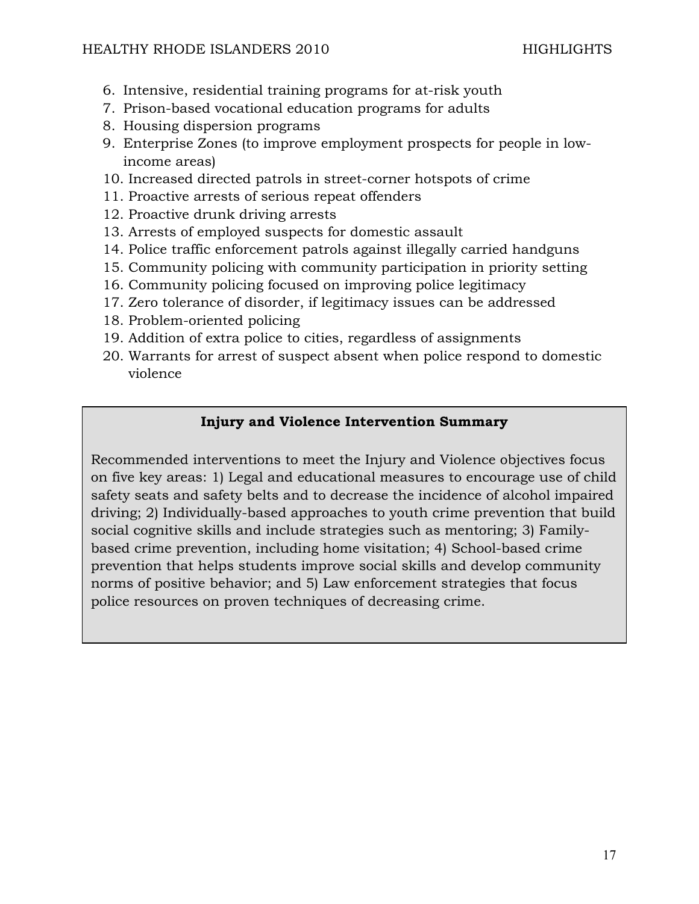6. Intensive, residential training programs for at-risk youth
7. Prison-based vocational education programs for adults
8. Housing dispersion programs
9. Enterprise Zones (to improve employment prospects for people in low-income areas)
10. Increased directed patrols in street-corner hotspots of crime
11. Proactive arrests of serious repeat offenders
12. Proactive drunk driving arrests
13. Arrests of employed suspects for domestic assault
14. Police traffic enforcement patrols against illegally carried handguns
15. Community policing with community participation in priority setting
16. Community policing focused on improving police legitimacy
17. Zero tolerance of disorder, if legitimacy issues can be addressed
18. Problem-oriented policing
19. Addition of extra police to cities, regardless of assignments
20. Warrants for arrest of suspect absent when police respond to domestic violence

**Injury and Violence Intervention Summary**

Recommended interventions to meet the Injury and Violence objectives focus on five key areas: 1) Legal and educational measures to encourage use of child safety seats and safety belts and to decrease the incidence of alcohol impaired driving; 2) Individually-based approaches to youth crime prevention that build social cognitive skills and include strategies such as mentoring; 3) Family-based crime prevention, including home visitation; 4) School-based crime prevention that helps students improve social skills and develop community norms of positive behavior; and 5) Law enforcement strategies that focus police resources on proven techniques of decreasing crime.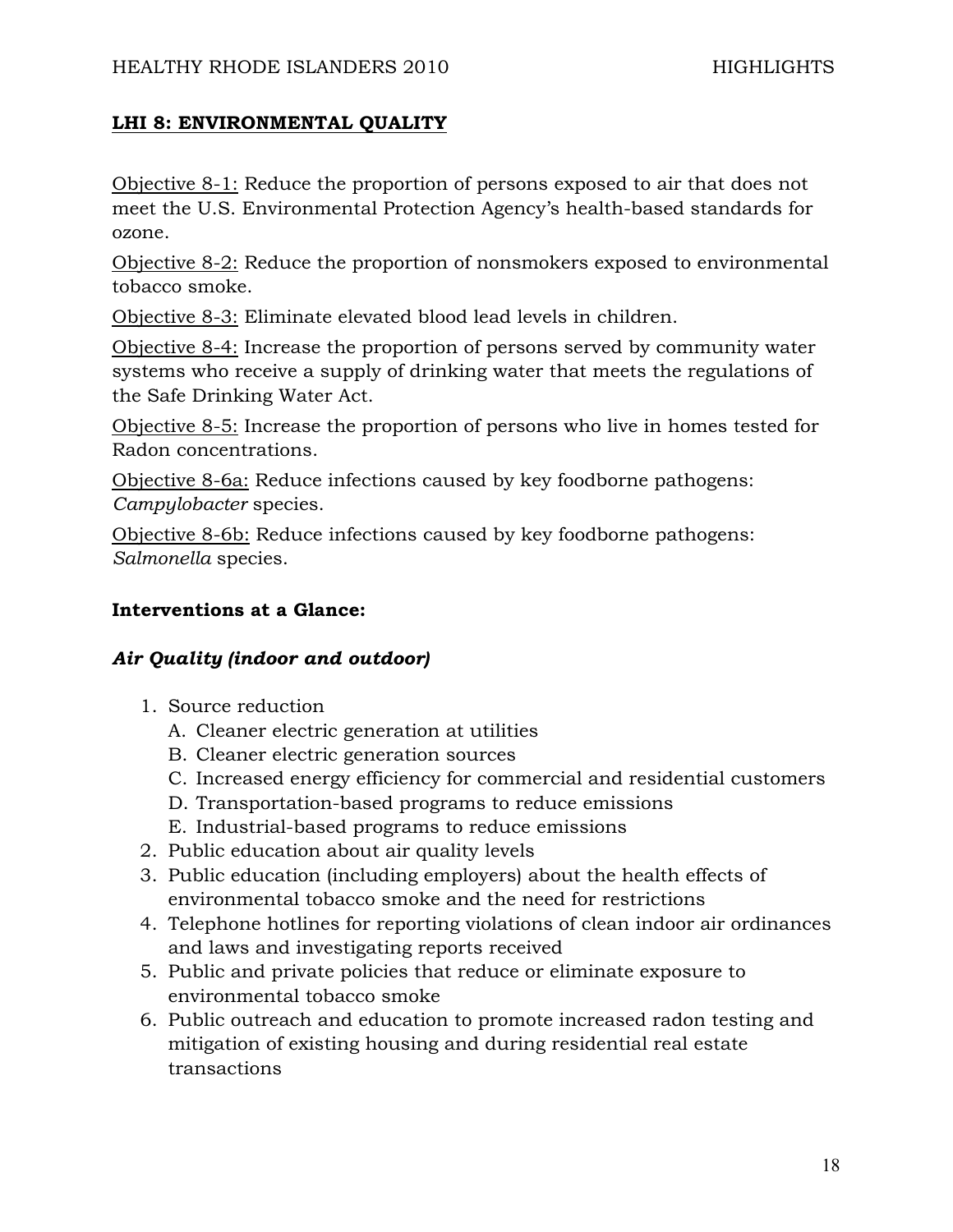## LHI 8: ENVIRONMENTAL QUALITY

Objective 8-1: Reduce the proportion of persons exposed to air that does not meet the U.S. Environmental Protection Agency's health-based standards for ozone.

Objective 8-2: Reduce the proportion of nonsmokers exposed to environmental tobacco smoke.

Objective 8-3: Eliminate elevated blood lead levels in children.

Objective 8-4: Increase the proportion of persons served by community water systems who receive a supply of drinking water that meets the regulations of the Safe Drinking Water Act.

Objective 8-5: Increase the proportion of persons who live in homes tested for Radon concentrations.

Objective 8-6a: Reduce infections caused by key foodborne pathogens: *Campylobacter* species.

Objective 8-6b: Reduce infections caused by key foodborne pathogens: *Salmonella* species.

### Interventions at a Glance:

#### *Air Quality (indoor and outdoor)*

1. Source reduction
   A. Cleaner electric generation at utilities
   B. Cleaner electric generation sources
   C. Increased energy efficiency for commercial and residential customers
   D. Transportation-based programs to reduce emissions
   E. Industrial-based programs to reduce emissions
2. Public education about air quality levels
3. Public education (including employers) about the health effects of environmental tobacco smoke and the need for restrictions
4. Telephone hotlines for reporting violations of clean indoor air ordinances and laws and investigating reports received
5. Public and private policies that reduce or eliminate exposure to environmental tobacco smoke
6. Public outreach and education to promote increased radon testing and mitigation of existing housing and during residential real estate transactions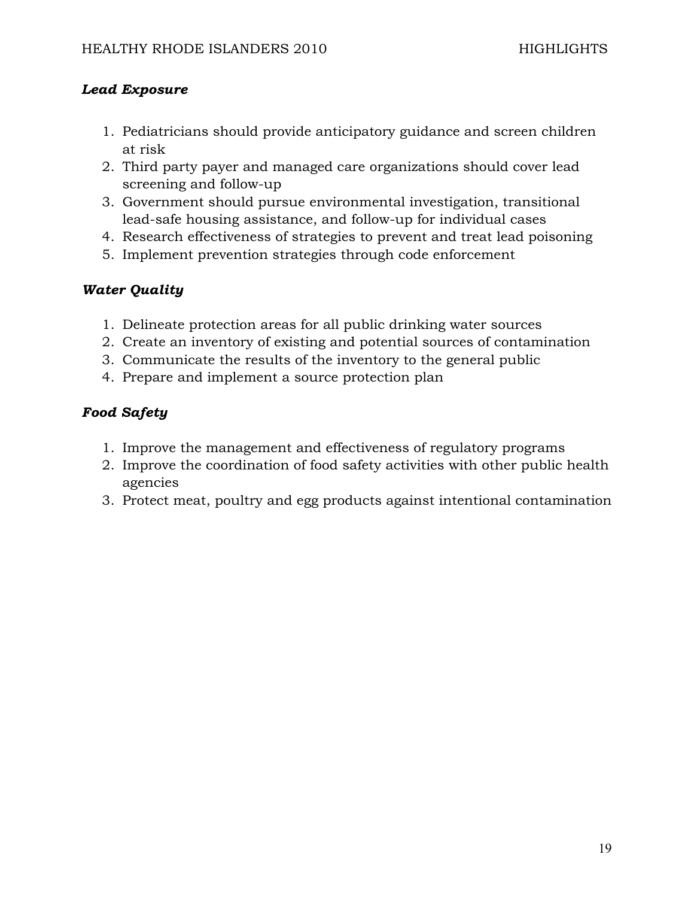***Lead Exposure***

1. Pediatricians should provide anticipatory guidance and screen children at risk
2. Third party payer and managed care organizations should cover lead screening and follow-up
3. Government should pursue environmental investigation, transitional lead-safe housing assistance, and follow-up for individual cases
4. Research effectiveness of strategies to prevent and treat lead poisoning
5. Implement prevention strategies through code enforcement

***Water Quality***

1. Delineate protection areas for all public drinking water sources
2. Create an inventory of existing and potential sources of contamination
3. Communicate the results of the inventory to the general public
4. Prepare and implement a source protection plan

***Food Safety***

1. Improve the management and effectiveness of regulatory programs
2. Improve the coordination of food safety activities with other public health agencies
3. Protect meat, poultry and egg products against intentional contamination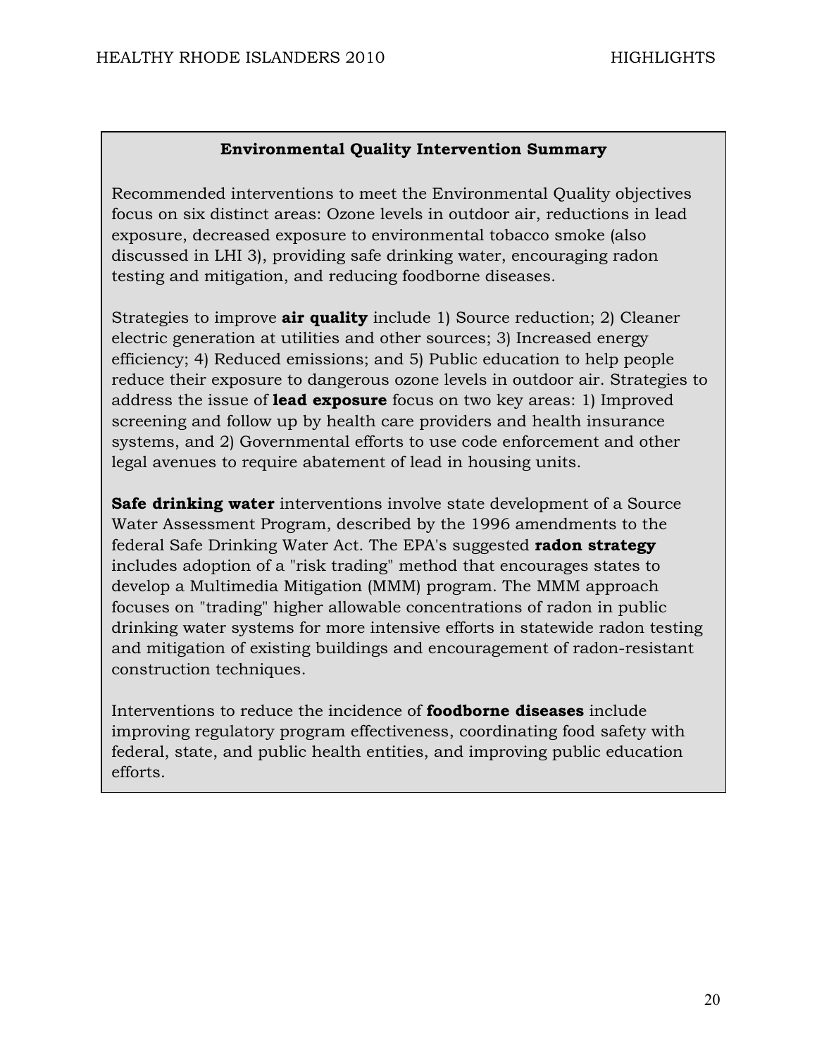### Environmental Quality Intervention Summary

Recommended interventions to meet the Environmental Quality objectives focus on six distinct areas: Ozone levels in outdoor air, reductions in lead exposure, decreased exposure to environmental tobacco smoke (also discussed in LHI 3), providing safe drinking water, encouraging radon testing and mitigation, and reducing foodborne diseases.

Strategies to improve **air quality** include 1) Source reduction; 2) Cleaner electric generation at utilities and other sources; 3) Increased energy efficiency; 4) Reduced emissions; and 5) Public education to help people reduce their exposure to dangerous ozone levels in outdoor air. Strategies to address the issue of **lead exposure** focus on two key areas: 1) Improved screening and follow up by health care providers and health insurance systems, and 2) Governmental efforts to use code enforcement and other legal avenues to require abatement of lead in housing units.

**Safe drinking water** interventions involve state development of a Source Water Assessment Program, described by the 1996 amendments to the federal Safe Drinking Water Act. The EPA's suggested **radon strategy** includes adoption of a "risk trading" method that encourages states to develop a Multimedia Mitigation (MMM) program. The MMM approach focuses on "trading" higher allowable concentrations of radon in public drinking water systems for more intensive efforts in statewide radon testing and mitigation of existing buildings and encouragement of radon-resistant construction techniques.

Interventions to reduce the incidence of **foodborne diseases** include improving regulatory program effectiveness, coordinating food safety with federal, state, and public health entities, and improving public education efforts.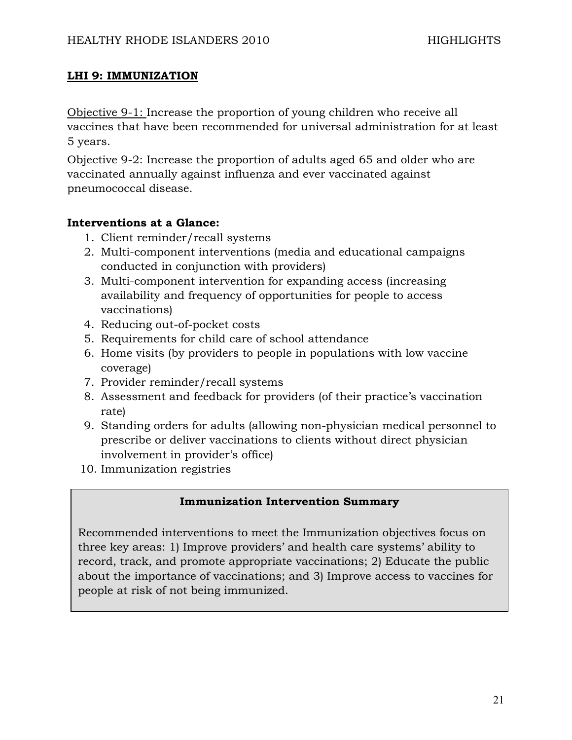## LHI 9: IMMUNIZATION

Objective 9-1: Increase the proportion of young children who receive all vaccines that have been recommended for universal administration for at least 5 years.

Objective 9-2: Increase the proportion of adults aged 65 and older who are vaccinated annually against influenza and ever vaccinated against pneumococcal disease.

**Interventions at a Glance:**

1. Client reminder/recall systems
2. Multi-component interventions (media and educational campaigns conducted in conjunction with providers)
3. Multi-component intervention for expanding access (increasing availability and frequency of opportunities for people to access vaccinations)
4. Reducing out-of-pocket costs
5. Requirements for child care of school attendance
6. Home visits (by providers to people in populations with low vaccine coverage)
7. Provider reminder/recall systems
8. Assessment and feedback for providers (of their practice's vaccination rate)
9. Standing orders for adults (allowing non-physician medical personnel to prescribe or deliver vaccinations to clients without direct physician involvement in provider's office)
10. Immunization registries

**Immunization Intervention Summary**

Recommended interventions to meet the Immunization objectives focus on three key areas: 1) Improve providers' and health care systems' ability to record, track, and promote appropriate vaccinations; 2) Educate the public about the importance of vaccinations; and 3) Improve access to vaccines for people at risk of not being immunized.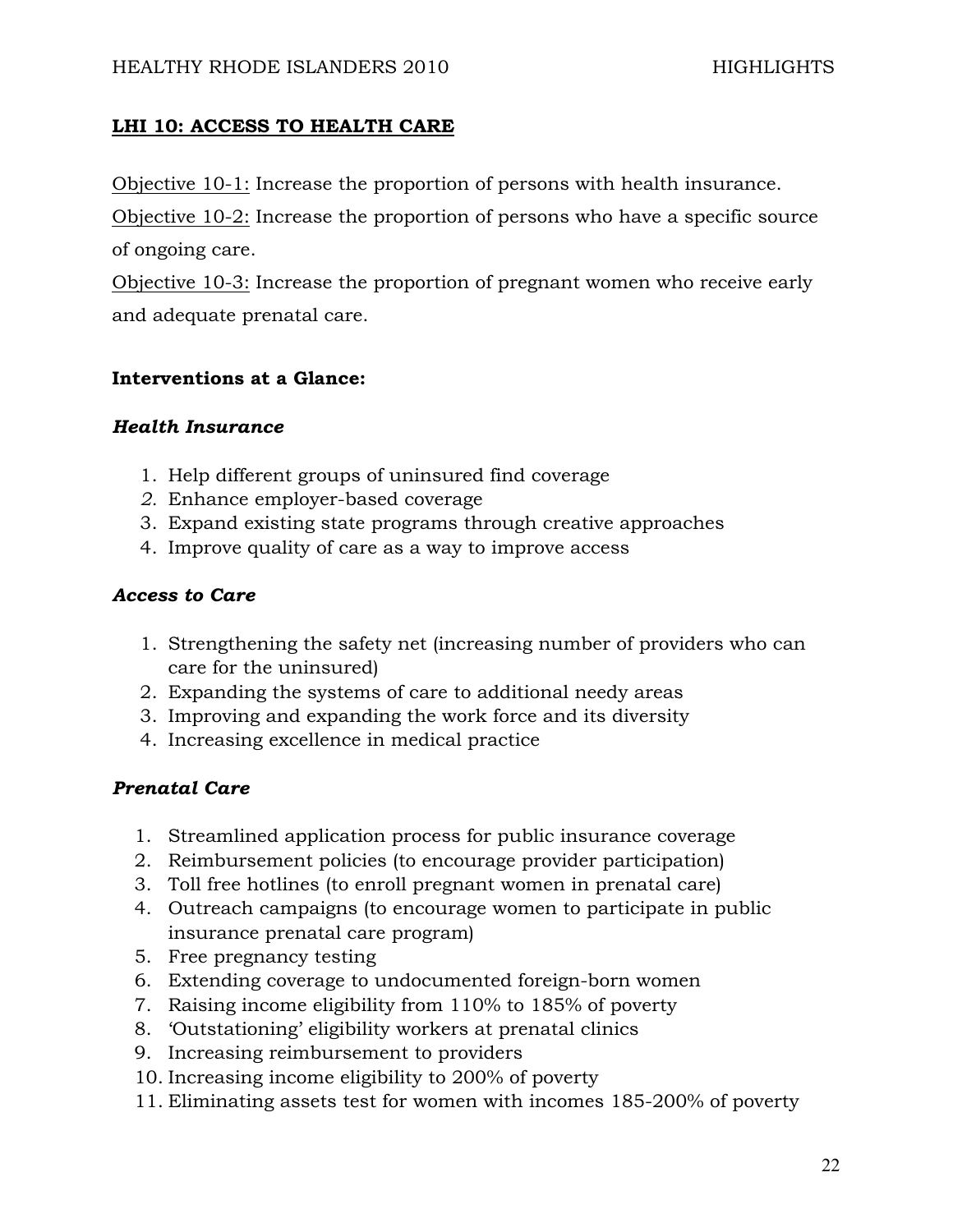## LHI 10: ACCESS TO HEALTH CARE

Objective 10-1: Increase the proportion of persons with health insurance.
Objective 10-2: Increase the proportion of persons who have a specific source of ongoing care.
Objective 10-3: Increase the proportion of pregnant women who receive early and adequate prenatal care.

**Interventions at a Glance:**

***Health Insurance***

1. Help different groups of uninsured find coverage
2. Enhance employer-based coverage
3. Expand existing state programs through creative approaches
4. Improve quality of care as a way to improve access

***Access to Care***

1. Strengthening the safety net (increasing number of providers who can care for the uninsured)
2. Expanding the systems of care to additional needy areas
3. Improving and expanding the work force and its diversity
4. Increasing excellence in medical practice

***Prenatal Care***

1. Streamlined application process for public insurance coverage
2. Reimbursement policies (to encourage provider participation)
3. Toll free hotlines (to enroll pregnant women in prenatal care)
4. Outreach campaigns (to encourage women to participate in public insurance prenatal care program)
5. Free pregnancy testing
6. Extending coverage to undocumented foreign-born women
7. Raising income eligibility from 110% to 185% of poverty
8. 'Outstationing' eligibility workers at prenatal clinics
9. Increasing reimbursement to providers
10. Increasing income eligibility to 200% of poverty
11. Eliminating assets test for women with incomes 185-200% of poverty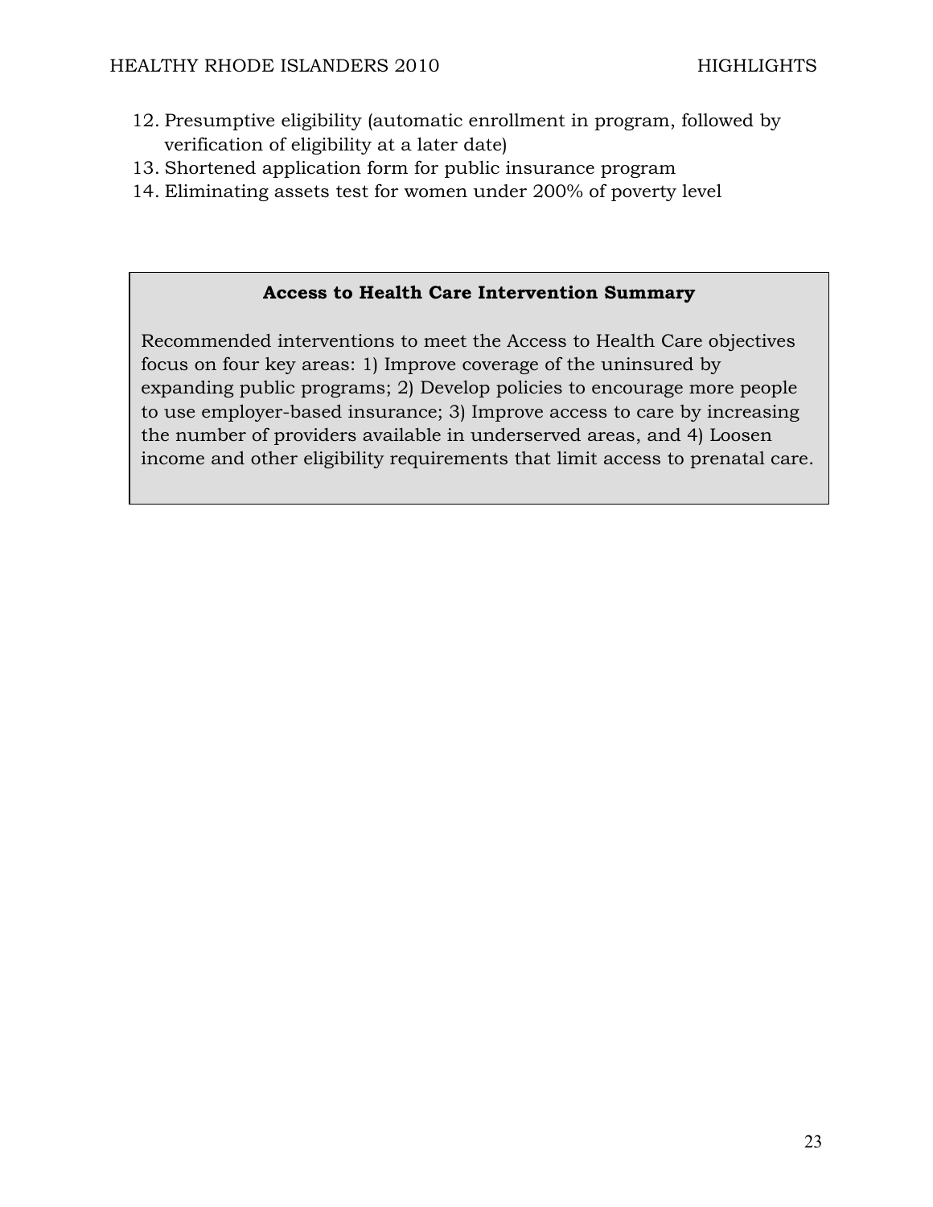12. Presumptive eligibility (automatic enrollment in program, followed by verification of eligibility at a later date)
13. Shortened application form for public insurance program
14. Eliminating assets test for women under 200% of poverty level

**Access to Health Care Intervention Summary**

Recommended interventions to meet the Access to Health Care objectives focus on four key areas: 1) Improve coverage of the uninsured by expanding public programs; 2) Develop policies to encourage more people to use employer-based insurance; 3) Improve access to care by increasing the number of providers available in underserved areas, and 4) Loosen income and other eligibility requirements that limit access to prenatal care.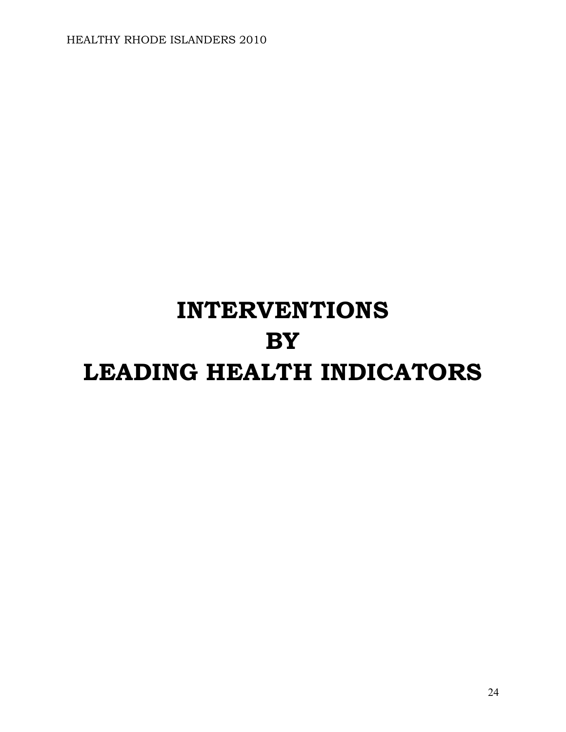# INTERVENTIONS BY LEADING HEALTH INDICATORS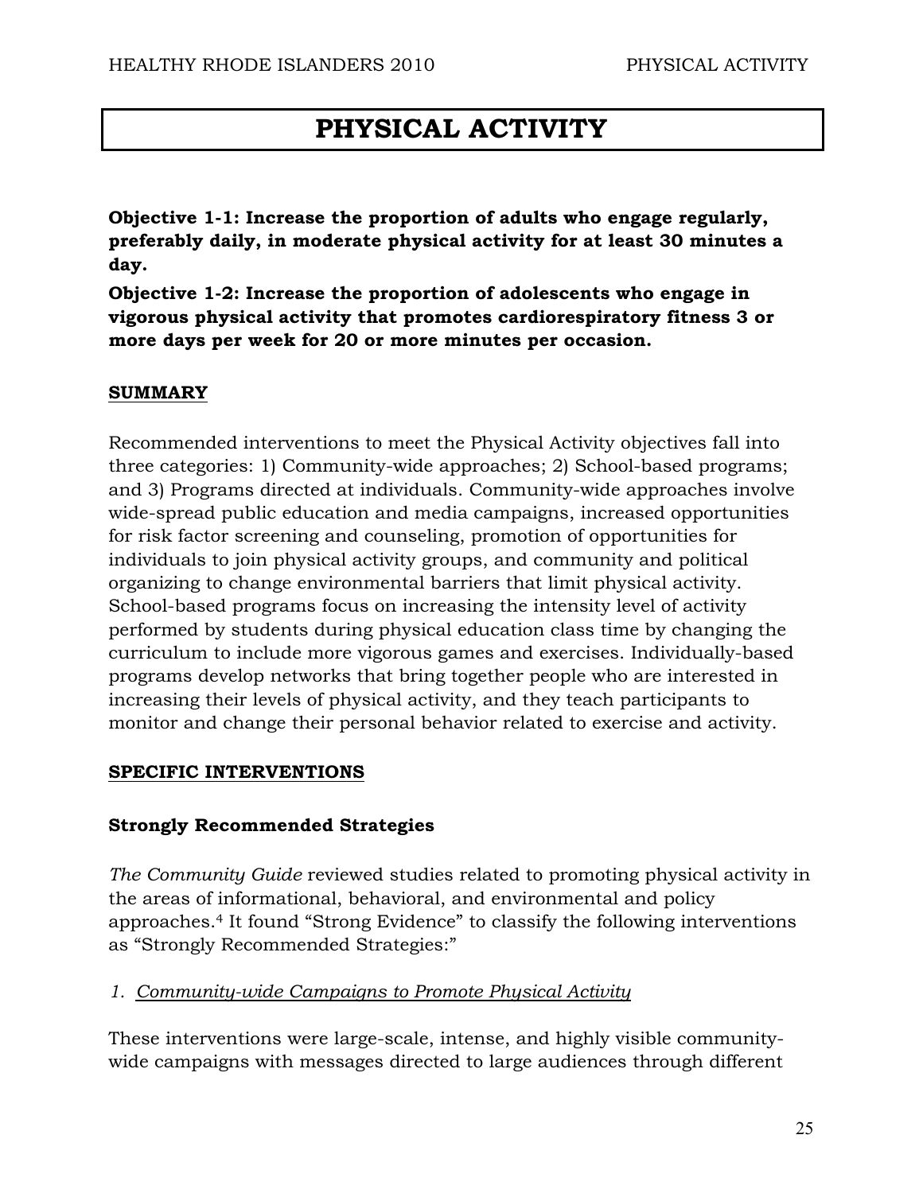# PHYSICAL ACTIVITY

**Objective 1-1: Increase the proportion of adults who engage regularly, preferably daily, in moderate physical activity for at least 30 minutes a day.**

**Objective 1-2: Increase the proportion of adolescents who engage in vigorous physical activity that promotes cardiorespiratory fitness 3 or more days per week for 20 or more minutes per occasion.**

## SUMMARY

Recommended interventions to meet the Physical Activity objectives fall into three categories: 1) Community-wide approaches; 2) School-based programs; and 3) Programs directed at individuals. Community-wide approaches involve wide-spread public education and media campaigns, increased opportunities for risk factor screening and counseling, promotion of opportunities for individuals to join physical activity groups, and community and political organizing to change environmental barriers that limit physical activity. School-based programs focus on increasing the intensity level of activity performed by students during physical education class time by changing the curriculum to include more vigorous games and exercises. Individually-based programs develop networks that bring together people who are interested in increasing their levels of physical activity, and they teach participants to monitor and change their personal behavior related to exercise and activity.

## SPECIFIC INTERVENTIONS

### Strongly Recommended Strategies

*The Community Guide* reviewed studies related to promoting physical activity in the areas of informational, behavioral, and environmental and policy approaches.[4] It found "Strong Evidence" to classify the following interventions as "Strongly Recommended Strategies:"

*1. Community-wide Campaigns to Promote Physical Activity*

These interventions were large-scale, intense, and highly visible community-wide campaigns with messages directed to large audiences through different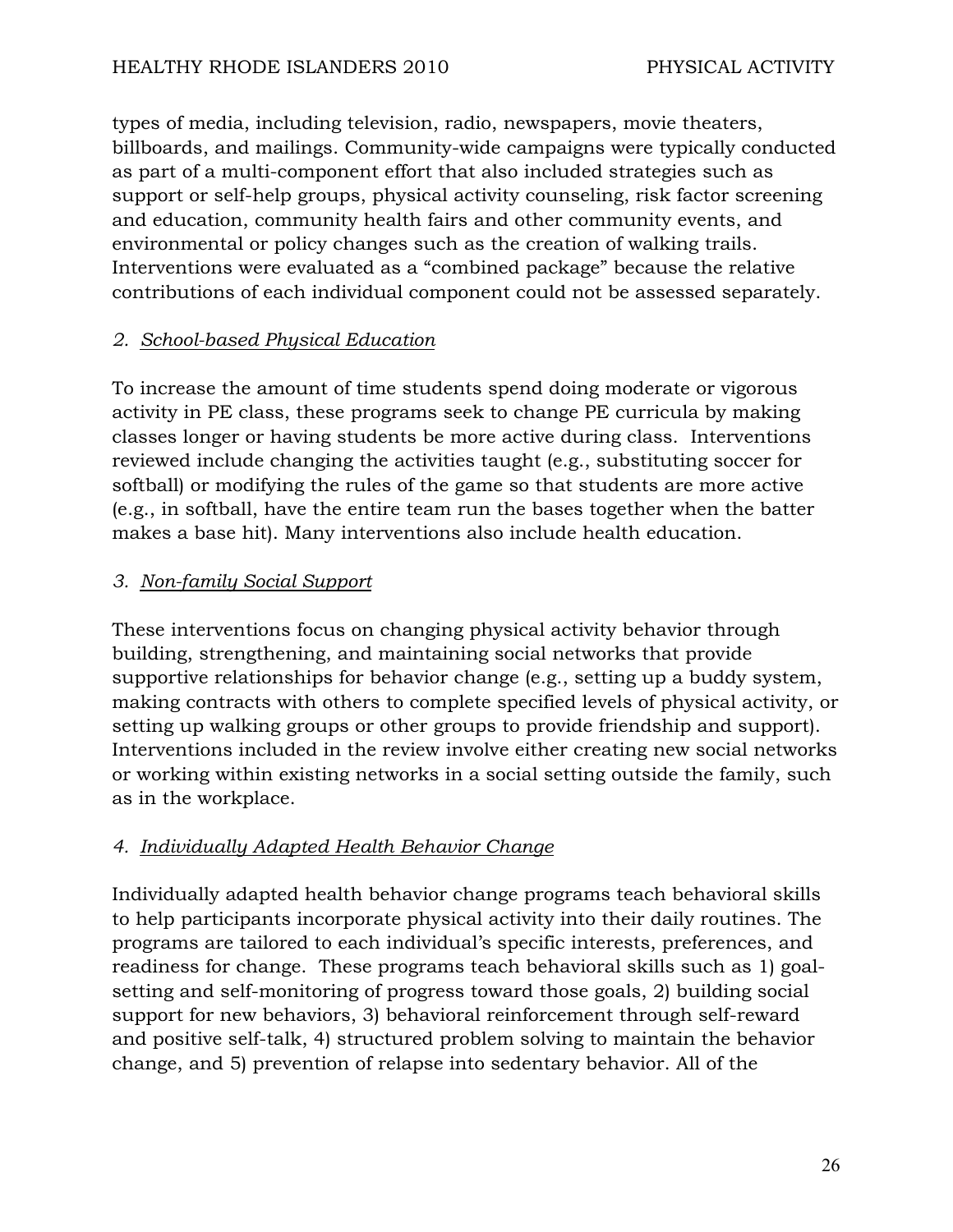types of media, including television, radio, newspapers, movie theaters, billboards, and mailings. Community-wide campaigns were typically conducted as part of a multi-component effort that also included strategies such as support or self-help groups, physical activity counseling, risk factor screening and education, community health fairs and other community events, and environmental or policy changes such as the creation of walking trails. Interventions were evaluated as a "combined package" because the relative contributions of each individual component could not be assessed separately.

### *2. School-based Physical Education*

To increase the amount of time students spend doing moderate or vigorous activity in PE class, these programs seek to change PE curricula by making classes longer or having students be more active during class. Interventions reviewed include changing the activities taught (e.g., substituting soccer for softball) or modifying the rules of the game so that students are more active (e.g., in softball, have the entire team run the bases together when the batter makes a base hit). Many interventions also include health education.

### *3. Non-family Social Support*

These interventions focus on changing physical activity behavior through building, strengthening, and maintaining social networks that provide supportive relationships for behavior change (e.g., setting up a buddy system, making contracts with others to complete specified levels of physical activity, or setting up walking groups or other groups to provide friendship and support). Interventions included in the review involve either creating new social networks or working within existing networks in a social setting outside the family, such as in the workplace.

### *4. Individually Adapted Health Behavior Change*

Individually adapted health behavior change programs teach behavioral skills to help participants incorporate physical activity into their daily routines. The programs are tailored to each individual's specific interests, preferences, and readiness for change. These programs teach behavioral skills such as 1) goal-setting and self-monitoring of progress toward those goals, 2) building social support for new behaviors, 3) behavioral reinforcement through self-reward and positive self-talk, 4) structured problem solving to maintain the behavior change, and 5) prevention of relapse into sedentary behavior. All of the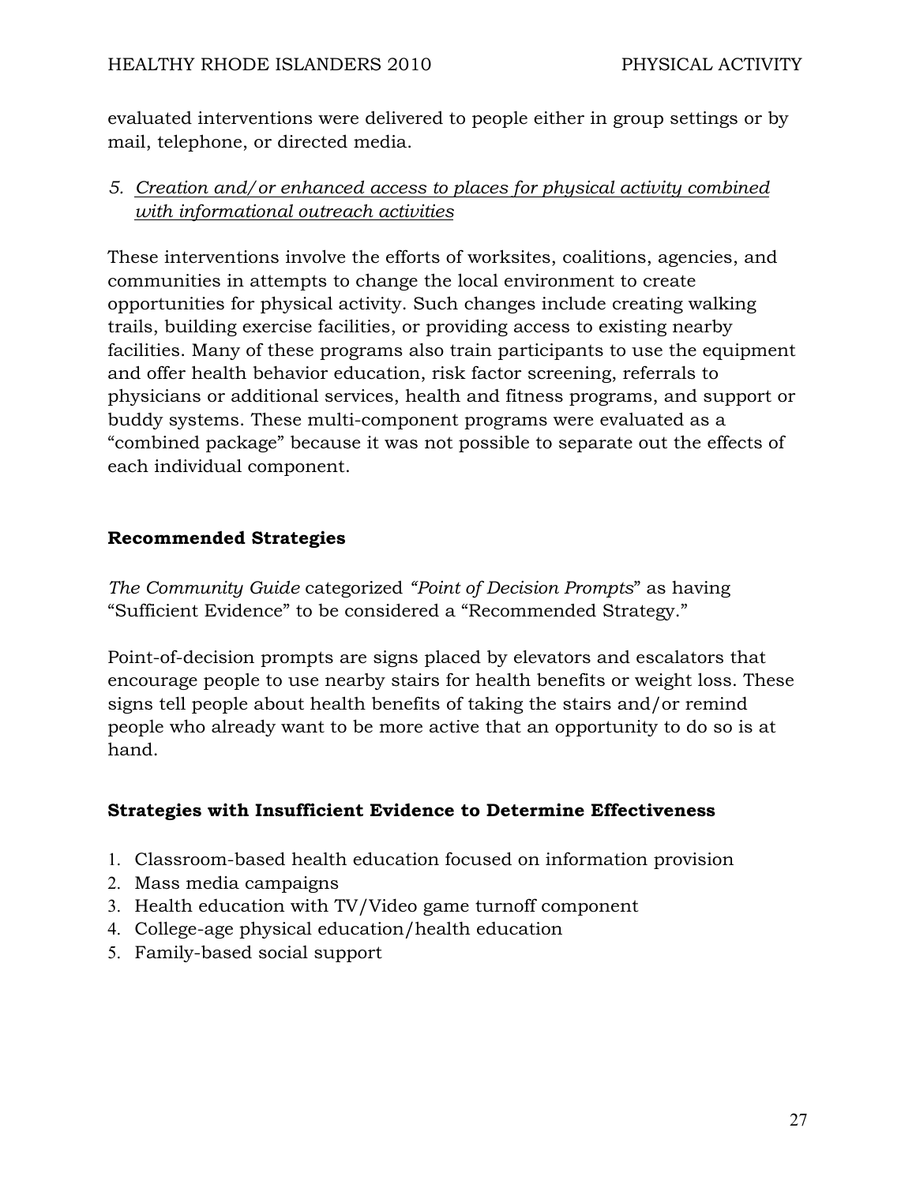evaluated interventions were delivered to people either in group settings or by mail, telephone, or directed media.

5. *Creation and/or enhanced access to places for physical activity combined with informational outreach activities*

These interventions involve the efforts of worksites, coalitions, agencies, and communities in attempts to change the local environment to create opportunities for physical activity. Such changes include creating walking trails, building exercise facilities, or providing access to existing nearby facilities. Many of these programs also train participants to use the equipment and offer health behavior education, risk factor screening, referrals to physicians or additional services, health and fitness programs, and support or buddy systems. These multi-component programs were evaluated as a "combined package" because it was not possible to separate out the effects of each individual component.

**Recommended Strategies**

*The Community Guide* categorized *"Point of Decision Prompts*" as having "Sufficient Evidence" to be considered a "Recommended Strategy."

Point-of-decision prompts are signs placed by elevators and escalators that encourage people to use nearby stairs for health benefits or weight loss. These signs tell people about health benefits of taking the stairs and/or remind people who already want to be more active that an opportunity to do so is at hand.

**Strategies with Insufficient Evidence to Determine Effectiveness**

1. Classroom-based health education focused on information provision
2. Mass media campaigns
3. Health education with TV/Video game turnoff component
4. College-age physical education/health education
5. Family-based social support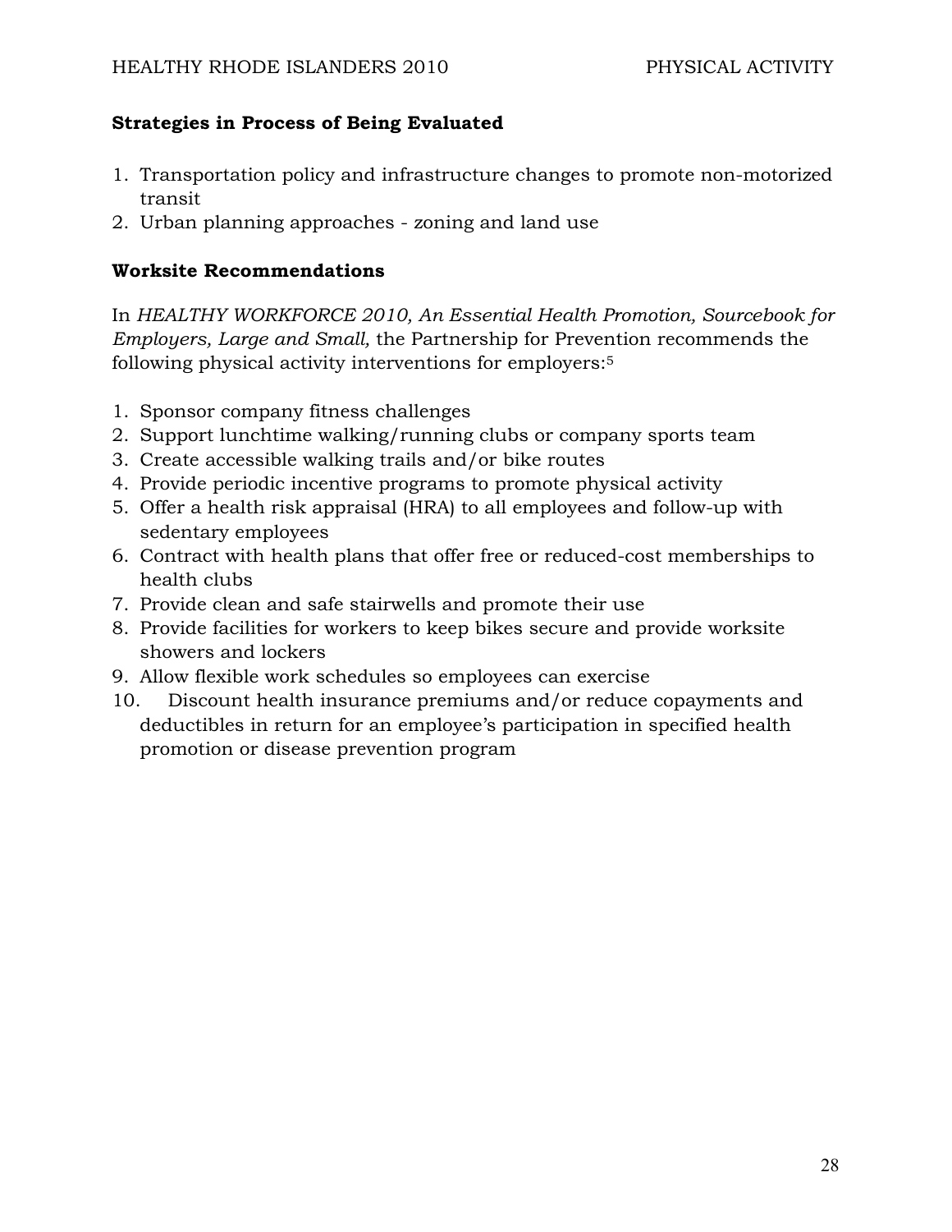**Strategies in Process of Being Evaluated**

1. Transportation policy and infrastructure changes to promote non-motorized transit
2. Urban planning approaches - zoning and land use

**Worksite Recommendations**

In *HEALTHY WORKFORCE 2010, An Essential Health Promotion, Sourcebook for Employers, Large and Small,* the Partnership for Prevention recommends the following physical activity interventions for employers:[5]

1. Sponsor company fitness challenges
2. Support lunchtime walking/running clubs or company sports team
3. Create accessible walking trails and/or bike routes
4. Provide periodic incentive programs to promote physical activity
5. Offer a health risk appraisal (HRA) to all employees and follow-up with sedentary employees
6. Contract with health plans that offer free or reduced-cost memberships to health clubs
7. Provide clean and safe stairwells and promote their use
8. Provide facilities for workers to keep bikes secure and provide worksite showers and lockers
9. Allow flexible work schedules so employees can exercise
10. Discount health insurance premiums and/or reduce copayments and deductibles in return for an employee's participation in specified health promotion or disease prevention program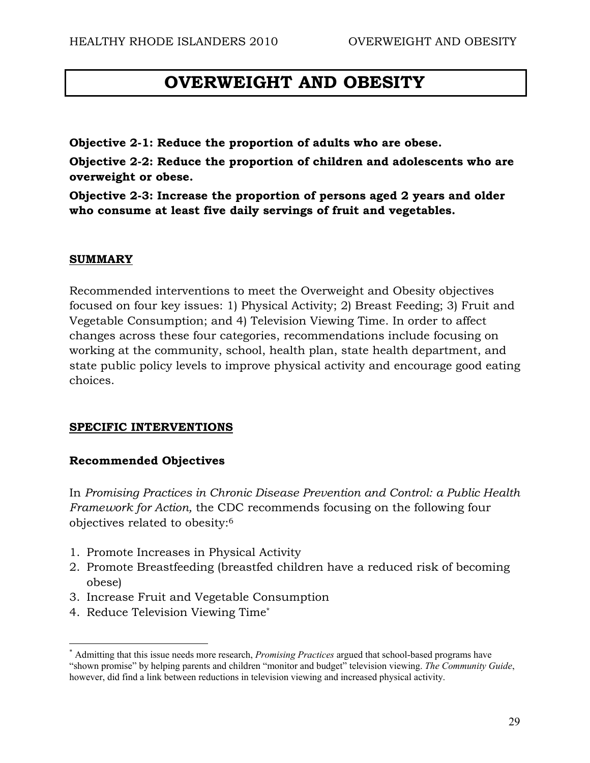# OVERWEIGHT AND OBESITY

**Objective 2-1: Reduce the proportion of adults who are obese.**

**Objective 2-2: Reduce the proportion of children and adolescents who are overweight or obese.**

**Objective 2-3: Increase the proportion of persons aged 2 years and older who consume at least five daily servings of fruit and vegetables.**

## SUMMARY

Recommended interventions to meet the Overweight and Obesity objectives focused on four key issues: 1) Physical Activity; 2) Breast Feeding; 3) Fruit and Vegetable Consumption; and 4) Television Viewing Time. In order to affect changes across these four categories, recommendations include focusing on working at the community, school, health plan, state health department, and state public policy levels to improve physical activity and encourage good eating choices.

## SPECIFIC INTERVENTIONS

### Recommended Objectives

In *Promising Practices in Chronic Disease Prevention and Control: a Public Health Framework for Action,* the CDC recommends focusing on the following four objectives related to obesity:[6]

1. Promote Increases in Physical Activity
2. Promote Breastfeeding (breastfed children have a reduced risk of becoming obese)
3. Increase Fruit and Vegetable Consumption
4. Reduce Television Viewing Time[*]

---

[*] Admitting that this issue needs more research, *Promising Practices* argued that school-based programs have "shown promise" by helping parents and children "monitor and budget" television viewing. *The Community Guide*, however, did find a link between reductions in television viewing and increased physical activity.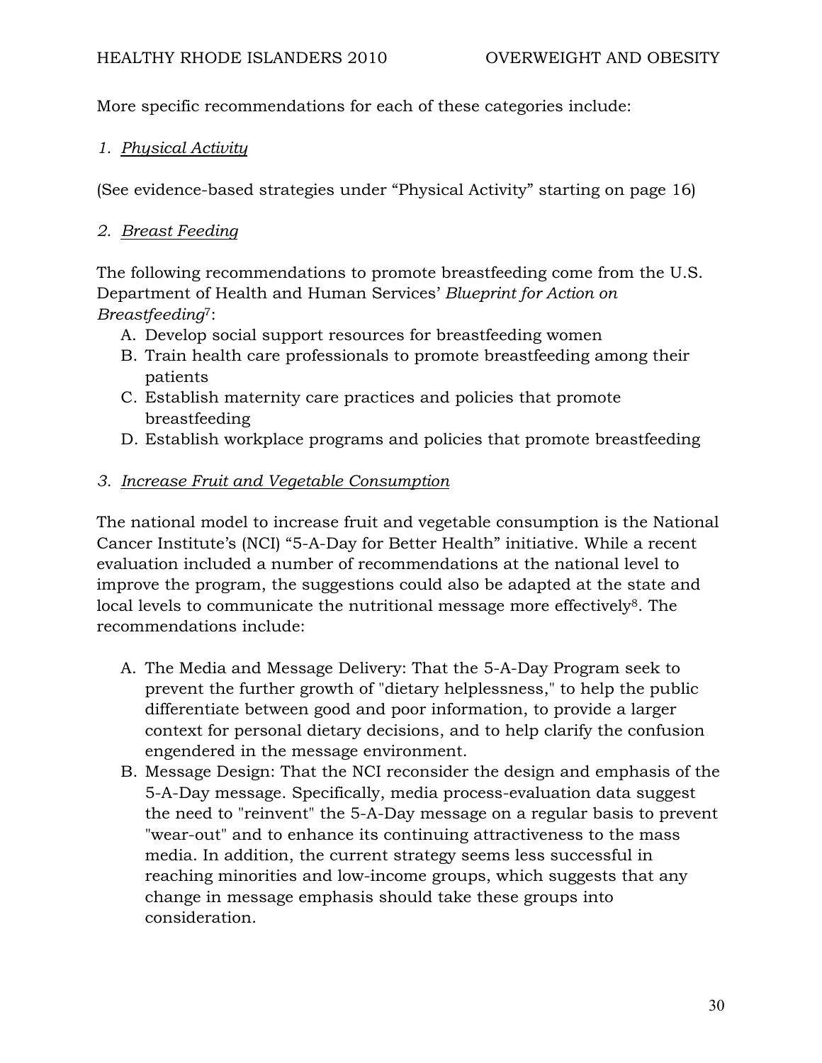More specific recommendations for each of these categories include:

*1. <u>Physical Activity</u>*

(See evidence-based strategies under "Physical Activity" starting on page 16)

*2. <u>Breast Feeding</u>*

The following recommendations to promote breastfeeding come from the U.S. Department of Health and Human Services' *Blueprint for Action on Breastfeeding*[7]:

A. Develop social support resources for breastfeeding women
B. Train health care professionals to promote breastfeeding among their patients
C. Establish maternity care practices and policies that promote breastfeeding
D. Establish workplace programs and policies that promote breastfeeding

*3. <u>Increase Fruit and Vegetable Consumption</u>*

The national model to increase fruit and vegetable consumption is the National Cancer Institute's (NCI) "5-A-Day for Better Health" initiative. While a recent evaluation included a number of recommendations at the national level to improve the program, the suggestions could also be adapted at the state and local levels to communicate the nutritional message more effectively[8]. The recommendations include:

A. The Media and Message Delivery: That the 5-A-Day Program seek to prevent the further growth of "dietary helplessness," to help the public differentiate between good and poor information, to provide a larger context for personal dietary decisions, and to help clarify the confusion engendered in the message environment.
B. Message Design: That the NCI reconsider the design and emphasis of the 5-A-Day message. Specifically, media process-evaluation data suggest the need to "reinvent" the 5-A-Day message on a regular basis to prevent "wear-out" and to enhance its continuing attractiveness to the mass media. In addition, the current strategy seems less successful in reaching minorities and low-income groups, which suggests that any change in message emphasis should take these groups into consideration.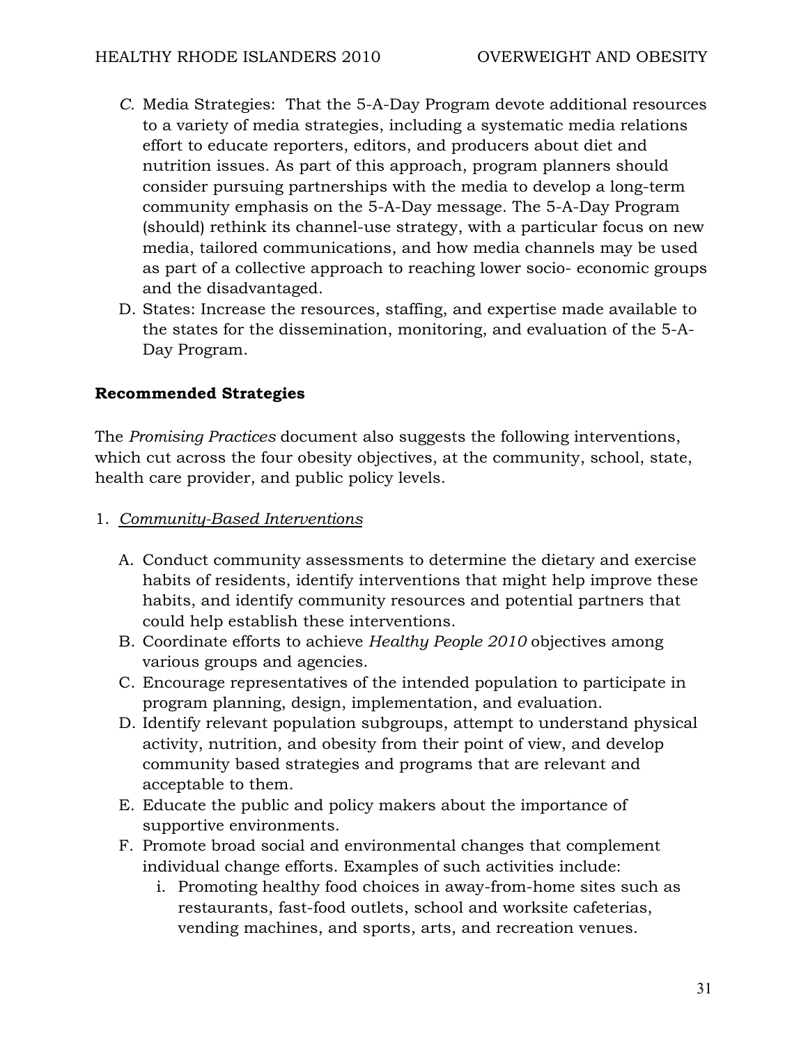C. Media Strategies: That the 5-A-Day Program devote additional resources to a variety of media strategies, including a systematic media relations effort to educate reporters, editors, and producers about diet and nutrition issues. As part of this approach, program planners should consider pursuing partnerships with the media to develop a long-term community emphasis on the 5-A-Day message. The 5-A-Day Program (should) rethink its channel-use strategy, with a particular focus on new media, tailored communications, and how media channels may be used as part of a collective approach to reaching lower socio- economic groups and the disadvantaged.

D. States: Increase the resources, staffing, and expertise made available to the states for the dissemination, monitoring, and evaluation of the 5-A-Day Program.

**Recommended Strategies**

The *Promising Practices* document also suggests the following interventions, which cut across the four obesity objectives, at the community, school, state, health care provider, and public policy levels.

1. <u>*Community-Based Interventions*</u>

   A. Conduct community assessments to determine the dietary and exercise habits of residents, identify interventions that might help improve these habits, and identify community resources and potential partners that could help establish these interventions.
   
   B. Coordinate efforts to achieve *Healthy People 2010* objectives among various groups and agencies.
   
   C. Encourage representatives of the intended population to participate in program planning, design, implementation, and evaluation.
   
   D. Identify relevant population subgroups, attempt to understand physical activity, nutrition, and obesity from their point of view, and develop community based strategies and programs that are relevant and acceptable to them.
   
   E. Educate the public and policy makers about the importance of supportive environments.
   
   F. Promote broad social and environmental changes that complement individual change efforts. Examples of such activities include:
      
      i. Promoting healthy food choices in away-from-home sites such as restaurants, fast-food outlets, school and worksite cafeterias, vending machines, and sports, arts, and recreation venues.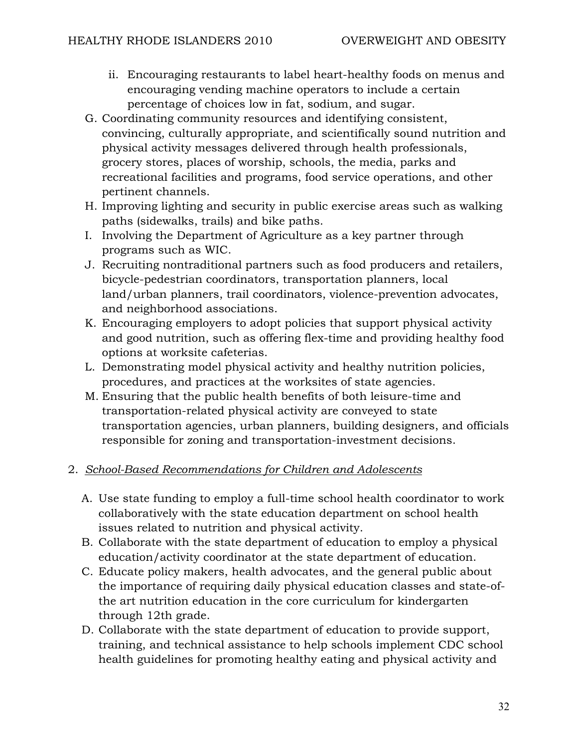ii. Encouraging restaurants to label heart-healthy foods on menus and encouraging vending machine operators to include a certain percentage of choices low in fat, sodium, and sugar.

G. Coordinating community resources and identifying consistent, convincing, culturally appropriate, and scientifically sound nutrition and physical activity messages delivered through health professionals, grocery stores, places of worship, schools, the media, parks and recreational facilities and programs, food service operations, and other pertinent channels.
H. Improving lighting and security in public exercise areas such as walking paths (sidewalks, trails) and bike paths.
I. Involving the Department of Agriculture as a key partner through programs such as WIC.
J. Recruiting nontraditional partners such as food producers and retailers, bicycle-pedestrian coordinators, transportation planners, local land/urban planners, trail coordinators, violence-prevention advocates, and neighborhood associations.
K. Encouraging employers to adopt policies that support physical activity and good nutrition, such as offering flex-time and providing healthy food options at worksite cafeterias.
L. Demonstrating model physical activity and healthy nutrition policies, procedures, and practices at the worksites of state agencies.
M. Ensuring that the public health benefits of both leisure-time and transportation-related physical activity are conveyed to state transportation agencies, urban planners, building designers, and officials responsible for zoning and transportation-investment decisions.

2. <u>*School-Based Recommendations for Children and Adolescents*</u>

A. Use state funding to employ a full-time school health coordinator to work collaboratively with the state education department on school health issues related to nutrition and physical activity.
B. Collaborate with the state department of education to employ a physical education/activity coordinator at the state department of education.
C. Educate policy makers, health advocates, and the general public about the importance of requiring daily physical education classes and state-of-the art nutrition education in the core curriculum for kindergarten through 12th grade.
D. Collaborate with the state department of education to provide support, training, and technical assistance to help schools implement CDC school health guidelines for promoting healthy eating and physical activity and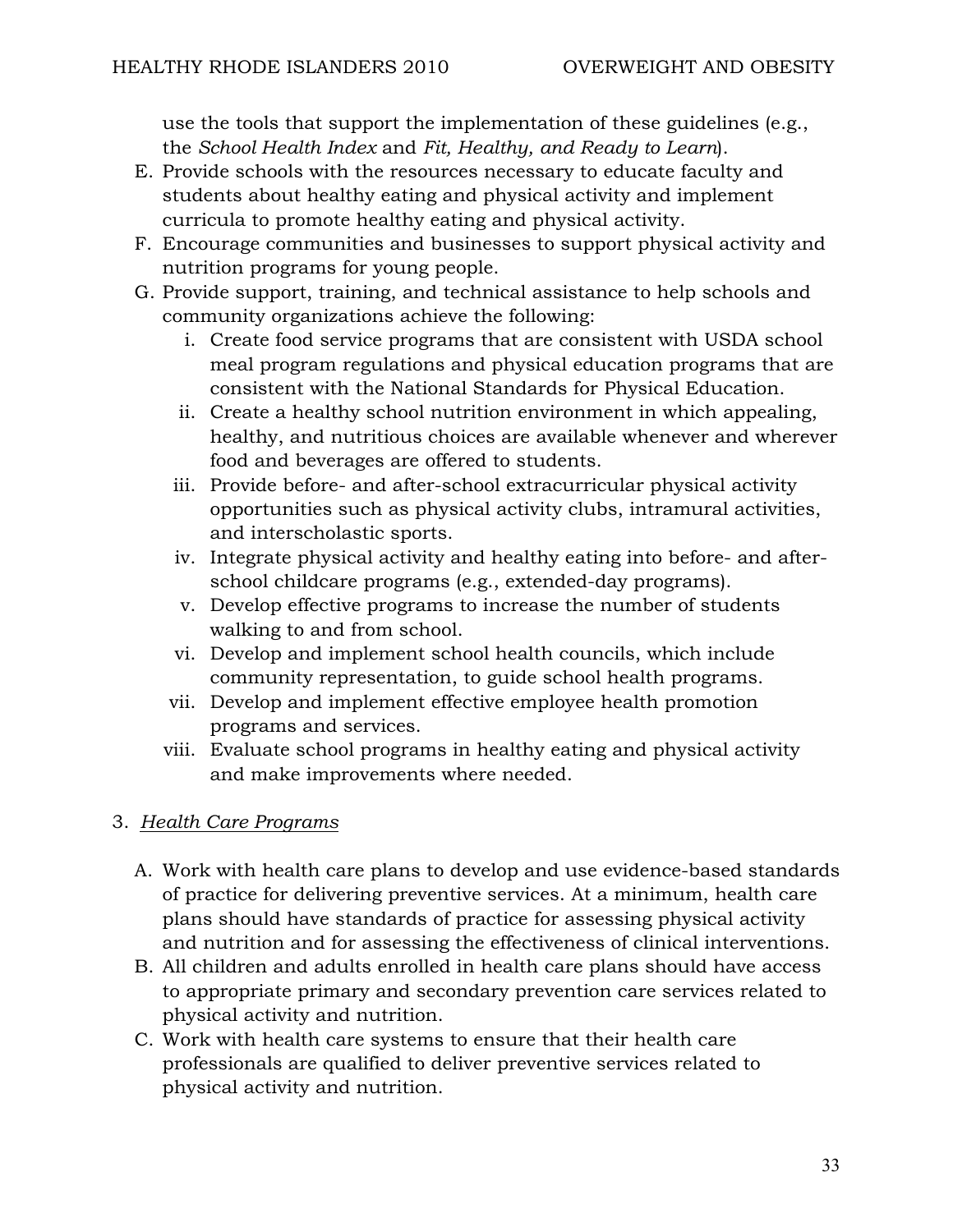use the tools that support the implementation of these guidelines (e.g., the *School Health Index* and *Fit, Healthy, and Ready to Learn*).

E. Provide schools with the resources necessary to educate faculty and students about healthy eating and physical activity and implement curricula to promote healthy eating and physical activity.
F. Encourage communities and businesses to support physical activity and nutrition programs for young people.
G. Provide support, training, and technical assistance to help schools and community organizations achieve the following:
   i. Create food service programs that are consistent with USDA school meal program regulations and physical education programs that are consistent with the National Standards for Physical Education.
   ii. Create a healthy school nutrition environment in which appealing, healthy, and nutritious choices are available whenever and wherever food and beverages are offered to students.
   iii. Provide before- and after-school extracurricular physical activity opportunities such as physical activity clubs, intramural activities, and interscholastic sports.
   iv. Integrate physical activity and healthy eating into before- and after-school childcare programs (e.g., extended-day programs).
   v. Develop effective programs to increase the number of students walking to and from school.
   vi. Develop and implement school health councils, which include community representation, to guide school health programs.
   vii. Develop and implement effective employee health promotion programs and services.
   viii. Evaluate school programs in healthy eating and physical activity and make improvements where needed.

3. <u>*Health Care Programs*</u>

A. Work with health care plans to develop and use evidence-based standards of practice for delivering preventive services. At a minimum, health care plans should have standards of practice for assessing physical activity and nutrition and for assessing the effectiveness of clinical interventions.
B. All children and adults enrolled in health care plans should have access to appropriate primary and secondary prevention care services related to physical activity and nutrition.
C. Work with health care systems to ensure that their health care professionals are qualified to deliver preventive services related to physical activity and nutrition.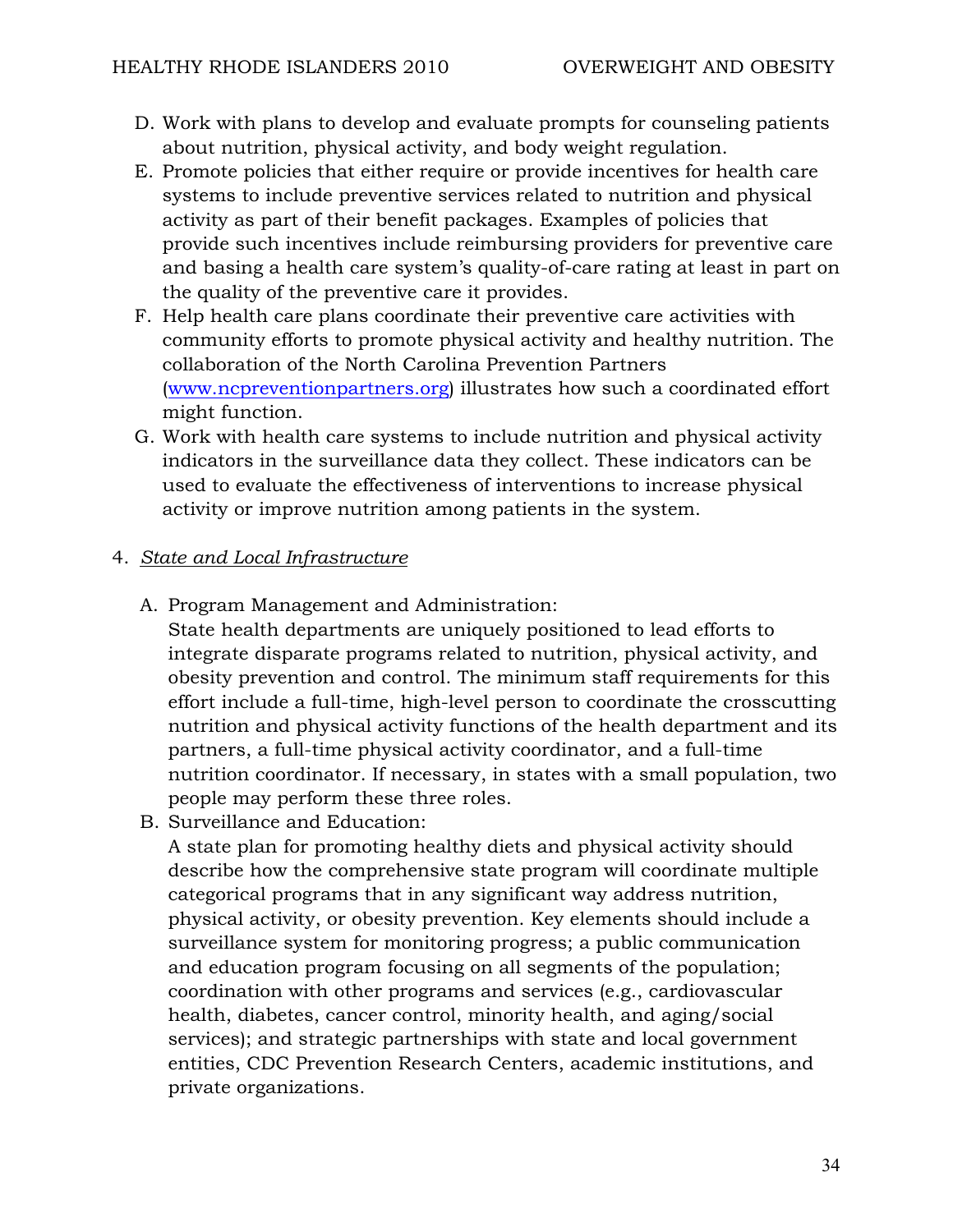D. Work with plans to develop and evaluate prompts for counseling patients about nutrition, physical activity, and body weight regulation.

E. Promote policies that either require or provide incentives for health care systems to include preventive services related to nutrition and physical activity as part of their benefit packages. Examples of policies that provide such incentives include reimbursing providers for preventive care and basing a health care system's quality-of-care rating at least in part on the quality of the preventive care it provides.

F. Help health care plans coordinate their preventive care activities with community efforts to promote physical activity and healthy nutrition. The collaboration of the North Carolina Prevention Partners ([www.ncpreventionpartners.org](http://www.ncpreventionpartners.org)) illustrates how such a coordinated effort might function.

G. Work with health care systems to include nutrition and physical activity indicators in the surveillance data they collect. These indicators can be used to evaluate the effectiveness of interventions to increase physical activity or improve nutrition among patients in the system.

4. *State and Local Infrastructure*

A. Program Management and Administration:
State health departments are uniquely positioned to lead efforts to integrate disparate programs related to nutrition, physical activity, and obesity prevention and control. The minimum staff requirements for this effort include a full-time, high-level person to coordinate the crosscutting nutrition and physical activity functions of the health department and its partners, a full-time physical activity coordinator, and a full-time nutrition coordinator. If necessary, in states with a small population, two people may perform these three roles.

B. Surveillance and Education:
A state plan for promoting healthy diets and physical activity should describe how the comprehensive state program will coordinate multiple categorical programs that in any significant way address nutrition, physical activity, or obesity prevention. Key elements should include a surveillance system for monitoring progress; a public communication and education program focusing on all segments of the population; coordination with other programs and services (e.g., cardiovascular health, diabetes, cancer control, minority health, and aging/social services); and strategic partnerships with state and local government entities, CDC Prevention Research Centers, academic institutions, and private organizations.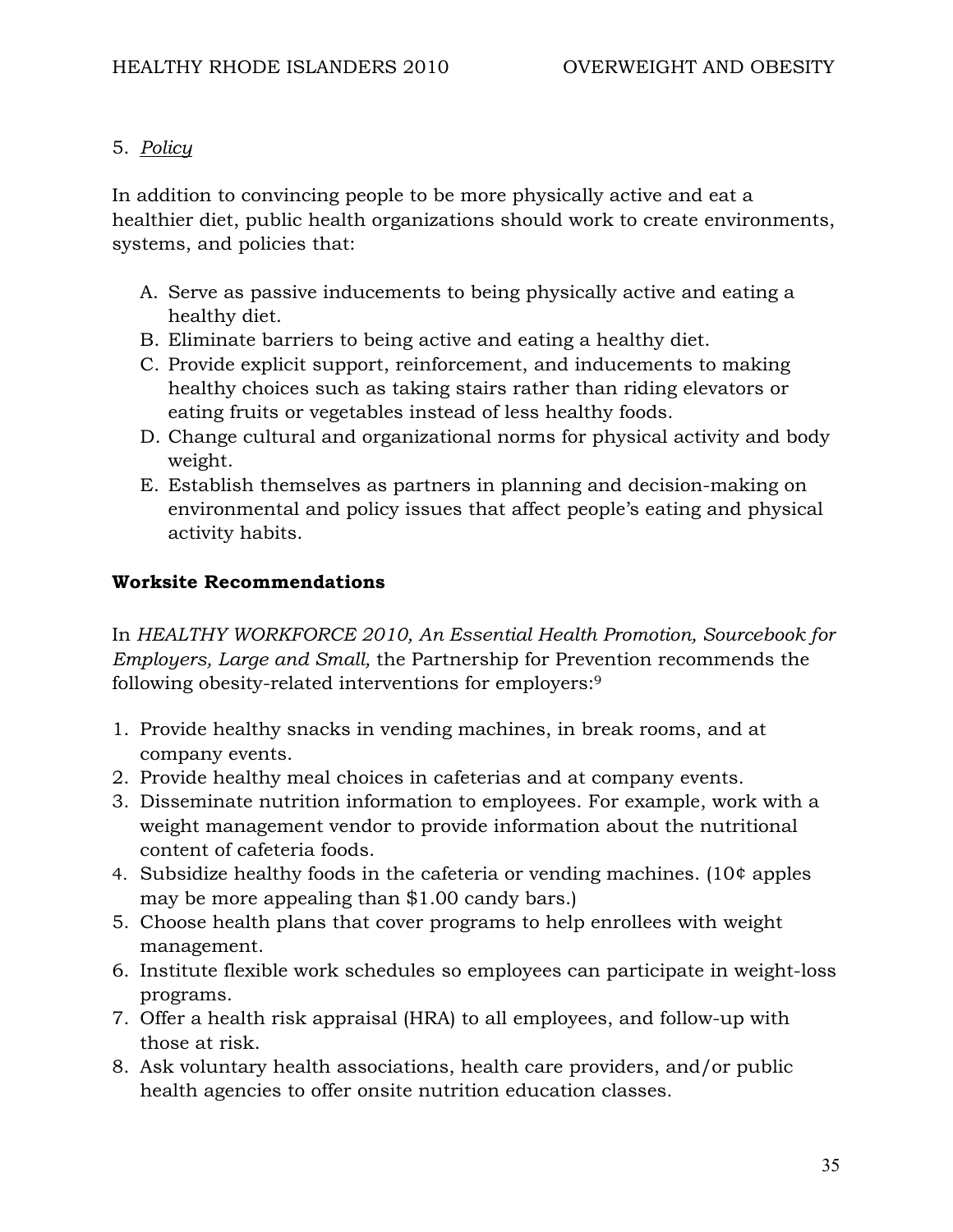5. *Policy*

In addition to convincing people to be more physically active and eat a healthier diet, public health organizations should work to create environments, systems, and policies that:

A. Serve as passive inducements to being physically active and eating a healthy diet.
B. Eliminate barriers to being active and eating a healthy diet.
C. Provide explicit support, reinforcement, and inducements to making healthy choices such as taking stairs rather than riding elevators or eating fruits or vegetables instead of less healthy foods.
D. Change cultural and organizational norms for physical activity and body weight.
E. Establish themselves as partners in planning and decision-making on environmental and policy issues that affect people's eating and physical activity habits.

**Worksite Recommendations**

In *HEALTHY WORKFORCE 2010, An Essential Health Promotion, Sourcebook for Employers, Large and Small,* the Partnership for Prevention recommends the following obesity-related interventions for employers:[9]

1. Provide healthy snacks in vending machines, in break rooms, and at company events.
2. Provide healthy meal choices in cafeterias and at company events.
3. Disseminate nutrition information to employees. For example, work with a weight management vendor to provide information about the nutritional content of cafeteria foods.
4. Subsidize healthy foods in the cafeteria or vending machines. (10¢ apples may be more appealing than $1.00 candy bars.)
5. Choose health plans that cover programs to help enrollees with weight management.
6. Institute flexible work schedules so employees can participate in weight-loss programs.
7. Offer a health risk appraisal (HRA) to all employees, and follow-up with those at risk.
8. Ask voluntary health associations, health care providers, and/or public health agencies to offer onsite nutrition education classes.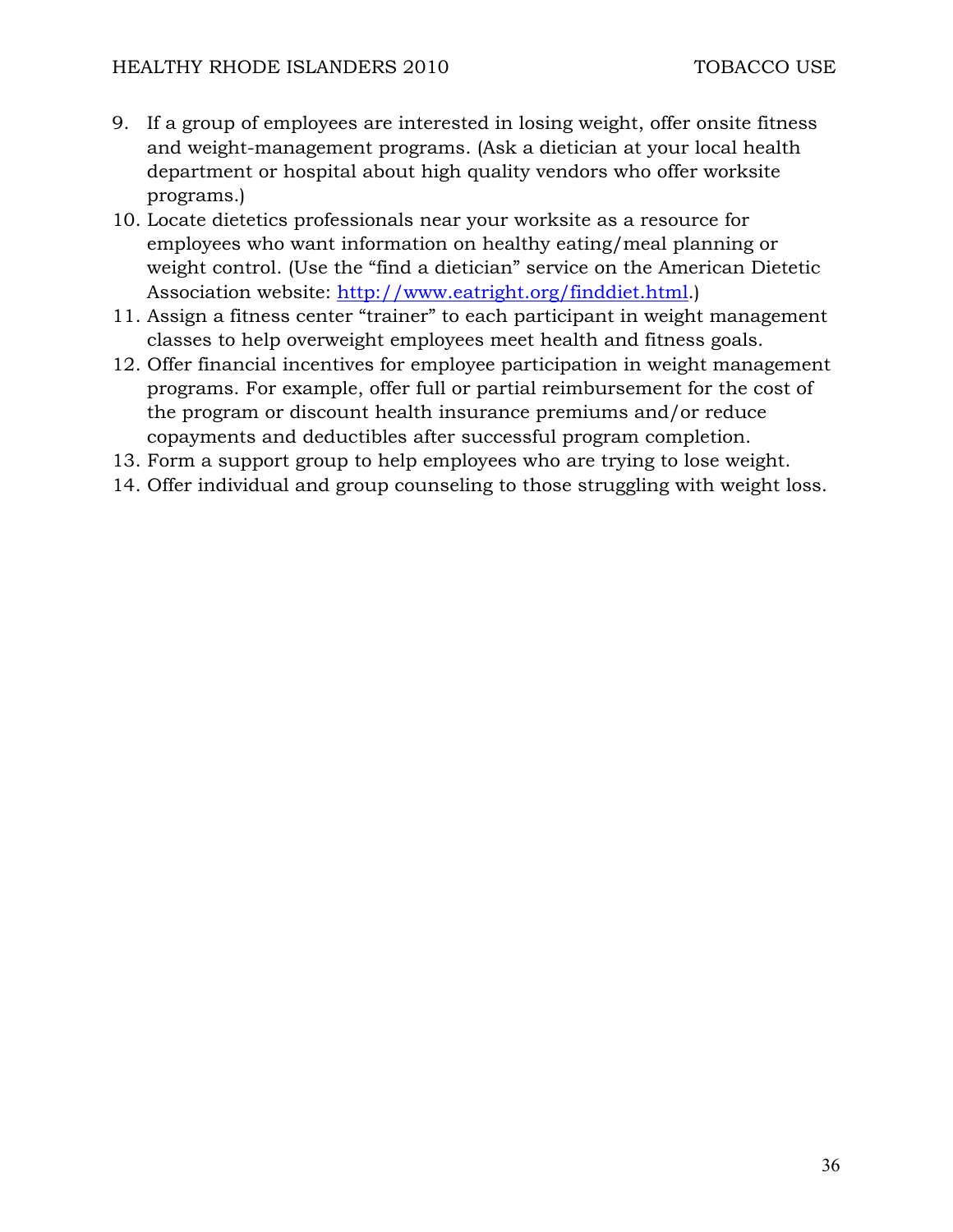9. If a group of employees are interested in losing weight, offer onsite fitness and weight-management programs. (Ask a dietician at your local health department or hospital about high quality vendors who offer worksite programs.)
10. Locate dietetics professionals near your worksite as a resource for employees who want information on healthy eating/meal planning or weight control. (Use the "find a dietician" service on the American Dietetic Association website: [http://www.eatright.org/finddiet.html](http://www.eatright.org/finddiet.html).)
11. Assign a fitness center "trainer" to each participant in weight management classes to help overweight employees meet health and fitness goals.
12. Offer financial incentives for employee participation in weight management programs. For example, offer full or partial reimbursement for the cost of the program or discount health insurance premiums and/or reduce copayments and deductibles after successful program completion.
13. Form a support group to help employees who are trying to lose weight.
14. Offer individual and group counseling to those struggling with weight loss.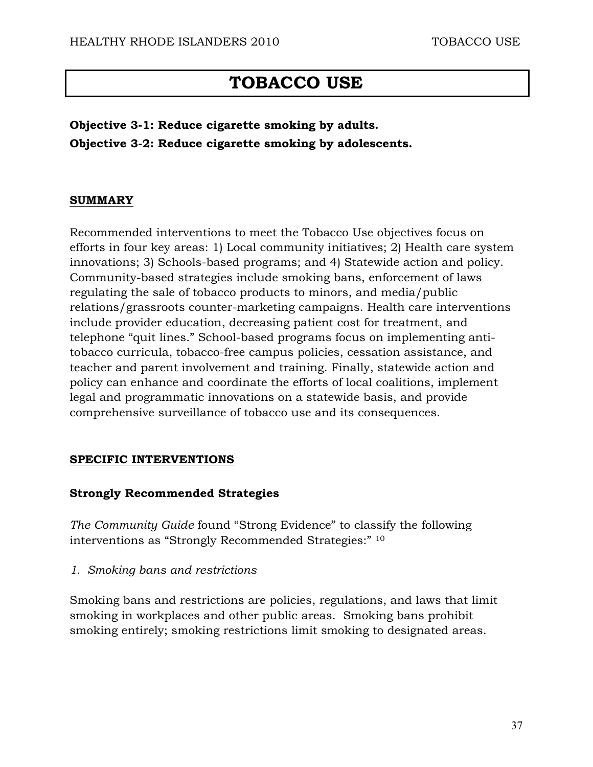# TOBACCO USE

**Objective 3-1: Reduce cigarette smoking by adults.**
**Objective 3-2: Reduce cigarette smoking by adolescents.**

## SUMMARY

Recommended interventions to meet the Tobacco Use objectives focus on efforts in four key areas: 1) Local community initiatives; 2) Health care system innovations; 3) Schools-based programs; and 4) Statewide action and policy. Community-based strategies include smoking bans, enforcement of laws regulating the sale of tobacco products to minors, and media/public relations/grassroots counter-marketing campaigns. Health care interventions include provider education, decreasing patient cost for treatment, and telephone "quit lines." School-based programs focus on implementing anti-tobacco curricula, tobacco-free campus policies, cessation assistance, and teacher and parent involvement and training. Finally, statewide action and policy can enhance and coordinate the efforts of local coalitions, implement legal and programmatic innovations on a statewide basis, and provide comprehensive surveillance of tobacco use and its consequences.

## SPECIFIC INTERVENTIONS

### Strongly Recommended Strategies

*The Community Guide* found "Strong Evidence" to classify the following interventions as "Strongly Recommended Strategies:" [10]

*1. Smoking bans and restrictions*

Smoking bans and restrictions are policies, regulations, and laws that limit smoking in workplaces and other public areas. Smoking bans prohibit smoking entirely; smoking restrictions limit smoking to designated areas.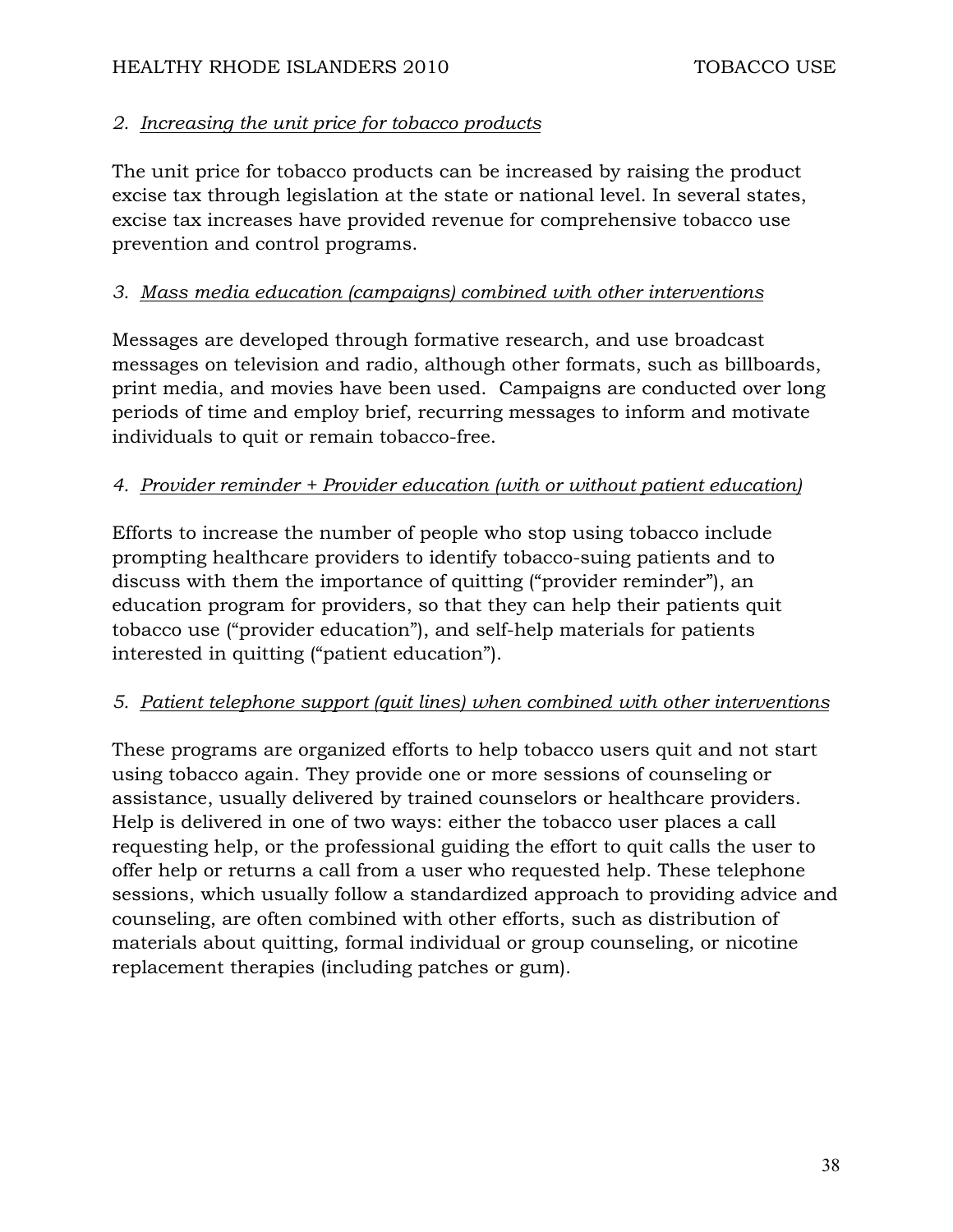*2. <u>Increasing the unit price for tobacco products</u>*

The unit price for tobacco products can be increased by raising the product excise tax through legislation at the state or national level. In several states, excise tax increases have provided revenue for comprehensive tobacco use prevention and control programs.

*3. <u>Mass media education (campaigns) combined with other interventions</u>*

Messages are developed through formative research, and use broadcast messages on television and radio, although other formats, such as billboards, print media, and movies have been used. Campaigns are conducted over long periods of time and employ brief, recurring messages to inform and motivate individuals to quit or remain tobacco-free.

*4. <u>Provider reminder + Provider education (with or without patient education)</u>*

Efforts to increase the number of people who stop using tobacco include prompting healthcare providers to identify tobacco-suing patients and to discuss with them the importance of quitting ("provider reminder"), an education program for providers, so that they can help their patients quit tobacco use ("provider education"), and self-help materials for patients interested in quitting ("patient education").

*5. <u>Patient telephone support (quit lines) when combined with other interventions</u>*

These programs are organized efforts to help tobacco users quit and not start using tobacco again. They provide one or more sessions of counseling or assistance, usually delivered by trained counselors or healthcare providers. Help is delivered in one of two ways: either the tobacco user places a call requesting help, or the professional guiding the effort to quit calls the user to offer help or returns a call from a user who requested help. These telephone sessions, which usually follow a standardized approach to providing advice and counseling, are often combined with other efforts, such as distribution of materials about quitting, formal individual or group counseling, or nicotine replacement therapies (including patches or gum).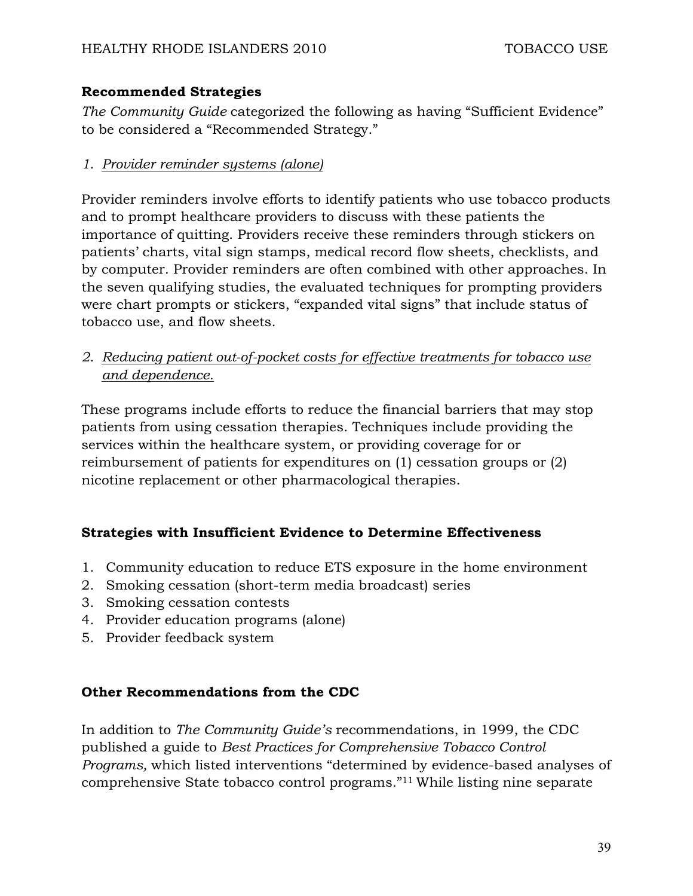**Recommended Strategies**

*The Community Guide* categorized the following as having "Sufficient Evidence" to be considered a "Recommended Strategy."

1. *Provider reminder systems (alone)*

Provider reminders involve efforts to identify patients who use tobacco products and to prompt healthcare providers to discuss with these patients the importance of quitting. Providers receive these reminders through stickers on patients' charts, vital sign stamps, medical record flow sheets, checklists, and by computer. Provider reminders are often combined with other approaches. In the seven qualifying studies, the evaluated techniques for prompting providers were chart prompts or stickers, "expanded vital signs" that include status of tobacco use, and flow sheets.

2. *Reducing patient out-of-pocket costs for effective treatments for tobacco use and dependence.*

These programs include efforts to reduce the financial barriers that may stop patients from using cessation therapies. Techniques include providing the services within the healthcare system, or providing coverage for or reimbursement of patients for expenditures on (1) cessation groups or (2) nicotine replacement or other pharmacological therapies.

**Strategies with Insufficient Evidence to Determine Effectiveness**

1. Community education to reduce ETS exposure in the home environment
2. Smoking cessation (short-term media broadcast) series
3. Smoking cessation contests
4. Provider education programs (alone)
5. Provider feedback system

**Other Recommendations from the CDC**

In addition to *The Community Guide's* recommendations, in 1999, the CDC published a guide to *Best Practices for Comprehensive Tobacco Control Programs,* which listed interventions "determined by evidence-based analyses of comprehensive State tobacco control programs."[11] While listing nine separate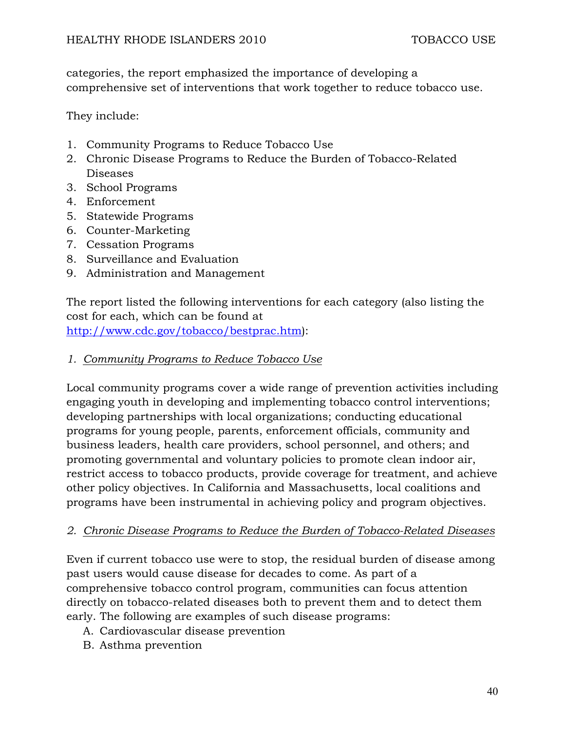categories, the report emphasized the importance of developing a comprehensive set of interventions that work together to reduce tobacco use.

They include:

1. Community Programs to Reduce Tobacco Use
2. Chronic Disease Programs to Reduce the Burden of Tobacco-Related Diseases
3. School Programs
4. Enforcement
5. Statewide Programs
6. Counter-Marketing
7. Cessation Programs
8. Surveillance and Evaluation
9. Administration and Management

The report listed the following interventions for each category (also listing the cost for each, which can be found at [http://www.cdc.gov/tobacco/bestprac.htm](http://www.cdc.gov/tobacco/bestprac.htm)):

*1. Community Programs to Reduce Tobacco Use*

Local community programs cover a wide range of prevention activities including engaging youth in developing and implementing tobacco control interventions; developing partnerships with local organizations; conducting educational programs for young people, parents, enforcement officials, community and business leaders, health care providers, school personnel, and others; and promoting governmental and voluntary policies to promote clean indoor air, restrict access to tobacco products, provide coverage for treatment, and achieve other policy objectives. In California and Massachusetts, local coalitions and programs have been instrumental in achieving policy and program objectives.

*2. Chronic Disease Programs to Reduce the Burden of Tobacco-Related Diseases*

Even if current tobacco use were to stop, the residual burden of disease among past users would cause disease for decades to come. As part of a comprehensive tobacco control program, communities can focus attention directly on tobacco-related diseases both to prevent them and to detect them early. The following are examples of such disease programs:

A. Cardiovascular disease prevention
B. Asthma prevention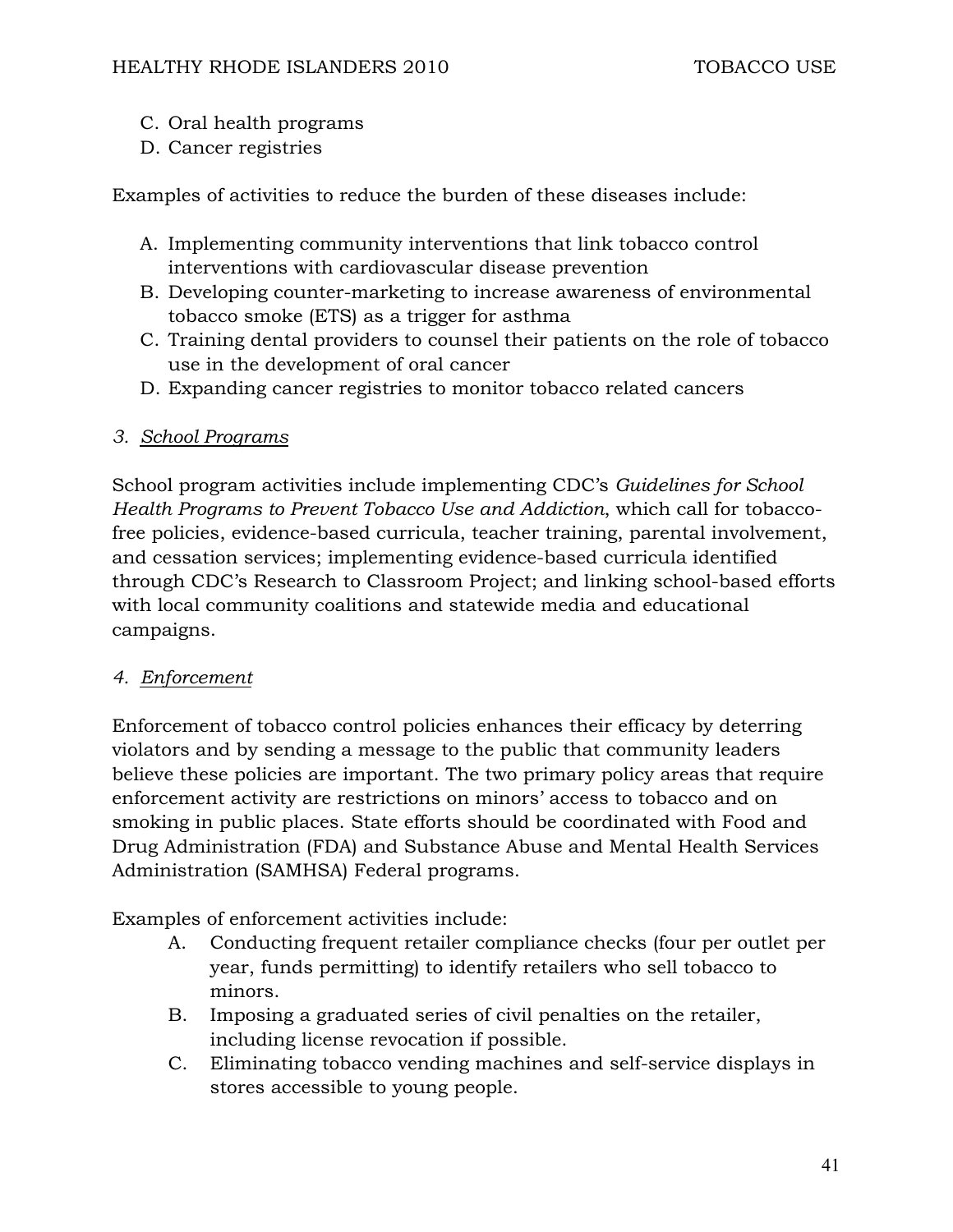C. Oral health programs
D. Cancer registries

Examples of activities to reduce the burden of these diseases include:

A. Implementing community interventions that link tobacco control interventions with cardiovascular disease prevention
B. Developing counter-marketing to increase awareness of environmental tobacco smoke (ETS) as a trigger for asthma
C. Training dental providers to counsel their patients on the role of tobacco use in the development of oral cancer
D. Expanding cancer registries to monitor tobacco related cancers

*3. <u>School Programs</u>*

School program activities include implementing CDC's *Guidelines for School Health Programs to Prevent Tobacco Use and Addiction*, which call for tobacco-free policies, evidence-based curricula, teacher training, parental involvement, and cessation services; implementing evidence-based curricula identified through CDC's Research to Classroom Project; and linking school-based efforts with local community coalitions and statewide media and educational campaigns.

*4. <u>Enforcement</u>*

Enforcement of tobacco control policies enhances their efficacy by deterring violators and by sending a message to the public that community leaders believe these policies are important. The two primary policy areas that require enforcement activity are restrictions on minors' access to tobacco and on smoking in public places. State efforts should be coordinated with Food and Drug Administration (FDA) and Substance Abuse and Mental Health Services Administration (SAMHSA) Federal programs.

Examples of enforcement activities include:

A. Conducting frequent retailer compliance checks (four per outlet per year, funds permitting) to identify retailers who sell tobacco to minors.
B. Imposing a graduated series of civil penalties on the retailer, including license revocation if possible.
C. Eliminating tobacco vending machines and self-service displays in stores accessible to young people.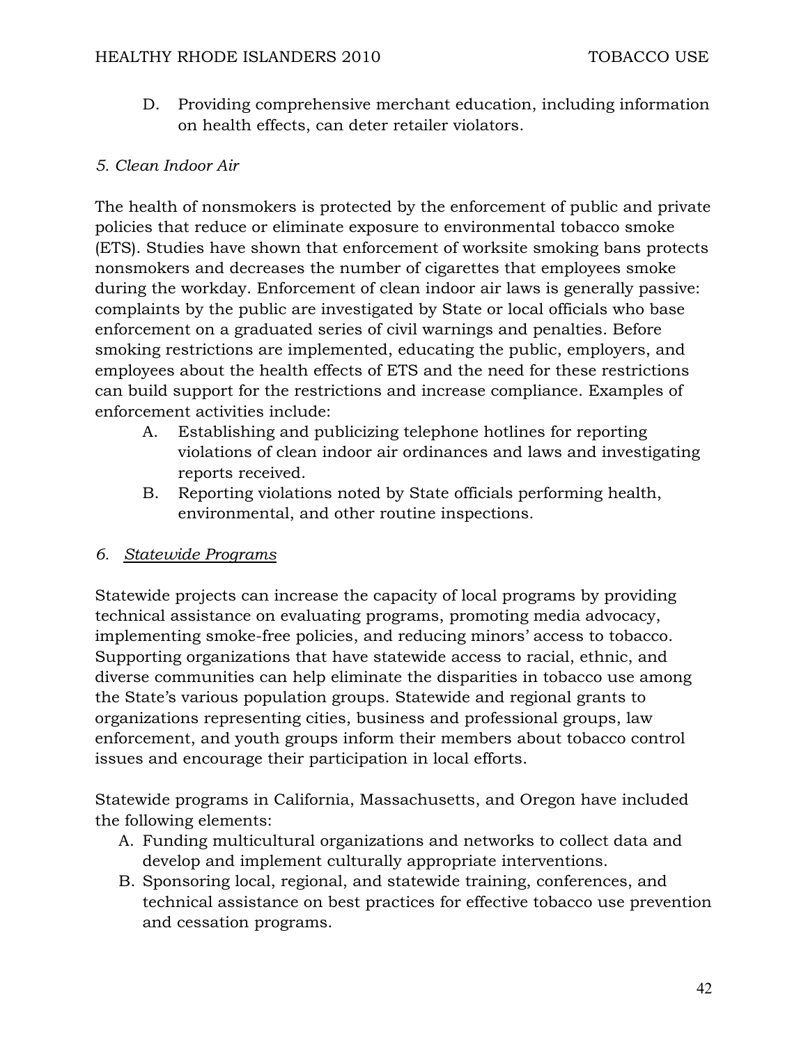D. Providing comprehensive merchant education, including information on health effects, can deter retailer violators.

*5. Clean Indoor Air*

The health of nonsmokers is protected by the enforcement of public and private policies that reduce or eliminate exposure to environmental tobacco smoke (ETS). Studies have shown that enforcement of worksite smoking bans protects nonsmokers and decreases the number of cigarettes that employees smoke during the workday. Enforcement of clean indoor air laws is generally passive: complaints by the public are investigated by State or local officials who base enforcement on a graduated series of civil warnings and penalties. Before smoking restrictions are implemented, educating the public, employers, and employees about the health effects of ETS and the need for these restrictions can build support for the restrictions and increase compliance. Examples of enforcement activities include:

A. Establishing and publicizing telephone hotlines for reporting violations of clean indoor air ordinances and laws and investigating reports received.
B. Reporting violations noted by State officials performing health, environmental, and other routine inspections.

*6. <u>Statewide Programs</u>*

Statewide projects can increase the capacity of local programs by providing technical assistance on evaluating programs, promoting media advocacy, implementing smoke-free policies, and reducing minors' access to tobacco. Supporting organizations that have statewide access to racial, ethnic, and diverse communities can help eliminate the disparities in tobacco use among the State's various population groups. Statewide and regional grants to organizations representing cities, business and professional groups, law enforcement, and youth groups inform their members about tobacco control issues and encourage their participation in local efforts.

Statewide programs in California, Massachusetts, and Oregon have included the following elements:

A. Funding multicultural organizations and networks to collect data and develop and implement culturally appropriate interventions.
B. Sponsoring local, regional, and statewide training, conferences, and technical assistance on best practices for effective tobacco use prevention and cessation programs.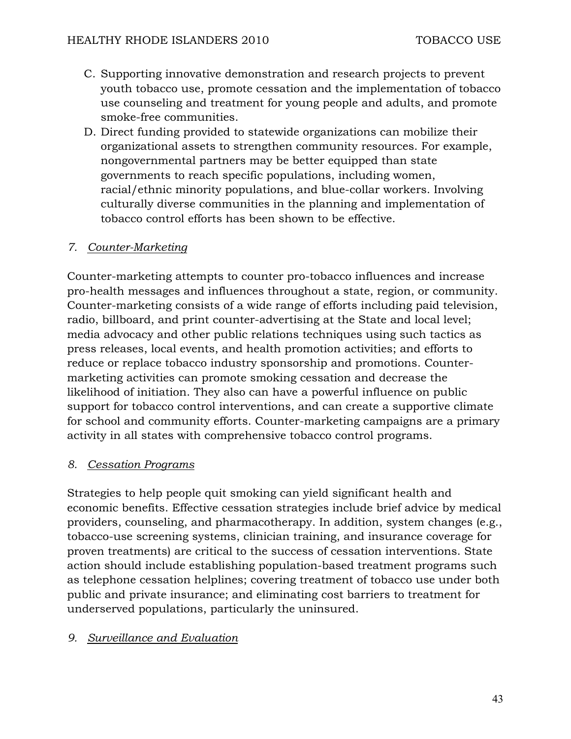C. Supporting innovative demonstration and research projects to prevent youth tobacco use, promote cessation and the implementation of tobacco use counseling and treatment for young people and adults, and promote smoke-free communities.

D. Direct funding provided to statewide organizations can mobilize their organizational assets to strengthen community resources. For example, nongovernmental partners may be better equipped than state governments to reach specific populations, including women, racial/ethnic minority populations, and blue-collar workers. Involving culturally diverse communities in the planning and implementation of tobacco control efforts has been shown to be effective.

### 7. *Counter-Marketing*

Counter-marketing attempts to counter pro-tobacco influences and increase pro-health messages and influences throughout a state, region, or community. Counter-marketing consists of a wide range of efforts including paid television, radio, billboard, and print counter-advertising at the State and local level; media advocacy and other public relations techniques using such tactics as press releases, local events, and health promotion activities; and efforts to reduce or replace tobacco industry sponsorship and promotions. Counter-marketing activities can promote smoking cessation and decrease the likelihood of initiation. They also can have a powerful influence on public support for tobacco control interventions, and can create a supportive climate for school and community efforts. Counter-marketing campaigns are a primary activity in all states with comprehensive tobacco control programs.

### 8. *Cessation Programs*

Strategies to help people quit smoking can yield significant health and economic benefits. Effective cessation strategies include brief advice by medical providers, counseling, and pharmacotherapy. In addition, system changes (e.g., tobacco-use screening systems, clinician training, and insurance coverage for proven treatments) are critical to the success of cessation interventions. State action should include establishing population-based treatment programs such as telephone cessation helplines; covering treatment of tobacco use under both public and private insurance; and eliminating cost barriers to treatment for underserved populations, particularly the uninsured.

### 9. *Surveillance and Evaluation*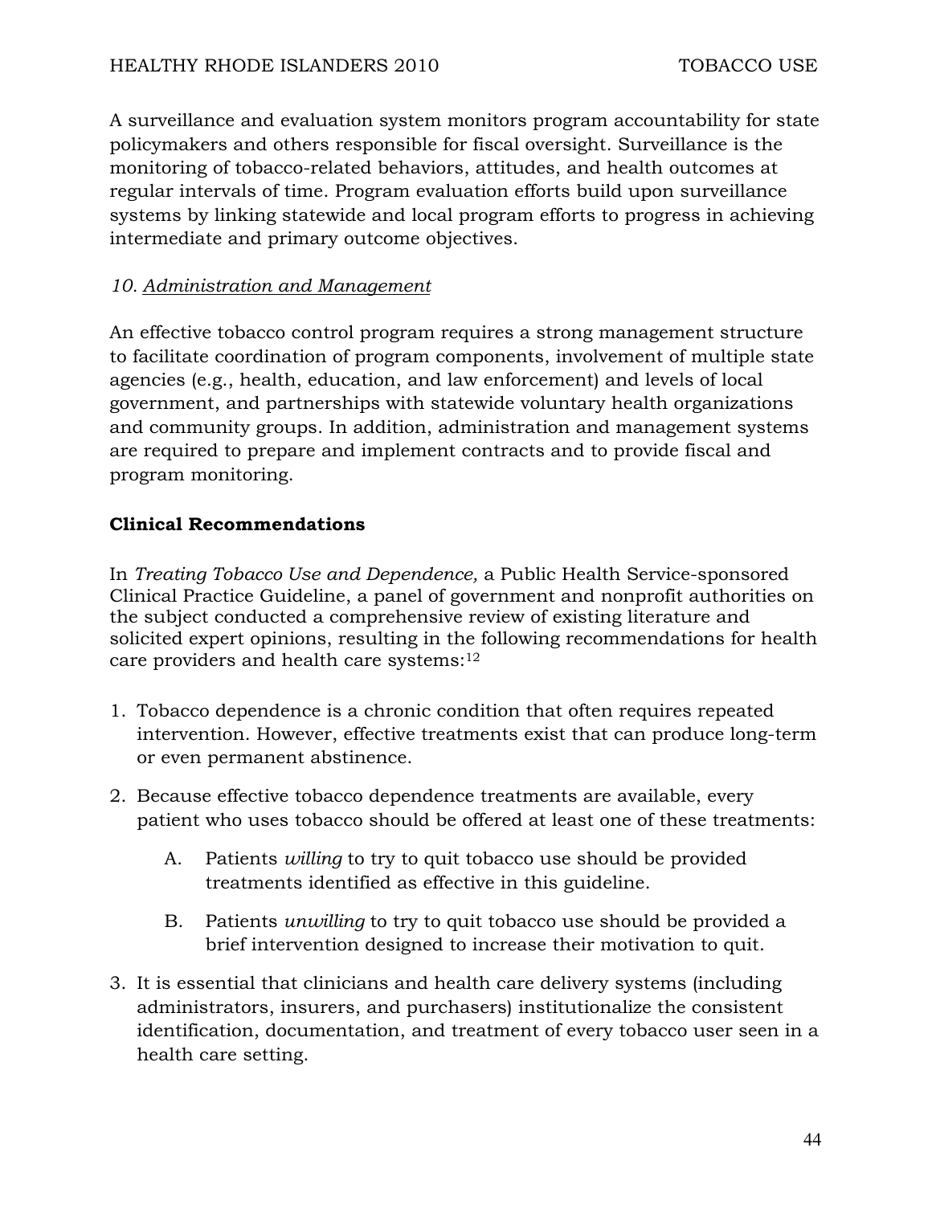A surveillance and evaluation system monitors program accountability for state policymakers and others responsible for fiscal oversight. Surveillance is the monitoring of tobacco-related behaviors, attitudes, and health outcomes at regular intervals of time. Program evaluation efforts build upon surveillance systems by linking statewide and local program efforts to progress in achieving intermediate and primary outcome objectives.

*10. Administration and Management*

An effective tobacco control program requires a strong management structure to facilitate coordination of program components, involvement of multiple state agencies (e.g., health, education, and law enforcement) and levels of local government, and partnerships with statewide voluntary health organizations and community groups. In addition, administration and management systems are required to prepare and implement contracts and to provide fiscal and program monitoring.

**Clinical Recommendations**

In *Treating Tobacco Use and Dependence,* a Public Health Service-sponsored Clinical Practice Guideline, a panel of government and nonprofit authorities on the subject conducted a comprehensive review of existing literature and solicited expert opinions, resulting in the following recommendations for health care providers and health care systems:[12]

1. Tobacco dependence is a chronic condition that often requires repeated intervention. However, effective treatments exist that can produce long-term or even permanent abstinence.

2. Because effective tobacco dependence treatments are available, every patient who uses tobacco should be offered at least one of these treatments:

   A. Patients *willing* to try to quit tobacco use should be provided treatments identified as effective in this guideline.

   B. Patients *unwilling* to try to quit tobacco use should be provided a brief intervention designed to increase their motivation to quit.

3. It is essential that clinicians and health care delivery systems (including administrators, insurers, and purchasers) institutionalize the consistent identification, documentation, and treatment of every tobacco user seen in a health care setting.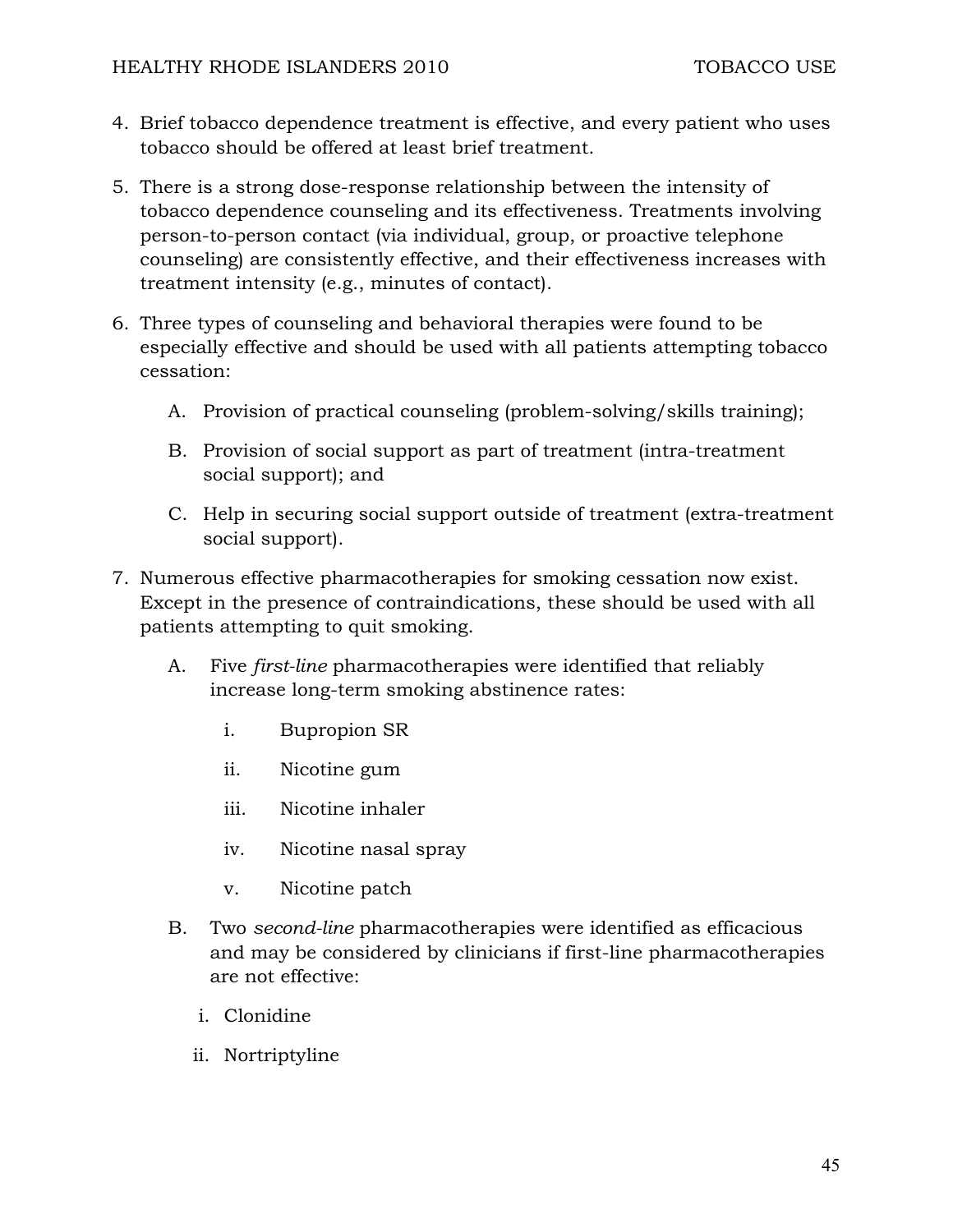4. Brief tobacco dependence treatment is effective, and every patient who uses tobacco should be offered at least brief treatment.

5. There is a strong dose-response relationship between the intensity of tobacco dependence counseling and its effectiveness. Treatments involving person-to-person contact (via individual, group, or proactive telephone counseling) are consistently effective, and their effectiveness increases with treatment intensity (e.g., minutes of contact).

6. Three types of counseling and behavioral therapies were found to be especially effective and should be used with all patients attempting tobacco cessation:

    A. Provision of practical counseling (problem-solving/skills training);

    B. Provision of social support as part of treatment (intra-treatment social support); and

    C. Help in securing social support outside of treatment (extra-treatment social support).

7. Numerous effective pharmacotherapies for smoking cessation now exist. Except in the presence of contraindications, these should be used with all patients attempting to quit smoking.

    A. Five *first-line* pharmacotherapies were identified that reliably increase long-term smoking abstinence rates:

        i. Bupropion SR

        ii. Nicotine gum

        iii. Nicotine inhaler

        iv. Nicotine nasal spray

        v. Nicotine patch

    B. Two *second-line* pharmacotherapies were identified as efficacious and may be considered by clinicians if first-line pharmacotherapies are not effective:

        i. Clonidine

        ii. Nortriptyline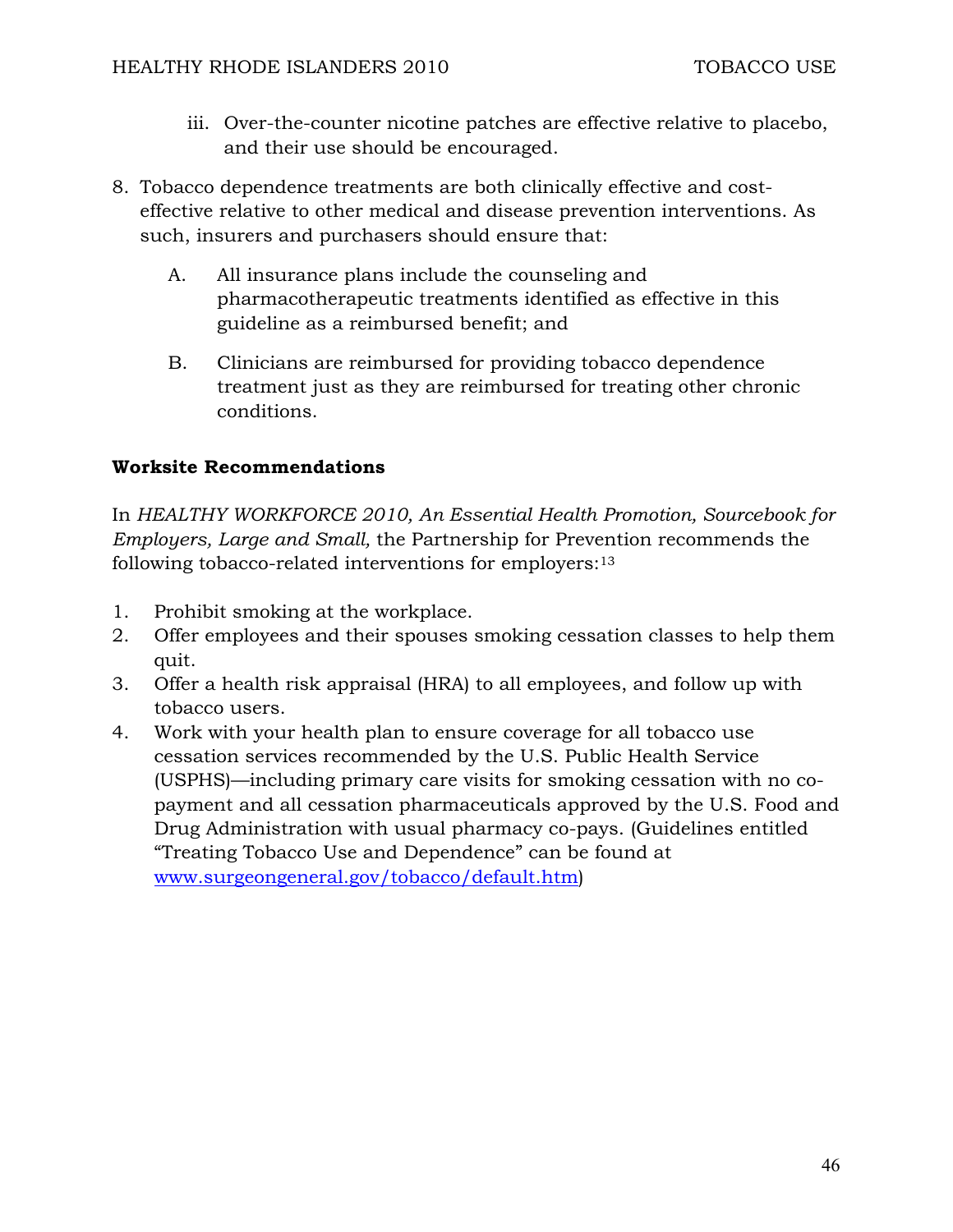iii. Over-the-counter nicotine patches are effective relative to placebo, and their use should be encouraged.

8. Tobacco dependence treatments are both clinically effective and cost-effective relative to other medical and disease prevention interventions. As such, insurers and purchasers should ensure that:

   A. All insurance plans include the counseling and pharmacotherapeutic treatments identified as effective in this guideline as a reimbursed benefit; and

   B. Clinicians are reimbursed for providing tobacco dependence treatment just as they are reimbursed for treating other chronic conditions.

**Worksite Recommendations**

In *HEALTHY WORKFORCE 2010, An Essential Health Promotion, Sourcebook for Employers, Large and Small,* the Partnership for Prevention recommends the following tobacco-related interventions for employers:[13]

1. Prohibit smoking at the workplace.
2. Offer employees and their spouses smoking cessation classes to help them quit.
3. Offer a health risk appraisal (HRA) to all employees, and follow up with tobacco users.
4. Work with your health plan to ensure coverage for all tobacco use cessation services recommended by the U.S. Public Health Service (USPHS)—including primary care visits for smoking cessation with no co-payment and all cessation pharmaceuticals approved by the U.S. Food and Drug Administration with usual pharmacy co-pays. (Guidelines entitled "Treating Tobacco Use and Dependence" can be found at www.surgeongeneral.gov/tobacco/default.htm)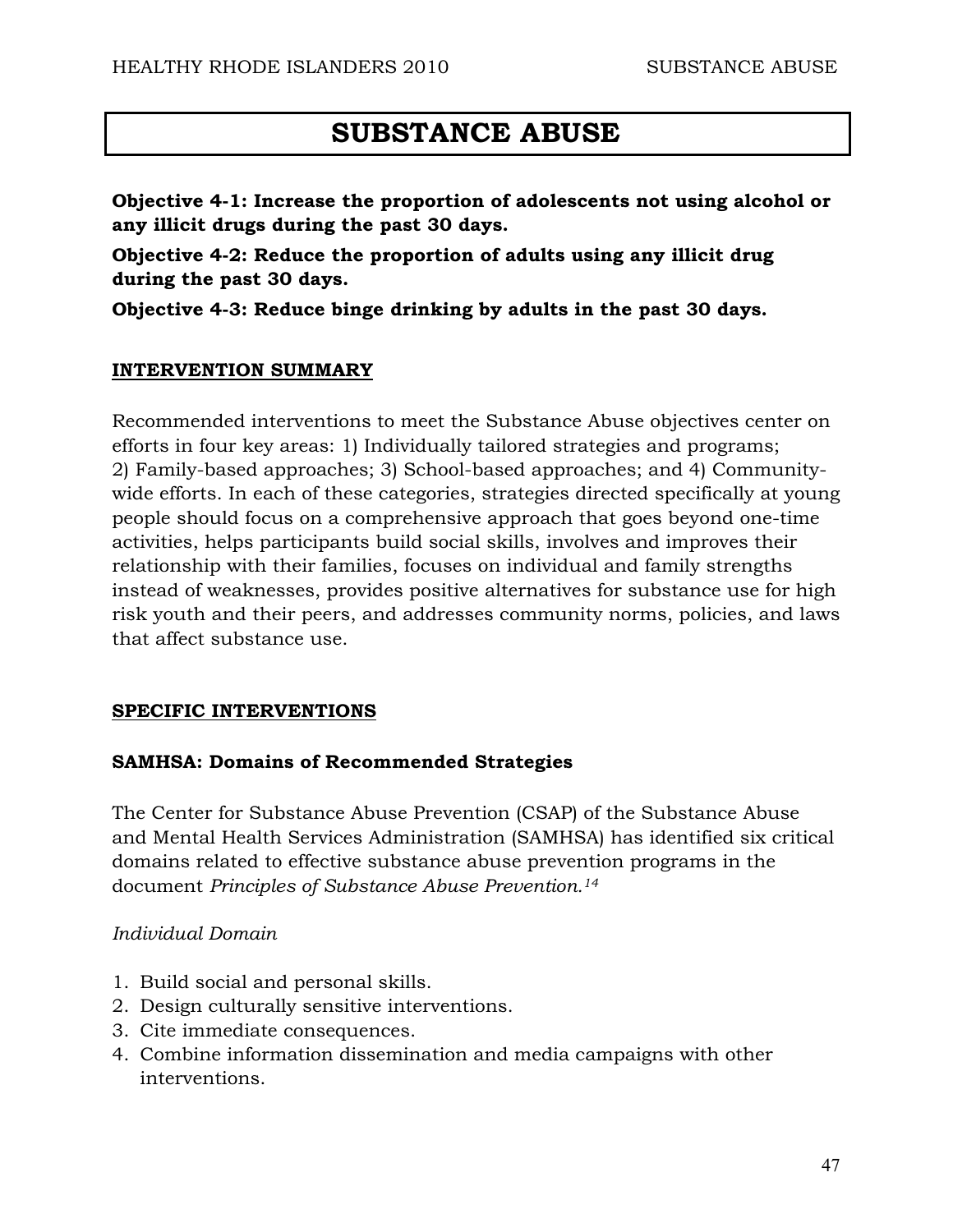# SUBSTANCE ABUSE

**Objective 4-1: Increase the proportion of adolescents not using alcohol or any illicit drugs during the past 30 days.**

**Objective 4-2: Reduce the proportion of adults using any illicit drug during the past 30 days.**

**Objective 4-3: Reduce binge drinking by adults in the past 30 days.**

## INTERVENTION SUMMARY

Recommended interventions to meet the Substance Abuse objectives center on efforts in four key areas: 1) Individually tailored strategies and programs; 2) Family-based approaches; 3) School-based approaches; and 4) Community-wide efforts. In each of these categories, strategies directed specifically at young people should focus on a comprehensive approach that goes beyond one-time activities, helps participants build social skills, involves and improves their relationship with their families, focuses on individual and family strengths instead of weaknesses, provides positive alternatives for substance use for high risk youth and their peers, and addresses community norms, policies, and laws that affect substance use.

## SPECIFIC INTERVENTIONS

### SAMHSA: Domains of Recommended Strategies

The Center for Substance Abuse Prevention (CSAP) of the Substance Abuse and Mental Health Services Administration (SAMHSA) has identified six critical domains related to effective substance abuse prevention programs in the document *Principles of Substance Abuse Prevention.*[14]

*Individual Domain*

1. Build social and personal skills.
2. Design culturally sensitive interventions.
3. Cite immediate consequences.
4. Combine information dissemination and media campaigns with other interventions.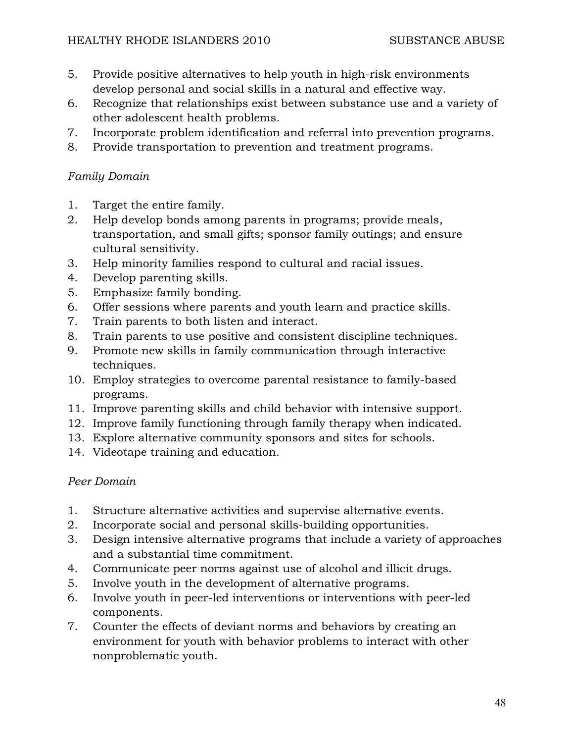5. Provide positive alternatives to help youth in high-risk environments develop personal and social skills in a natural and effective way.
6. Recognize that relationships exist between substance use and a variety of other adolescent health problems.
7. Incorporate problem identification and referral into prevention programs.
8. Provide transportation to prevention and treatment programs.

*Family Domain*

1. Target the entire family.
2. Help develop bonds among parents in programs; provide meals, transportation, and small gifts; sponsor family outings; and ensure cultural sensitivity.
3. Help minority families respond to cultural and racial issues.
4. Develop parenting skills.
5. Emphasize family bonding.
6. Offer sessions where parents and youth learn and practice skills.
7. Train parents to both listen and interact.
8. Train parents to use positive and consistent discipline techniques.
9. Promote new skills in family communication through interactive techniques.
10. Employ strategies to overcome parental resistance to family-based programs.
11. Improve parenting skills and child behavior with intensive support.
12. Improve family functioning through family therapy when indicated.
13. Explore alternative community sponsors and sites for schools.
14. Videotape training and education.

*Peer Domain*

1. Structure alternative activities and supervise alternative events.
2. Incorporate social and personal skills-building opportunities.
3. Design intensive alternative programs that include a variety of approaches and a substantial time commitment.
4. Communicate peer norms against use of alcohol and illicit drugs.
5. Involve youth in the development of alternative programs.
6. Involve youth in peer-led interventions or interventions with peer-led components.
7. Counter the effects of deviant norms and behaviors by creating an environment for youth with behavior problems to interact with other nonproblematic youth.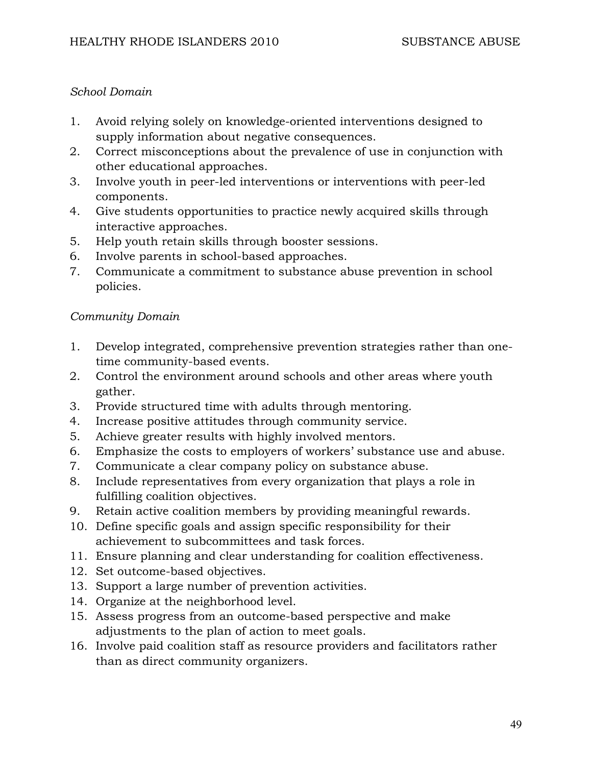*School Domain*

1. Avoid relying solely on knowledge-oriented interventions designed to supply information about negative consequences.
2. Correct misconceptions about the prevalence of use in conjunction with other educational approaches.
3. Involve youth in peer-led interventions or interventions with peer-led components.
4. Give students opportunities to practice newly acquired skills through interactive approaches.
5. Help youth retain skills through booster sessions.
6. Involve parents in school-based approaches.
7. Communicate a commitment to substance abuse prevention in school policies.

*Community Domain*

1. Develop integrated, comprehensive prevention strategies rather than one-time community-based events.
2. Control the environment around schools and other areas where youth gather.
3. Provide structured time with adults through mentoring.
4. Increase positive attitudes through community service.
5. Achieve greater results with highly involved mentors.
6. Emphasize the costs to employers of workers' substance use and abuse.
7. Communicate a clear company policy on substance abuse.
8. Include representatives from every organization that plays a role in fulfilling coalition objectives.
9. Retain active coalition members by providing meaningful rewards.
10. Define specific goals and assign specific responsibility for their achievement to subcommittees and task forces.
11. Ensure planning and clear understanding for coalition effectiveness.
12. Set outcome-based objectives.
13. Support a large number of prevention activities.
14. Organize at the neighborhood level.
15. Assess progress from an outcome-based perspective and make adjustments to the plan of action to meet goals.
16. Involve paid coalition staff as resource providers and facilitators rather than as direct community organizers.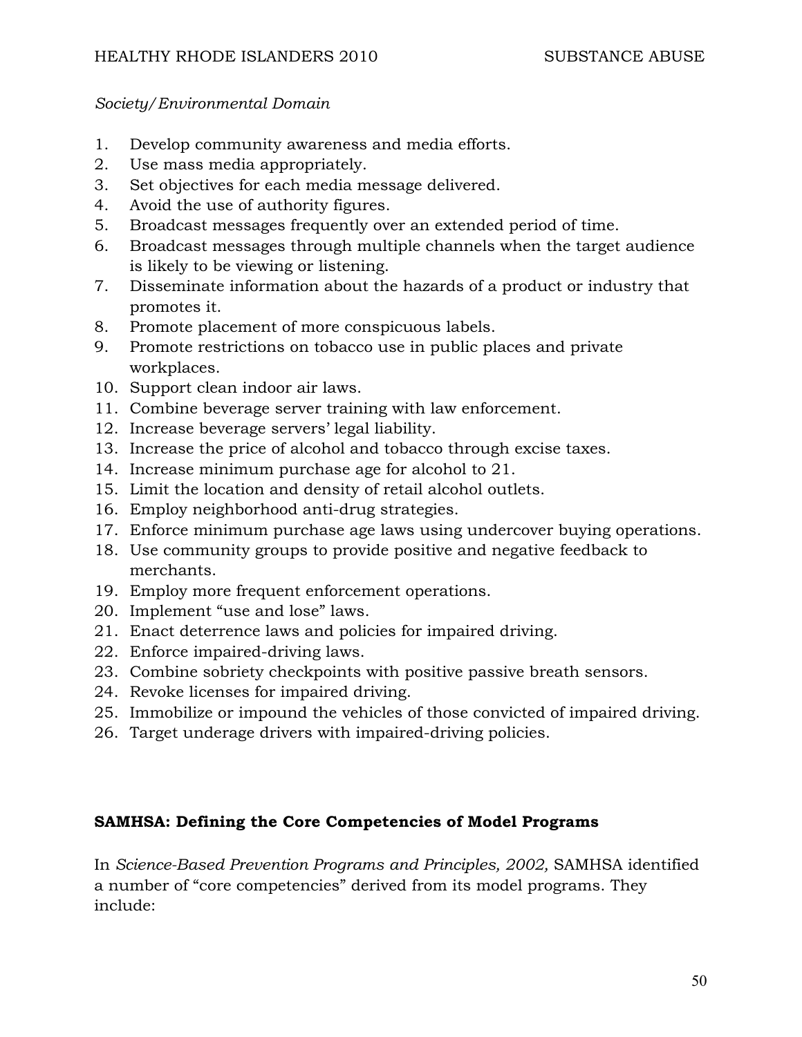*Society/Environmental Domain*

1. Develop community awareness and media efforts.
2. Use mass media appropriately.
3. Set objectives for each media message delivered.
4. Avoid the use of authority figures.
5. Broadcast messages frequently over an extended period of time.
6. Broadcast messages through multiple channels when the target audience is likely to be viewing or listening.
7. Disseminate information about the hazards of a product or industry that promotes it.
8. Promote placement of more conspicuous labels.
9. Promote restrictions on tobacco use in public places and private workplaces.
10. Support clean indoor air laws.
11. Combine beverage server training with law enforcement.
12. Increase beverage servers' legal liability.
13. Increase the price of alcohol and tobacco through excise taxes.
14. Increase minimum purchase age for alcohol to 21.
15. Limit the location and density of retail alcohol outlets.
16. Employ neighborhood anti-drug strategies.
17. Enforce minimum purchase age laws using undercover buying operations.
18. Use community groups to provide positive and negative feedback to merchants.
19. Employ more frequent enforcement operations.
20. Implement "use and lose" laws.
21. Enact deterrence laws and policies for impaired driving.
22. Enforce impaired-driving laws.
23. Combine sobriety checkpoints with positive passive breath sensors.
24. Revoke licenses for impaired driving.
25. Immobilize or impound the vehicles of those convicted of impaired driving.
26. Target underage drivers with impaired-driving policies.

**SAMHSA: Defining the Core Competencies of Model Programs**

In *Science-Based Prevention Programs and Principles, 2002,* SAMHSA identified a number of "core competencies" derived from its model programs. They include: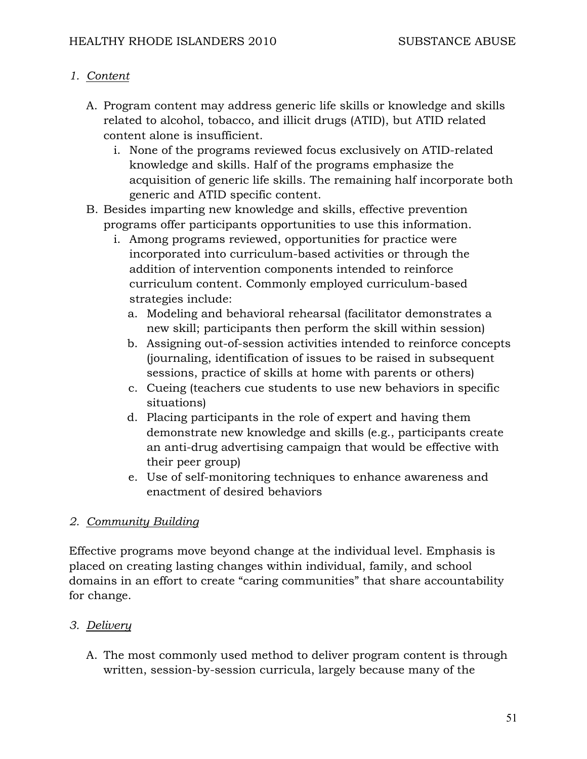*1. Content*

A. Program content may address generic life skills or knowledge and skills related to alcohol, tobacco, and illicit drugs (ATID), but ATID related content alone is insufficient.

   i. None of the programs reviewed focus exclusively on ATID-related knowledge and skills. Half of the programs emphasize the acquisition of generic life skills. The remaining half incorporate both generic and ATID specific content.

B. Besides imparting new knowledge and skills, effective prevention programs offer participants opportunities to use this information.

   i. Among programs reviewed, opportunities for practice were incorporated into curriculum-based activities or through the addition of intervention components intended to reinforce curriculum content. Commonly employed curriculum-based strategies include:

      a. Modeling and behavioral rehearsal (facilitator demonstrates a new skill; participants then perform the skill within session)
      b. Assigning out-of-session activities intended to reinforce concepts (journaling, identification of issues to be raised in subsequent sessions, practice of skills at home with parents or others)
      c. Cueing (teachers cue students to use new behaviors in specific situations)
      d. Placing participants in the role of expert and having them demonstrate new knowledge and skills (e.g., participants create an anti-drug advertising campaign that would be effective with their peer group)
      e. Use of self-monitoring techniques to enhance awareness and enactment of desired behaviors

*2. Community Building*

Effective programs move beyond change at the individual level. Emphasis is placed on creating lasting changes within individual, family, and school domains in an effort to create "caring communities" that share accountability for change.

*3. Delivery*

A. The most commonly used method to deliver program content is through written, session-by-session curricula, largely because many of the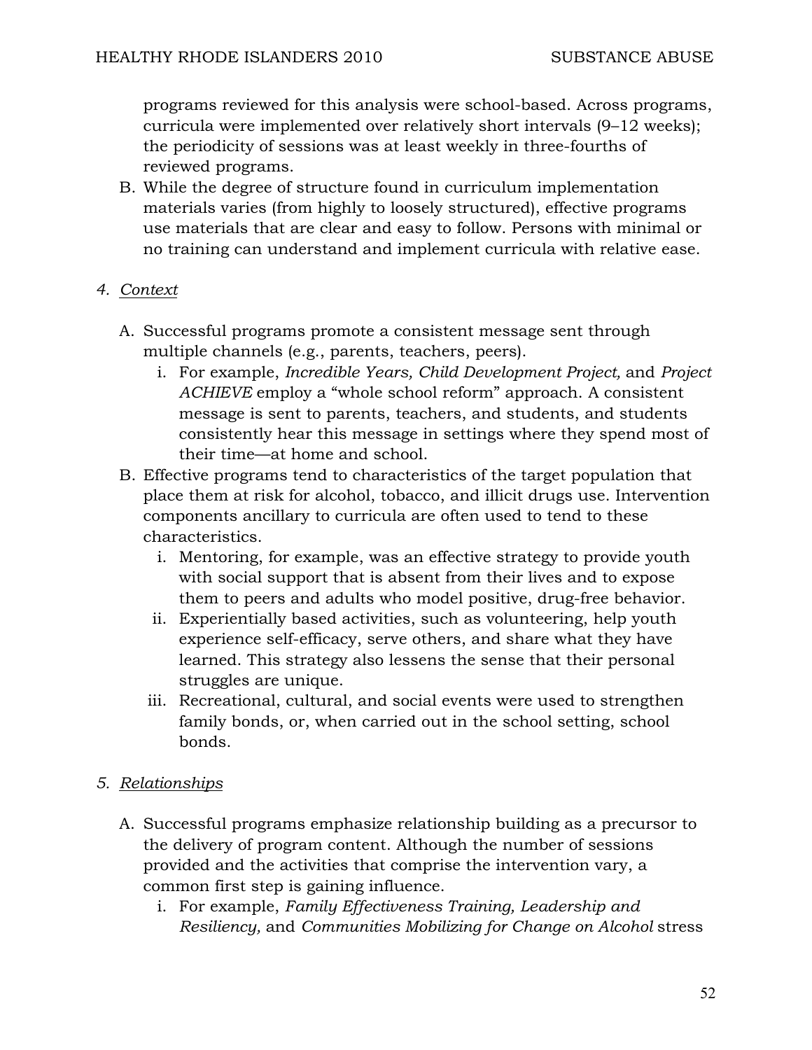programs reviewed for this analysis were school-based. Across programs, curricula were implemented over relatively short intervals (9–12 weeks); the periodicity of sessions was at least weekly in three-fourths of reviewed programs.

B. While the degree of structure found in curriculum implementation materials varies (from highly to loosely structured), effective programs use materials that are clear and easy to follow. Persons with minimal or no training can understand and implement curricula with relative ease.

4. *<u>Context</u>*

   A. Successful programs promote a consistent message sent through multiple channels (e.g., parents, teachers, peers).
      i. For example, *Incredible Years, Child Development Project,* and *Project ACHIEVE* employ a "whole school reform" approach. A consistent message is sent to parents, teachers, and students, and students consistently hear this message in settings where they spend most of their time—at home and school.

   B. Effective programs tend to characteristics of the target population that place them at risk for alcohol, tobacco, and illicit drugs use. Intervention components ancillary to curricula are often used to tend to these characteristics.
      i. Mentoring, for example, was an effective strategy to provide youth with social support that is absent from their lives and to expose them to peers and adults who model positive, drug-free behavior.
      ii. Experientially based activities, such as volunteering, help youth experience self-efficacy, serve others, and share what they have learned. This strategy also lessens the sense that their personal struggles are unique.
      iii. Recreational, cultural, and social events were used to strengthen family bonds, or, when carried out in the school setting, school bonds.

5. *<u>Relationships</u>*

   A. Successful programs emphasize relationship building as a precursor to the delivery of program content. Although the number of sessions provided and the activities that comprise the intervention vary, a common first step is gaining influence.
      i. For example, *Family Effectiveness Training, Leadership and Resiliency,* and *Communities Mobilizing for Change on Alcohol* stress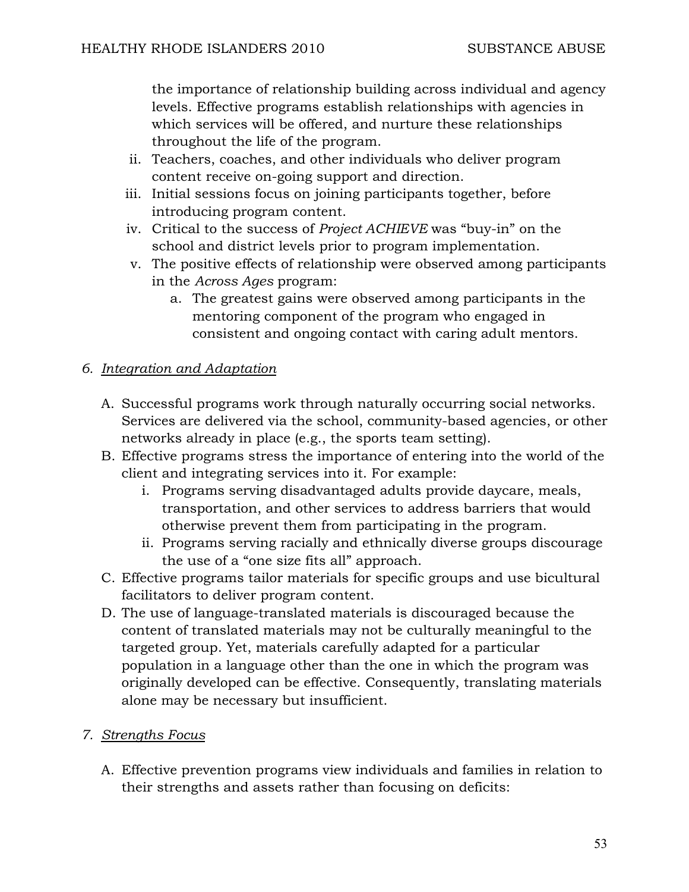the importance of relationship building across individual and agency levels. Effective programs establish relationships with agencies in which services will be offered, and nurture these relationships throughout the life of the program.

ii. Teachers, coaches, and other individuals who deliver program content receive on-going support and direction.

iii. Initial sessions focus on joining participants together, before introducing program content.

iv. Critical to the success of *Project ACHIEVE* was "buy-in" on the school and district levels prior to program implementation.

v. The positive effects of relationship were observed among participants in the *Across Ages* program:

   a. The greatest gains were observed among participants in the mentoring component of the program who engaged in consistent and ongoing contact with caring adult mentors.

*6. Integration and Adaptation*

A. Successful programs work through naturally occurring social networks. Services are delivered via the school, community-based agencies, or other networks already in place (e.g., the sports team setting).

B. Effective programs stress the importance of entering into the world of the client and integrating services into it. For example:

   i. Programs serving disadvantaged adults provide daycare, meals, transportation, and other services to address barriers that would otherwise prevent them from participating in the program.

   ii. Programs serving racially and ethnically diverse groups discourage the use of a "one size fits all" approach.

C. Effective programs tailor materials for specific groups and use bicultural facilitators to deliver program content.

D. The use of language-translated materials is discouraged because the content of translated materials may not be culturally meaningful to the targeted group. Yet, materials carefully adapted for a particular population in a language other than the one in which the program was originally developed can be effective. Consequently, translating materials alone may be necessary but insufficient.

*7. Strengths Focus*

A. Effective prevention programs view individuals and families in relation to their strengths and assets rather than focusing on deficits: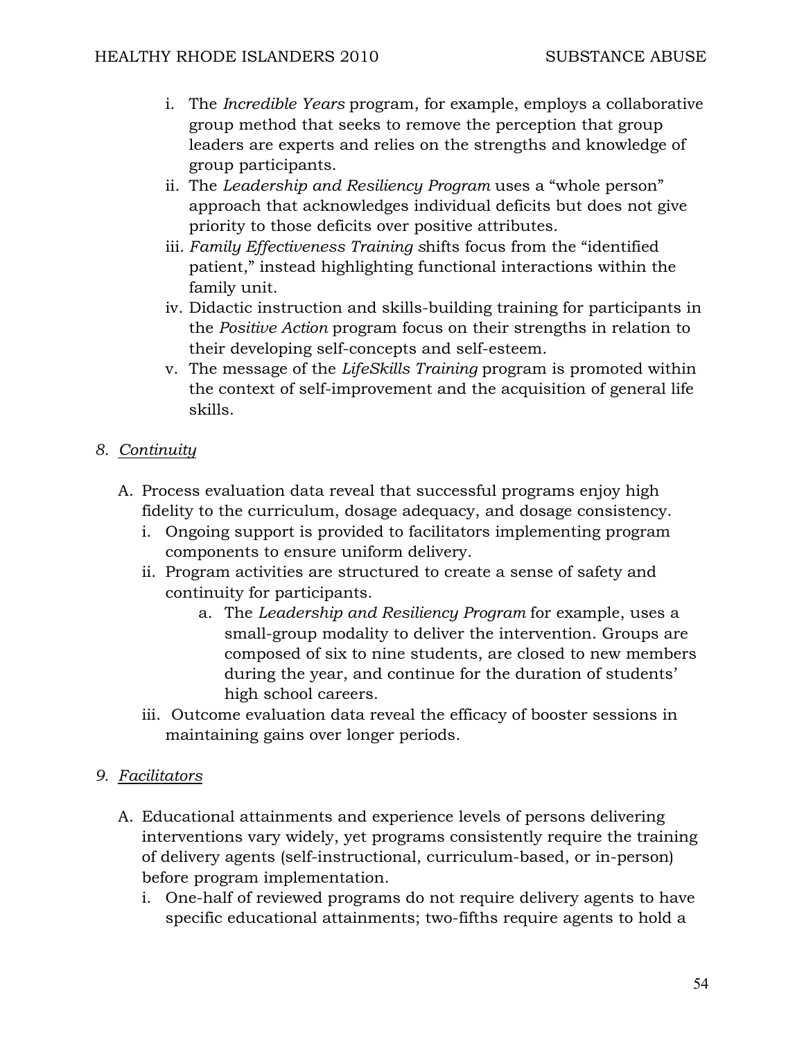i. The *Incredible Years* program, for example, employs a collaborative group method that seeks to remove the perception that group leaders are experts and relies on the strengths and knowledge of group participants.
ii. The *Leadership and Resiliency Program* uses a "whole person" approach that acknowledges individual deficits but does not give priority to those deficits over positive attributes.
iii. *Family Effectiveness Training s*hifts focus from the "identified patient," instead highlighting functional interactions within the family unit.
iv. Didactic instruction and skills-building training for participants in the *Positive Action* program focus on their strengths in relation to their developing self-concepts and self-esteem.
v. The message of the *LifeSkills Training* program is promoted within the context of self-improvement and the acquisition of general life skills.

*8. <u>Continuity</u>*

A. Process evaluation data reveal that successful programs enjoy high fidelity to the curriculum, dosage adequacy, and dosage consistency.
   i. Ongoing support is provided to facilitators implementing program components to ensure uniform delivery.
   ii. Program activities are structured to create a sense of safety and continuity for participants.
      a. The *Leadership and Resiliency Program* for example, uses a small-group modality to deliver the intervention. Groups are composed of six to nine students, are closed to new members during the year, and continue for the duration of students' high school careers.
   iii. Outcome evaluation data reveal the efficacy of booster sessions in maintaining gains over longer periods.

*9. <u>Facilitators</u>*

A. Educational attainments and experience levels of persons delivering interventions vary widely, yet programs consistently require the training of delivery agents (self-instructional, curriculum-based, or in-person) before program implementation.
   i. One-half of reviewed programs do not require delivery agents to have specific educational attainments; two-fifths require agents to hold a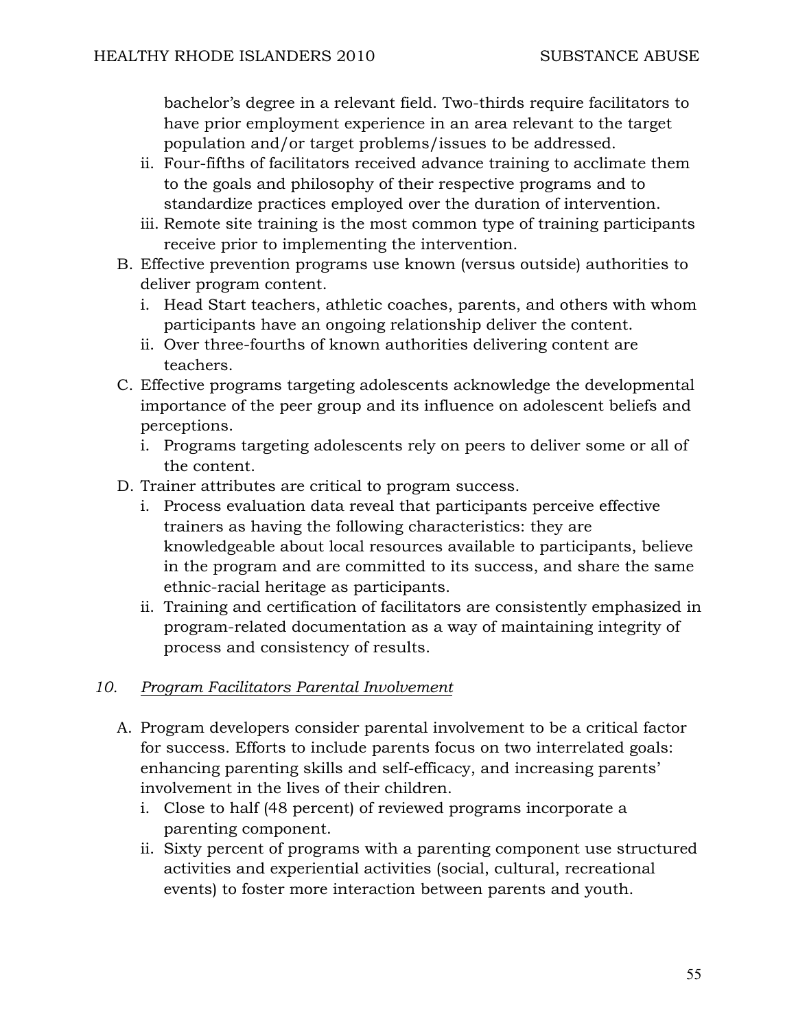bachelor's degree in a relevant field. Two-thirds require facilitators to have prior employment experience in an area relevant to the target population and/or target problems/issues to be addressed.

ii. Four-fifths of facilitators received advance training to acclimate them to the goals and philosophy of their respective programs and to standardize practices employed over the duration of intervention.

iii. Remote site training is the most common type of training participants receive prior to implementing the intervention.

B. Effective prevention programs use known (versus outside) authorities to deliver program content.

   i. Head Start teachers, athletic coaches, parents, and others with whom participants have an ongoing relationship deliver the content.

   ii. Over three-fourths of known authorities delivering content are teachers.

C. Effective programs targeting adolescents acknowledge the developmental importance of the peer group and its influence on adolescent beliefs and perceptions.

   i. Programs targeting adolescents rely on peers to deliver some or all of the content.

D. Trainer attributes are critical to program success.

   i. Process evaluation data reveal that participants perceive effective trainers as having the following characteristics: they are knowledgeable about local resources available to participants, believe in the program and are committed to its success, and share the same ethnic-racial heritage as participants.

   ii. Training and certification of facilitators are consistently emphasized in program-related documentation as a way of maintaining integrity of process and consistency of results.

*10. <u>Program Facilitators Parental Involvement</u>*

A. Program developers consider parental involvement to be a critical factor for success. Efforts to include parents focus on two interrelated goals: enhancing parenting skills and self-efficacy, and increasing parents' involvement in the lives of their children.

   i. Close to half (48 percent) of reviewed programs incorporate a parenting component.

   ii. Sixty percent of programs with a parenting component use structured activities and experiential activities (social, cultural, recreational events) to foster more interaction between parents and youth.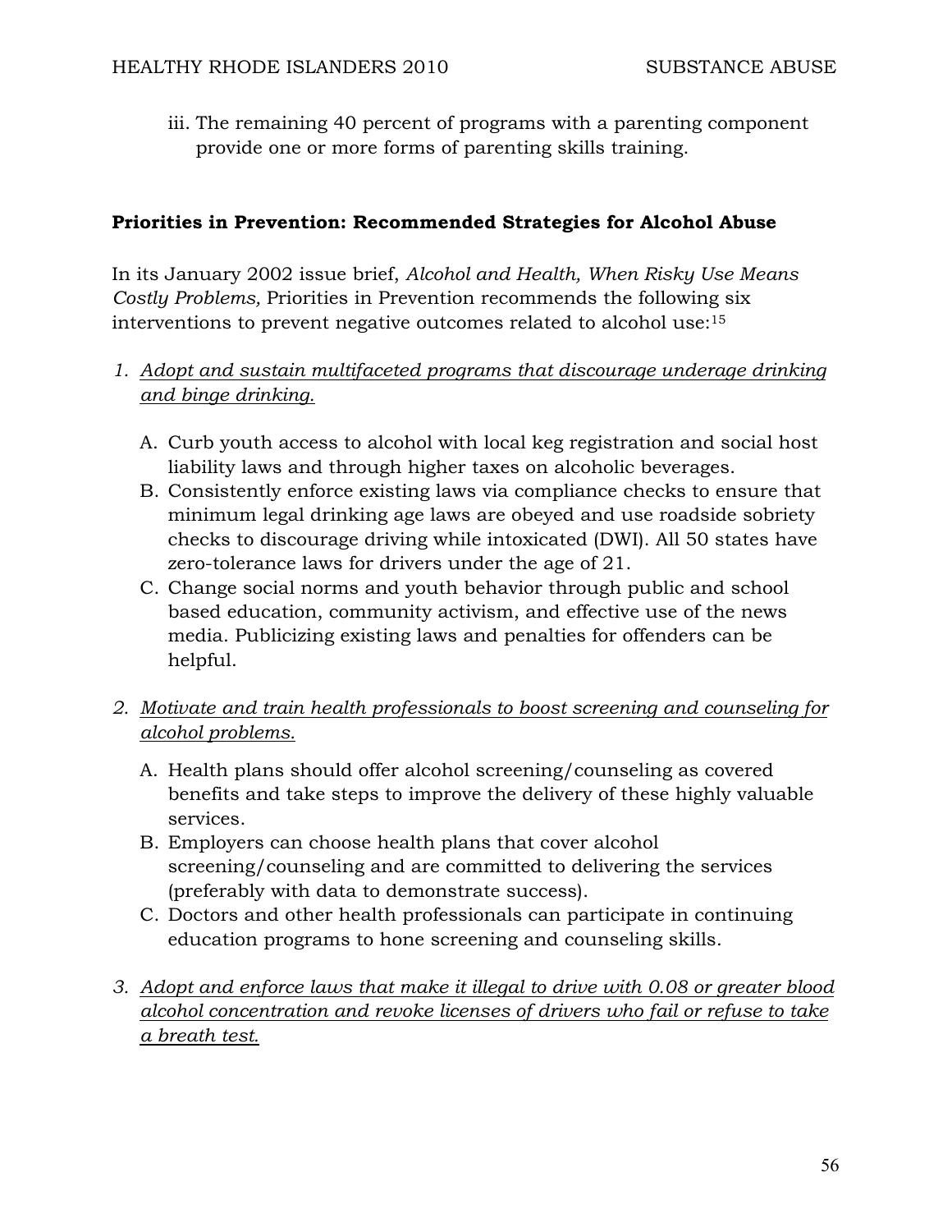iii. The remaining 40 percent of programs with a parenting component provide one or more forms of parenting skills training.

**Priorities in Prevention: Recommended Strategies for Alcohol Abuse**

In its January 2002 issue brief, *Alcohol and Health, When Risky Use Means Costly Problems,* Priorities in Prevention recommends the following six interventions to prevent negative outcomes related to alcohol use:[15]

1. *Adopt and sustain multifaceted programs that discourage underage drinking and binge drinking.*

   A. Curb youth access to alcohol with local keg registration and social host liability laws and through higher taxes on alcoholic beverages.
   B. Consistently enforce existing laws via compliance checks to ensure that minimum legal drinking age laws are obeyed and use roadside sobriety checks to discourage driving while intoxicated (DWI). All 50 states have zero-tolerance laws for drivers under the age of 21.
   C. Change social norms and youth behavior through public and school based education, community activism, and effective use of the news media. Publicizing existing laws and penalties for offenders can be helpful.

2. *Motivate and train health professionals to boost screening and counseling for alcohol problems.*

   A. Health plans should offer alcohol screening/counseling as covered benefits and take steps to improve the delivery of these highly valuable services.
   B. Employers can choose health plans that cover alcohol screening/counseling and are committed to delivering the services (preferably with data to demonstrate success).
   C. Doctors and other health professionals can participate in continuing education programs to hone screening and counseling skills.

3. *Adopt and enforce laws that make it illegal to drive with 0.08 or greater blood alcohol concentration and revoke licenses of drivers who fail or refuse to take a breath test.*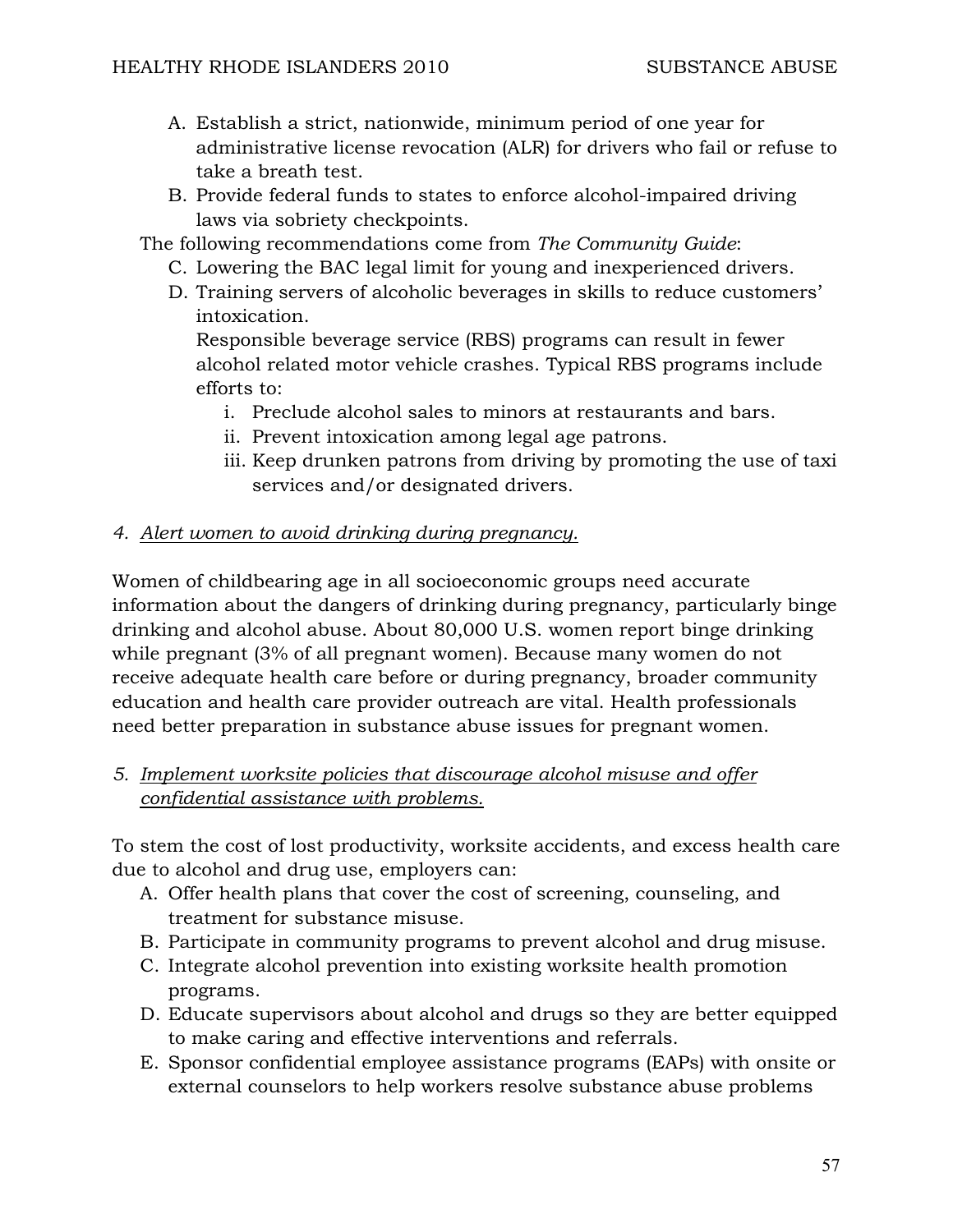A. Establish a strict, nationwide, minimum period of one year for administrative license revocation (ALR) for drivers who fail or refuse to take a breath test.
B. Provide federal funds to states to enforce alcohol-impaired driving laws via sobriety checkpoints.

The following recommendations come from *The Community Guide*:

C. Lowering the BAC legal limit for young and inexperienced drivers.
D. Training servers of alcoholic beverages in skills to reduce customers' intoxication.
   Responsible beverage service (RBS) programs can result in fewer alcohol related motor vehicle crashes. Typical RBS programs include efforts to:
   i. Preclude alcohol sales to minors at restaurants and bars.
   ii. Prevent intoxication among legal age patrons.
   iii. Keep drunken patrons from driving by promoting the use of taxi services and/or designated drivers.

*4. Alert women to avoid drinking during pregnancy.*

Women of childbearing age in all socioeconomic groups need accurate information about the dangers of drinking during pregnancy, particularly binge drinking and alcohol abuse. About 80,000 U.S. women report binge drinking while pregnant (3% of all pregnant women). Because many women do not receive adequate health care before or during pregnancy, broader community education and health care provider outreach are vital. Health professionals need better preparation in substance abuse issues for pregnant women.

*5. Implement worksite policies that discourage alcohol misuse and offer confidential assistance with problems.*

To stem the cost of lost productivity, worksite accidents, and excess health care due to alcohol and drug use, employers can:

A. Offer health plans that cover the cost of screening, counseling, and treatment for substance misuse.
B. Participate in community programs to prevent alcohol and drug misuse.
C. Integrate alcohol prevention into existing worksite health promotion programs.
D. Educate supervisors about alcohol and drugs so they are better equipped to make caring and effective interventions and referrals.
E. Sponsor confidential employee assistance programs (EAPs) with onsite or external counselors to help workers resolve substance abuse problems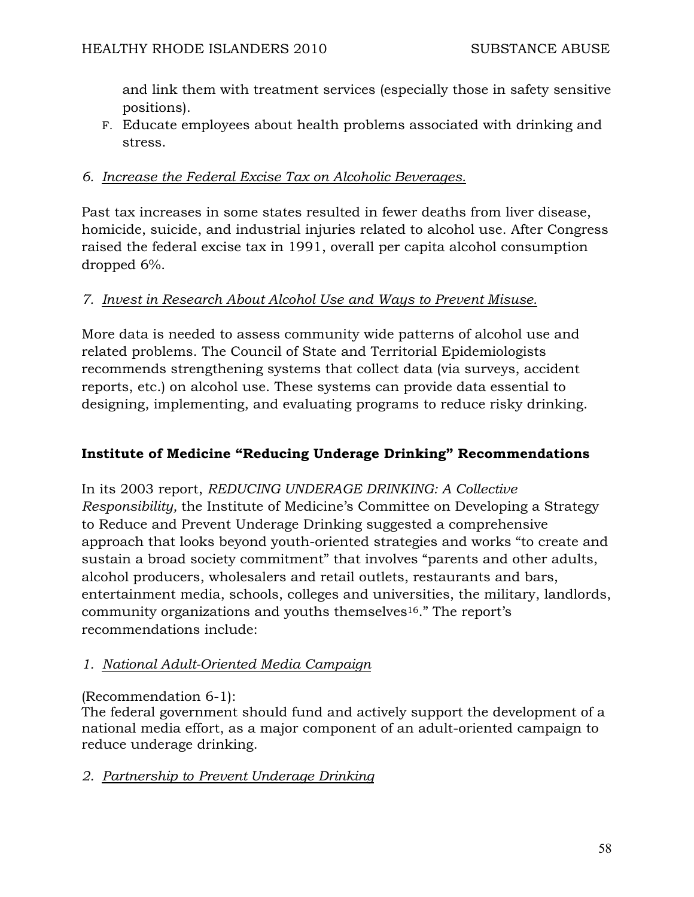and link them with treatment services (especially those in safety sensitive positions).

F. Educate employees about health problems associated with drinking and stress.

*6. <u>Increase the Federal Excise Tax on Alcoholic Beverages.</u>*

Past tax increases in some states resulted in fewer deaths from liver disease, homicide, suicide, and industrial injuries related to alcohol use. After Congress raised the federal excise tax in 1991, overall per capita alcohol consumption dropped 6%.

*7. <u>Invest in Research About Alcohol Use and Ways to Prevent Misuse.</u>*

More data is needed to assess community wide patterns of alcohol use and related problems. The Council of State and Territorial Epidemiologists recommends strengthening systems that collect data (via surveys, accident reports, etc.) on alcohol use. These systems can provide data essential to designing, implementing, and evaluating programs to reduce risky drinking.

**Institute of Medicine "Reducing Underage Drinking" Recommendations**

In its 2003 report, *REDUCING UNDERAGE DRINKING: A Collective Responsibility,* the Institute of Medicine's Committee on Developing a Strategy to Reduce and Prevent Underage Drinking suggested a comprehensive approach that looks beyond youth-oriented strategies and works "to create and sustain a broad society commitment" that involves "parents and other adults, alcohol producers, wholesalers and retail outlets, restaurants and bars, entertainment media, schools, colleges and universities, the military, landlords, community organizations and youths themselves[16]." The report's recommendations include:

*1. <u>National Adult-Oriented Media Campaign</u>*

(Recommendation 6-1):
The federal government should fund and actively support the development of a national media effort, as a major component of an adult-oriented campaign to reduce underage drinking.

*2. <u>Partnership to Prevent Underage Drinking</u>*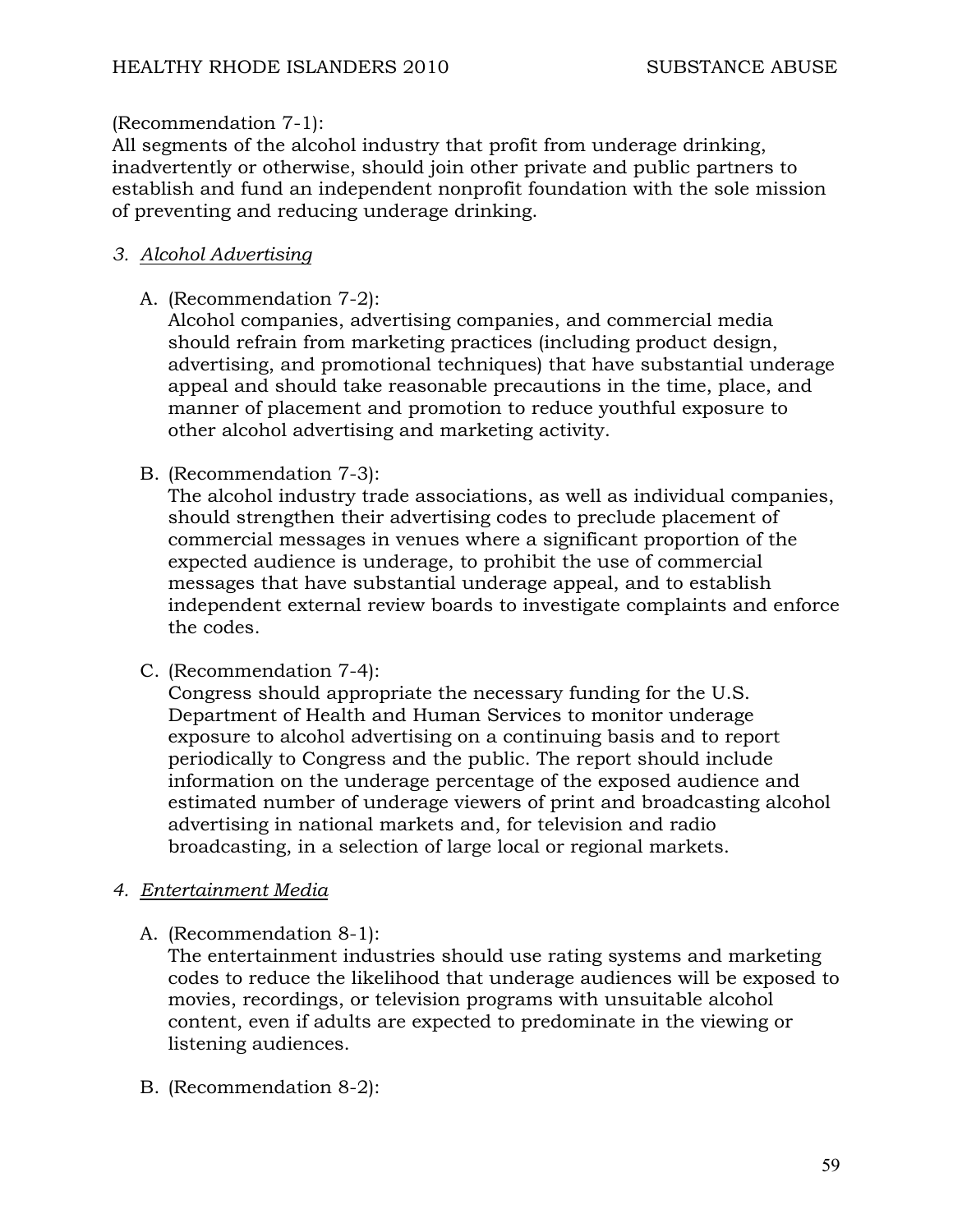(Recommendation 7-1):
All segments of the alcohol industry that profit from underage drinking, inadvertently or otherwise, should join other private and public partners to establish and fund an independent nonprofit foundation with the sole mission of preventing and reducing underage drinking.

*3. <u>Alcohol Advertising</u>*

A. (Recommendation 7-2):
   Alcohol companies, advertising companies, and commercial media should refrain from marketing practices (including product design, advertising, and promotional techniques) that have substantial underage appeal and should take reasonable precautions in the time, place, and manner of placement and promotion to reduce youthful exposure to other alcohol advertising and marketing activity.

B. (Recommendation 7-3):
   The alcohol industry trade associations, as well as individual companies, should strengthen their advertising codes to preclude placement of commercial messages in venues where a significant proportion of the expected audience is underage, to prohibit the use of commercial messages that have substantial underage appeal, and to establish independent external review boards to investigate complaints and enforce the codes.

C. (Recommendation 7-4):
   Congress should appropriate the necessary funding for the U.S. Department of Health and Human Services to monitor underage exposure to alcohol advertising on a continuing basis and to report periodically to Congress and the public. The report should include information on the underage percentage of the exposed audience and estimated number of underage viewers of print and broadcasting alcohol advertising in national markets and, for television and radio broadcasting, in a selection of large local or regional markets.

*4. <u>Entertainment Media</u>*

A. (Recommendation 8-1):
   The entertainment industries should use rating systems and marketing codes to reduce the likelihood that underage audiences will be exposed to movies, recordings, or television programs with unsuitable alcohol content, even if adults are expected to predominate in the viewing or listening audiences.

B. (Recommendation 8-2):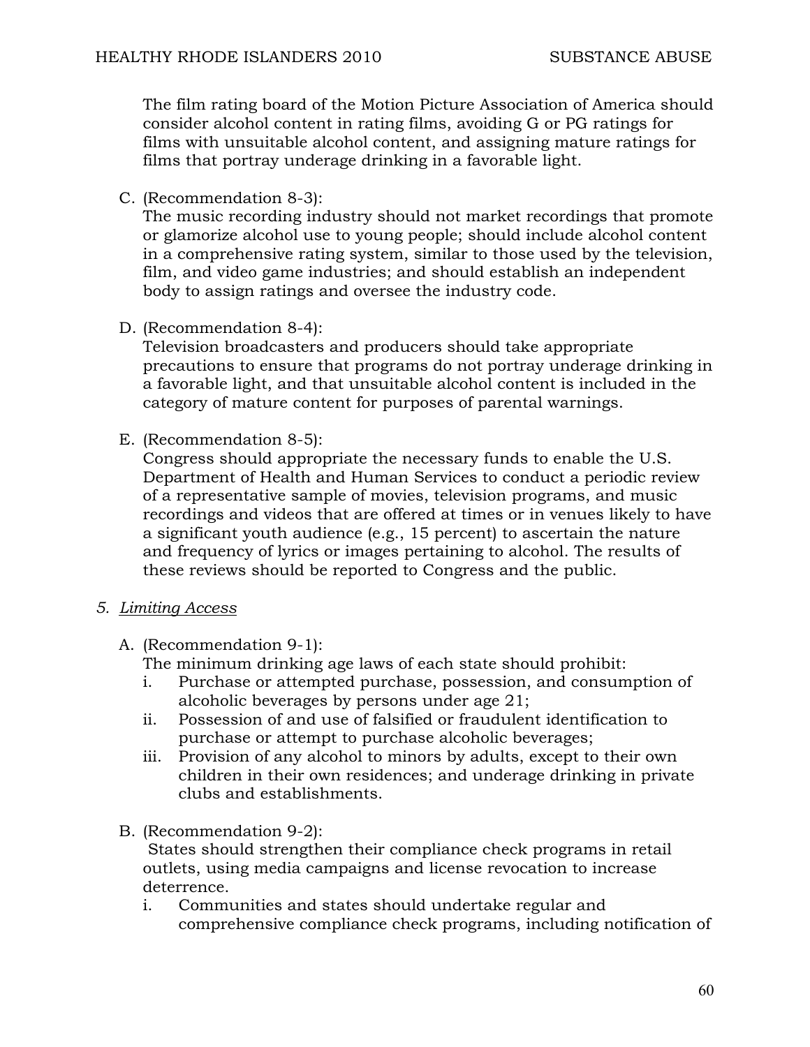The film rating board of the Motion Picture Association of America should consider alcohol content in rating films, avoiding G or PG ratings for films with unsuitable alcohol content, and assigning mature ratings for films that portray underage drinking in a favorable light.

C. (Recommendation 8-3):
   The music recording industry should not market recordings that promote or glamorize alcohol use to young people; should include alcohol content in a comprehensive rating system, similar to those used by the television, film, and video game industries; and should establish an independent body to assign ratings and oversee the industry code.

D. (Recommendation 8-4):
   Television broadcasters and producers should take appropriate precautions to ensure that programs do not portray underage drinking in a favorable light, and that unsuitable alcohol content is included in the category of mature content for purposes of parental warnings.

E. (Recommendation 8-5):
   Congress should appropriate the necessary funds to enable the U.S. Department of Health and Human Services to conduct a periodic review of a representative sample of movies, television programs, and music recordings and videos that are offered at times or in venues likely to have a significant youth audience (e.g., 15 percent) to ascertain the nature and frequency of lyrics or images pertaining to alcohol. The results of these reviews should be reported to Congress and the public.

*5. <u>Limiting Access</u>*

A. (Recommendation 9-1):
   The minimum drinking age laws of each state should prohibit:
   i. Purchase or attempted purchase, possession, and consumption of alcoholic beverages by persons under age 21;
   ii. Possession of and use of falsified or fraudulent identification to purchase or attempt to purchase alcoholic beverages;
   iii. Provision of any alcohol to minors by adults, except to their own children in their own residences; and underage drinking in private clubs and establishments.

B. (Recommendation 9-2):
   States should strengthen their compliance check programs in retail outlets, using media campaigns and license revocation to increase deterrence.
   i. Communities and states should undertake regular and comprehensive compliance check programs, including notification of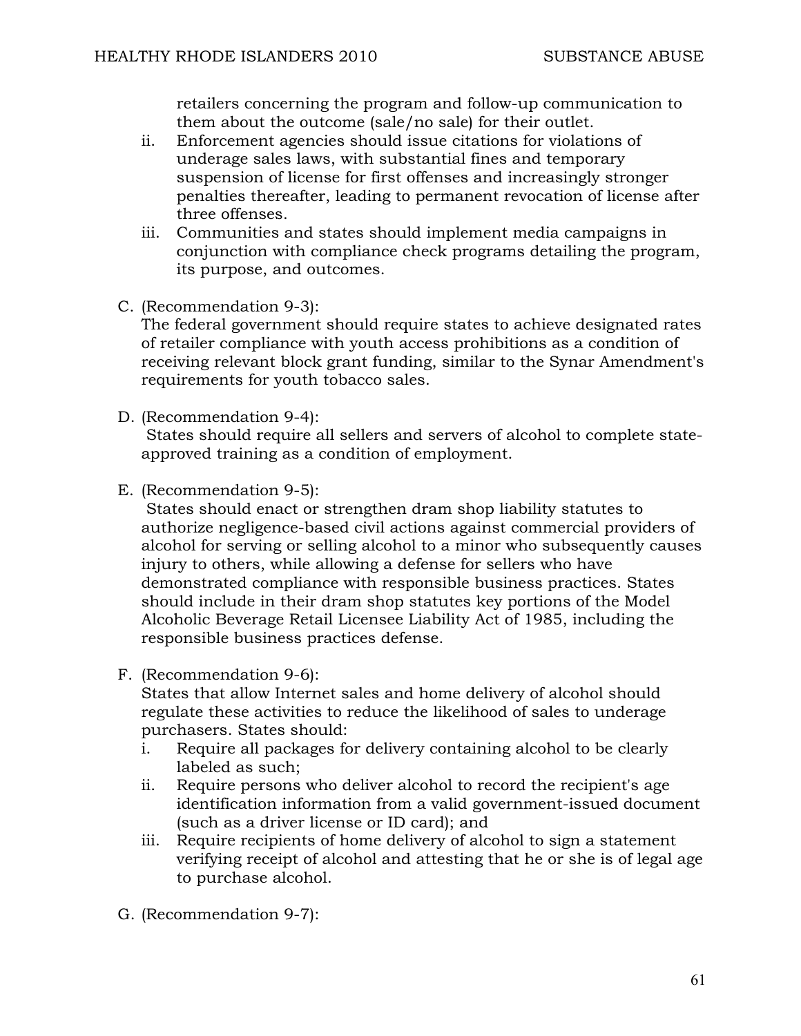retailers concerning the program and follow-up communication to them about the outcome (sale/no sale) for their outlet.

ii. Enforcement agencies should issue citations for violations of underage sales laws, with substantial fines and temporary suspension of license for first offenses and increasingly stronger penalties thereafter, leading to permanent revocation of license after three offenses.

iii. Communities and states should implement media campaigns in conjunction with compliance check programs detailing the program, its purpose, and outcomes.

C. (Recommendation 9-3):
The federal government should require states to achieve designated rates of retailer compliance with youth access prohibitions as a condition of receiving relevant block grant funding, similar to the Synar Amendment's requirements for youth tobacco sales.

D. (Recommendation 9-4):
States should require all sellers and servers of alcohol to complete state-approved training as a condition of employment.

E. (Recommendation 9-5):
States should enact or strengthen dram shop liability statutes to authorize negligence-based civil actions against commercial providers of alcohol for serving or selling alcohol to a minor who subsequently causes injury to others, while allowing a defense for sellers who have demonstrated compliance with responsible business practices. States should include in their dram shop statutes key portions of the Model Alcoholic Beverage Retail Licensee Liability Act of 1985, including the responsible business practices defense.

F. (Recommendation 9-6):
States that allow Internet sales and home delivery of alcohol should regulate these activities to reduce the likelihood of sales to underage purchasers. States should:

i. Require all packages for delivery containing alcohol to be clearly labeled as such;

ii. Require persons who deliver alcohol to record the recipient's age identification information from a valid government-issued document (such as a driver license or ID card); and

iii. Require recipients of home delivery of alcohol to sign a statement verifying receipt of alcohol and attesting that he or she is of legal age to purchase alcohol.

G. (Recommendation 9-7):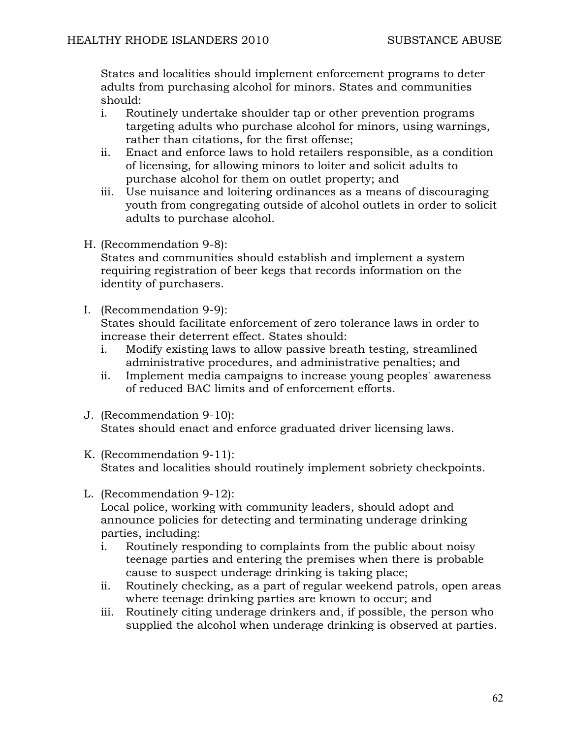States and localities should implement enforcement programs to deter adults from purchasing alcohol for minors. States and communities should:

i. Routinely undertake shoulder tap or other prevention programs targeting adults who purchase alcohol for minors, using warnings, rather than citations, for the first offense;
ii. Enact and enforce laws to hold retailers responsible, as a condition of licensing, for allowing minors to loiter and solicit adults to purchase alcohol for them on outlet property; and
iii. Use nuisance and loitering ordinances as a means of discouraging youth from congregating outside of alcohol outlets in order to solicit adults to purchase alcohol.

H. (Recommendation 9-8):
States and communities should establish and implement a system requiring registration of beer kegs that records information on the identity of purchasers.

I. (Recommendation 9-9):
States should facilitate enforcement of zero tolerance laws in order to increase their deterrent effect. States should:
   i. Modify existing laws to allow passive breath testing, streamlined administrative procedures, and administrative penalties; and
   ii. Implement media campaigns to increase young peoples' awareness of reduced BAC limits and of enforcement efforts.

J. (Recommendation 9-10):
States should enact and enforce graduated driver licensing laws.

K. (Recommendation 9-11):
States and localities should routinely implement sobriety checkpoints.

L. (Recommendation 9-12):
Local police, working with community leaders, should adopt and announce policies for detecting and terminating underage drinking parties, including:
   i. Routinely responding to complaints from the public about noisy teenage parties and entering the premises when there is probable cause to suspect underage drinking is taking place;
   ii. Routinely checking, as a part of regular weekend patrols, open areas where teenage drinking parties are known to occur; and
   iii. Routinely citing underage drinkers and, if possible, the person who supplied the alcohol when underage drinking is observed at parties.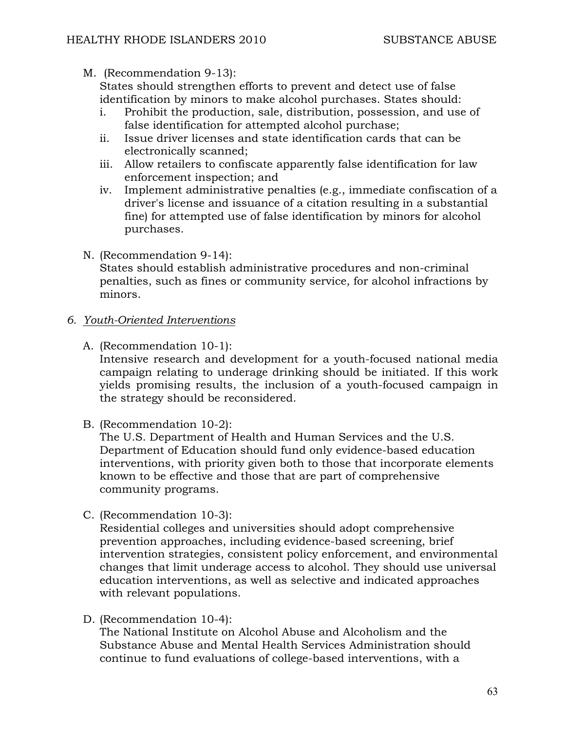M. (Recommendation 9-13):
   States should strengthen efforts to prevent and detect use of false identification by minors to make alcohol purchases. States should:
   i. Prohibit the production, sale, distribution, possession, and use of false identification for attempted alcohol purchase;
   ii. Issue driver licenses and state identification cards that can be electronically scanned;
   iii. Allow retailers to confiscate apparently false identification for law enforcement inspection; and
   iv. Implement administrative penalties (e.g., immediate confiscation of a driver's license and issuance of a citation resulting in a substantial fine) for attempted use of false identification by minors for alcohol purchases.

N. (Recommendation 9-14):
   States should establish administrative procedures and non-criminal penalties, such as fines or community service, for alcohol infractions by minors.

6. *Youth-Oriented Interventions*

A. (Recommendation 10-1):
   Intensive research and development for a youth-focused national media campaign relating to underage drinking should be initiated. If this work yields promising results, the inclusion of a youth-focused campaign in the strategy should be reconsidered.

B. (Recommendation 10-2):
   The U.S. Department of Health and Human Services and the U.S. Department of Education should fund only evidence-based education interventions, with priority given both to those that incorporate elements known to be effective and those that are part of comprehensive community programs.

C. (Recommendation 10-3):
   Residential colleges and universities should adopt comprehensive prevention approaches, including evidence-based screening, brief intervention strategies, consistent policy enforcement, and environmental changes that limit underage access to alcohol. They should use universal education interventions, as well as selective and indicated approaches with relevant populations.

D. (Recommendation 10-4):
   The National Institute on Alcohol Abuse and Alcoholism and the Substance Abuse and Mental Health Services Administration should continue to fund evaluations of college-based interventions, with a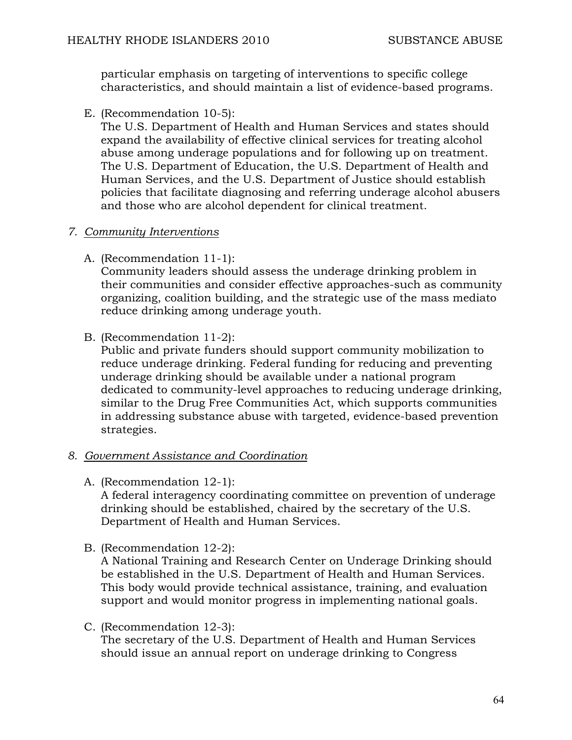particular emphasis on targeting of interventions to specific college characteristics, and should maintain a list of evidence-based programs.

E. (Recommendation 10-5):
The U.S. Department of Health and Human Services and states should expand the availability of effective clinical services for treating alcohol abuse among underage populations and for following up on treatment. The U.S. Department of Education, the U.S. Department of Health and Human Services, and the U.S. Department of Justice should establish policies that facilitate diagnosing and referring underage alcohol abusers and those who are alcohol dependent for clinical treatment.

7. *Community Interventions*

A. (Recommendation 11-1):
Community leaders should assess the underage drinking problem in their communities and consider effective approaches-such as community organizing, coalition building, and the strategic use of the mass mediato reduce drinking among underage youth.

B. (Recommendation 11-2):
Public and private funders should support community mobilization to reduce underage drinking. Federal funding for reducing and preventing underage drinking should be available under a national program dedicated to community-level approaches to reducing underage drinking, similar to the Drug Free Communities Act, which supports communities in addressing substance abuse with targeted, evidence-based prevention strategies.

8. *Government Assistance and Coordination*

A. (Recommendation 12-1):
A federal interagency coordinating committee on prevention of underage drinking should be established, chaired by the secretary of the U.S. Department of Health and Human Services.

B. (Recommendation 12-2):
A National Training and Research Center on Underage Drinking should be established in the U.S. Department of Health and Human Services. This body would provide technical assistance, training, and evaluation support and would monitor progress in implementing national goals.

C. (Recommendation 12-3):
The secretary of the U.S. Department of Health and Human Services should issue an annual report on underage drinking to Congress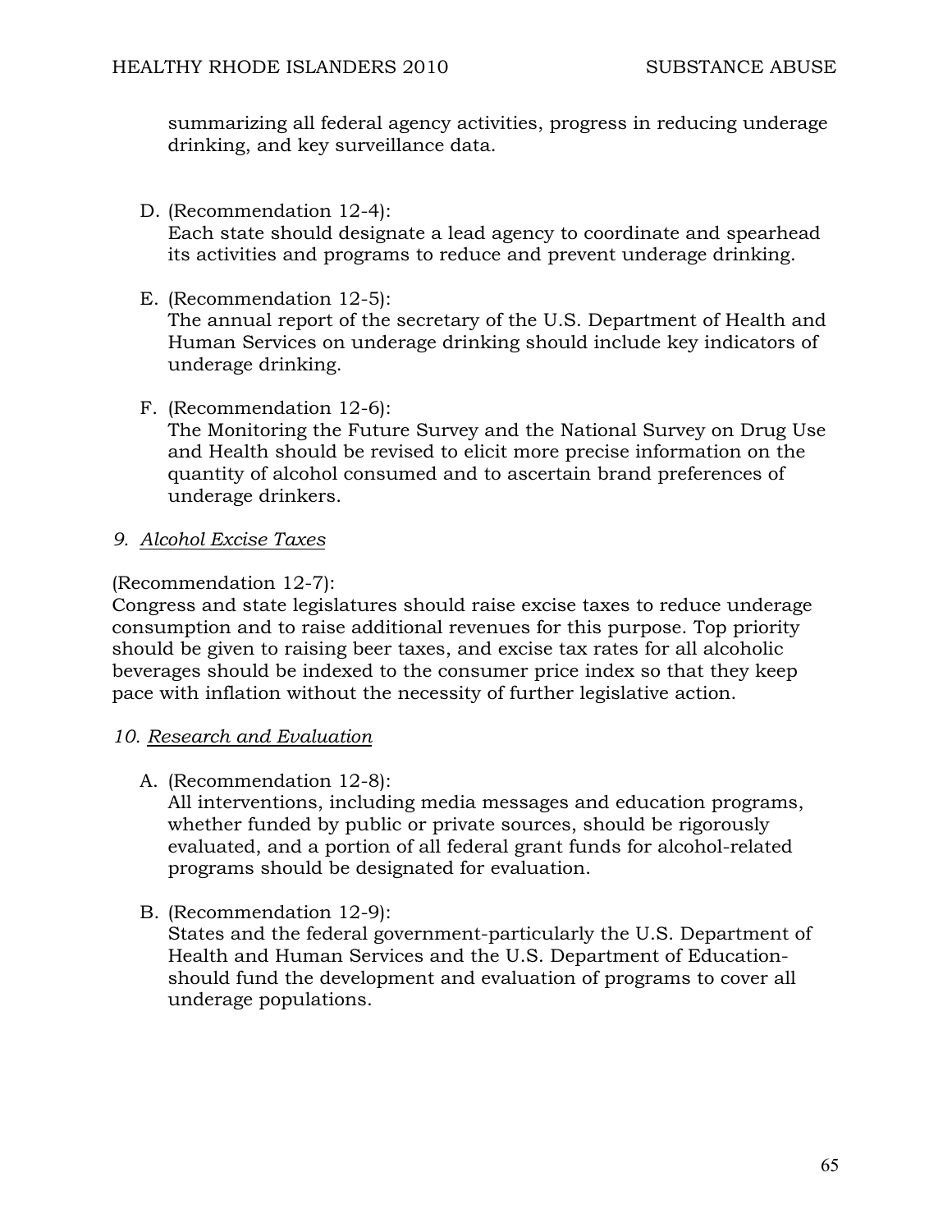summarizing all federal agency activities, progress in reducing underage drinking, and key surveillance data.

D. (Recommendation 12-4):
   Each state should designate a lead agency to coordinate and spearhead its activities and programs to reduce and prevent underage drinking.

E. (Recommendation 12-5):
   The annual report of the secretary of the U.S. Department of Health and Human Services on underage drinking should include key indicators of underage drinking.

F. (Recommendation 12-6):
   The Monitoring the Future Survey and the National Survey on Drug Use and Health should be revised to elicit more precise information on the quantity of alcohol consumed and to ascertain brand preferences of underage drinkers.

*9. Alcohol Excise Taxes*

(Recommendation 12-7):
Congress and state legislatures should raise excise taxes to reduce underage consumption and to raise additional revenues for this purpose. Top priority should be given to raising beer taxes, and excise tax rates for all alcoholic beverages should be indexed to the consumer price index so that they keep pace with inflation without the necessity of further legislative action.

*10. Research and Evaluation*

A. (Recommendation 12-8):
   All interventions, including media messages and education programs, whether funded by public or private sources, should be rigorously evaluated, and a portion of all federal grant funds for alcohol-related programs should be designated for evaluation.

B. (Recommendation 12-9):
   States and the federal government-particularly the U.S. Department of Health and Human Services and the U.S. Department of Education-should fund the development and evaluation of programs to cover all underage populations.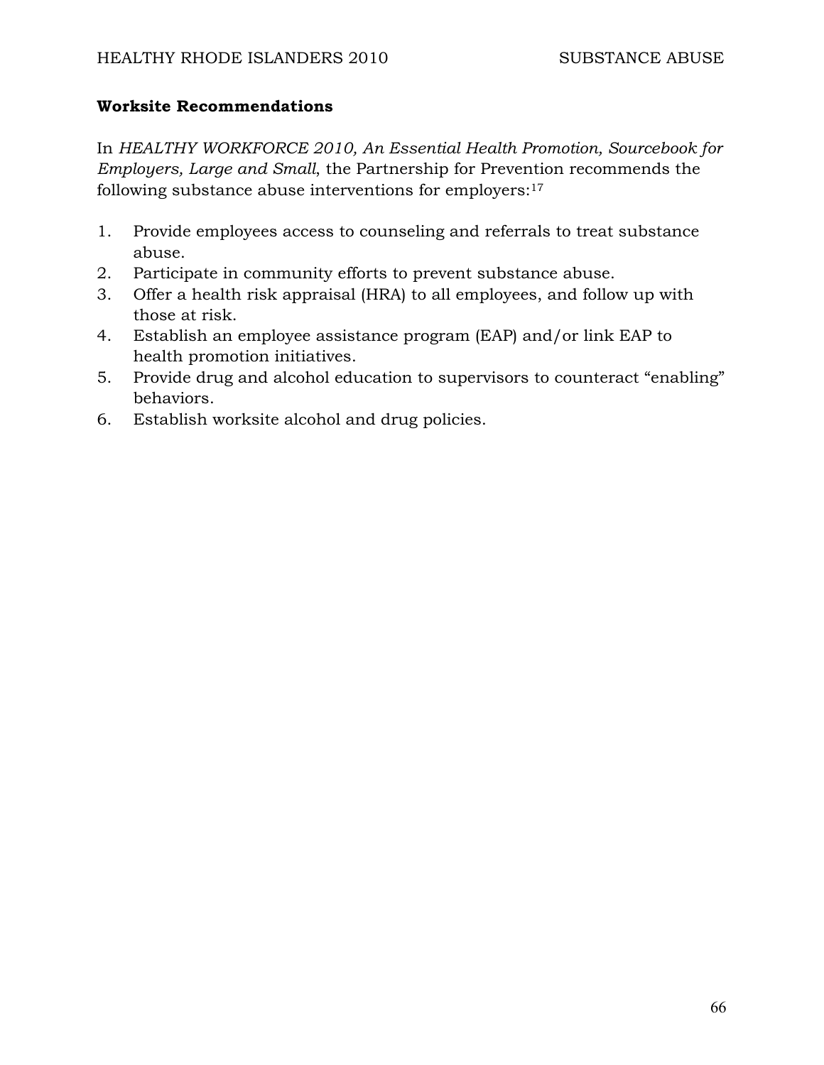**Worksite Recommendations**

In *HEALTHY WORKFORCE 2010, An Essential Health Promotion, Sourcebook for Employers, Large and Small*, the Partnership for Prevention recommends the following substance abuse interventions for employers:[17]

1. Provide employees access to counseling and referrals to treat substance abuse.
2. Participate in community efforts to prevent substance abuse.
3. Offer a health risk appraisal (HRA) to all employees, and follow up with those at risk.
4. Establish an employee assistance program (EAP) and/or link EAP to health promotion initiatives.
5. Provide drug and alcohol education to supervisors to counteract "enabling" behaviors.
6. Establish worksite alcohol and drug policies.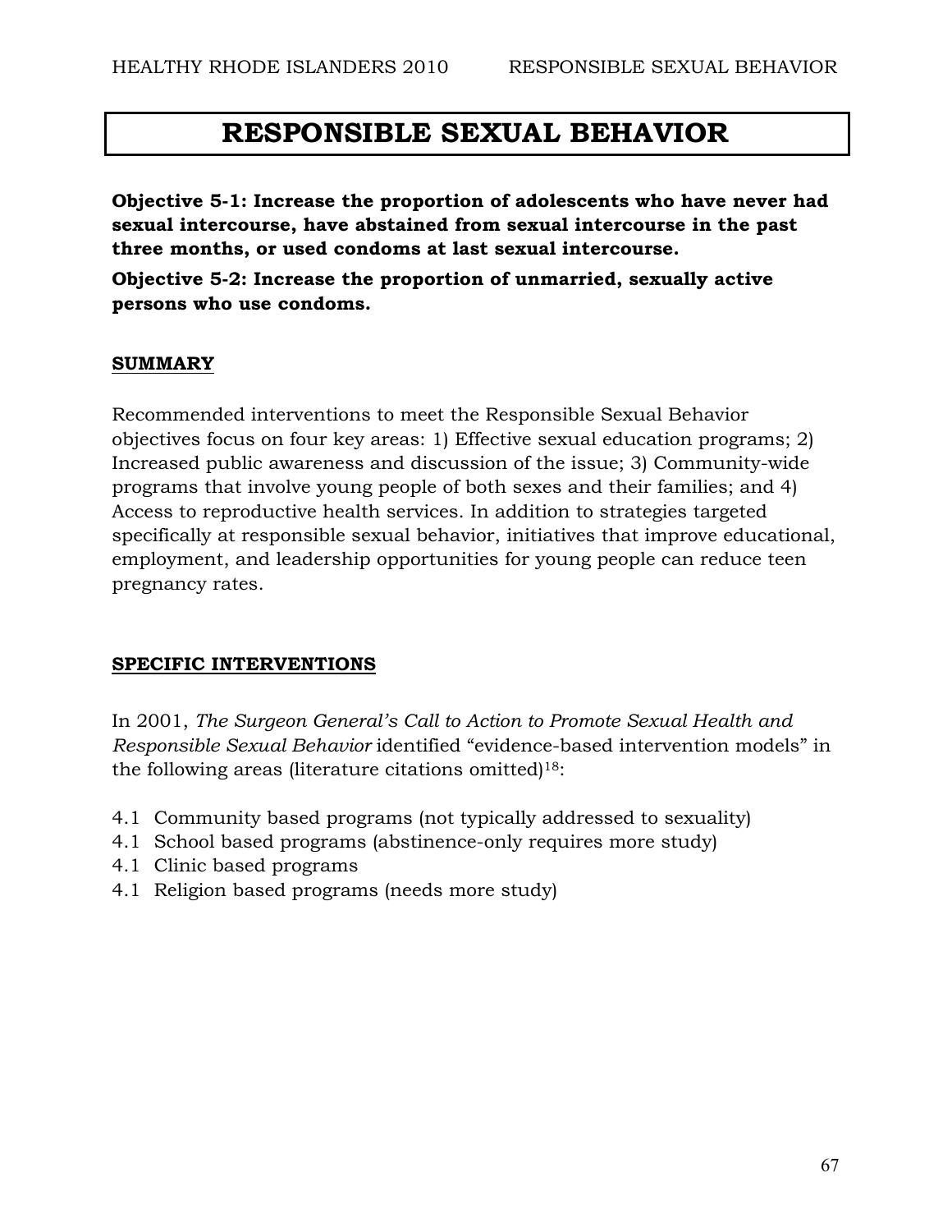# RESPONSIBLE SEXUAL BEHAVIOR

**Objective 5-1: Increase the proportion of adolescents who have never had sexual intercourse, have abstained from sexual intercourse in the past three months, or used condoms at last sexual intercourse.**

**Objective 5-2: Increase the proportion of unmarried, sexually active persons who use condoms.**

## SUMMARY

Recommended interventions to meet the Responsible Sexual Behavior objectives focus on four key areas: 1) Effective sexual education programs; 2) Increased public awareness and discussion of the issue; 3) Community-wide programs that involve young people of both sexes and their families; and 4) Access to reproductive health services. In addition to strategies targeted specifically at responsible sexual behavior, initiatives that improve educational, employment, and leadership opportunities for young people can reduce teen pregnancy rates.

## SPECIFIC INTERVENTIONS

In 2001, *The Surgeon General's Call to Action to Promote Sexual Health and Responsible Sexual Behavior* identified "evidence-based intervention models" in the following areas (literature citations omitted)[18]:

4.1 Community based programs (not typically addressed to sexuality)
4.1 School based programs (abstinence-only requires more study)
4.1 Clinic based programs
4.1 Religion based programs (needs more study)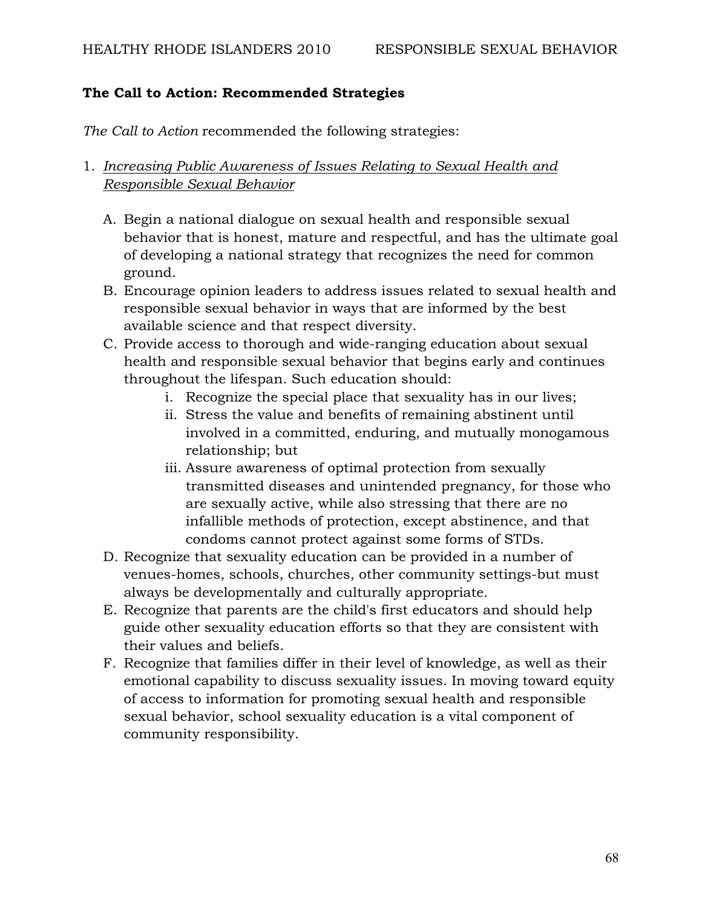## The Call to Action: Recommended Strategies

*The Call to Action* recommended the following strategies:

1. *Increasing Public Awareness of Issues Relating to Sexual Health and Responsible Sexual Behavior*

   A. Begin a national dialogue on sexual health and responsible sexual behavior that is honest, mature and respectful, and has the ultimate goal of developing a national strategy that recognizes the need for common ground.

   B. Encourage opinion leaders to address issues related to sexual health and responsible sexual behavior in ways that are informed by the best available science and that respect diversity.

   C. Provide access to thorough and wide-ranging education about sexual health and responsible sexual behavior that begins early and continues throughout the lifespan. Such education should:

      i. Recognize the special place that sexuality has in our lives;

      ii. Stress the value and benefits of remaining abstinent until involved in a committed, enduring, and mutually monogamous relationship; but

      iii. Assure awareness of optimal protection from sexually transmitted diseases and unintended pregnancy, for those who are sexually active, while also stressing that there are no infallible methods of protection, except abstinence, and that condoms cannot protect against some forms of STDs.

   D. Recognize that sexuality education can be provided in a number of venues-homes, schools, churches, other community settings-but must always be developmentally and culturally appropriate.

   E. Recognize that parents are the child's first educators and should help guide other sexuality education efforts so that they are consistent with their values and beliefs.

   F. Recognize that families differ in their level of knowledge, as well as their emotional capability to discuss sexuality issues. In moving toward equity of access to information for promoting sexual health and responsible sexual behavior, school sexuality education is a vital component of community responsibility.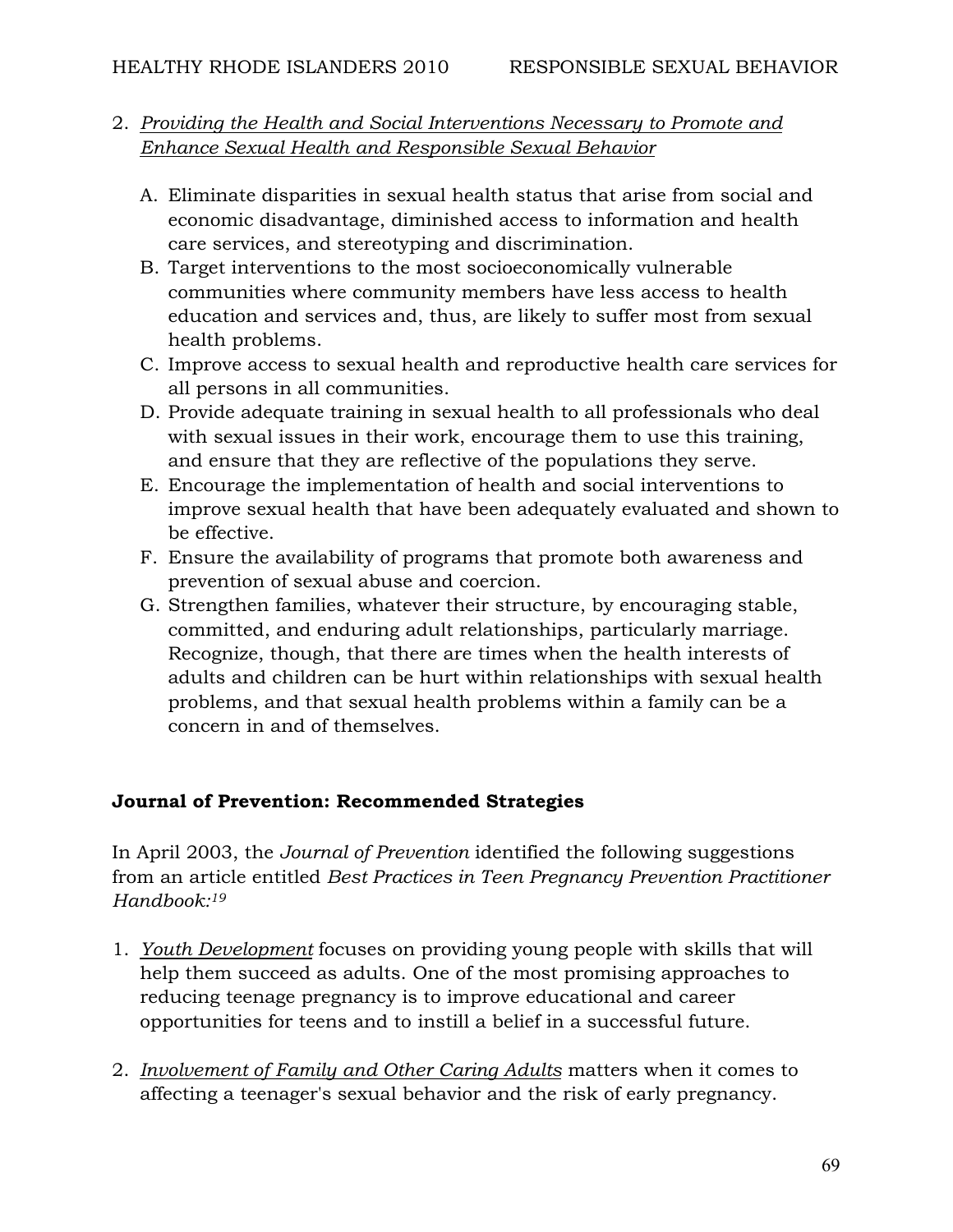2. *Providing the Health and Social Interventions Necessary to Promote and Enhance Sexual Health and Responsible Sexual Behavior*

   A. Eliminate disparities in sexual health status that arise from social and economic disadvantage, diminished access to information and health care services, and stereotyping and discrimination.
   B. Target interventions to the most socioeconomically vulnerable communities where community members have less access to health education and services and, thus, are likely to suffer most from sexual health problems.
   C. Improve access to sexual health and reproductive health care services for all persons in all communities.
   D. Provide adequate training in sexual health to all professionals who deal with sexual issues in their work, encourage them to use this training, and ensure that they are reflective of the populations they serve.
   E. Encourage the implementation of health and social interventions to improve sexual health that have been adequately evaluated and shown to be effective.
   F. Ensure the availability of programs that promote both awareness and prevention of sexual abuse and coercion.
   G. Strengthen families, whatever their structure, by encouraging stable, committed, and enduring adult relationships, particularly marriage. Recognize, though, that there are times when the health interests of adults and children can be hurt within relationships with sexual health problems, and that sexual health problems within a family can be a concern in and of themselves.

**Journal of Prevention: Recommended Strategies**

In April 2003, the *Journal of Prevention* identified the following suggestions from an article entitled *Best Practices in Teen Pregnancy Prevention Practitioner Handbook:*[19]

1. *Youth Development* focuses on providing young people with skills that will help them succeed as adults. One of the most promising approaches to reducing teenage pregnancy is to improve educational and career opportunities for teens and to instill a belief in a successful future.

2. *Involvement of Family and Other Caring Adults* matters when it comes to affecting a teenager's sexual behavior and the risk of early pregnancy.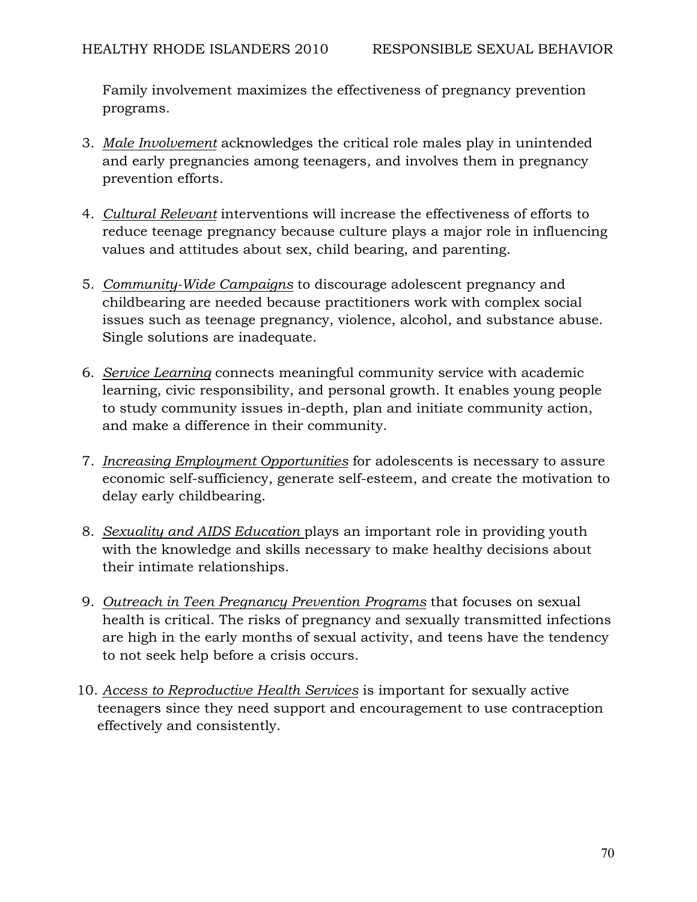Family involvement maximizes the effectiveness of pregnancy prevention programs.

3. *Male Involvement* acknowledges the critical role males play in unintended and early pregnancies among teenagers, and involves them in pregnancy prevention efforts.

4. *Cultural Relevant* interventions will increase the effectiveness of efforts to reduce teenage pregnancy because culture plays a major role in influencing values and attitudes about sex, child bearing, and parenting.

5. *Community-Wide Campaigns* to discourage adolescent pregnancy and childbearing are needed because practitioners work with complex social issues such as teenage pregnancy, violence, alcohol, and substance abuse. Single solutions are inadequate.

6. *Service Learning* connects meaningful community service with academic learning, civic responsibility, and personal growth. It enables young people to study community issues in-depth, plan and initiate community action, and make a difference in their community.

7. *Increasing Employment Opportunities* for adolescents is necessary to assure economic self-sufficiency, generate self-esteem, and create the motivation to delay early childbearing.

8. *Sexuality and AIDS Education* plays an important role in providing youth with the knowledge and skills necessary to make healthy decisions about their intimate relationships.

9. *Outreach in Teen Pregnancy Prevention Programs* that focuses on sexual health is critical. The risks of pregnancy and sexually transmitted infections are high in the early months of sexual activity, and teens have the tendency to not seek help before a crisis occurs.

10. *Access to Reproductive Health Services* is important for sexually active teenagers since they need support and encouragement to use contraception effectively and consistently.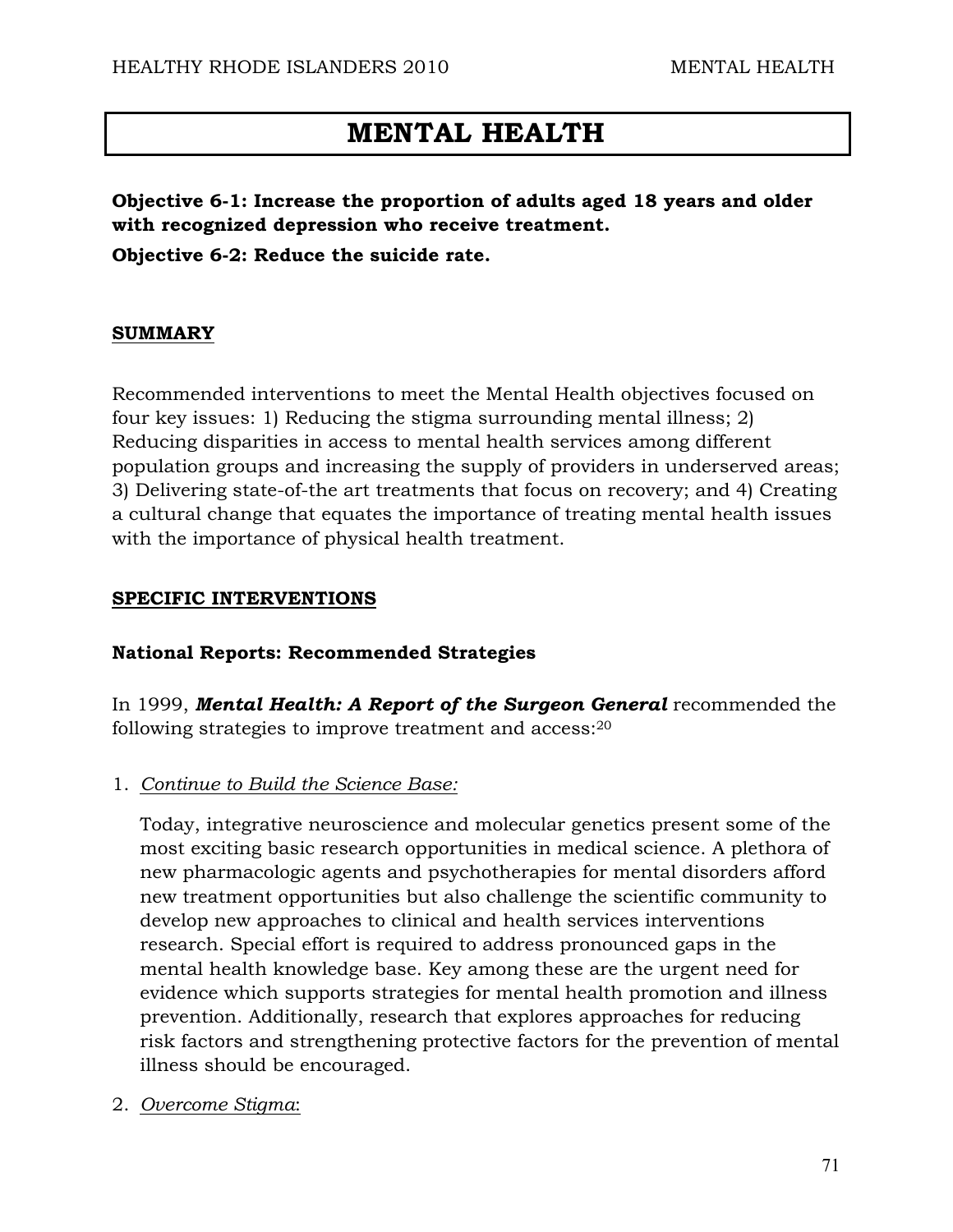# MENTAL HEALTH

**Objective 6-1: Increase the proportion of adults aged 18 years and older with recognized depression who receive treatment.**

**Objective 6-2: Reduce the suicide rate.**

## SUMMARY

Recommended interventions to meet the Mental Health objectives focused on four key issues: 1) Reducing the stigma surrounding mental illness; 2) Reducing disparities in access to mental health services among different population groups and increasing the supply of providers in underserved areas; 3) Delivering state-of-the art treatments that focus on recovery; and 4) Creating a cultural change that equates the importance of treating mental health issues with the importance of physical health treatment.

## SPECIFIC INTERVENTIONS

### National Reports: Recommended Strategies

In 1999, ***Mental Health: A Report of the Surgeon General*** recommended the following strategies to improve treatment and access:[20]

1. *Continue to Build the Science Base:*

   Today, integrative neuroscience and molecular genetics present some of the most exciting basic research opportunities in medical science. A plethora of new pharmacologic agents and psychotherapies for mental disorders afford new treatment opportunities but also challenge the scientific community to develop new approaches to clinical and health services interventions research. Special effort is required to address pronounced gaps in the mental health knowledge base. Key among these are the urgent need for evidence which supports strategies for mental health promotion and illness prevention. Additionally, research that explores approaches for reducing risk factors and strengthening protective factors for the prevention of mental illness should be encouraged.

2. *Overcome Stigma*: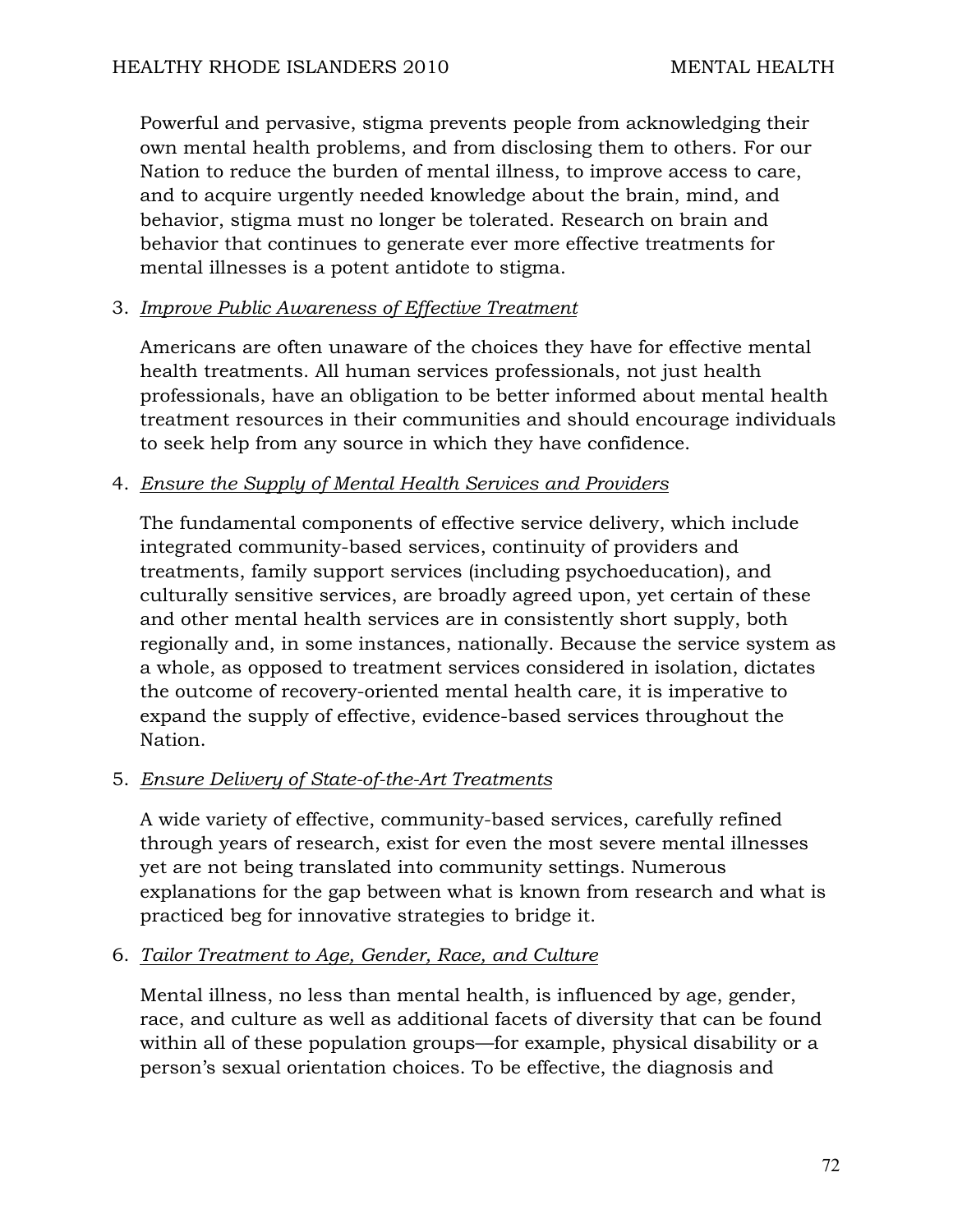Powerful and pervasive, stigma prevents people from acknowledging their own mental health problems, and from disclosing them to others. For our Nation to reduce the burden of mental illness, to improve access to care, and to acquire urgently needed knowledge about the brain, mind, and behavior, stigma must no longer be tolerated. Research on brain and behavior that continues to generate ever more effective treatments for mental illnesses is a potent antidote to stigma.

3. *Improve Public Awareness of Effective Treatment*

   Americans are often unaware of the choices they have for effective mental health treatments. All human services professionals, not just health professionals, have an obligation to be better informed about mental health treatment resources in their communities and should encourage individuals to seek help from any source in which they have confidence.

4. *Ensure the Supply of Mental Health Services and Providers*

   The fundamental components of effective service delivery, which include integrated community-based services, continuity of providers and treatments, family support services (including psychoeducation), and culturally sensitive services, are broadly agreed upon, yet certain of these and other mental health services are in consistently short supply, both regionally and, in some instances, nationally. Because the service system as a whole, as opposed to treatment services considered in isolation, dictates the outcome of recovery-oriented mental health care, it is imperative to expand the supply of effective, evidence-based services throughout the Nation.

5. *Ensure Delivery of State-of-the-Art Treatments*

   A wide variety of effective, community-based services, carefully refined through years of research, exist for even the most severe mental illnesses yet are not being translated into community settings. Numerous explanations for the gap between what is known from research and what is practiced beg for innovative strategies to bridge it.

6. *Tailor Treatment to Age, Gender, Race, and Culture*

   Mental illness, no less than mental health, is influenced by age, gender, race, and culture as well as additional facets of diversity that can be found within all of these population groups—for example, physical disability or a person's sexual orientation choices. To be effective, the diagnosis and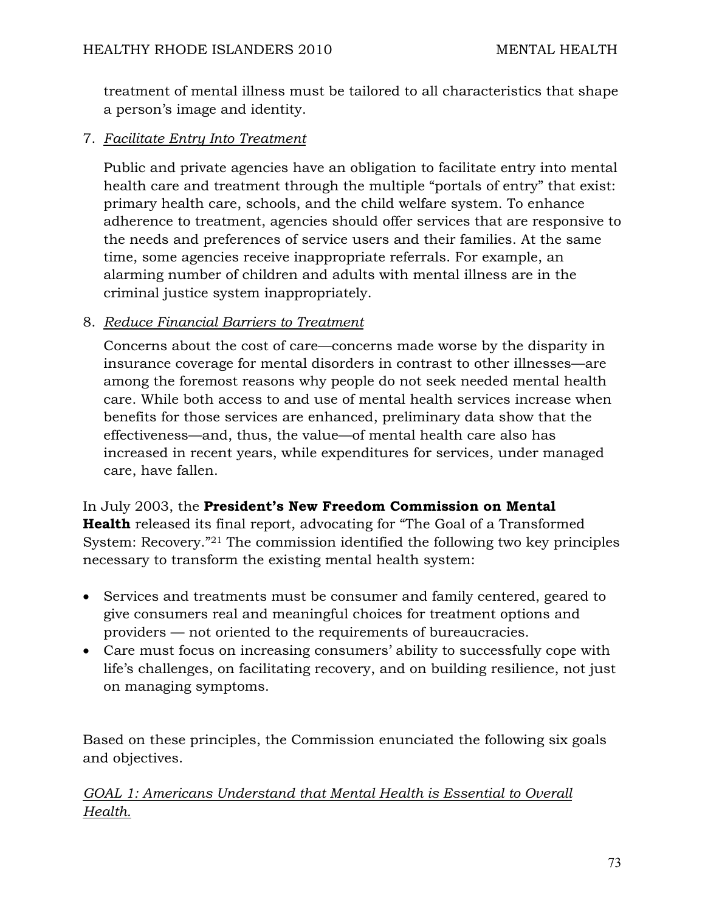treatment of mental illness must be tailored to all characteristics that shape a person's image and identity.

7. *Facilitate Entry Into Treatment*

   Public and private agencies have an obligation to facilitate entry into mental health care and treatment through the multiple "portals of entry" that exist: primary health care, schools, and the child welfare system. To enhance adherence to treatment, agencies should offer services that are responsive to the needs and preferences of service users and their families. At the same time, some agencies receive inappropriate referrals. For example, an alarming number of children and adults with mental illness are in the criminal justice system inappropriately.

8. *Reduce Financial Barriers to Treatment*

   Concerns about the cost of care—concerns made worse by the disparity in insurance coverage for mental disorders in contrast to other illnesses—are among the foremost reasons why people do not seek needed mental health care. While both access to and use of mental health services increase when benefits for those services are enhanced, preliminary data show that the effectiveness—and, thus, the value—of mental health care also has increased in recent years, while expenditures for services, under managed care, have fallen.

In July 2003, the **President's New Freedom Commission on Mental Health** released its final report, advocating for "The Goal of a Transformed System: Recovery."[21] The commission identified the following two key principles necessary to transform the existing mental health system:

- Services and treatments must be consumer and family centered, geared to give consumers real and meaningful choices for treatment options and providers — not oriented to the requirements of bureaucracies.
- Care must focus on increasing consumers' ability to successfully cope with life's challenges, on facilitating recovery, and on building resilience, not just on managing symptoms.

Based on these principles, the Commission enunciated the following six goals and objectives.

*GOAL 1: Americans Understand that Mental Health is Essential to Overall Health.*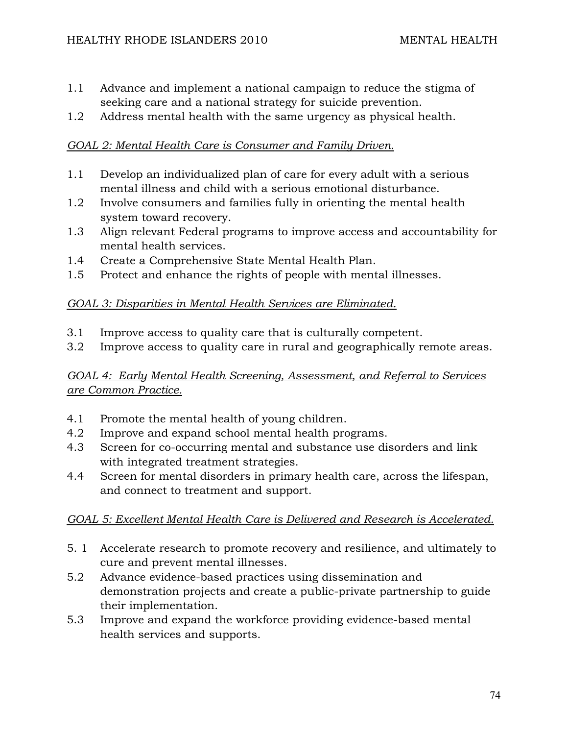1.1 Advance and implement a national campaign to reduce the stigma of seeking care and a national strategy for suicide prevention.
1.2 Address mental health with the same urgency as physical health.

*GOAL 2: Mental Health Care is Consumer and Family Driven.*

1.1 Develop an individualized plan of care for every adult with a serious mental illness and child with a serious emotional disturbance.
1.2 Involve consumers and families fully in orienting the mental health system toward recovery.
1.3 Align relevant Federal programs to improve access and accountability for mental health services.
1.4 Create a Comprehensive State Mental Health Plan.
1.5 Protect and enhance the rights of people with mental illnesses.

*GOAL 3: Disparities in Mental Health Services are Eliminated.*

3.1 Improve access to quality care that is culturally competent.
3.2 Improve access to quality care in rural and geographically remote areas.

*GOAL 4: Early Mental Health Screening, Assessment, and Referral to Services are Common Practice.*

4.1 Promote the mental health of young children.
4.2 Improve and expand school mental health programs.
4.3 Screen for co-occurring mental and substance use disorders and link with integrated treatment strategies.
4.4 Screen for mental disorders in primary health care, across the lifespan, and connect to treatment and support.

*GOAL 5: Excellent Mental Health Care is Delivered and Research is Accelerated.*

5. 1 Accelerate research to promote recovery and resilience, and ultimately to cure and prevent mental illnesses.
5.2 Advance evidence-based practices using dissemination and demonstration projects and create a public-private partnership to guide their implementation.
5.3 Improve and expand the workforce providing evidence-based mental health services and supports.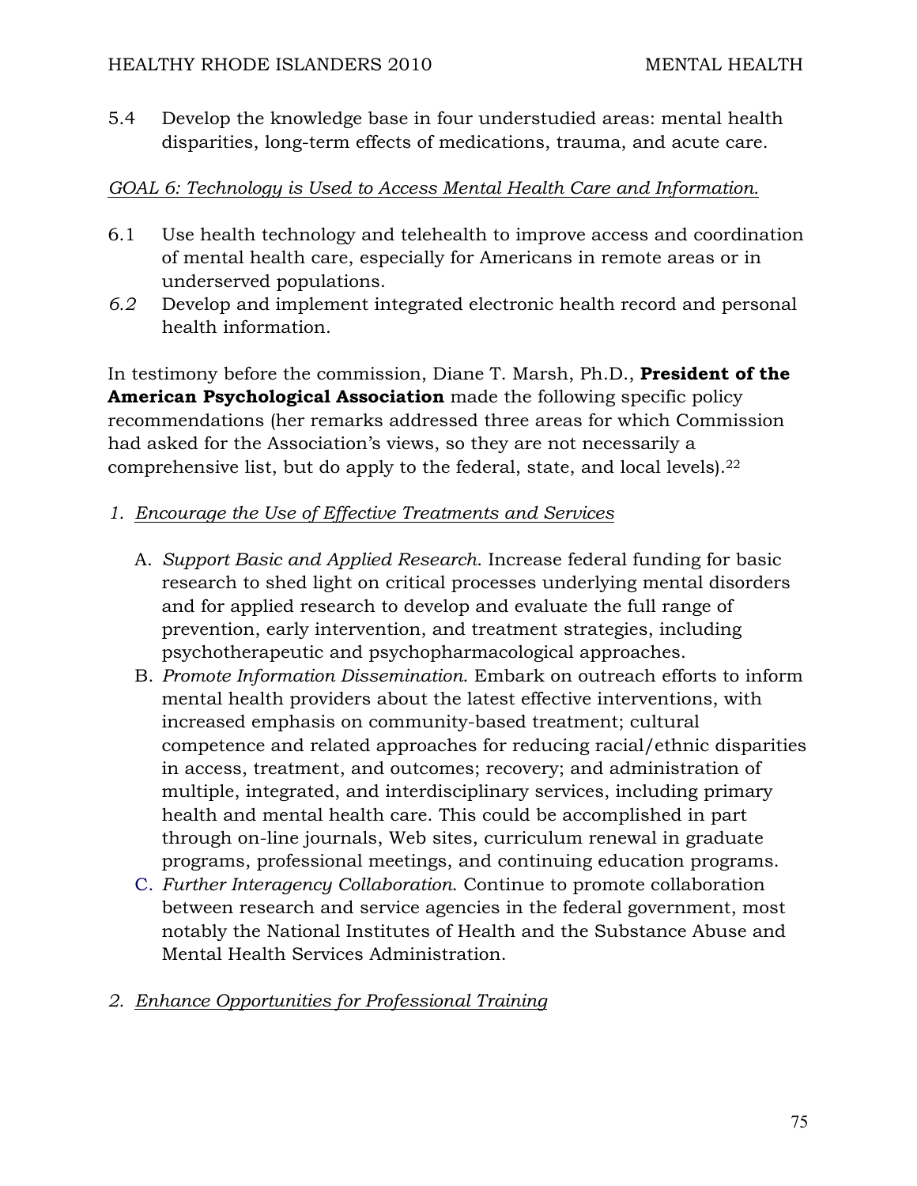5.4 Develop the knowledge base in four understudied areas: mental health disparities, long-term effects of medications, trauma, and acute care.

*GOAL 6: Technology is Used to Access Mental Health Care and Information.*

6.1 Use health technology and telehealth to improve access and coordination of mental health care, especially for Americans in remote areas or in underserved populations.

*6.2* Develop and implement integrated electronic health record and personal health information.

In testimony before the commission, Diane T. Marsh, Ph.D., **President of the American Psychological Association** made the following specific policy recommendations (her remarks addressed three areas for which Commission had asked for the Association's views, so they are not necessarily a comprehensive list, but do apply to the federal, state, and local levels).[22]

1. *Encourage the Use of Effective Treatments and Services*

   A. *Support Basic and Applied Research.* Increase federal funding for basic research to shed light on critical processes underlying mental disorders and for applied research to develop and evaluate the full range of prevention, early intervention, and treatment strategies, including psychotherapeutic and psychopharmacological approaches.

   B. *Promote Information Dissemination.* Embark on outreach efforts to inform mental health providers about the latest effective interventions, with increased emphasis on community-based treatment; cultural competence and related approaches for reducing racial/ethnic disparities in access, treatment, and outcomes; recovery; and administration of multiple, integrated, and interdisciplinary services, including primary health and mental health care. This could be accomplished in part through on-line journals, Web sites, curriculum renewal in graduate programs, professional meetings, and continuing education programs.

   C. *Further Interagency Collaboration.* Continue to promote collaboration between research and service agencies in the federal government, most notably the National Institutes of Health and the Substance Abuse and Mental Health Services Administration.

2. *Enhance Opportunities for Professional Training*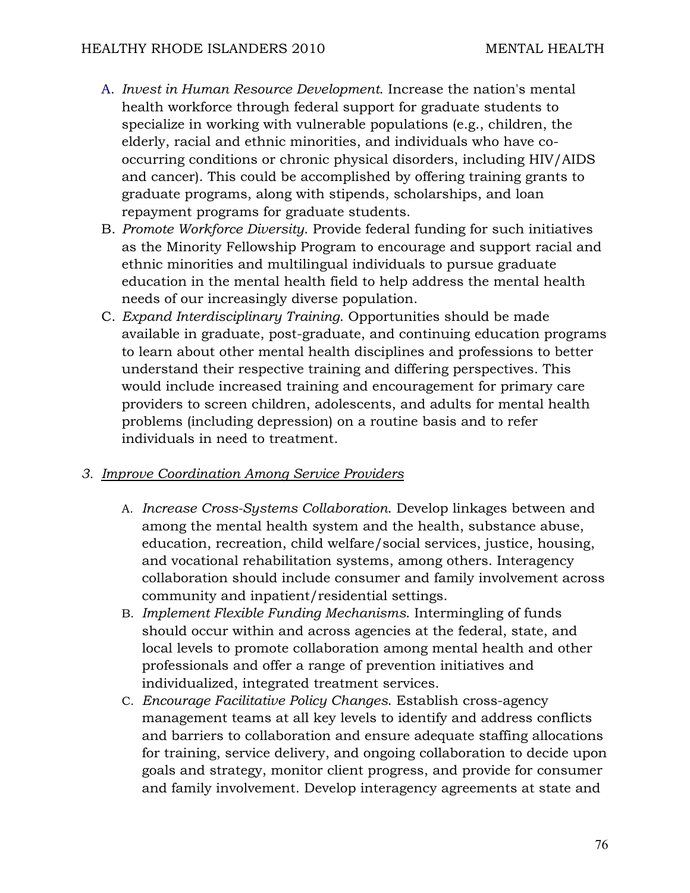A. *Invest in Human Resource Development*. Increase the nation's mental health workforce through federal support for graduate students to specialize in working with vulnerable populations (e.g., children, the elderly, racial and ethnic minorities, and individuals who have co-occurring conditions or chronic physical disorders, including HIV/AIDS and cancer). This could be accomplished by offering training grants to graduate programs, along with stipends, scholarships, and loan repayment programs for graduate students.

B. *Promote Workforce Diversity*. Provide federal funding for such initiatives as the Minority Fellowship Program to encourage and support racial and ethnic minorities and multilingual individuals to pursue graduate education in the mental health field to help address the mental health needs of our increasingly diverse population.

C. *Expand Interdisciplinary Training*. Opportunities should be made available in graduate, post-graduate, and continuing education programs to learn about other mental health disciplines and professions to better understand their respective training and differing perspectives. This would include increased training and encouragement for primary care providers to screen children, adolescents, and adults for mental health problems (including depression) on a routine basis and to refer individuals in need to treatment.

3. *<u>Improve Coordination Among Service Providers</u>*

A. *Increase Cross-Systems Collaboration*. Develop linkages between and among the mental health system and the health, substance abuse, education, recreation, child welfare/social services, justice, housing, and vocational rehabilitation systems, among others. Interagency collaboration should include consumer and family involvement across community and inpatient/residential settings.

B. *Implement Flexible Funding Mechanisms*. Intermingling of funds should occur within and across agencies at the federal, state, and local levels to promote collaboration among mental health and other professionals and offer a range of prevention initiatives and individualized, integrated treatment services.

C. *Encourage Facilitative Policy Changes*. Establish cross-agency management teams at all key levels to identify and address conflicts and barriers to collaboration and ensure adequate staffing allocations for training, service delivery, and ongoing collaboration to decide upon goals and strategy, monitor client progress, and provide for consumer and family involvement. Develop interagency agreements at state and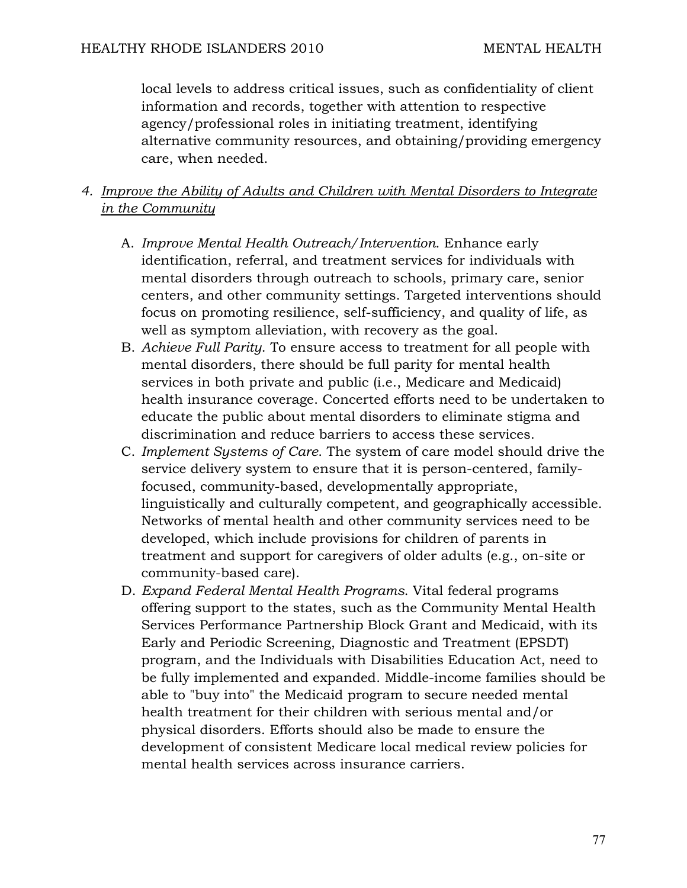local levels to address critical issues, such as confidentiality of client information and records, together with attention to respective agency/professional roles in initiating treatment, identifying alternative community resources, and obtaining/providing emergency care, when needed.

4. *Improve the Ability of Adults and Children with Mental Disorders to Integrate in the Community*

   A. *Improve Mental Health Outreach/Intervention*. Enhance early identification, referral, and treatment services for individuals with mental disorders through outreach to schools, primary care, senior centers, and other community settings. Targeted interventions should focus on promoting resilience, self-sufficiency, and quality of life, as well as symptom alleviation, with recovery as the goal.

   B. *Achieve Full Parity*. To ensure access to treatment for all people with mental disorders, there should be full parity for mental health services in both private and public (i.e., Medicare and Medicaid) health insurance coverage. Concerted efforts need to be undertaken to educate the public about mental disorders to eliminate stigma and discrimination and reduce barriers to access these services.

   C. *Implement Systems of Care*. The system of care model should drive the service delivery system to ensure that it is person-centered, family-focused, community-based, developmentally appropriate, linguistically and culturally competent, and geographically accessible. Networks of mental health and other community services need to be developed, which include provisions for children of parents in treatment and support for caregivers of older adults (e.g., on-site or community-based care).

   D. *Expand Federal Mental Health Programs*. Vital federal programs offering support to the states, such as the Community Mental Health Services Performance Partnership Block Grant and Medicaid, with its Early and Periodic Screening, Diagnostic and Treatment (EPSDT) program, and the Individuals with Disabilities Education Act, need to be fully implemented and expanded. Middle-income families should be able to "buy into" the Medicaid program to secure needed mental health treatment for their children with serious mental and/or physical disorders. Efforts should also be made to ensure the development of consistent Medicare local medical review policies for mental health services across insurance carriers.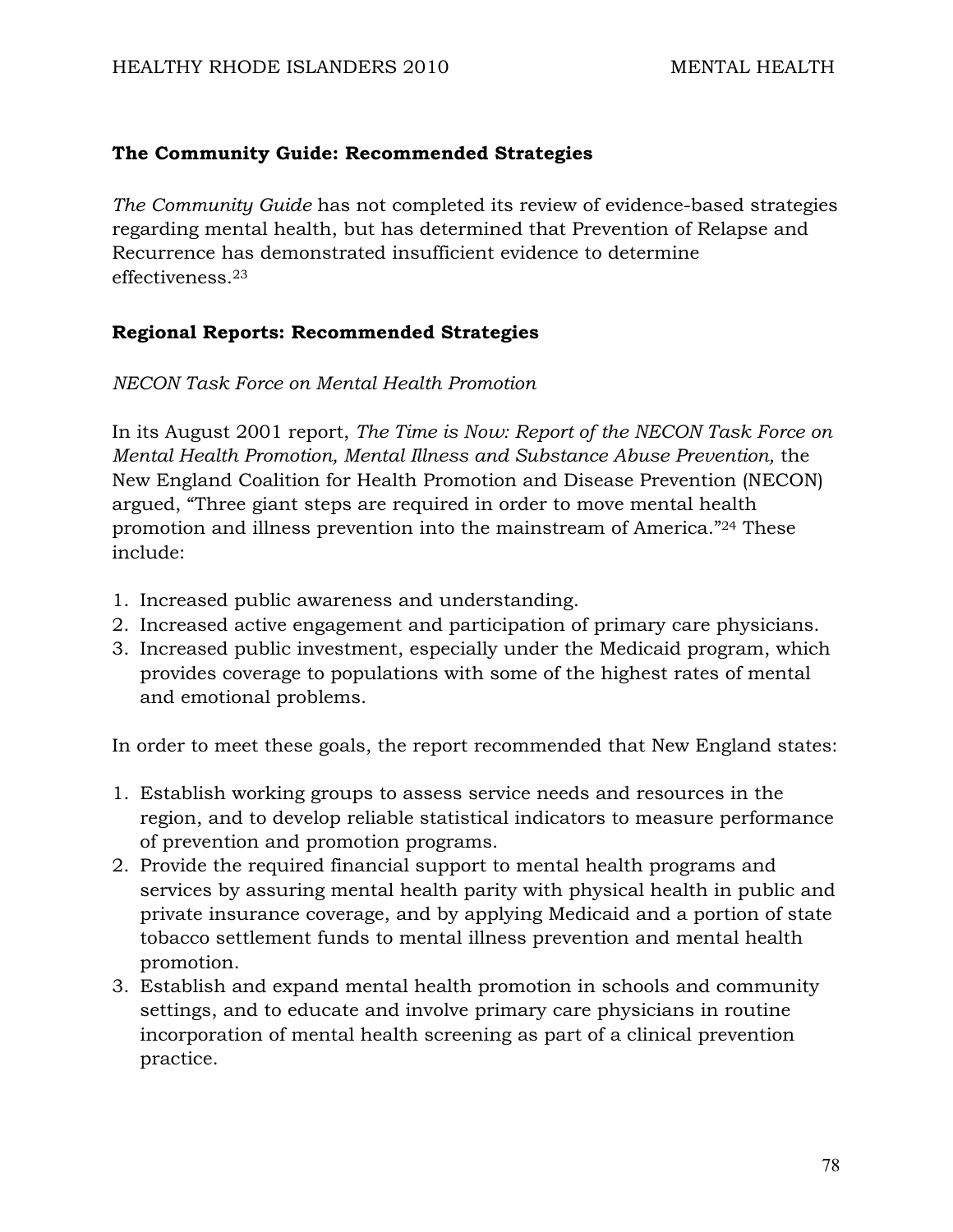## The Community Guide: Recommended Strategies

*The Community Guide* has not completed its review of evidence-based strategies regarding mental health, but has determined that Prevention of Relapse and Recurrence has demonstrated insufficient evidence to determine effectiveness.[23]

## Regional Reports: Recommended Strategies

*NECON Task Force on Mental Health Promotion*

In its August 2001 report, *The Time is Now: Report of the NECON Task Force on Mental Health Promotion, Mental Illness and Substance Abuse Prevention,* the New England Coalition for Health Promotion and Disease Prevention (NECON) argued, "Three giant steps are required in order to move mental health promotion and illness prevention into the mainstream of America."[24] These include:

1. Increased public awareness and understanding.
2. Increased active engagement and participation of primary care physicians.
3. Increased public investment, especially under the Medicaid program, which provides coverage to populations with some of the highest rates of mental and emotional problems.

In order to meet these goals, the report recommended that New England states:

1. Establish working groups to assess service needs and resources in the region, and to develop reliable statistical indicators to measure performance of prevention and promotion programs.
2. Provide the required financial support to mental health programs and services by assuring mental health parity with physical health in public and private insurance coverage, and by applying Medicaid and a portion of state tobacco settlement funds to mental illness prevention and mental health promotion.
3. Establish and expand mental health promotion in schools and community settings, and to educate and involve primary care physicians in routine incorporation of mental health screening as part of a clinical prevention practice.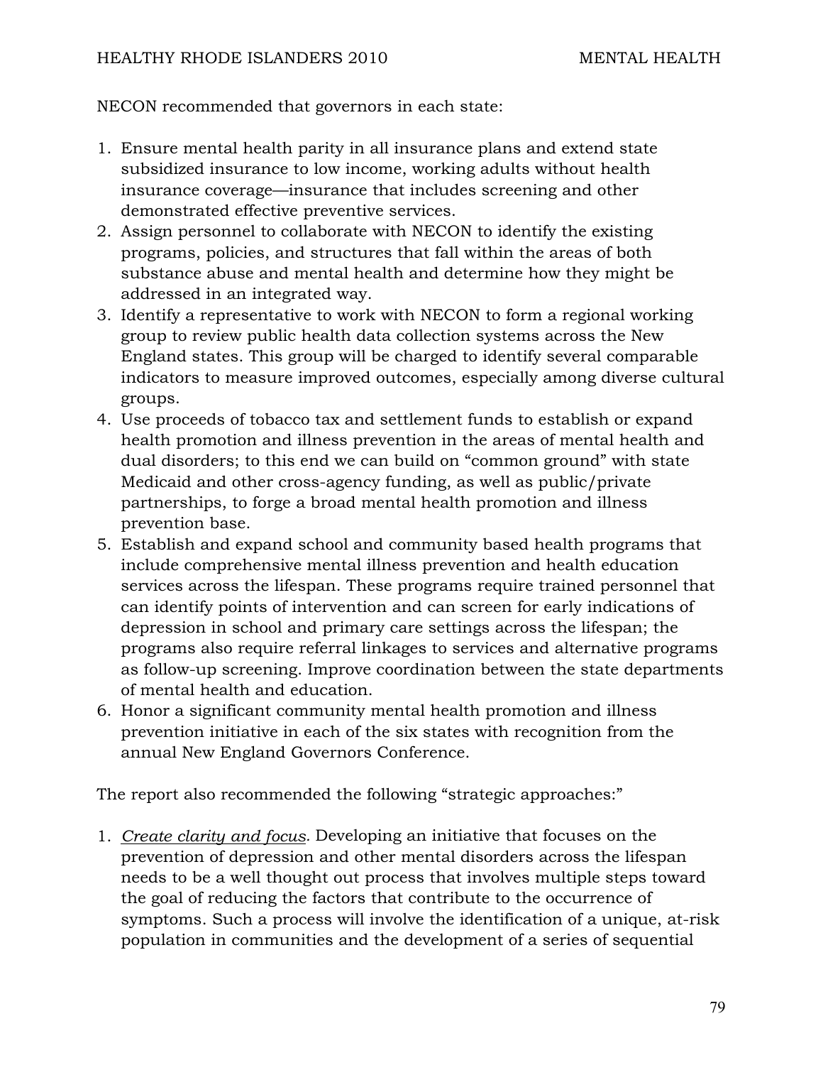NECON recommended that governors in each state:

1. Ensure mental health parity in all insurance plans and extend state subsidized insurance to low income, working adults without health insurance coverage—insurance that includes screening and other demonstrated effective preventive services.
2. Assign personnel to collaborate with NECON to identify the existing programs, policies, and structures that fall within the areas of both substance abuse and mental health and determine how they might be addressed in an integrated way.
3. Identify a representative to work with NECON to form a regional working group to review public health data collection systems across the New England states. This group will be charged to identify several comparable indicators to measure improved outcomes, especially among diverse cultural groups.
4. Use proceeds of tobacco tax and settlement funds to establish or expand health promotion and illness prevention in the areas of mental health and dual disorders; to this end we can build on "common ground" with state Medicaid and other cross-agency funding, as well as public/private partnerships, to forge a broad mental health promotion and illness prevention base.
5. Establish and expand school and community based health programs that include comprehensive mental illness prevention and health education services across the lifespan. These programs require trained personnel that can identify points of intervention and can screen for early indications of depression in school and primary care settings across the lifespan; the programs also require referral linkages to services and alternative programs as follow-up screening. Improve coordination between the state departments of mental health and education.
6. Honor a significant community mental health promotion and illness prevention initiative in each of the six states with recognition from the annual New England Governors Conference.

The report also recommended the following "strategic approaches:"

1. *Create clarity and focus.* Developing an initiative that focuses on the prevention of depression and other mental disorders across the lifespan needs to be a well thought out process that involves multiple steps toward the goal of reducing the factors that contribute to the occurrence of symptoms. Such a process will involve the identification of a unique, at-risk population in communities and the development of a series of sequential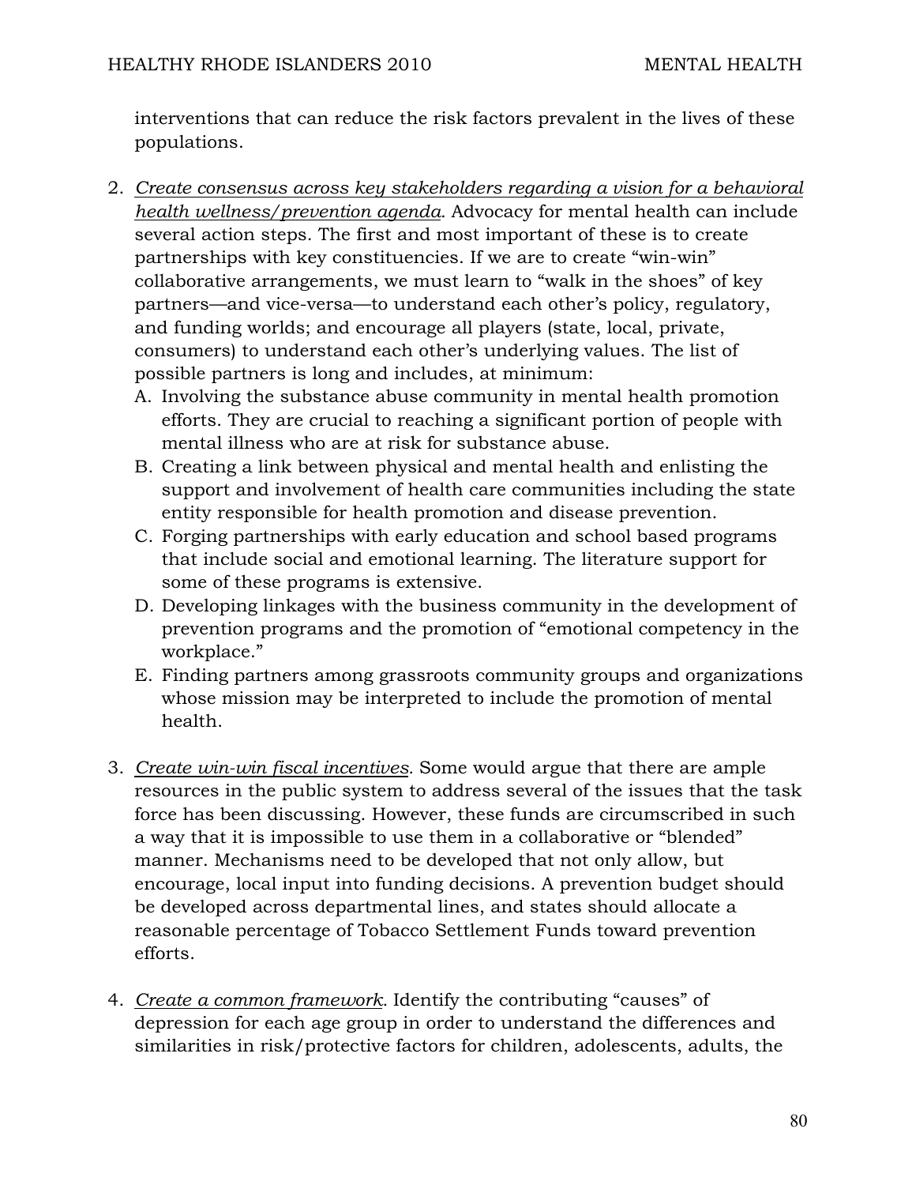interventions that can reduce the risk factors prevalent in the lives of these populations.

2. *Create consensus across key stakeholders regarding a vision for a behavioral health wellness/prevention agenda.* Advocacy for mental health can include several action steps. The first and most important of these is to create partnerships with key constituencies. If we are to create "win-win" collaborative arrangements, we must learn to "walk in the shoes" of key partners—and vice-versa—to understand each other's policy, regulatory, and funding worlds; and encourage all players (state, local, private, consumers) to understand each other's underlying values. The list of possible partners is long and includes, at minimum:
   - A. Involving the substance abuse community in mental health promotion efforts. They are crucial to reaching a significant portion of people with mental illness who are at risk for substance abuse.
   - B. Creating a link between physical and mental health and enlisting the support and involvement of health care communities including the state entity responsible for health promotion and disease prevention.
   - C. Forging partnerships with early education and school based programs that include social and emotional learning. The literature support for some of these programs is extensive.
   - D. Developing linkages with the business community in the development of prevention programs and the promotion of "emotional competency in the workplace."
   - E. Finding partners among grassroots community groups and organizations whose mission may be interpreted to include the promotion of mental health.

3. *Create win-win fiscal incentives.* Some would argue that there are ample resources in the public system to address several of the issues that the task force has been discussing. However, these funds are circumscribed in such a way that it is impossible to use them in a collaborative or "blended" manner. Mechanisms need to be developed that not only allow, but encourage, local input into funding decisions. A prevention budget should be developed across departmental lines, and states should allocate a reasonable percentage of Tobacco Settlement Funds toward prevention efforts.

4. *Create a common framework.* Identify the contributing "causes" of depression for each age group in order to understand the differences and similarities in risk/protective factors for children, adolescents, adults, the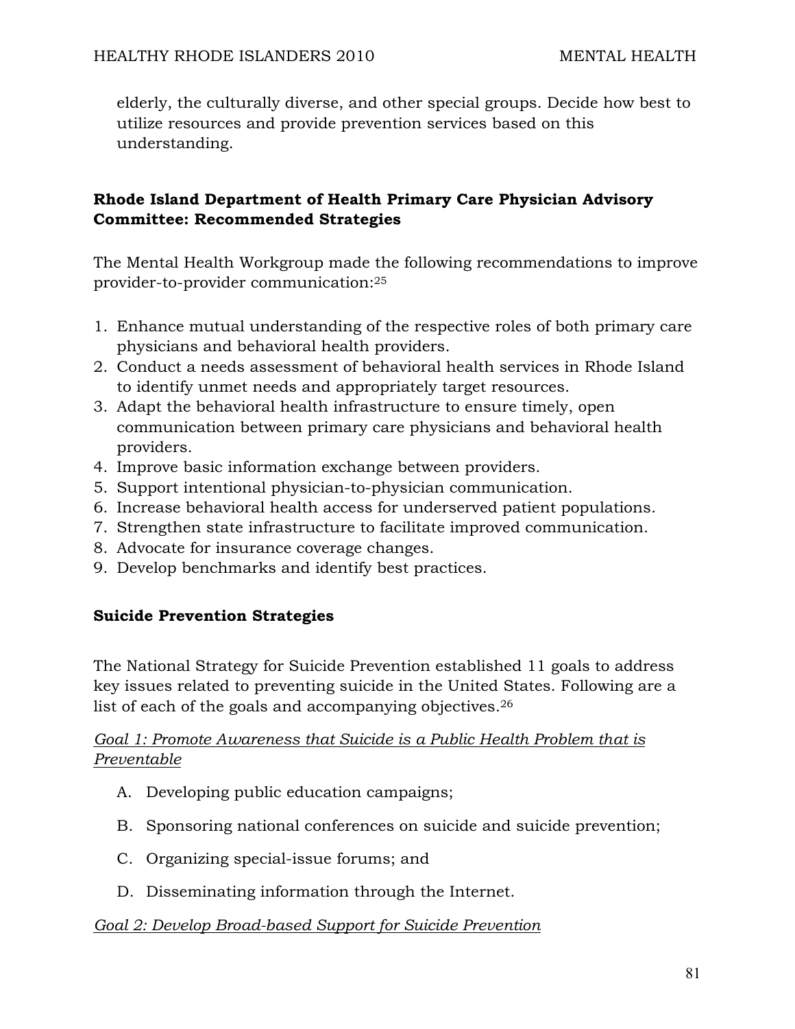elderly, the culturally diverse, and other special groups. Decide how best to utilize resources and provide prevention services based on this understanding.

**Rhode Island Department of Health Primary Care Physician Advisory Committee: Recommended Strategies**

The Mental Health Workgroup made the following recommendations to improve provider-to-provider communication:[25]

1. Enhance mutual understanding of the respective roles of both primary care physicians and behavioral health providers.
2. Conduct a needs assessment of behavioral health services in Rhode Island to identify unmet needs and appropriately target resources.
3. Adapt the behavioral health infrastructure to ensure timely, open communication between primary care physicians and behavioral health providers.
4. Improve basic information exchange between providers.
5. Support intentional physician-to-physician communication.
6. Increase behavioral health access for underserved patient populations.
7. Strengthen state infrastructure to facilitate improved communication.
8. Advocate for insurance coverage changes.
9. Develop benchmarks and identify best practices.

**Suicide Prevention Strategies**

The National Strategy for Suicide Prevention established 11 goals to address key issues related to preventing suicide in the United States. Following are a list of each of the goals and accompanying objectives.[26]

*Goal 1: Promote Awareness that Suicide is a Public Health Problem that is Preventable*

A. Developing public education campaigns;

B. Sponsoring national conferences on suicide and suicide prevention;

C. Organizing special-issue forums; and

D. Disseminating information through the Internet.

*Goal 2: Develop Broad-based Support for Suicide Prevention*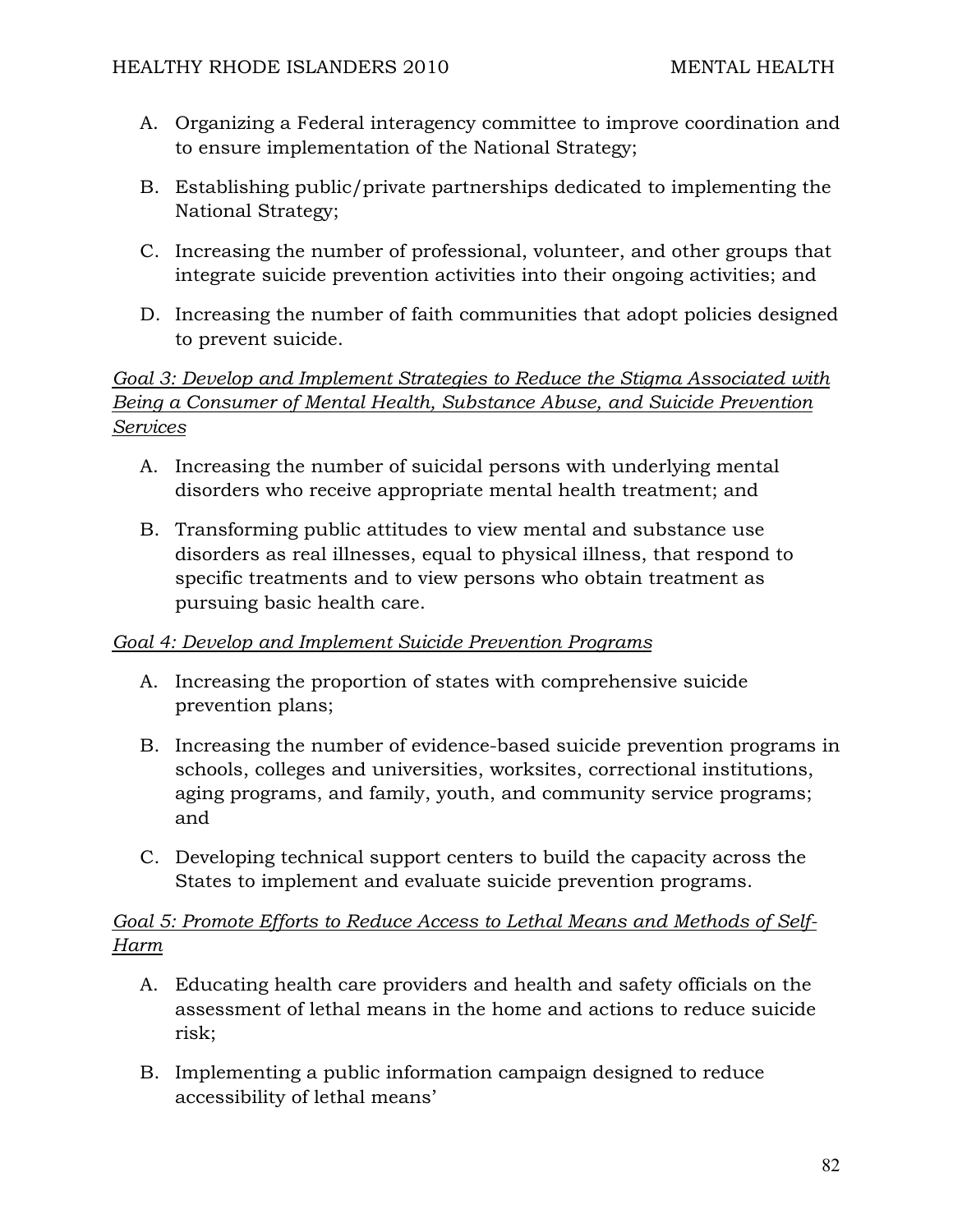A. Organizing a Federal interagency committee to improve coordination and to ensure implementation of the National Strategy;

B. Establishing public/private partnerships dedicated to implementing the National Strategy;

C. Increasing the number of professional, volunteer, and other groups that integrate suicide prevention activities into their ongoing activities; and

D. Increasing the number of faith communities that adopt policies designed to prevent suicide.

*Goal 3: Develop and Implement Strategies to Reduce the Stigma Associated with Being a Consumer of Mental Health, Substance Abuse, and Suicide Prevention Services*

A. Increasing the number of suicidal persons with underlying mental disorders who receive appropriate mental health treatment; and

B. Transforming public attitudes to view mental and substance use disorders as real illnesses, equal to physical illness, that respond to specific treatments and to view persons who obtain treatment as pursuing basic health care.

*Goal 4: Develop and Implement Suicide Prevention Programs*

A. Increasing the proportion of states with comprehensive suicide prevention plans;

B. Increasing the number of evidence-based suicide prevention programs in schools, colleges and universities, worksites, correctional institutions, aging programs, and family, youth, and community service programs; and

C. Developing technical support centers to build the capacity across the States to implement and evaluate suicide prevention programs.

*Goal 5: Promote Efforts to Reduce Access to Lethal Means and Methods of Self-Harm*

A. Educating health care providers and health and safety officials on the assessment of lethal means in the home and actions to reduce suicide risk;

B. Implementing a public information campaign designed to reduce accessibility of lethal means'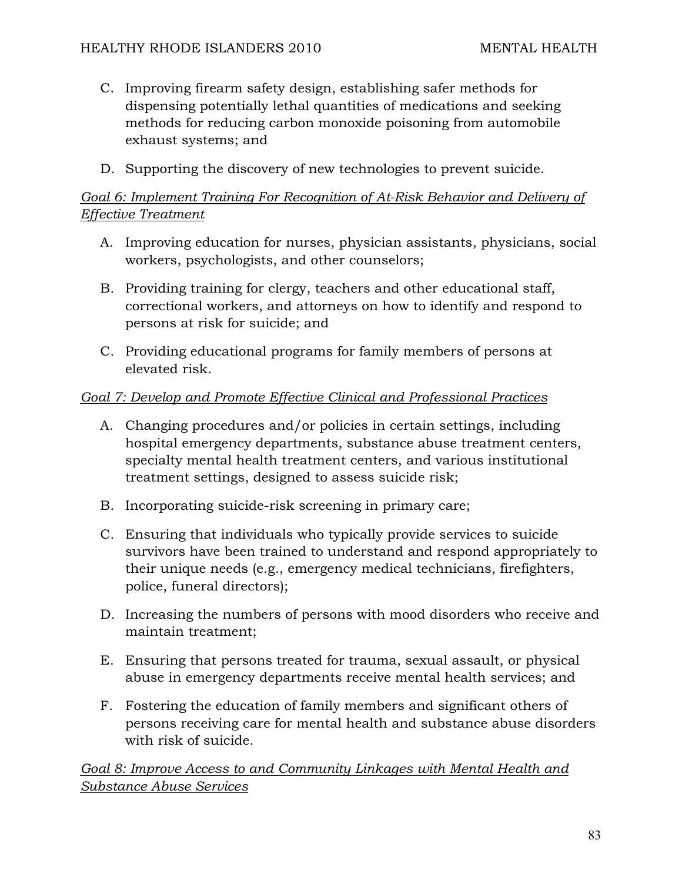C. Improving firearm safety design, establishing safer methods for dispensing potentially lethal quantities of medications and seeking methods for reducing carbon monoxide poisoning from automobile exhaust systems; and

D. Supporting the discovery of new technologies to prevent suicide.

*<u>Goal 6: Implement Training For Recognition of At-Risk Behavior and Delivery of Effective Treatment</u>*

A. Improving education for nurses, physician assistants, physicians, social workers, psychologists, and other counselors;

B. Providing training for clergy, teachers and other educational staff, correctional workers, and attorneys on how to identify and respond to persons at risk for suicide; and

C. Providing educational programs for family members of persons at elevated risk.

*<u>Goal 7: Develop and Promote Effective Clinical and Professional Practices</u>*

A. Changing procedures and/or policies in certain settings, including hospital emergency departments, substance abuse treatment centers, specialty mental health treatment centers, and various institutional treatment settings, designed to assess suicide risk;

B. Incorporating suicide-risk screening in primary care;

C. Ensuring that individuals who typically provide services to suicide survivors have been trained to understand and respond appropriately to their unique needs (e.g., emergency medical technicians, firefighters, police, funeral directors);

D. Increasing the numbers of persons with mood disorders who receive and maintain treatment;

E. Ensuring that persons treated for trauma, sexual assault, or physical abuse in emergency departments receive mental health services; and

F. Fostering the education of family members and significant others of persons receiving care for mental health and substance abuse disorders with risk of suicide.

*<u>Goal 8: Improve Access to and Community Linkages with Mental Health and Substance Abuse Services</u>*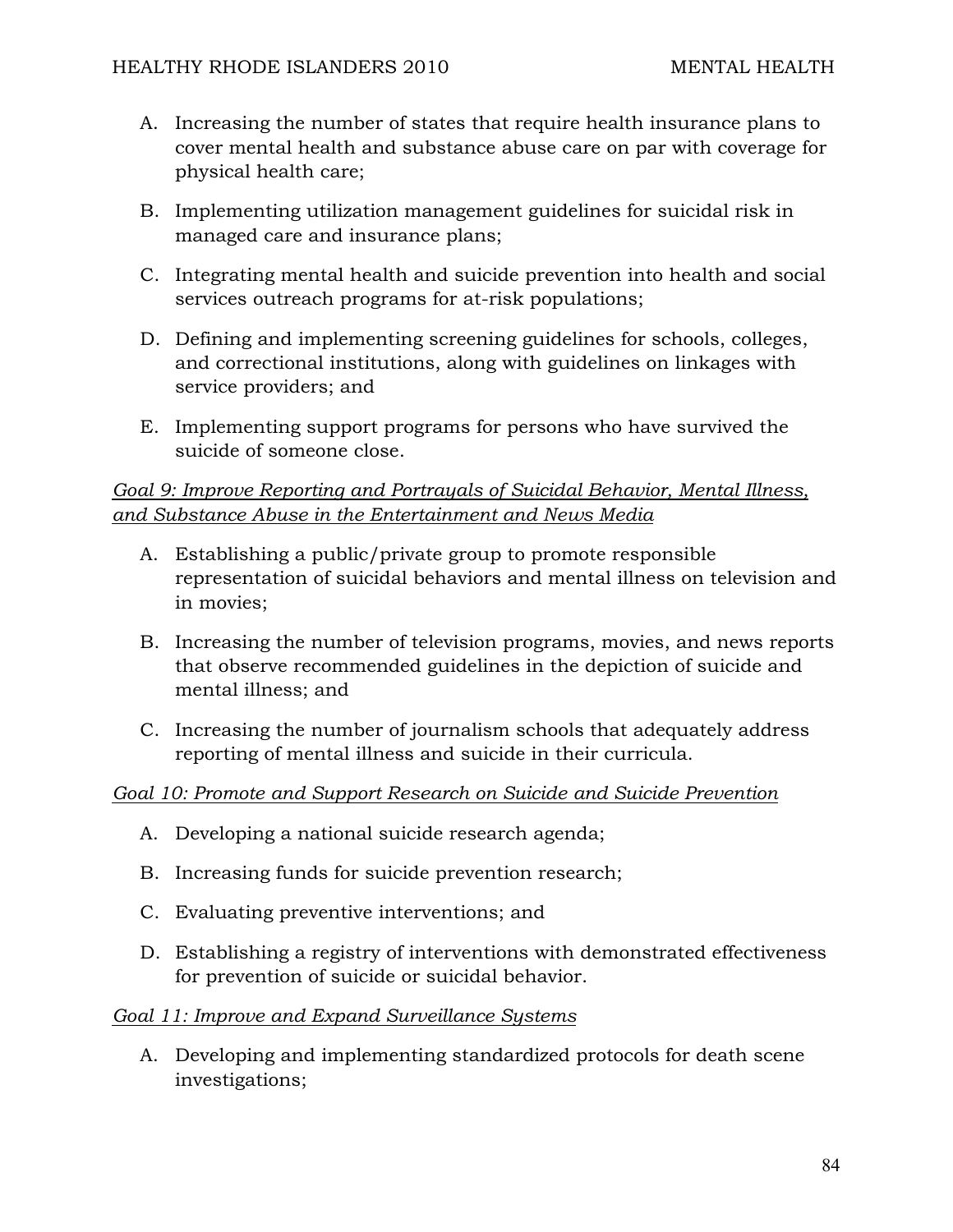A. Increasing the number of states that require health insurance plans to cover mental health and substance abuse care on par with coverage for physical health care;

B. Implementing utilization management guidelines for suicidal risk in managed care and insurance plans;

C. Integrating mental health and suicide prevention into health and social services outreach programs for at-risk populations;

D. Defining and implementing screening guidelines for schools, colleges, and correctional institutions, along with guidelines on linkages with service providers; and

E. Implementing support programs for persons who have survived the suicide of someone close.

<u>*Goal 9: Improve Reporting and Portrayals of Suicidal Behavior, Mental Illness, and Substance Abuse in the Entertainment and News Media*</u>

A. Establishing a public/private group to promote responsible representation of suicidal behaviors and mental illness on television and in movies;

B. Increasing the number of television programs, movies, and news reports that observe recommended guidelines in the depiction of suicide and mental illness; and

C. Increasing the number of journalism schools that adequately address reporting of mental illness and suicide in their curricula.

<u>*Goal 10: Promote and Support Research on Suicide and Suicide Prevention*</u>

A. Developing a national suicide research agenda;

B. Increasing funds for suicide prevention research;

C. Evaluating preventive interventions; and

D. Establishing a registry of interventions with demonstrated effectiveness for prevention of suicide or suicidal behavior.

<u>*Goal 11: Improve and Expand Surveillance Systems*</u>

A. Developing and implementing standardized protocols for death scene investigations;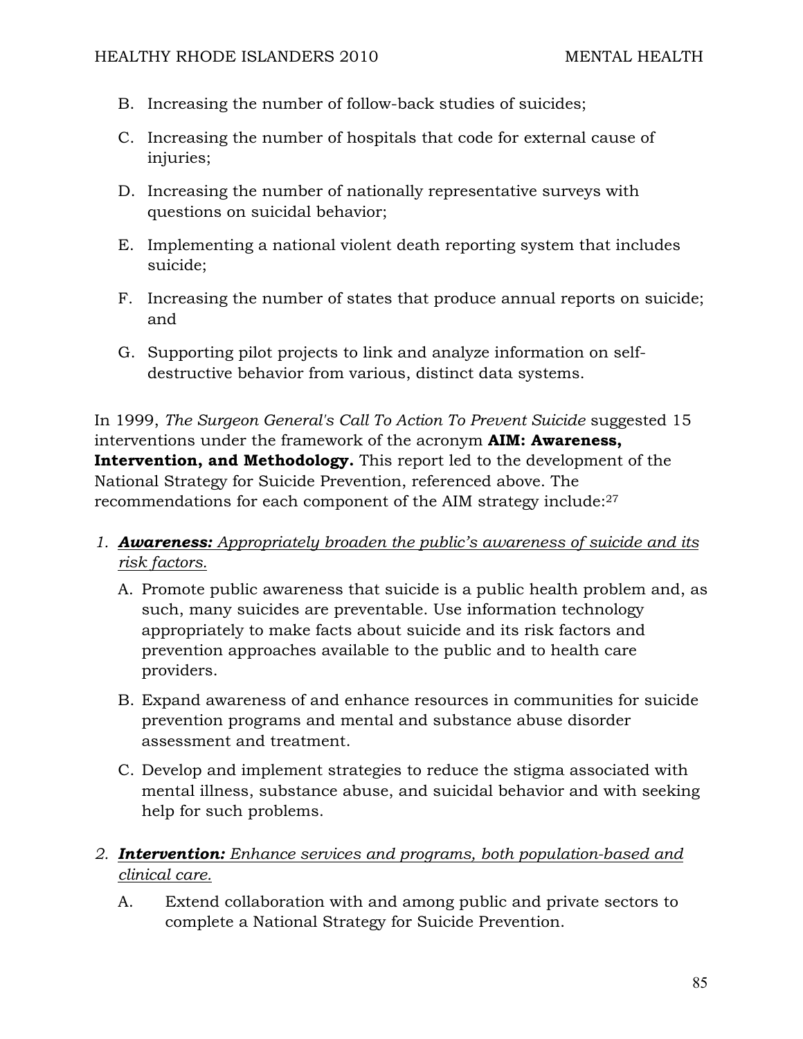B. Increasing the number of follow-back studies of suicides;

C. Increasing the number of hospitals that code for external cause of injuries;

D. Increasing the number of nationally representative surveys with questions on suicidal behavior;

E. Implementing a national violent death reporting system that includes suicide;

F. Increasing the number of states that produce annual reports on suicide; and

G. Supporting pilot projects to link and analyze information on self-destructive behavior from various, distinct data systems.

In 1999, *The Surgeon General's Call To Action To Prevent Suicide* suggested 15 interventions under the framework of the acronym **AIM: Awareness, Intervention, and Methodology.** This report led to the development of the National Strategy for Suicide Prevention, referenced above. The recommendations for each component of the AIM strategy include:[27]

1. ***Awareness:*** *Appropriately broaden the public's awareness of suicide and its risk factors.*
   - A. Promote public awareness that suicide is a public health problem and, as such, many suicides are preventable. Use information technology appropriately to make facts about suicide and its risk factors and prevention approaches available to the public and to health care providers.
   - B. Expand awareness of and enhance resources in communities for suicide prevention programs and mental and substance abuse disorder assessment and treatment.
   - C. Develop and implement strategies to reduce the stigma associated with mental illness, substance abuse, and suicidal behavior and with seeking help for such problems.

2. ***Intervention:*** *Enhance services and programs, both population-based and clinical care.*
   - A. Extend collaboration with and among public and private sectors to complete a National Strategy for Suicide Prevention.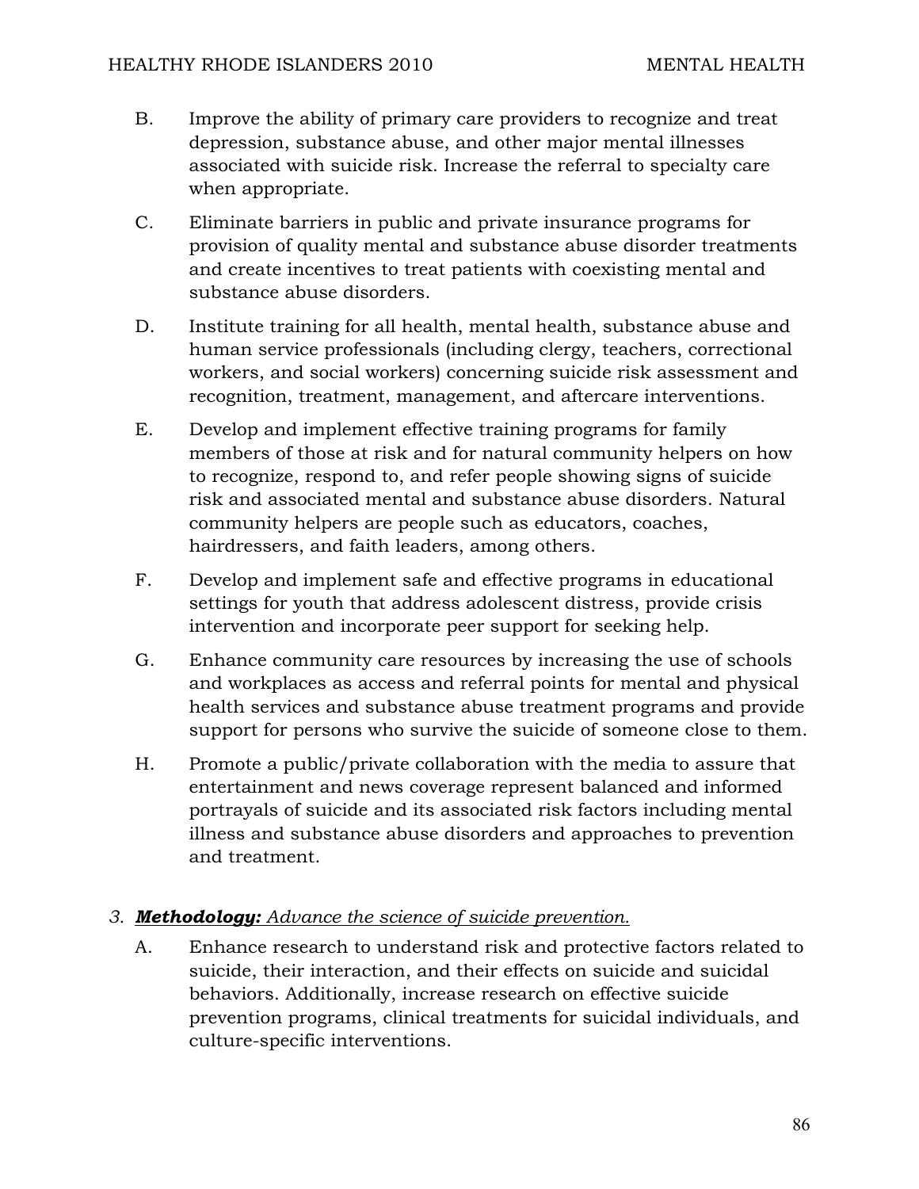B. Improve the ability of primary care providers to recognize and treat depression, substance abuse, and other major mental illnesses associated with suicide risk. Increase the referral to specialty care when appropriate.

C. Eliminate barriers in public and private insurance programs for provision of quality mental and substance abuse disorder treatments and create incentives to treat patients with coexisting mental and substance abuse disorders.

D. Institute training for all health, mental health, substance abuse and human service professionals (including clergy, teachers, correctional workers, and social workers) concerning suicide risk assessment and recognition, treatment, management, and aftercare interventions.

E. Develop and implement effective training programs for family members of those at risk and for natural community helpers on how to recognize, respond to, and refer people showing signs of suicide risk and associated mental and substance abuse disorders. Natural community helpers are people such as educators, coaches, hairdressers, and faith leaders, among others.

F. Develop and implement safe and effective programs in educational settings for youth that address adolescent distress, provide crisis intervention and incorporate peer support for seeking help.

G. Enhance community care resources by increasing the use of schools and workplaces as access and referral points for mental and physical health services and substance abuse treatment programs and provide support for persons who survive the suicide of someone close to them.

H. Promote a public/private collaboration with the media to assure that entertainment and news coverage represent balanced and informed portrayals of suicide and its associated risk factors including mental illness and substance abuse disorders and approaches to prevention and treatment.

*3. __**Methodology:**__ __Advance the science of suicide prevention.__*

A. Enhance research to understand risk and protective factors related to suicide, their interaction, and their effects on suicide and suicidal behaviors. Additionally, increase research on effective suicide prevention programs, clinical treatments for suicidal individuals, and culture-specific interventions.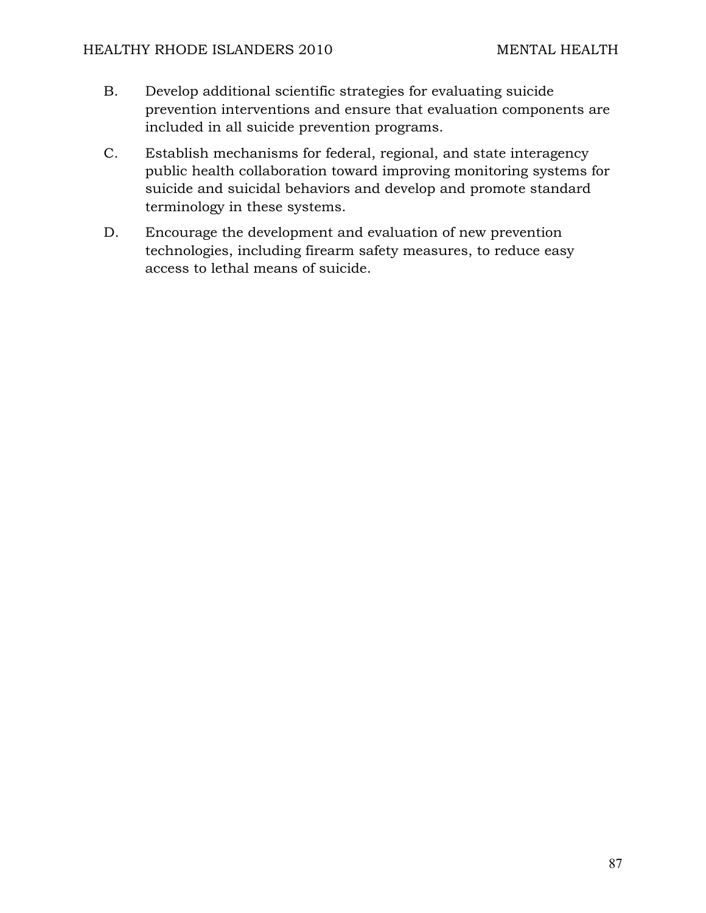B. Develop additional scientific strategies for evaluating suicide prevention interventions and ensure that evaluation components are included in all suicide prevention programs.

C. Establish mechanisms for federal, regional, and state interagency public health collaboration toward improving monitoring systems for suicide and suicidal behaviors and develop and promote standard terminology in these systems.

D. Encourage the development and evaluation of new prevention technologies, including firearm safety measures, to reduce easy access to lethal means of suicide.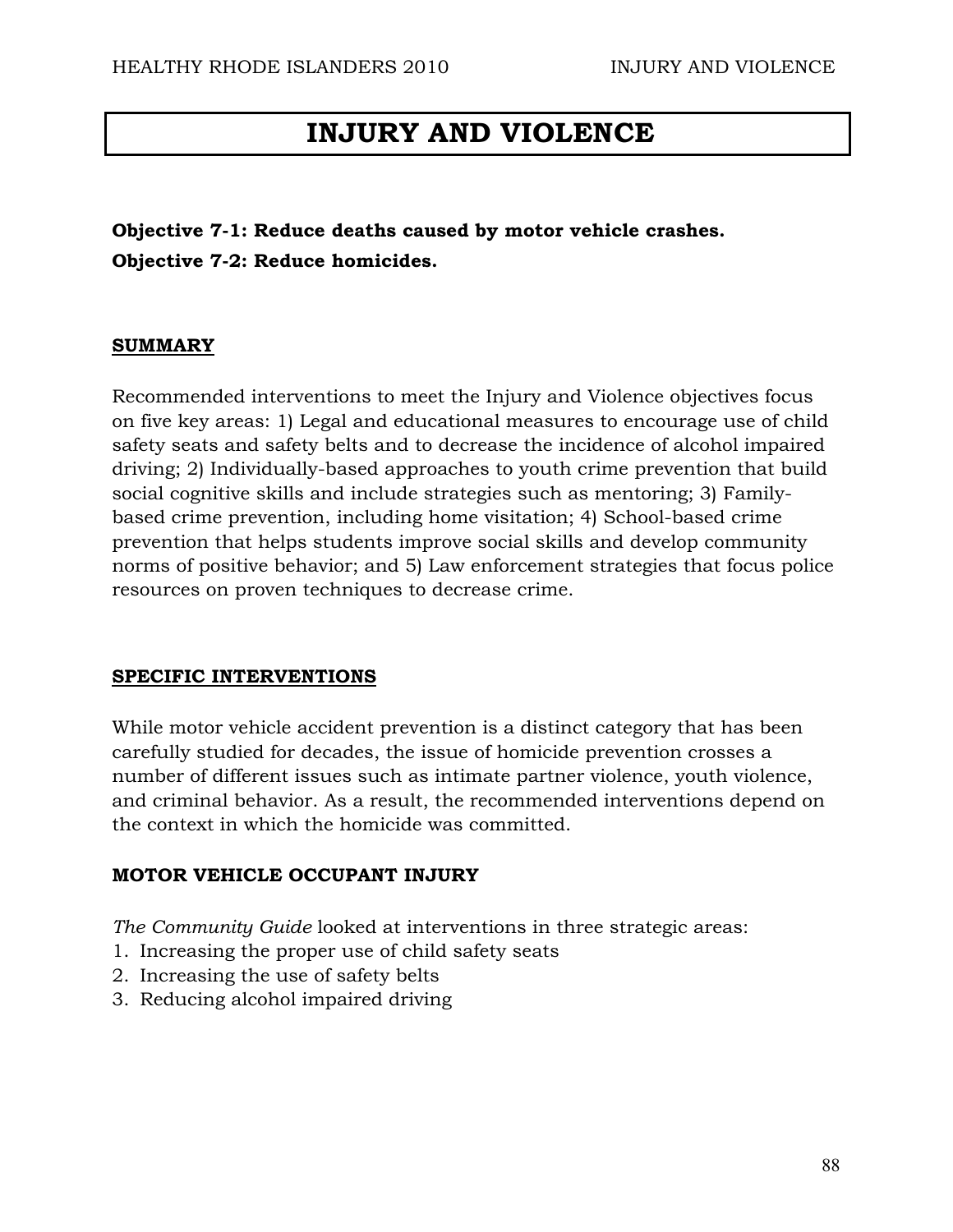# INJURY AND VIOLENCE

**Objective 7-1: Reduce deaths caused by motor vehicle crashes.**
**Objective 7-2: Reduce homicides.**

## SUMMARY

Recommended interventions to meet the Injury and Violence objectives focus on five key areas: 1) Legal and educational measures to encourage use of child safety seats and safety belts and to decrease the incidence of alcohol impaired driving; 2) Individually-based approaches to youth crime prevention that build social cognitive skills and include strategies such as mentoring; 3) Family-based crime prevention, including home visitation; 4) School-based crime prevention that helps students improve social skills and develop community norms of positive behavior; and 5) Law enforcement strategies that focus police resources on proven techniques to decrease crime.

## SPECIFIC INTERVENTIONS

While motor vehicle accident prevention is a distinct category that has been carefully studied for decades, the issue of homicide prevention crosses a number of different issues such as intimate partner violence, youth violence, and criminal behavior. As a result, the recommended interventions depend on the context in which the homicide was committed.

### MOTOR VEHICLE OCCUPANT INJURY

*The Community Guide* looked at interventions in three strategic areas:

1. Increasing the proper use of child safety seats
2. Increasing the use of safety belts
3. Reducing alcohol impaired driving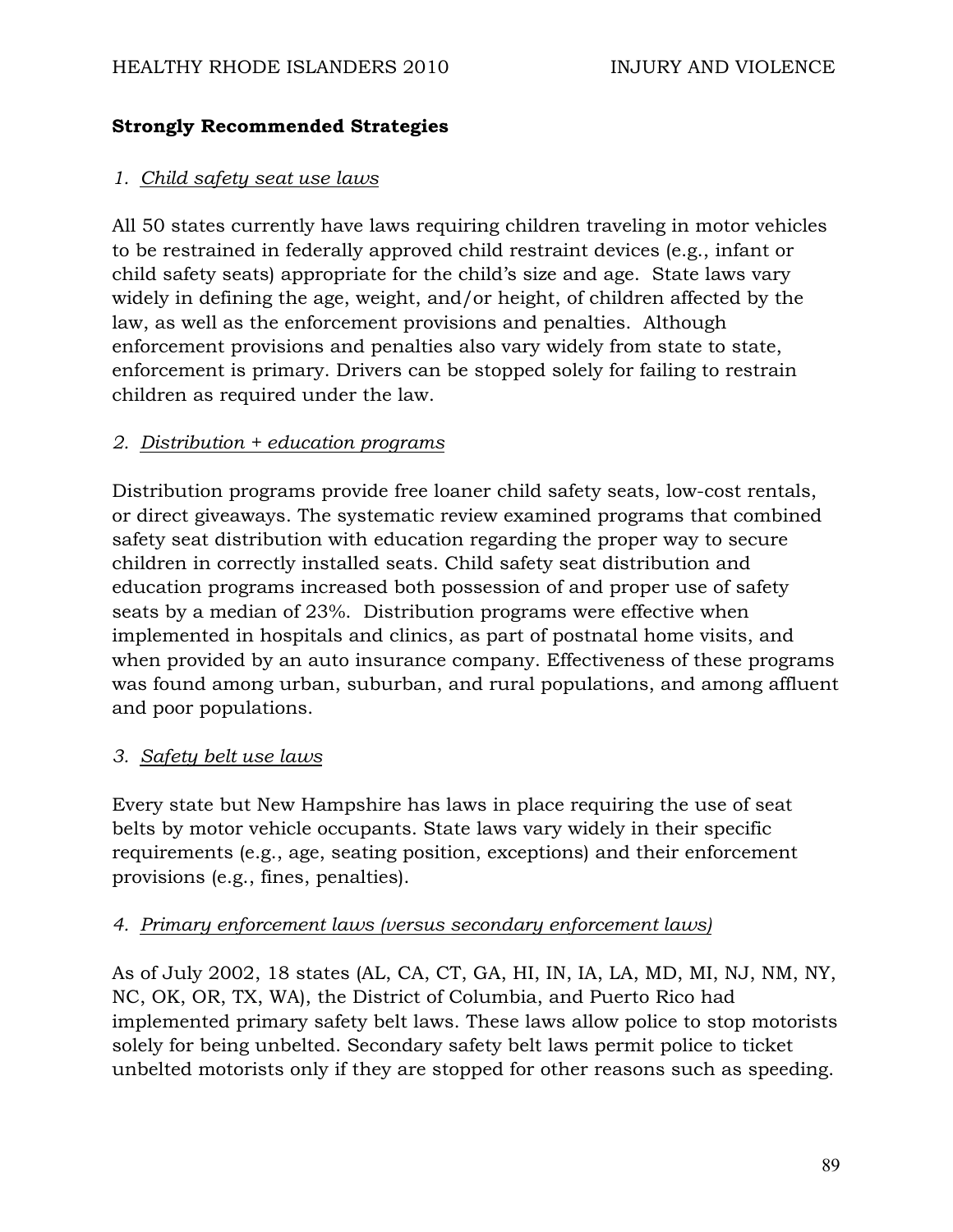**Strongly Recommended Strategies**

*1. Child safety seat use laws*

All 50 states currently have laws requiring children traveling in motor vehicles to be restrained in federally approved child restraint devices (e.g., infant or child safety seats) appropriate for the child's size and age. State laws vary widely in defining the age, weight, and/or height, of children affected by the law, as well as the enforcement provisions and penalties. Although enforcement provisions and penalties also vary widely from state to state, enforcement is primary. Drivers can be stopped solely for failing to restrain children as required under the law.

*2. Distribution + education programs*

Distribution programs provide free loaner child safety seats, low-cost rentals, or direct giveaways. The systematic review examined programs that combined safety seat distribution with education regarding the proper way to secure children in correctly installed seats. Child safety seat distribution and education programs increased both possession of and proper use of safety seats by a median of 23%. Distribution programs were effective when implemented in hospitals and clinics, as part of postnatal home visits, and when provided by an auto insurance company. Effectiveness of these programs was found among urban, suburban, and rural populations, and among affluent and poor populations.

*3. Safety belt use laws*

Every state but New Hampshire has laws in place requiring the use of seat belts by motor vehicle occupants. State laws vary widely in their specific requirements (e.g., age, seating position, exceptions) and their enforcement provisions (e.g., fines, penalties).

*4. Primary enforcement laws (versus secondary enforcement laws)*

As of July 2002, 18 states (AL, CA, CT, GA, HI, IN, IA, LA, MD, MI, NJ, NM, NY, NC, OK, OR, TX, WA), the District of Columbia, and Puerto Rico had implemented primary safety belt laws. These laws allow police to stop motorists solely for being unbelted. Secondary safety belt laws permit police to ticket unbelted motorists only if they are stopped for other reasons such as speeding.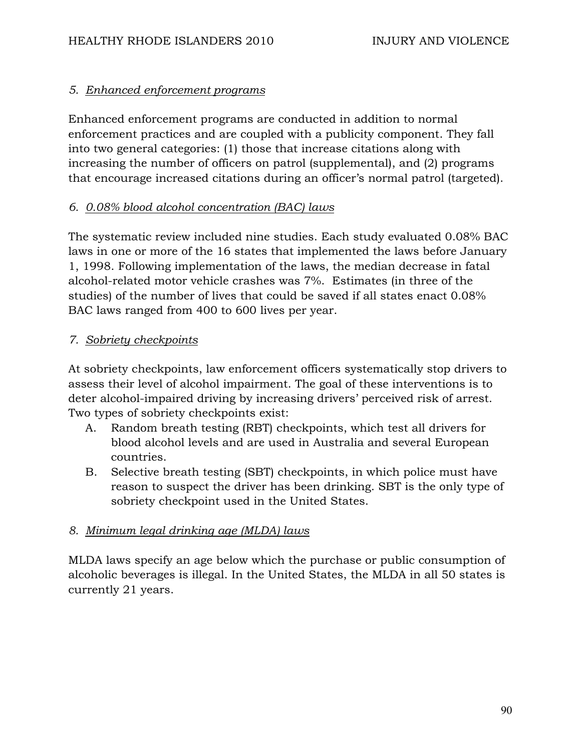*5. Enhanced enforcement programs*

Enhanced enforcement programs are conducted in addition to normal enforcement practices and are coupled with a publicity component. They fall into two general categories: (1) those that increase citations along with increasing the number of officers on patrol (supplemental), and (2) programs that encourage increased citations during an officer's normal patrol (targeted).

*6. 0.08% blood alcohol concentration (BAC) laws*

The systematic review included nine studies. Each study evaluated 0.08% BAC laws in one or more of the 16 states that implemented the laws before January 1, 1998. Following implementation of the laws, the median decrease in fatal alcohol-related motor vehicle crashes was 7%. Estimates (in three of the studies) of the number of lives that could be saved if all states enact 0.08% BAC laws ranged from 400 to 600 lives per year.

*7. Sobriety checkpoints*

At sobriety checkpoints, law enforcement officers systematically stop drivers to assess their level of alcohol impairment. The goal of these interventions is to deter alcohol-impaired driving by increasing drivers' perceived risk of arrest. Two types of sobriety checkpoints exist:

A. Random breath testing (RBT) checkpoints, which test all drivers for blood alcohol levels and are used in Australia and several European countries.
B. Selective breath testing (SBT) checkpoints, in which police must have reason to suspect the driver has been drinking. SBT is the only type of sobriety checkpoint used in the United States.

*8. Minimum legal drinking age (MLDA) laws*

MLDA laws specify an age below which the purchase or public consumption of alcoholic beverages is illegal. In the United States, the MLDA in all 50 states is currently 21 years.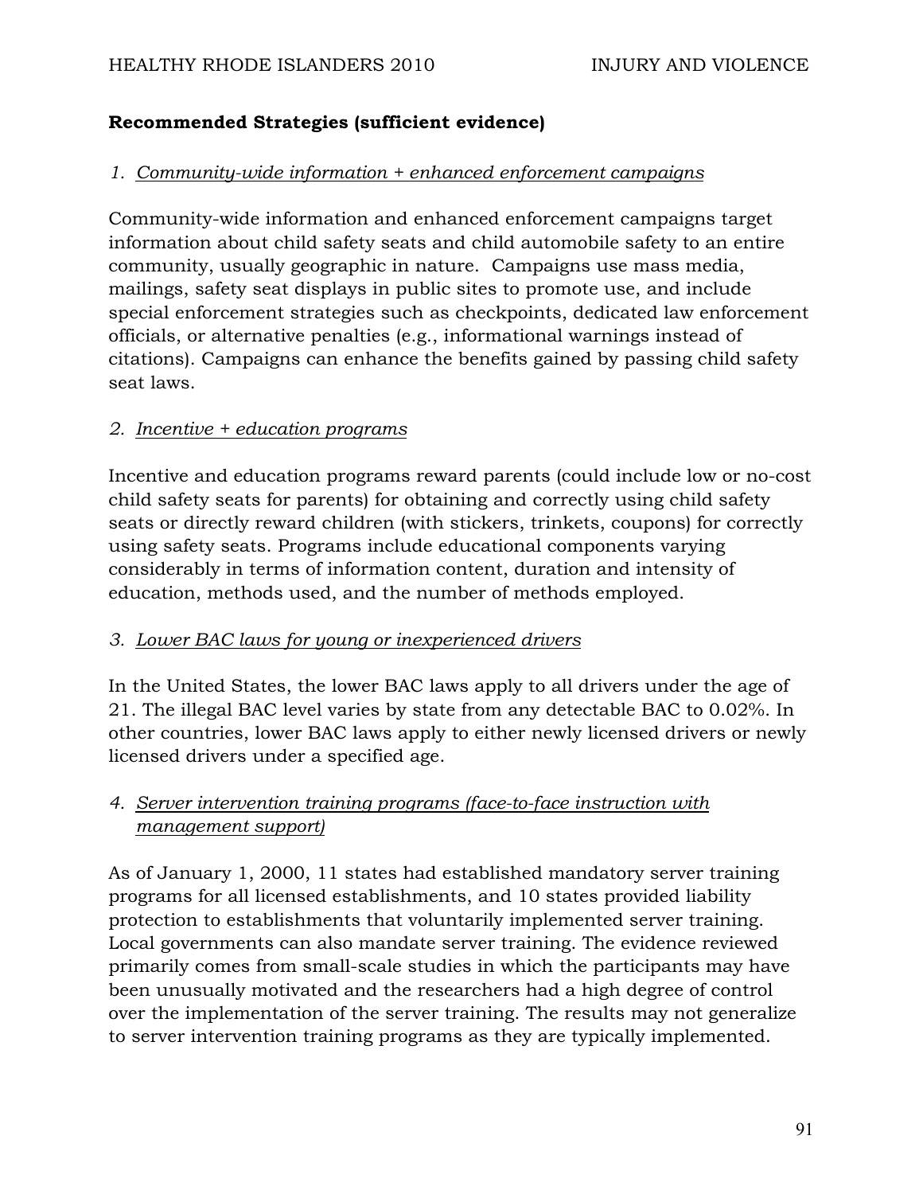**Recommended Strategies (sufficient evidence)**

1. *Community-wide information + enhanced enforcement campaigns*

Community-wide information and enhanced enforcement campaigns target information about child safety seats and child automobile safety to an entire community, usually geographic in nature. Campaigns use mass media, mailings, safety seat displays in public sites to promote use, and include special enforcement strategies such as checkpoints, dedicated law enforcement officials, or alternative penalties (e.g., informational warnings instead of citations). Campaigns can enhance the benefits gained by passing child safety seat laws.

2. *Incentive + education programs*

Incentive and education programs reward parents (could include low or no-cost child safety seats for parents) for obtaining and correctly using child safety seats or directly reward children (with stickers, trinkets, coupons) for correctly using safety seats. Programs include educational components varying considerably in terms of information content, duration and intensity of education, methods used, and the number of methods employed.

3. *Lower BAC laws for young or inexperienced drivers*

In the United States, the lower BAC laws apply to all drivers under the age of 21. The illegal BAC level varies by state from any detectable BAC to 0.02%. In other countries, lower BAC laws apply to either newly licensed drivers or newly licensed drivers under a specified age.

4. *Server intervention training programs (face-to-face instruction with management support)*

As of January 1, 2000, 11 states had established mandatory server training programs for all licensed establishments, and 10 states provided liability protection to establishments that voluntarily implemented server training. Local governments can also mandate server training. The evidence reviewed primarily comes from small-scale studies in which the participants may have been unusually motivated and the researchers had a high degree of control over the implementation of the server training. The results may not generalize to server intervention training programs as they are typically implemented.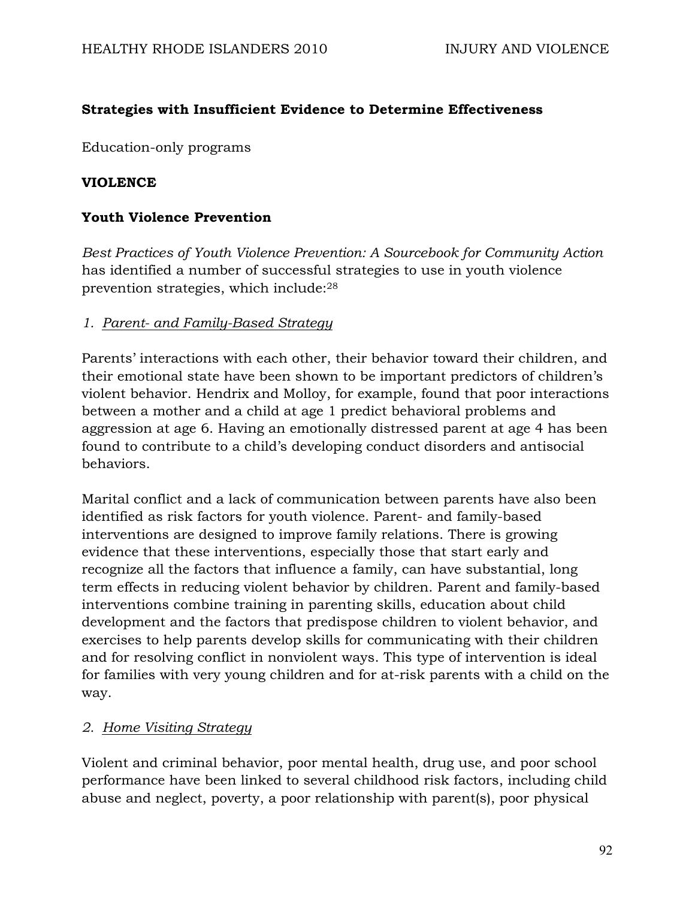**Strategies with Insufficient Evidence to Determine Effectiveness**

Education-only programs

## VIOLENCE

### Youth Violence Prevention

*Best Practices of Youth Violence Prevention: A Sourcebook for Community Action* has identified a number of successful strategies to use in youth violence prevention strategies, which include:[28]

*1. Parent- and Family-Based Strategy*

Parents' interactions with each other, their behavior toward their children, and their emotional state have been shown to be important predictors of children's violent behavior. Hendrix and Molloy, for example, found that poor interactions between a mother and a child at age 1 predict behavioral problems and aggression at age 6. Having an emotionally distressed parent at age 4 has been found to contribute to a child's developing conduct disorders and antisocial behaviors.

Marital conflict and a lack of communication between parents have also been identified as risk factors for youth violence. Parent- and family-based interventions are designed to improve family relations. There is growing evidence that these interventions, especially those that start early and recognize all the factors that influence a family, can have substantial, long term effects in reducing violent behavior by children. Parent and family-based interventions combine training in parenting skills, education about child development and the factors that predispose children to violent behavior, and exercises to help parents develop skills for communicating with their children and for resolving conflict in nonviolent ways. This type of intervention is ideal for families with very young children and for at-risk parents with a child on the way.

*2. Home Visiting Strategy*

Violent and criminal behavior, poor mental health, drug use, and poor school performance have been linked to several childhood risk factors, including child abuse and neglect, poverty, a poor relationship with parent(s), poor physical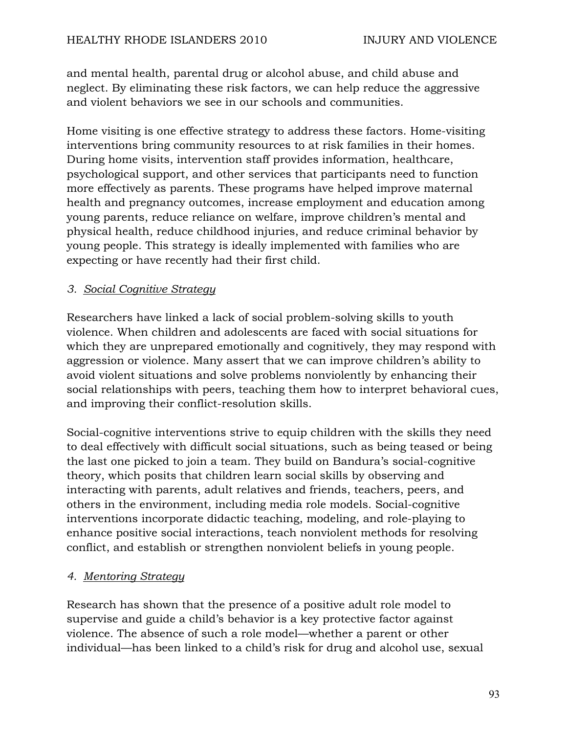and mental health, parental drug or alcohol abuse, and child abuse and neglect. By eliminating these risk factors, we can help reduce the aggressive and violent behaviors we see in our schools and communities.

Home visiting is one effective strategy to address these factors. Home-visiting interventions bring community resources to at risk families in their homes. During home visits, intervention staff provides information, healthcare, psychological support, and other services that participants need to function more effectively as parents. These programs have helped improve maternal health and pregnancy outcomes, increase employment and education among young parents, reduce reliance on welfare, improve children's mental and physical health, reduce childhood injuries, and reduce criminal behavior by young people. This strategy is ideally implemented with families who are expecting or have recently had their first child.

*3. Social Cognitive Strategy*

Researchers have linked a lack of social problem-solving skills to youth violence. When children and adolescents are faced with social situations for which they are unprepared emotionally and cognitively, they may respond with aggression or violence. Many assert that we can improve children's ability to avoid violent situations and solve problems nonviolently by enhancing their social relationships with peers, teaching them how to interpret behavioral cues, and improving their conflict-resolution skills.

Social-cognitive interventions strive to equip children with the skills they need to deal effectively with difficult social situations, such as being teased or being the last one picked to join a team. They build on Bandura's social-cognitive theory, which posits that children learn social skills by observing and interacting with parents, adult relatives and friends, teachers, peers, and others in the environment, including media role models. Social-cognitive interventions incorporate didactic teaching, modeling, and role-playing to enhance positive social interactions, teach nonviolent methods for resolving conflict, and establish or strengthen nonviolent beliefs in young people.

*4. Mentoring Strategy*

Research has shown that the presence of a positive adult role model to supervise and guide a child's behavior is a key protective factor against violence. The absence of such a role model—whether a parent or other individual—has been linked to a child's risk for drug and alcohol use, sexual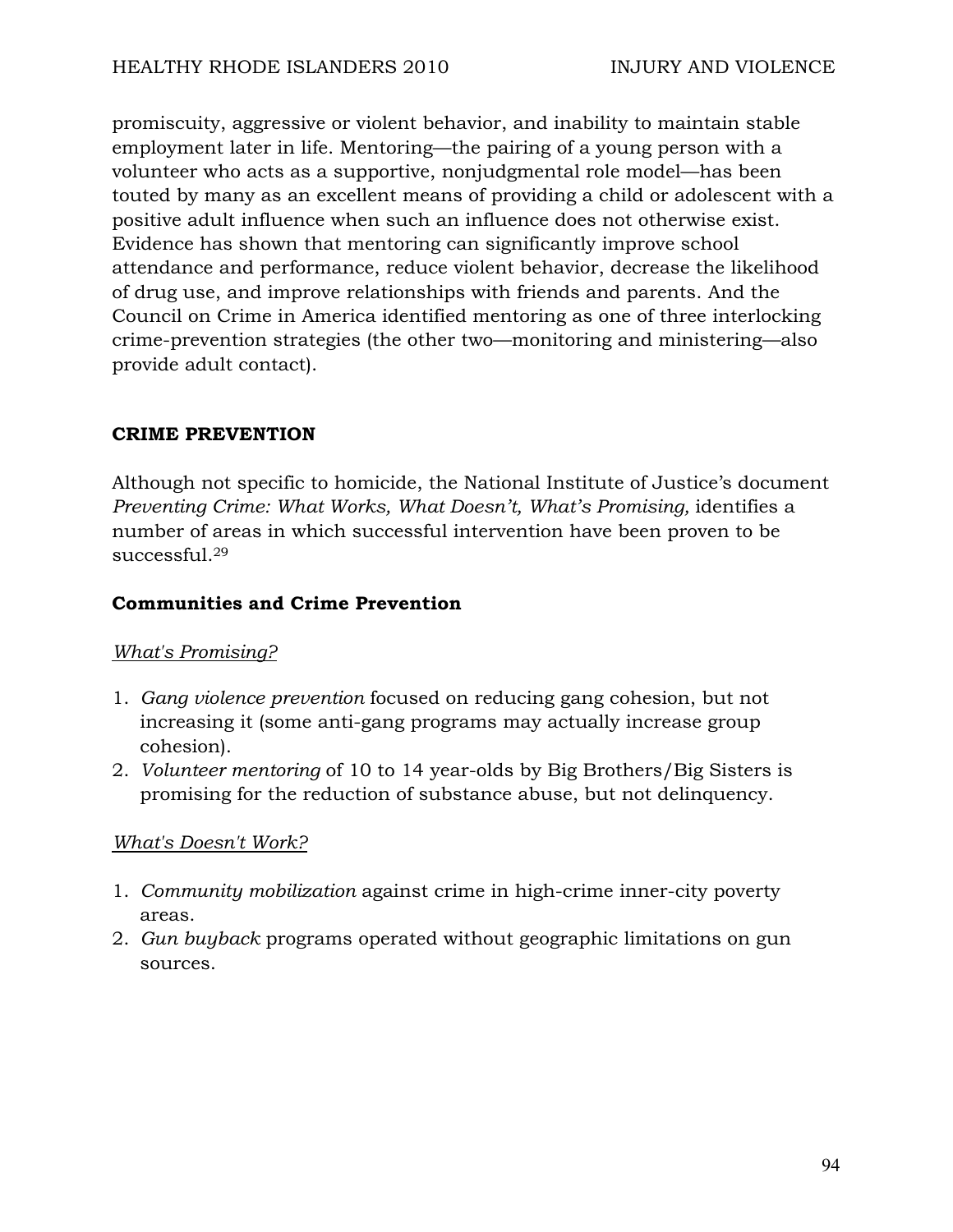promiscuity, aggressive or violent behavior, and inability to maintain stable employment later in life. Mentoring—the pairing of a young person with a volunteer who acts as a supportive, nonjudgmental role model—has been touted by many as an excellent means of providing a child or adolescent with a positive adult influence when such an influence does not otherwise exist. Evidence has shown that mentoring can significantly improve school attendance and performance, reduce violent behavior, decrease the likelihood of drug use, and improve relationships with friends and parents. And the Council on Crime in America identified mentoring as one of three interlocking crime-prevention strategies (the other two—monitoring and ministering—also provide adult contact).

## CRIME PREVENTION

Although not specific to homicide, the National Institute of Justice's document *Preventing Crime: What Works, What Doesn't, What's Promising,* identifies a number of areas in which successful intervention have been proven to be successful.[29]

### Communities and Crime Prevention

<u>*What's Promising?*</u>

1. *Gang violence prevention* focused on reducing gang cohesion, but not increasing it (some anti-gang programs may actually increase group cohesion).
2. *Volunteer mentoring* of 10 to 14 year-olds by Big Brothers/Big Sisters is promising for the reduction of substance abuse, but not delinquency.

<u>*What's Doesn't Work?*</u>

1. *Community mobilization* against crime in high-crime inner-city poverty areas.
2. *Gun buyback* programs operated without geographic limitations on gun sources.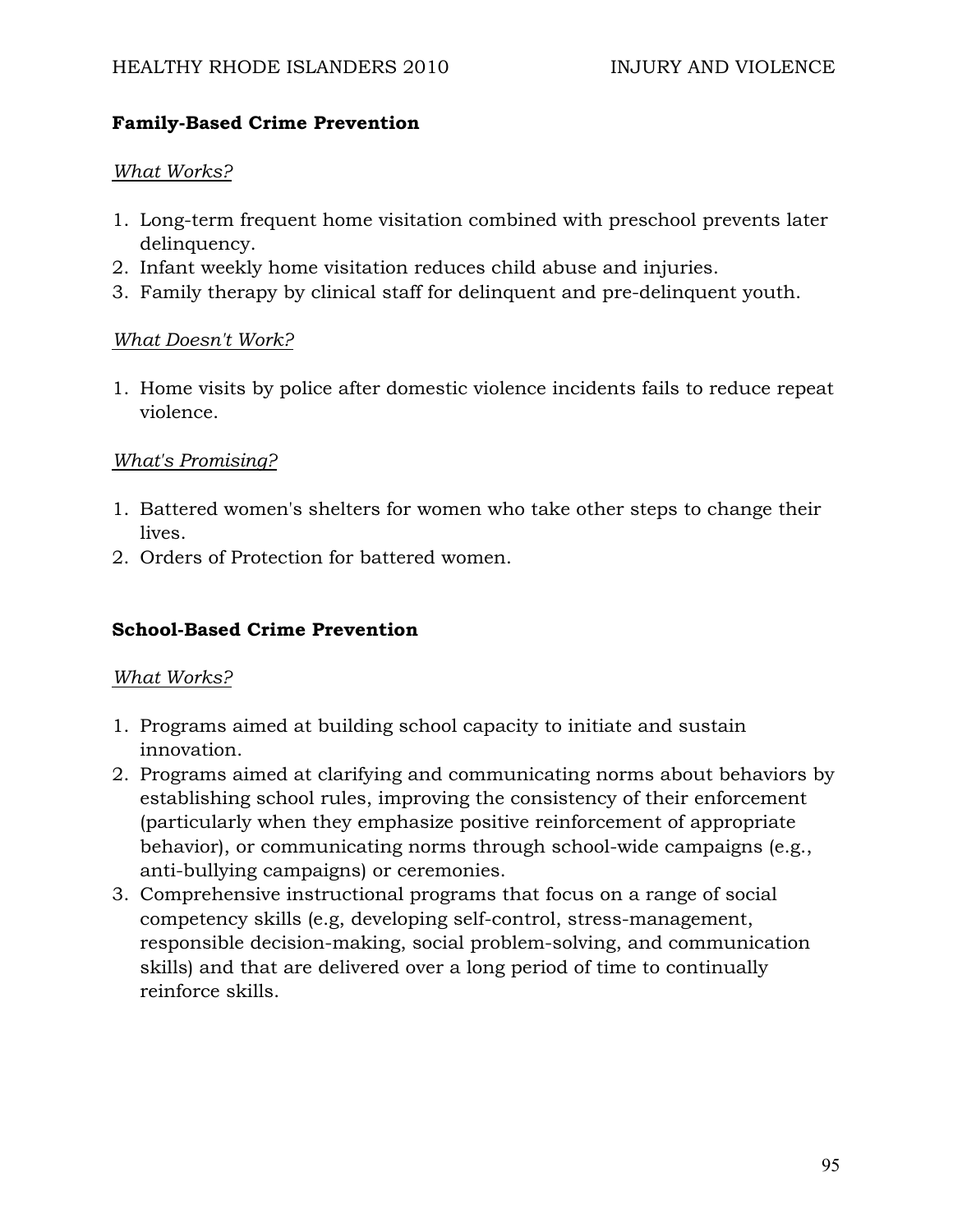**Family-Based Crime Prevention**

*What Works?*

1. Long-term frequent home visitation combined with preschool prevents later delinquency.
2. Infant weekly home visitation reduces child abuse and injuries.
3. Family therapy by clinical staff for delinquent and pre-delinquent youth.

*What Doesn't Work?*

1. Home visits by police after domestic violence incidents fails to reduce repeat violence.

*What's Promising?*

1. Battered women's shelters for women who take other steps to change their lives.
2. Orders of Protection for battered women.

**School-Based Crime Prevention**

*What Works?*

1. Programs aimed at building school capacity to initiate and sustain innovation.
2. Programs aimed at clarifying and communicating norms about behaviors by establishing school rules, improving the consistency of their enforcement (particularly when they emphasize positive reinforcement of appropriate behavior), or communicating norms through school-wide campaigns (e.g., anti-bullying campaigns) or ceremonies.
3. Comprehensive instructional programs that focus on a range of social competency skills (e.g, developing self-control, stress-management, responsible decision-making, social problem-solving, and communication skills) and that are delivered over a long period of time to continually reinforce skills.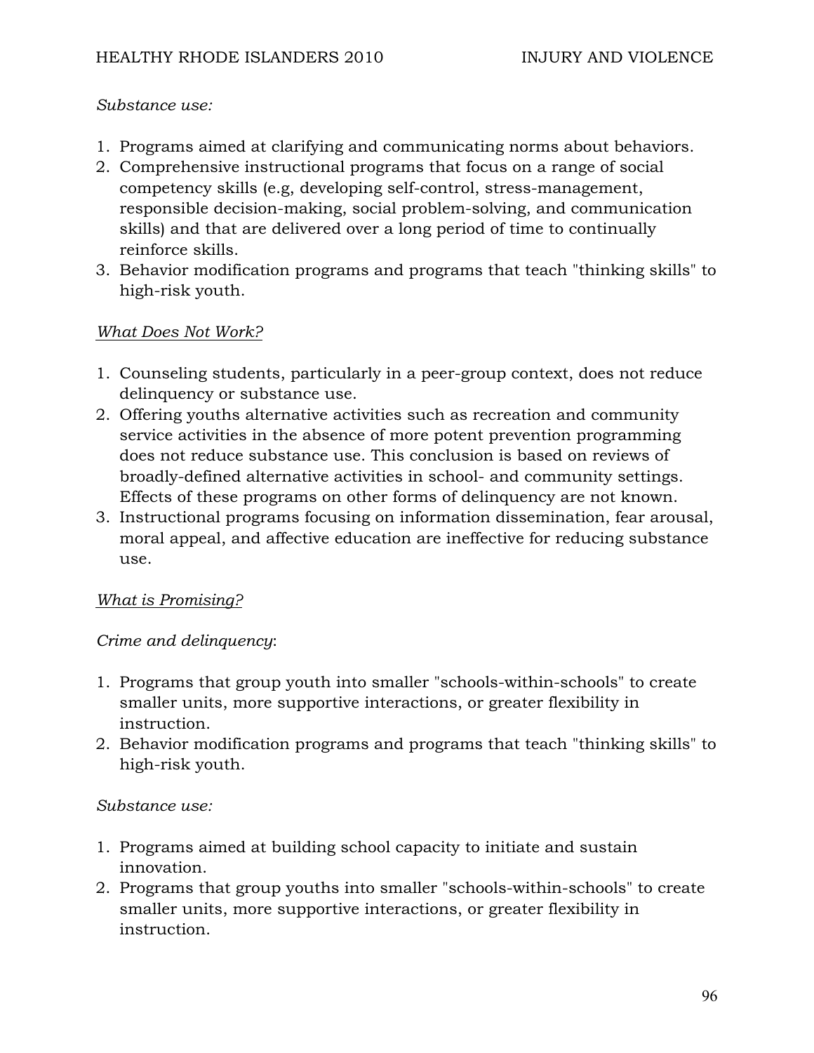*Substance use:*

1. Programs aimed at clarifying and communicating norms about behaviors.
2. Comprehensive instructional programs that focus on a range of social competency skills (e.g, developing self-control, stress-management, responsible decision-making, social problem-solving, and communication skills) and that are delivered over a long period of time to continually reinforce skills.
3. Behavior modification programs and programs that teach "thinking skills" to high-risk youth.

*What Does Not Work?*

1. Counseling students, particularly in a peer-group context, does not reduce delinquency or substance use.
2. Offering youths alternative activities such as recreation and community service activities in the absence of more potent prevention programming does not reduce substance use. This conclusion is based on reviews of broadly-defined alternative activities in school- and community settings. Effects of these programs on other forms of delinquency are not known.
3. Instructional programs focusing on information dissemination, fear arousal, moral appeal, and affective education are ineffective for reducing substance use.

*What is Promising?*

*Crime and delinquency*:

1. Programs that group youth into smaller "schools-within-schools" to create smaller units, more supportive interactions, or greater flexibility in instruction.
2. Behavior modification programs and programs that teach "thinking skills" to high-risk youth.

*Substance use:*

1. Programs aimed at building school capacity to initiate and sustain innovation.
2. Programs that group youths into smaller "schools-within-schools" to create smaller units, more supportive interactions, or greater flexibility in instruction.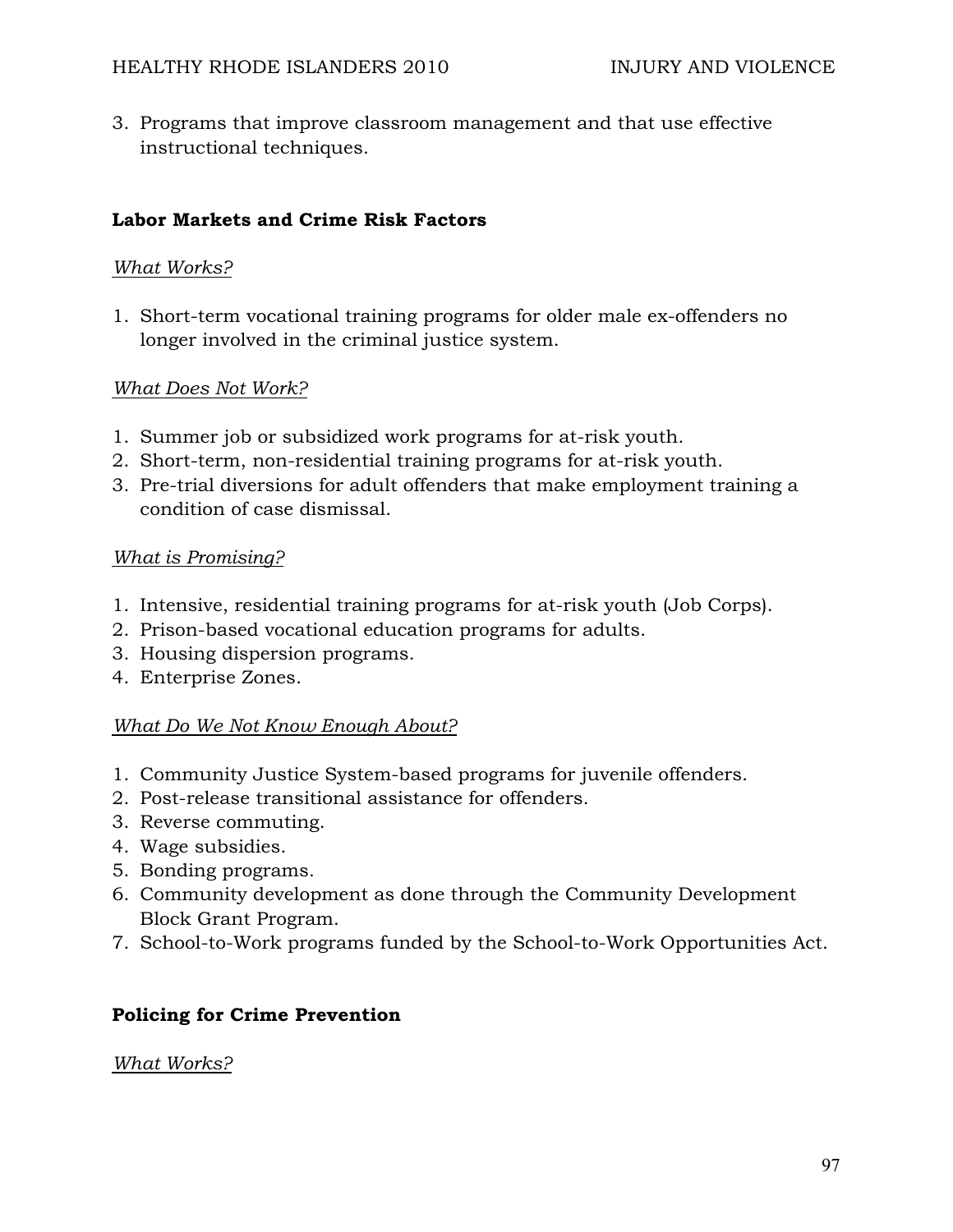3. Programs that improve classroom management and that use effective instructional techniques.

**Labor Markets and Crime Risk Factors**

*What Works?*

1. Short-term vocational training programs for older male ex-offenders no longer involved in the criminal justice system.

*What Does Not Work?*

1. Summer job or subsidized work programs for at-risk youth.
2. Short-term, non-residential training programs for at-risk youth.
3. Pre-trial diversions for adult offenders that make employment training a condition of case dismissal.

*What is Promising?*

1. Intensive, residential training programs for at-risk youth (Job Corps).
2. Prison-based vocational education programs for adults.
3. Housing dispersion programs.
4. Enterprise Zones.

*What Do We Not Know Enough About?*

1. Community Justice System-based programs for juvenile offenders.
2. Post-release transitional assistance for offenders.
3. Reverse commuting.
4. Wage subsidies.
5. Bonding programs.
6. Community development as done through the Community Development Block Grant Program.
7. School-to-Work programs funded by the School-to-Work Opportunities Act.

**Policing for Crime Prevention**

*What Works?*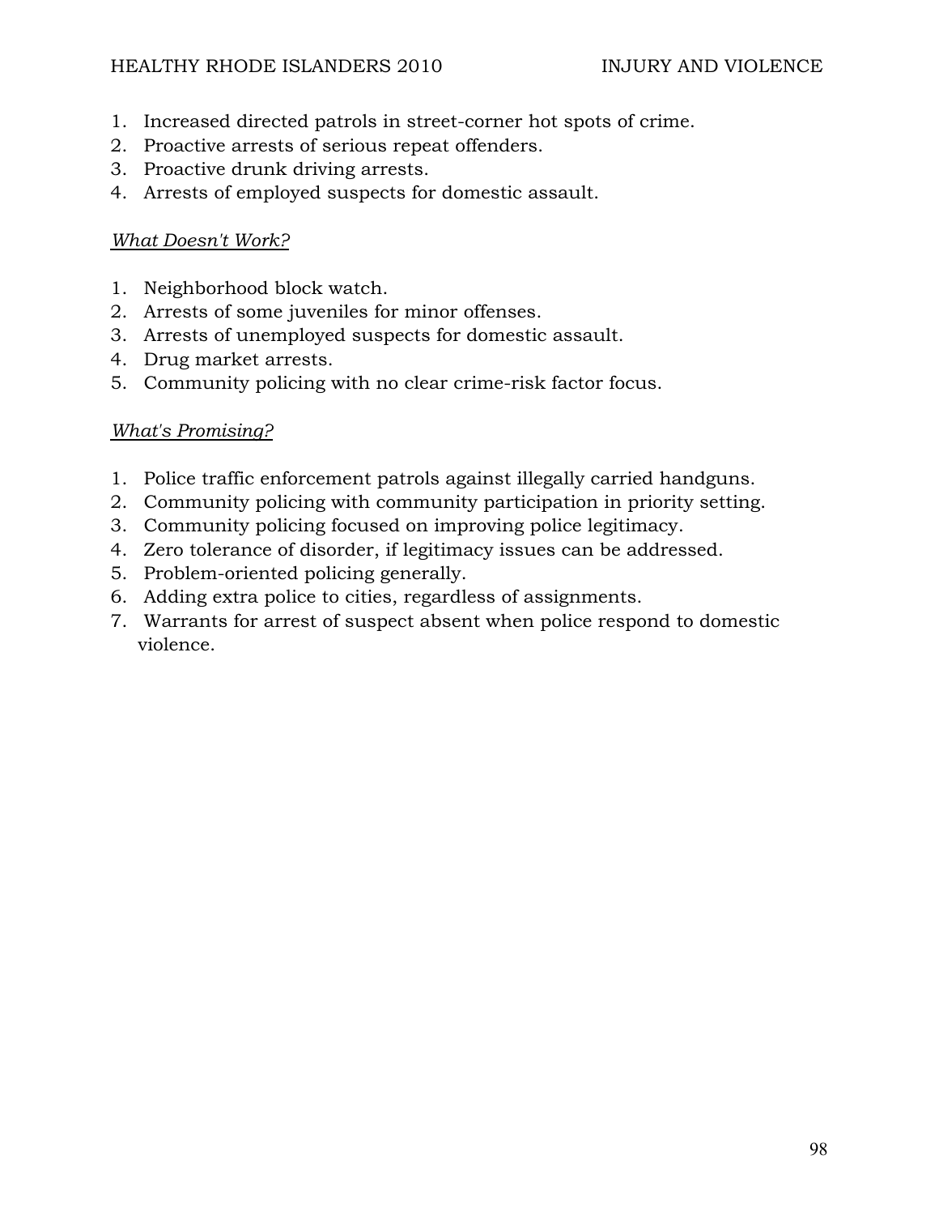1. Increased directed patrols in street-corner hot spots of crime.
2. Proactive arrests of serious repeat offenders.
3. Proactive drunk driving arrests.
4. Arrests of employed suspects for domestic assault.

*<u>What Doesn't Work?</u>*

1. Neighborhood block watch.
2. Arrests of some juveniles for minor offenses.
3. Arrests of unemployed suspects for domestic assault.
4. Drug market arrests.
5. Community policing with no clear crime-risk factor focus.

*<u>What's Promising?</u>*

1. Police traffic enforcement patrols against illegally carried handguns.
2. Community policing with community participation in priority setting.
3. Community policing focused on improving police legitimacy.
4. Zero tolerance of disorder, if legitimacy issues can be addressed.
5. Problem-oriented policing generally.
6. Adding extra police to cities, regardless of assignments.
7. Warrants for arrest of suspect absent when police respond to domestic violence.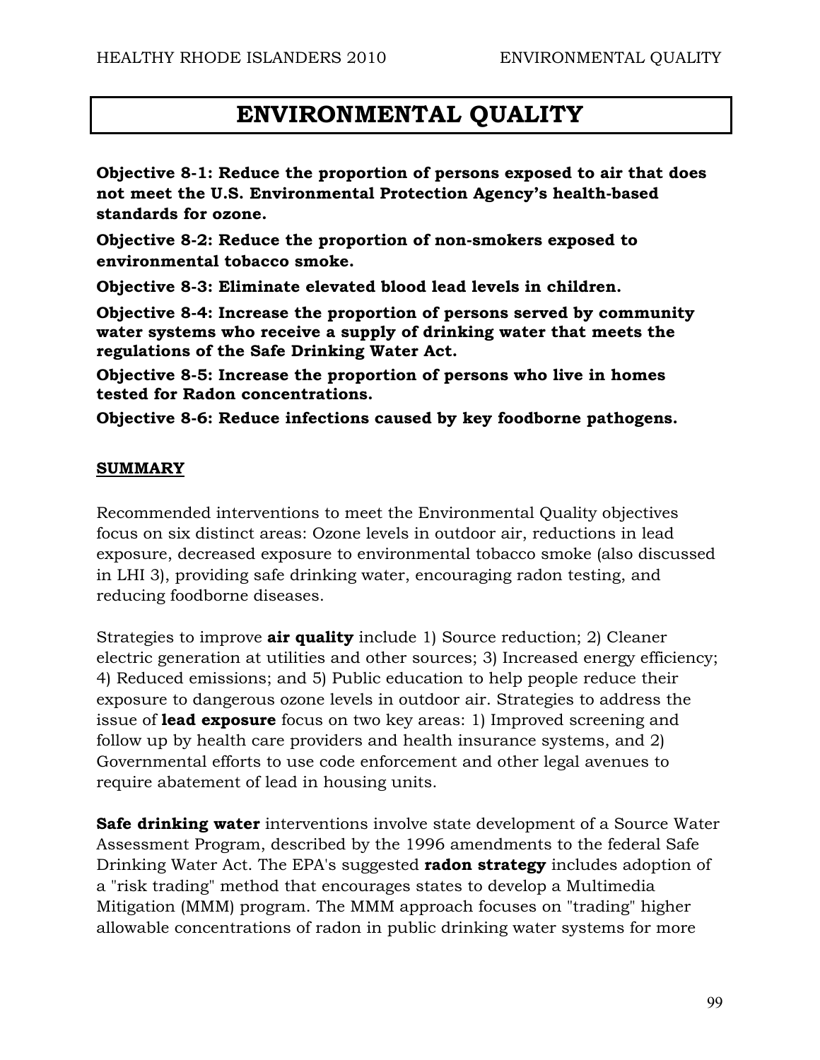# ENVIRONMENTAL QUALITY

**Objective 8-1: Reduce the proportion of persons exposed to air that does not meet the U.S. Environmental Protection Agency's health-based standards for ozone.**

**Objective 8-2: Reduce the proportion of non-smokers exposed to environmental tobacco smoke.**

**Objective 8-3: Eliminate elevated blood lead levels in children.**

**Objective 8-4: Increase the proportion of persons served by community water systems who receive a supply of drinking water that meets the regulations of the Safe Drinking Water Act.**

**Objective 8-5: Increase the proportion of persons who live in homes tested for Radon concentrations.**

**Objective 8-6: Reduce infections caused by key foodborne pathogens.**

## SUMMARY

Recommended interventions to meet the Environmental Quality objectives focus on six distinct areas: Ozone levels in outdoor air, reductions in lead exposure, decreased exposure to environmental tobacco smoke (also discussed in LHI 3), providing safe drinking water, encouraging radon testing, and reducing foodborne diseases.

Strategies to improve **air quality** include 1) Source reduction; 2) Cleaner electric generation at utilities and other sources; 3) Increased energy efficiency; 4) Reduced emissions; and 5) Public education to help people reduce their exposure to dangerous ozone levels in outdoor air. Strategies to address the issue of **lead exposure** focus on two key areas: 1) Improved screening and follow up by health care providers and health insurance systems, and 2) Governmental efforts to use code enforcement and other legal avenues to require abatement of lead in housing units.

**Safe drinking water** interventions involve state development of a Source Water Assessment Program, described by the 1996 amendments to the federal Safe Drinking Water Act. The EPA's suggested **radon strategy** includes adoption of a "risk trading" method that encourages states to develop a Multimedia Mitigation (MMM) program. The MMM approach focuses on "trading" higher allowable concentrations of radon in public drinking water systems for more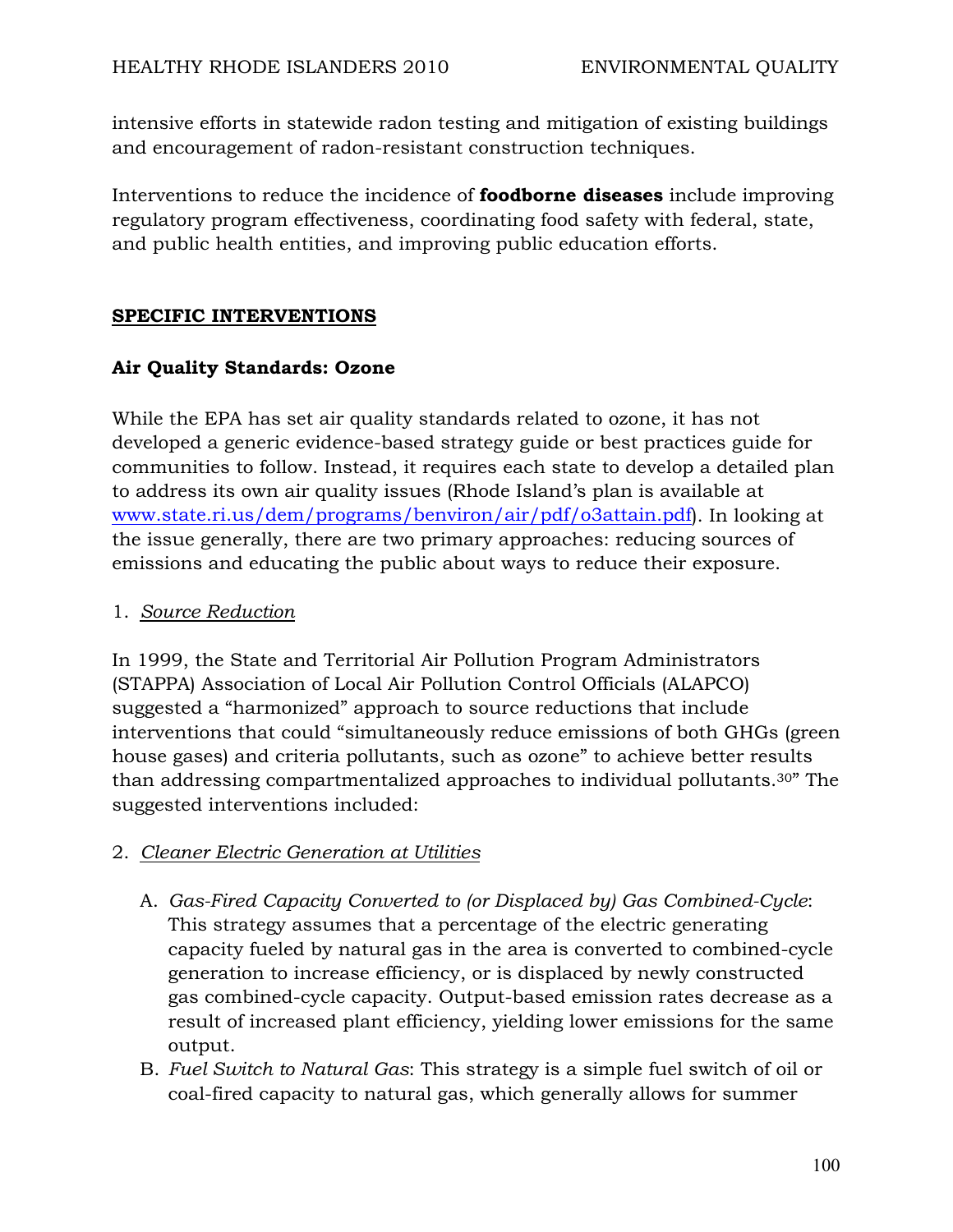intensive efforts in statewide radon testing and mitigation of existing buildings and encouragement of radon-resistant construction techniques.

Interventions to reduce the incidence of **foodborne diseases** include improving regulatory program effectiveness, coordinating food safety with federal, state, and public health entities, and improving public education efforts.

## SPECIFIC INTERVENTIONS

### Air Quality Standards: Ozone

While the EPA has set air quality standards related to ozone, it has not developed a generic evidence-based strategy guide or best practices guide for communities to follow. Instead, it requires each state to develop a detailed plan to address its own air quality issues (Rhode Island's plan is available at [www.state.ri.us/dem/programs/benviron/air/pdf/o3attain.pdf](www.state.ri.us/dem/programs/benviron/air/pdf/o3attain.pdf)). In looking at the issue generally, there are two primary approaches: reducing sources of emissions and educating the public about ways to reduce their exposure.

1. *Source Reduction*

In 1999, the State and Territorial Air Pollution Program Administrators (STAPPA) Association of Local Air Pollution Control Officials (ALAPCO) suggested a "harmonized" approach to source reductions that include interventions that could "simultaneously reduce emissions of both GHGs (green house gases) and criteria pollutants, such as ozone" to achieve better results than addressing compartmentalized approaches to individual pollutants.[30]" The suggested interventions included:

2. *Cleaner Electric Generation at Utilities*

   A. *Gas-Fired Capacity Converted to (or Displaced by) Gas Combined-Cycle*: This strategy assumes that a percentage of the electric generating capacity fueled by natural gas in the area is converted to combined-cycle generation to increase efficiency, or is displaced by newly constructed gas combined-cycle capacity. Output-based emission rates decrease as a result of increased plant efficiency, yielding lower emissions for the same output.
   B. *Fuel Switch to Natural Gas*: This strategy is a simple fuel switch of oil or coal-fired capacity to natural gas, which generally allows for summer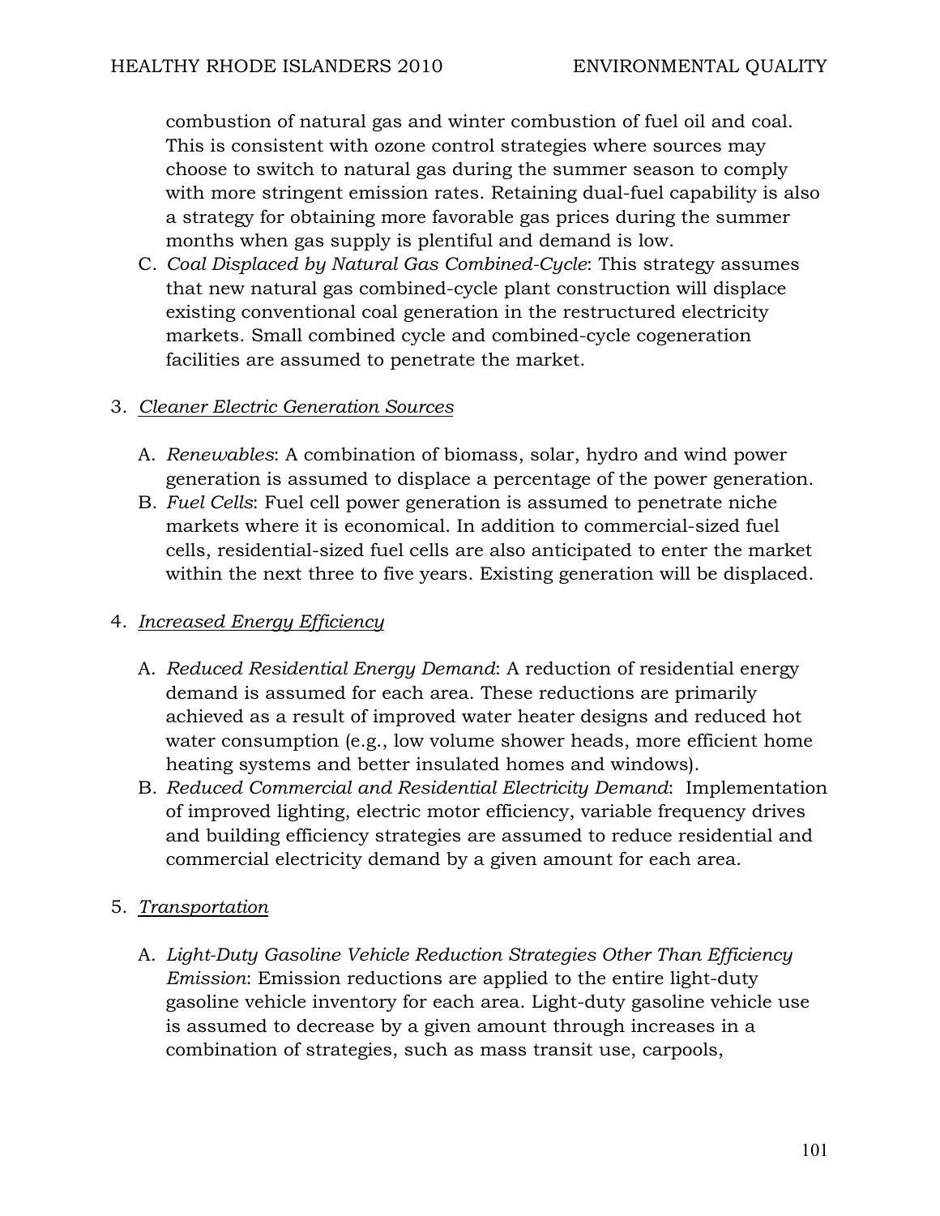combustion of natural gas and winter combustion of fuel oil and coal. This is consistent with ozone control strategies where sources may choose to switch to natural gas during the summer season to comply with more stringent emission rates. Retaining dual-fuel capability is also a strategy for obtaining more favorable gas prices during the summer months when gas supply is plentiful and demand is low.

C. *Coal Displaced by Natural Gas Combined-Cycle*: This strategy assumes that new natural gas combined-cycle plant construction will displace existing conventional coal generation in the restructured electricity markets. Small combined cycle and combined-cycle cogeneration facilities are assumed to penetrate the market.

3. <u>*Cleaner Electric Generation Sources*</u>

   A. *Renewables*: A combination of biomass, solar, hydro and wind power generation is assumed to displace a percentage of the power generation.
   B. *Fuel Cells*: Fuel cell power generation is assumed to penetrate niche markets where it is economical. In addition to commercial-sized fuel cells, residential-sized fuel cells are also anticipated to enter the market within the next three to five years. Existing generation will be displaced.

4. <u>*Increased Energy Efficiency*</u>

   A. *Reduced Residential Energy Demand*: A reduction of residential energy demand is assumed for each area. These reductions are primarily achieved as a result of improved water heater designs and reduced hot water consumption (e.g., low volume shower heads, more efficient home heating systems and better insulated homes and windows).
   B. *Reduced Commercial and Residential Electricity Demand*: Implementation of improved lighting, electric motor efficiency, variable frequency drives and building efficiency strategies are assumed to reduce residential and commercial electricity demand by a given amount for each area.

5. <u>*Transportation*</u>

   A. *Light-Duty Gasoline Vehicle Reduction Strategies Other Than Efficiency Emission*: Emission reductions are applied to the entire light-duty gasoline vehicle inventory for each area. Light-duty gasoline vehicle use is assumed to decrease by a given amount through increases in a combination of strategies, such as mass transit use, carpools,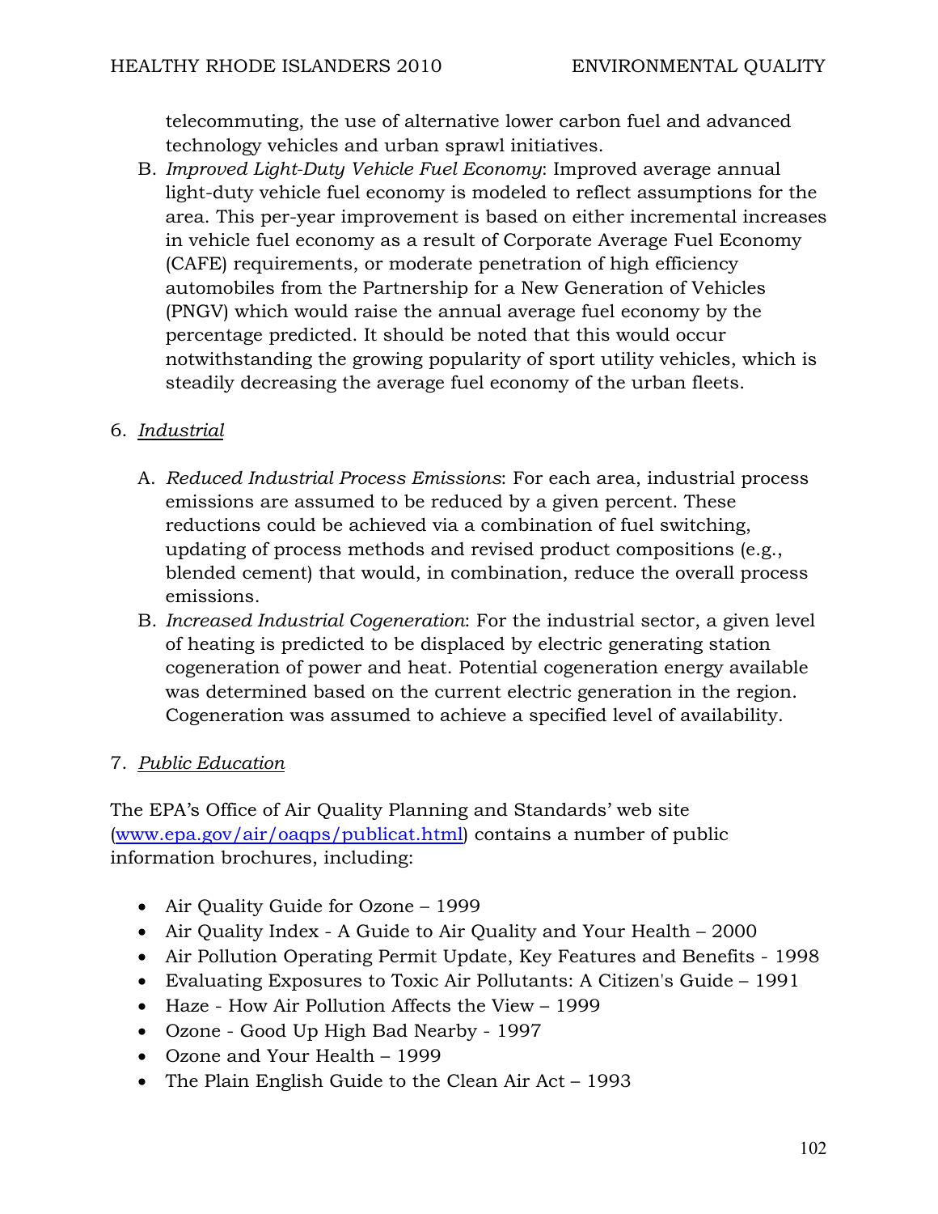telecommuting, the use of alternative lower carbon fuel and advanced technology vehicles and urban sprawl initiatives.

B. *Improved Light-Duty Vehicle Fuel Economy*: Improved average annual light-duty vehicle fuel economy is modeled to reflect assumptions for the area. This per-year improvement is based on either incremental increases in vehicle fuel economy as a result of Corporate Average Fuel Economy (CAFE) requirements, or moderate penetration of high efficiency automobiles from the Partnership for a New Generation of Vehicles (PNGV) which would raise the annual average fuel economy by the percentage predicted. It should be noted that this would occur notwithstanding the growing popularity of sport utility vehicles, which is steadily decreasing the average fuel economy of the urban fleets.

6. <u>*Industrial*</u>

A. *Reduced Industrial Process Emissions*: For each area, industrial process emissions are assumed to be reduced by a given percent. These reductions could be achieved via a combination of fuel switching, updating of process methods and revised product compositions (e.g., blended cement) that would, in combination, reduce the overall process emissions.

B. *Increased Industrial Cogeneration*: For the industrial sector, a given level of heating is predicted to be displaced by electric generating station cogeneration of power and heat. Potential cogeneration energy available was determined based on the current electric generation in the region. Cogeneration was assumed to achieve a specified level of availability.

7. <u>*Public Education*</u>

The EPA's Office of Air Quality Planning and Standards' web site (www.epa.gov/air/oaqps/publicat.html) contains a number of public information brochures, including:

- Air Quality Guide for Ozone – 1999
- Air Quality Index - A Guide to Air Quality and Your Health – 2000
- Air Pollution Operating Permit Update, Key Features and Benefits - 1998
- Evaluating Exposures to Toxic Air Pollutants: A Citizen's Guide – 1991
- Haze - How Air Pollution Affects the View – 1999
- Ozone - Good Up High Bad Nearby - 1997
- Ozone and Your Health – 1999
- The Plain English Guide to the Clean Air Act – 1993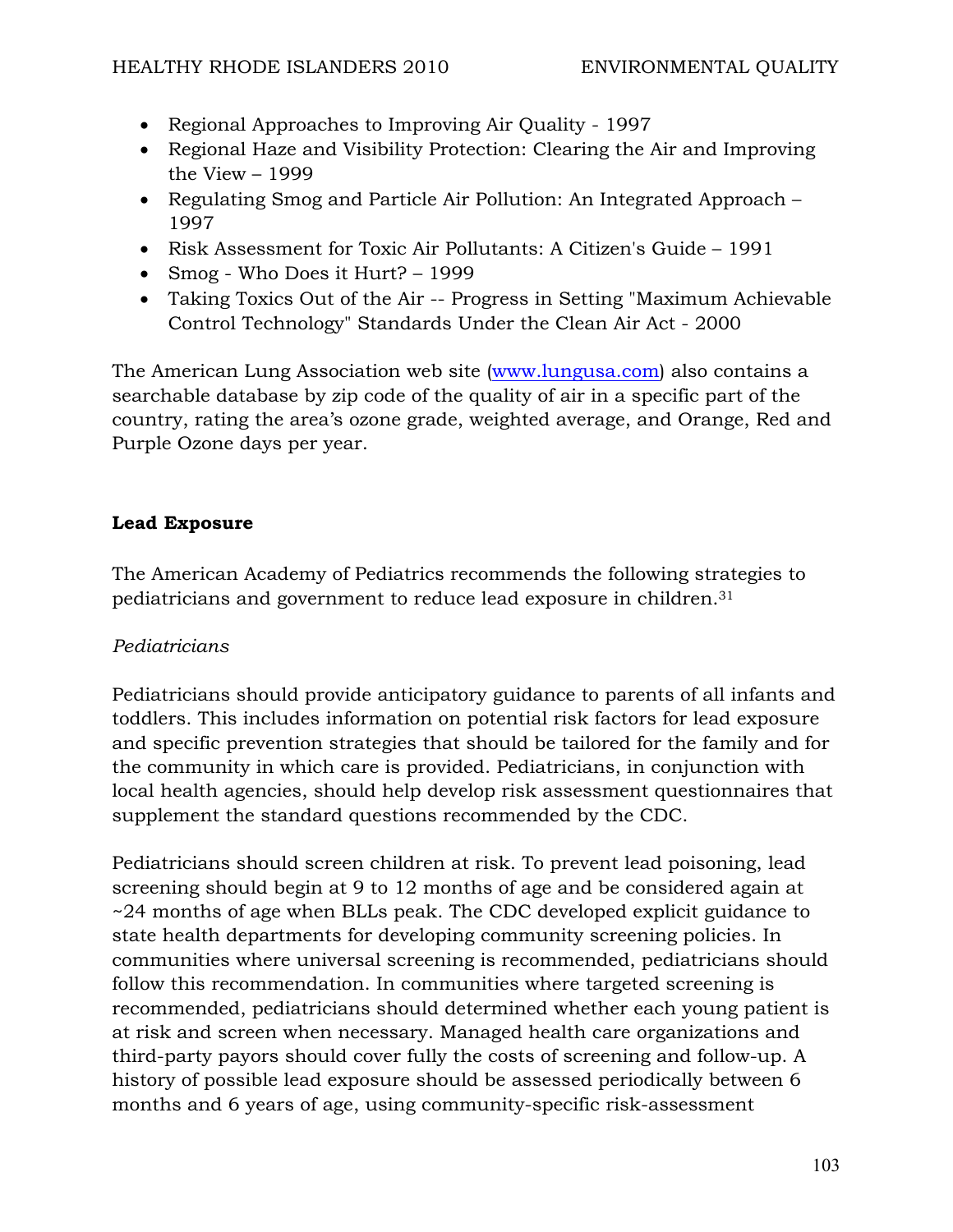- Regional Approaches to Improving Air Quality - 1997
- Regional Haze and Visibility Protection: Clearing the Air and Improving the View – 1999
- Regulating Smog and Particle Air Pollution: An Integrated Approach – 1997
- Risk Assessment for Toxic Air Pollutants: A Citizen's Guide – 1991
- Smog - Who Does it Hurt? – 1999
- Taking Toxics Out of the Air -- Progress in Setting "Maximum Achievable Control Technology" Standards Under the Clean Air Act - 2000

The American Lung Association web site (www.lungusa.com) also contains a searchable database by zip code of the quality of air in a specific part of the country, rating the area's ozone grade, weighted average, and Orange, Red and Purple Ozone days per year.

**Lead Exposure**

The American Academy of Pediatrics recommends the following strategies to pediatricians and government to reduce lead exposure in children.[31]

*Pediatricians*

Pediatricians should provide anticipatory guidance to parents of all infants and toddlers. This includes information on potential risk factors for lead exposure and specific prevention strategies that should be tailored for the family and for the community in which care is provided. Pediatricians, in conjunction with local health agencies, should help develop risk assessment questionnaires that supplement the standard questions recommended by the CDC.

Pediatricians should screen children at risk. To prevent lead poisoning, lead screening should begin at 9 to 12 months of age and be considered again at ~24 months of age when BLLs peak. The CDC developed explicit guidance to state health departments for developing community screening policies. In communities where universal screening is recommended, pediatricians should follow this recommendation. In communities where targeted screening is recommended, pediatricians should determined whether each young patient is at risk and screen when necessary. Managed health care organizations and third-party payors should cover fully the costs of screening and follow-up. A history of possible lead exposure should be assessed periodically between 6 months and 6 years of age, using community-specific risk-assessment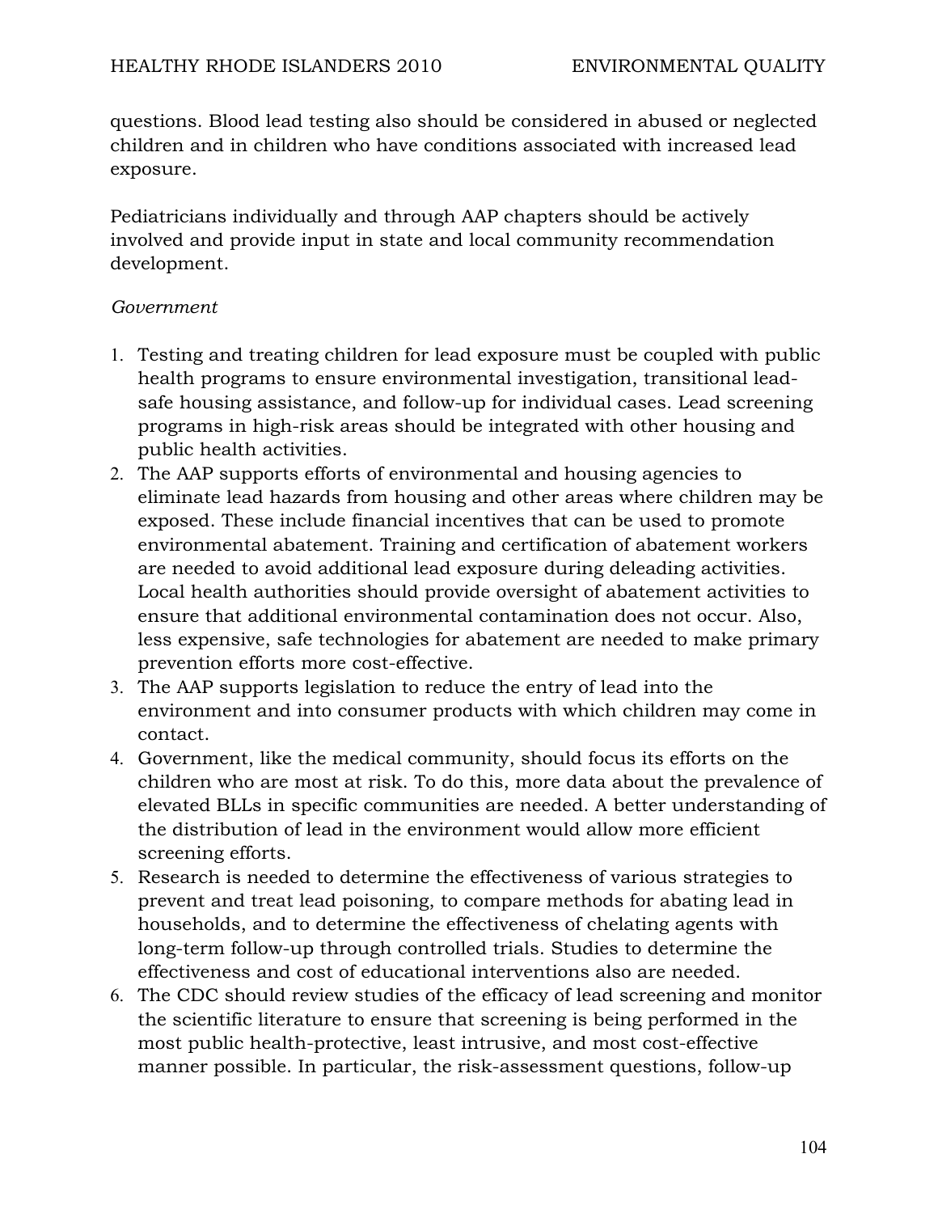questions. Blood lead testing also should be considered in abused or neglected children and in children who have conditions associated with increased lead exposure.

Pediatricians individually and through AAP chapters should be actively involved and provide input in state and local community recommendation development.

*Government*

1. Testing and treating children for lead exposure must be coupled with public health programs to ensure environmental investigation, transitional lead-safe housing assistance, and follow-up for individual cases. Lead screening programs in high-risk areas should be integrated with other housing and public health activities.
2. The AAP supports efforts of environmental and housing agencies to eliminate lead hazards from housing and other areas where children may be exposed. These include financial incentives that can be used to promote environmental abatement. Training and certification of abatement workers are needed to avoid additional lead exposure during deleading activities. Local health authorities should provide oversight of abatement activities to ensure that additional environmental contamination does not occur. Also, less expensive, safe technologies for abatement are needed to make primary prevention efforts more cost-effective.
3. The AAP supports legislation to reduce the entry of lead into the environment and into consumer products with which children may come in contact.
4. Government, like the medical community, should focus its efforts on the children who are most at risk. To do this, more data about the prevalence of elevated BLLs in specific communities are needed. A better understanding of the distribution of lead in the environment would allow more efficient screening efforts.
5. Research is needed to determine the effectiveness of various strategies to prevent and treat lead poisoning, to compare methods for abating lead in households, and to determine the effectiveness of chelating agents with long-term follow-up through controlled trials. Studies to determine the effectiveness and cost of educational interventions also are needed.
6. The CDC should review studies of the efficacy of lead screening and monitor the scientific literature to ensure that screening is being performed in the most public health-protective, least intrusive, and most cost-effective manner possible. In particular, the risk-assessment questions, follow-up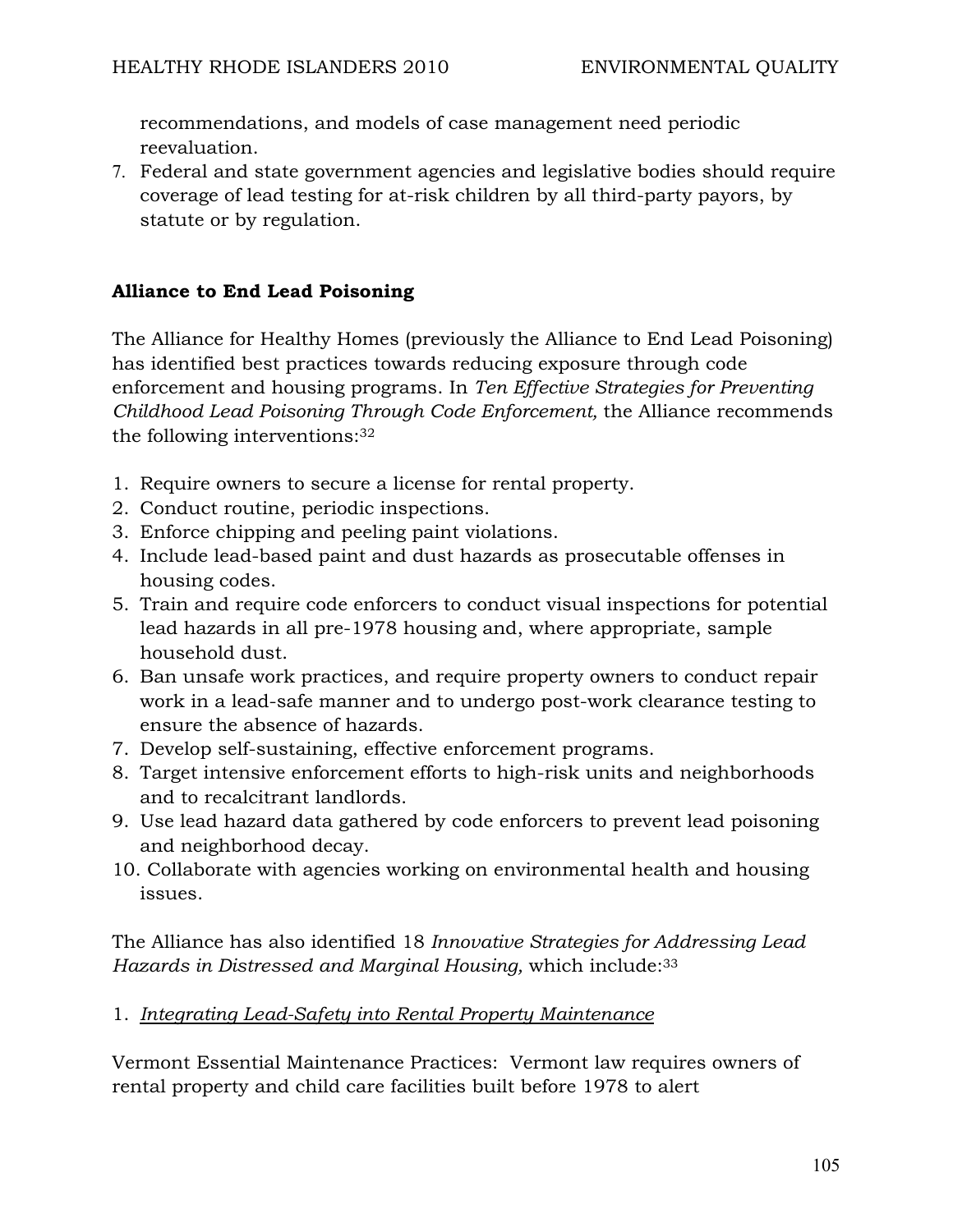recommendations, and models of case management need periodic reevaluation.

7. Federal and state government agencies and legislative bodies should require coverage of lead testing for at-risk children by all third-party payors, by statute or by regulation.

**Alliance to End Lead Poisoning**

The Alliance for Healthy Homes (previously the Alliance to End Lead Poisoning) has identified best practices towards reducing exposure through code enforcement and housing programs. In *Ten Effective Strategies for Preventing Childhood Lead Poisoning Through Code Enforcement,* the Alliance recommends the following interventions:[32]

1. Require owners to secure a license for rental property.
2. Conduct routine, periodic inspections.
3. Enforce chipping and peeling paint violations.
4. Include lead-based paint and dust hazards as prosecutable offenses in housing codes.
5. Train and require code enforcers to conduct visual inspections for potential lead hazards in all pre-1978 housing and, where appropriate, sample household dust.
6. Ban unsafe work practices, and require property owners to conduct repair work in a lead-safe manner and to undergo post-work clearance testing to ensure the absence of hazards.
7. Develop self-sustaining, effective enforcement programs.
8. Target intensive enforcement efforts to high-risk units and neighborhoods and to recalcitrant landlords.
9. Use lead hazard data gathered by code enforcers to prevent lead poisoning and neighborhood decay.
10. Collaborate with agencies working on environmental health and housing issues.

The Alliance has also identified 18 *Innovative Strategies for Addressing Lead Hazards in Distressed and Marginal Housing,* which include:[33]

1. *Integrating Lead-Safety into Rental Property Maintenance*

Vermont Essential Maintenance Practices: Vermont law requires owners of rental property and child care facilities built before 1978 to alert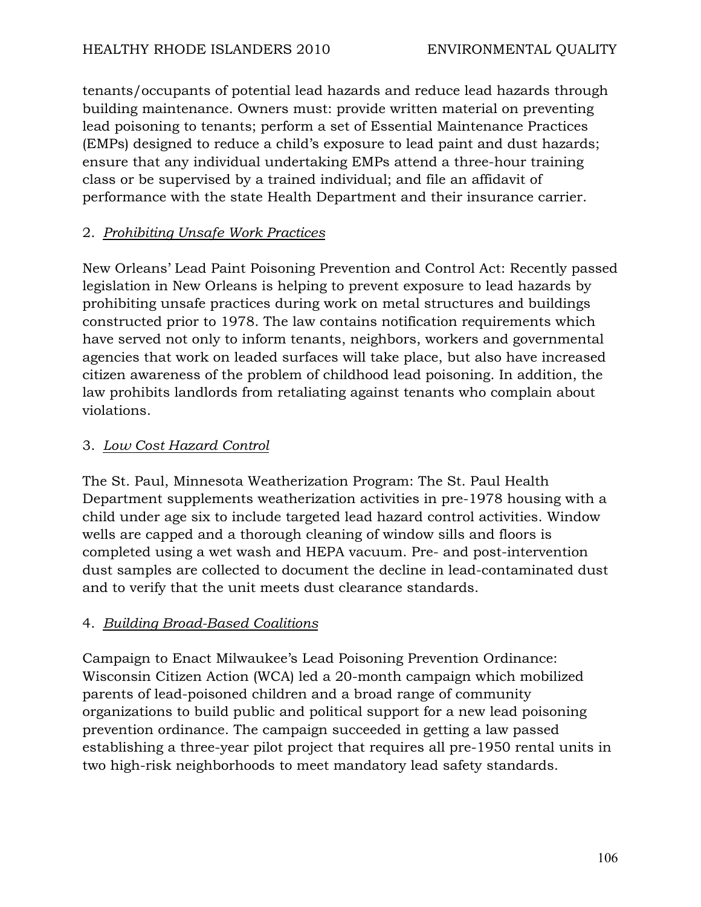tenants/occupants of potential lead hazards and reduce lead hazards through building maintenance. Owners must: provide written material on preventing lead poisoning to tenants; perform a set of Essential Maintenance Practices (EMPs) designed to reduce a child's exposure to lead paint and dust hazards; ensure that any individual undertaking EMPs attend a three-hour training class or be supervised by a trained individual; and file an affidavit of performance with the state Health Department and their insurance carrier.

2. *Prohibiting Unsafe Work Practices*

New Orleans' Lead Paint Poisoning Prevention and Control Act: Recently passed legislation in New Orleans is helping to prevent exposure to lead hazards by prohibiting unsafe practices during work on metal structures and buildings constructed prior to 1978. The law contains notification requirements which have served not only to inform tenants, neighbors, workers and governmental agencies that work on leaded surfaces will take place, but also have increased citizen awareness of the problem of childhood lead poisoning. In addition, the law prohibits landlords from retaliating against tenants who complain about violations.

3. *Low Cost Hazard Control*

The St. Paul, Minnesota Weatherization Program: The St. Paul Health Department supplements weatherization activities in pre-1978 housing with a child under age six to include targeted lead hazard control activities. Window wells are capped and a thorough cleaning of window sills and floors is completed using a wet wash and HEPA vacuum. Pre- and post-intervention dust samples are collected to document the decline in lead-contaminated dust and to verify that the unit meets dust clearance standards.

4. *Building Broad-Based Coalitions*

Campaign to Enact Milwaukee's Lead Poisoning Prevention Ordinance: Wisconsin Citizen Action (WCA) led a 20-month campaign which mobilized parents of lead-poisoned children and a broad range of community organizations to build public and political support for a new lead poisoning prevention ordinance. The campaign succeeded in getting a law passed establishing a three-year pilot project that requires all pre-1950 rental units in two high-risk neighborhoods to meet mandatory lead safety standards.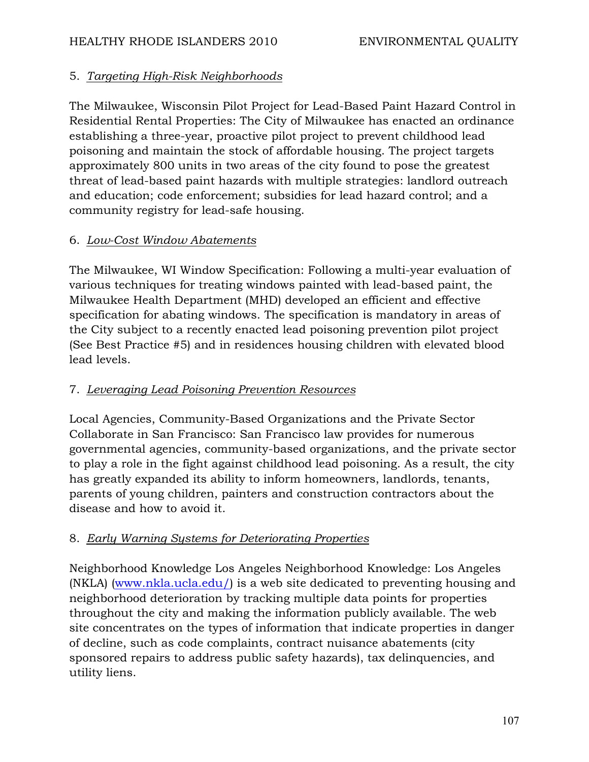5. *Targeting High-Risk Neighborhoods*

The Milwaukee, Wisconsin Pilot Project for Lead-Based Paint Hazard Control in Residential Rental Properties: The City of Milwaukee has enacted an ordinance establishing a three-year, proactive pilot project to prevent childhood lead poisoning and maintain the stock of affordable housing. The project targets approximately 800 units in two areas of the city found to pose the greatest threat of lead-based paint hazards with multiple strategies: landlord outreach and education; code enforcement; subsidies for lead hazard control; and a community registry for lead-safe housing.

6. *Low-Cost Window Abatements*

The Milwaukee, WI Window Specification: Following a multi-year evaluation of various techniques for treating windows painted with lead-based paint, the Milwaukee Health Department (MHD) developed an efficient and effective specification for abating windows. The specification is mandatory in areas of the City subject to a recently enacted lead poisoning prevention pilot project (See Best Practice #5) and in residences housing children with elevated blood lead levels.

7. *Leveraging Lead Poisoning Prevention Resources*

Local Agencies, Community-Based Organizations and the Private Sector Collaborate in San Francisco: San Francisco law provides for numerous governmental agencies, community-based organizations, and the private sector to play a role in the fight against childhood lead poisoning. As a result, the city has greatly expanded its ability to inform homeowners, landlords, tenants, parents of young children, painters and construction contractors about the disease and how to avoid it.

8. *Early Warning Systems for Deteriorating Properties*

Neighborhood Knowledge Los Angeles Neighborhood Knowledge: Los Angeles (NKLA) ([www.nkla.ucla.edu/](www.nkla.ucla.edu/)) is a web site dedicated to preventing housing and neighborhood deterioration by tracking multiple data points for properties throughout the city and making the information publicly available. The web site concentrates on the types of information that indicate properties in danger of decline, such as code complaints, contract nuisance abatements (city sponsored repairs to address public safety hazards), tax delinquencies, and utility liens.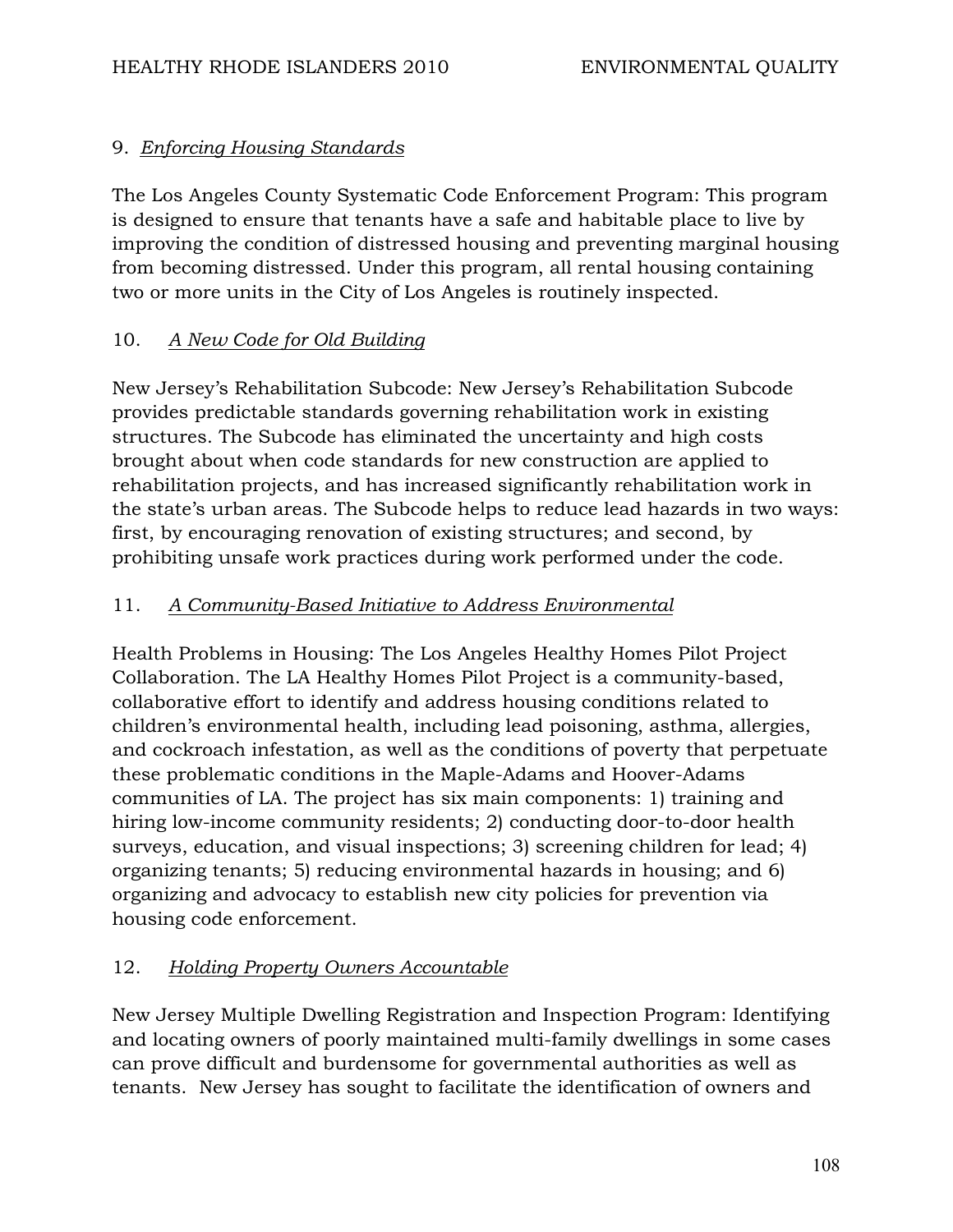9. *Enforcing Housing Standards*

The Los Angeles County Systematic Code Enforcement Program: This program is designed to ensure that tenants have a safe and habitable place to live by improving the condition of distressed housing and preventing marginal housing from becoming distressed. Under this program, all rental housing containing two or more units in the City of Los Angeles is routinely inspected.

10. *A New Code for Old Building*

New Jersey's Rehabilitation Subcode: New Jersey's Rehabilitation Subcode provides predictable standards governing rehabilitation work in existing structures. The Subcode has eliminated the uncertainty and high costs brought about when code standards for new construction are applied to rehabilitation projects, and has increased significantly rehabilitation work in the state's urban areas. The Subcode helps to reduce lead hazards in two ways: first, by encouraging renovation of existing structures; and second, by prohibiting unsafe work practices during work performed under the code.

11. *A Community-Based Initiative to Address Environmental*

Health Problems in Housing: The Los Angeles Healthy Homes Pilot Project Collaboration. The LA Healthy Homes Pilot Project is a community-based, collaborative effort to identify and address housing conditions related to children's environmental health, including lead poisoning, asthma, allergies, and cockroach infestation, as well as the conditions of poverty that perpetuate these problematic conditions in the Maple-Adams and Hoover-Adams communities of LA. The project has six main components: 1) training and hiring low-income community residents; 2) conducting door-to-door health surveys, education, and visual inspections; 3) screening children for lead; 4) organizing tenants; 5) reducing environmental hazards in housing; and 6) organizing and advocacy to establish new city policies for prevention via housing code enforcement.

12. *Holding Property Owners Accountable*

New Jersey Multiple Dwelling Registration and Inspection Program: Identifying and locating owners of poorly maintained multi-family dwellings in some cases can prove difficult and burdensome for governmental authorities as well as tenants. New Jersey has sought to facilitate the identification of owners and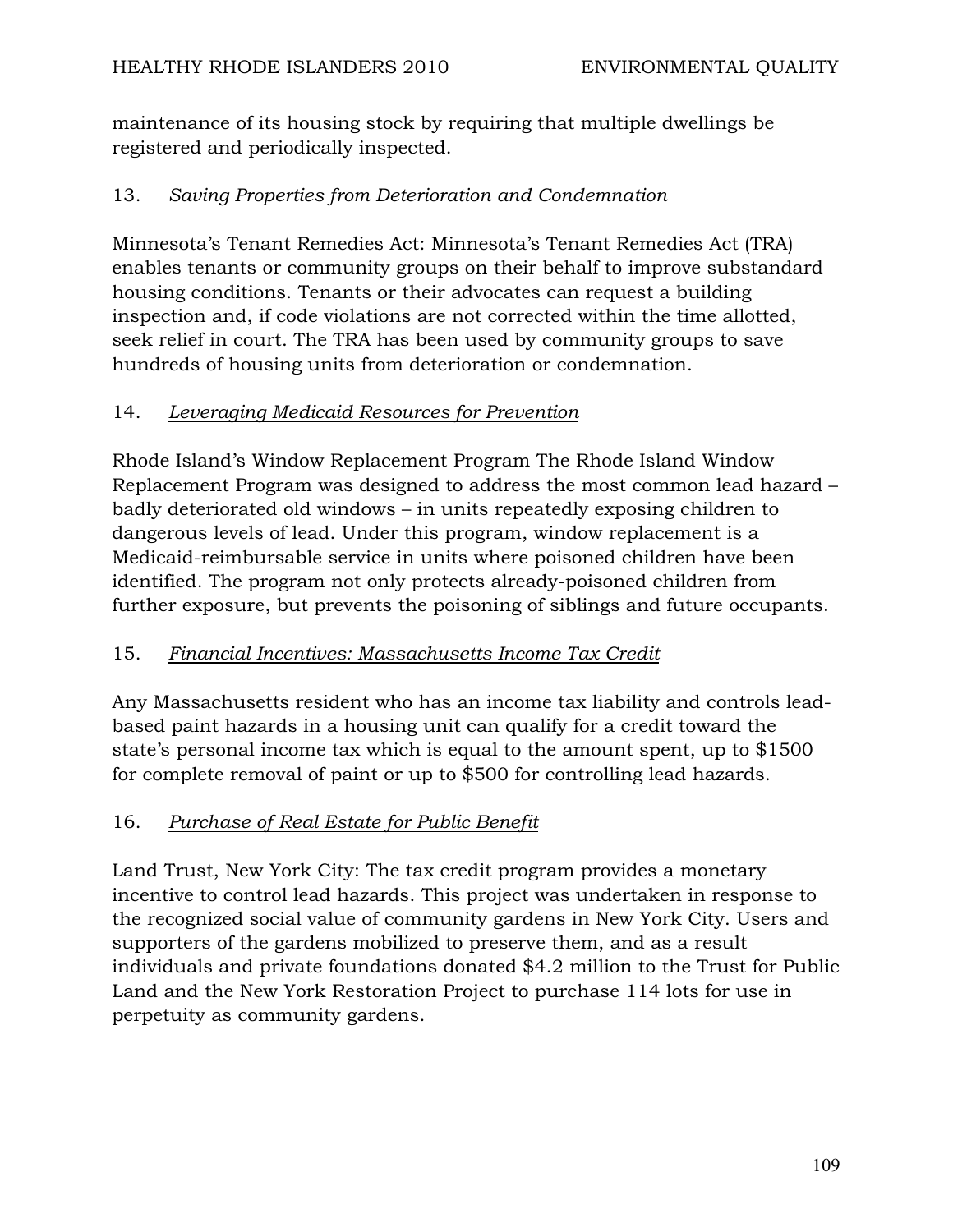maintenance of its housing stock by requiring that multiple dwellings be registered and periodically inspected.

13. *Saving Properties from Deterioration and Condemnation*

Minnesota's Tenant Remedies Act: Minnesota's Tenant Remedies Act (TRA) enables tenants or community groups on their behalf to improve substandard housing conditions. Tenants or their advocates can request a building inspection and, if code violations are not corrected within the time allotted, seek relief in court. The TRA has been used by community groups to save hundreds of housing units from deterioration or condemnation.

14. *Leveraging Medicaid Resources for Prevention*

Rhode Island's Window Replacement Program The Rhode Island Window Replacement Program was designed to address the most common lead hazard – badly deteriorated old windows – in units repeatedly exposing children to dangerous levels of lead. Under this program, window replacement is a Medicaid-reimbursable service in units where poisoned children have been identified. The program not only protects already-poisoned children from further exposure, but prevents the poisoning of siblings and future occupants.

15. *Financial Incentives: Massachusetts Income Tax Credit*

Any Massachusetts resident who has an income tax liability and controls lead-based paint hazards in a housing unit can qualify for a credit toward the state's personal income tax which is equal to the amount spent, up to $1500 for complete removal of paint or up to $500 for controlling lead hazards.

16. *Purchase of Real Estate for Public Benefit*

Land Trust, New York City: The tax credit program provides a monetary incentive to control lead hazards. This project was undertaken in response to the recognized social value of community gardens in New York City. Users and supporters of the gardens mobilized to preserve them, and as a result individuals and private foundations donated $4.2 million to the Trust for Public Land and the New York Restoration Project to purchase 114 lots for use in perpetuity as community gardens.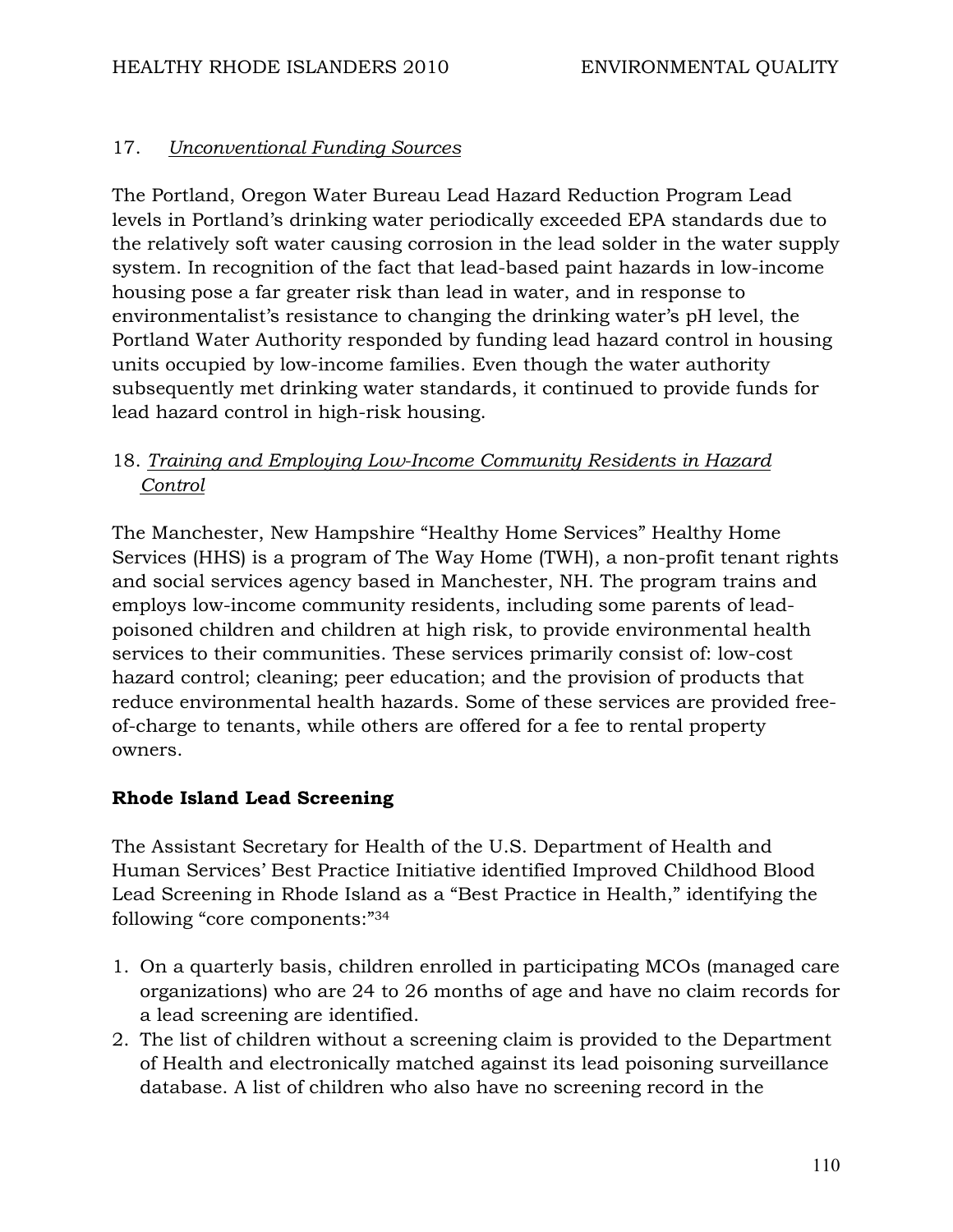17. *Unconventional Funding Sources*

The Portland, Oregon Water Bureau Lead Hazard Reduction Program Lead levels in Portland's drinking water periodically exceeded EPA standards due to the relatively soft water causing corrosion in the lead solder in the water supply system. In recognition of the fact that lead-based paint hazards in low-income housing pose a far greater risk than lead in water, and in response to environmentalist's resistance to changing the drinking water's pH level, the Portland Water Authority responded by funding lead hazard control in housing units occupied by low-income families. Even though the water authority subsequently met drinking water standards, it continued to provide funds for lead hazard control in high-risk housing.

18. *Training and Employing Low-Income Community Residents in Hazard Control*

The Manchester, New Hampshire "Healthy Home Services" Healthy Home Services (HHS) is a program of The Way Home (TWH), a non-profit tenant rights and social services agency based in Manchester, NH. The program trains and employs low-income community residents, including some parents of lead-poisoned children and children at high risk, to provide environmental health services to their communities. These services primarily consist of: low-cost hazard control; cleaning; peer education; and the provision of products that reduce environmental health hazards. Some of these services are provided free-of-charge to tenants, while others are offered for a fee to rental property owners.

**Rhode Island Lead Screening**

The Assistant Secretary for Health of the U.S. Department of Health and Human Services' Best Practice Initiative identified Improved Childhood Blood Lead Screening in Rhode Island as a "Best Practice in Health," identifying the following "core components:"[34]

1. On a quarterly basis, children enrolled in participating MCOs (managed care organizations) who are 24 to 26 months of age and have no claim records for a lead screening are identified.
2. The list of children without a screening claim is provided to the Department of Health and electronically matched against its lead poisoning surveillance database. A list of children who also have no screening record in the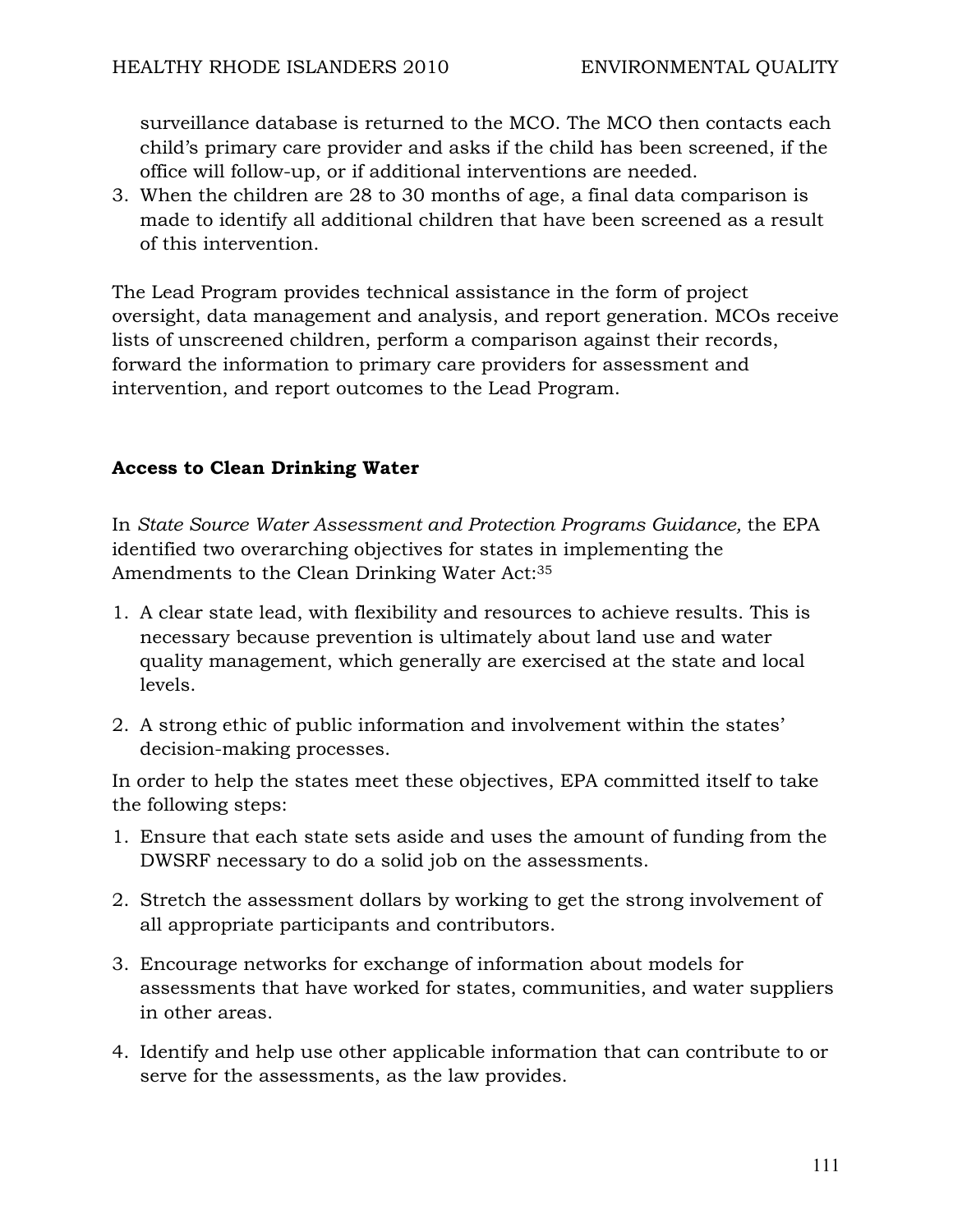surveillance database is returned to the MCO. The MCO then contacts each child's primary care provider and asks if the child has been screened, if the office will follow-up, or if additional interventions are needed.

3. When the children are 28 to 30 months of age, a final data comparison is made to identify all additional children that have been screened as a result of this intervention.

The Lead Program provides technical assistance in the form of project oversight, data management and analysis, and report generation. MCOs receive lists of unscreened children, perform a comparison against their records, forward the information to primary care providers for assessment and intervention, and report outcomes to the Lead Program.

**Access to Clean Drinking Water**

In *State Source Water Assessment and Protection Programs Guidance,* the EPA identified two overarching objectives for states in implementing the Amendments to the Clean Drinking Water Act:[35]

1. A clear state lead, with flexibility and resources to achieve results. This is necessary because prevention is ultimately about land use and water quality management, which generally are exercised at the state and local levels.

2. A strong ethic of public information and involvement within the states' decision-making processes.

In order to help the states meet these objectives, EPA committed itself to take the following steps:

1. Ensure that each state sets aside and uses the amount of funding from the DWSRF necessary to do a solid job on the assessments.

2. Stretch the assessment dollars by working to get the strong involvement of all appropriate participants and contributors.

3. Encourage networks for exchange of information about models for assessments that have worked for states, communities, and water suppliers in other areas.

4. Identify and help use other applicable information that can contribute to or serve for the assessments, as the law provides.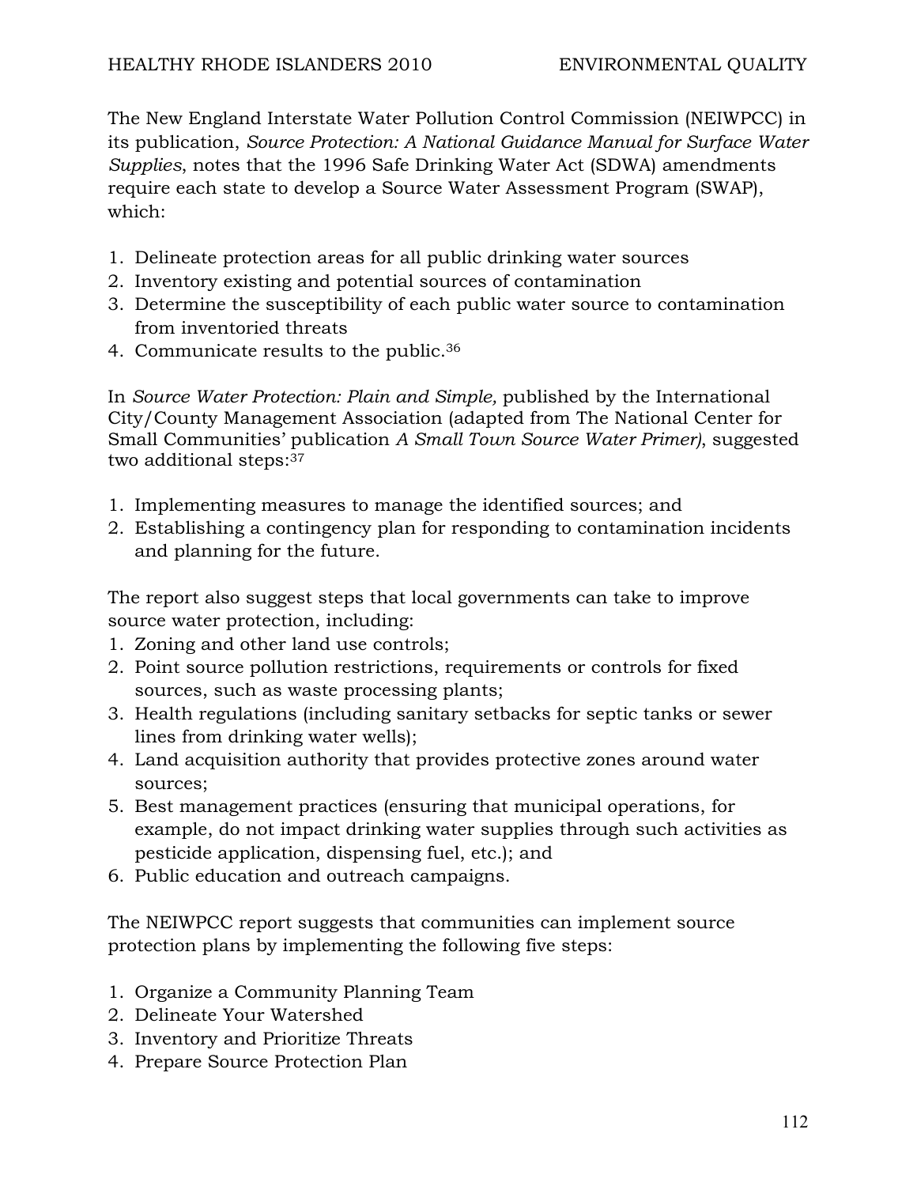The New England Interstate Water Pollution Control Commission (NEIWPCC) in its publication, *Source Protection: A National Guidance Manual for Surface Water Supplies*, notes that the 1996 Safe Drinking Water Act (SDWA) amendments require each state to develop a Source Water Assessment Program (SWAP), which:

1. Delineate protection areas for all public drinking water sources
2. Inventory existing and potential sources of contamination
3. Determine the susceptibility of each public water source to contamination from inventoried threats
4. Communicate results to the public.[36]

In *Source Water Protection: Plain and Simple,* published by the International City/County Management Association (adapted from The National Center for Small Communities' publication *A Small Town Source Water Primer)*, suggested two additional steps:[37]

1. Implementing measures to manage the identified sources; and
2. Establishing a contingency plan for responding to contamination incidents and planning for the future.

The report also suggest steps that local governments can take to improve source water protection, including:

1. Zoning and other land use controls;
2. Point source pollution restrictions, requirements or controls for fixed sources, such as waste processing plants;
3. Health regulations (including sanitary setbacks for septic tanks or sewer lines from drinking water wells);
4. Land acquisition authority that provides protective zones around water sources;
5. Best management practices (ensuring that municipal operations, for example, do not impact drinking water supplies through such activities as pesticide application, dispensing fuel, etc.); and
6. Public education and outreach campaigns.

The NEIWPCC report suggests that communities can implement source protection plans by implementing the following five steps:

1. Organize a Community Planning Team
2. Delineate Your Watershed
3. Inventory and Prioritize Threats
4. Prepare Source Protection Plan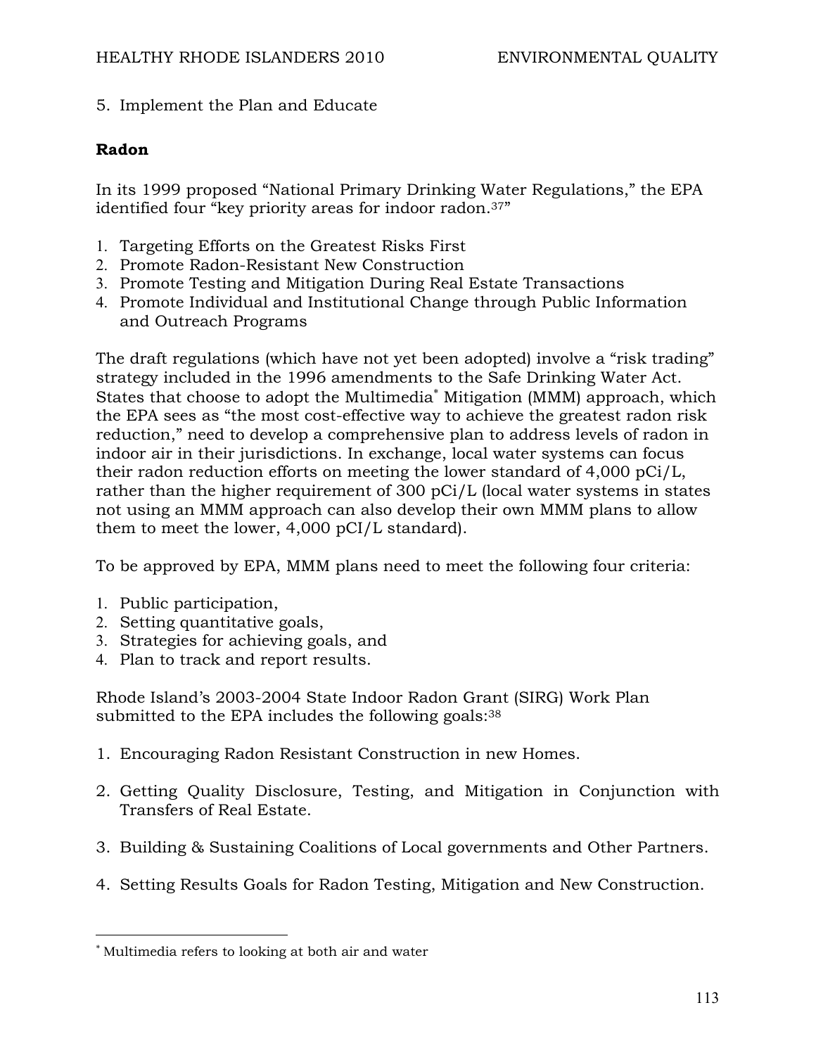5. Implement the Plan and Educate

**Radon**

In its 1999 proposed "National Primary Drinking Water Regulations," the EPA identified four "key priority areas for indoor radon.[37]"

1. Targeting Efforts on the Greatest Risks First
2. Promote Radon-Resistant New Construction
3. Promote Testing and Mitigation During Real Estate Transactions
4. Promote Individual and Institutional Change through Public Information and Outreach Programs

The draft regulations (which have not yet been adopted) involve a "risk trading" strategy included in the 1996 amendments to the Safe Drinking Water Act. States that choose to adopt the Multimedia[*] Mitigation (MMM) approach, which the EPA sees as "the most cost-effective way to achieve the greatest radon risk reduction," need to develop a comprehensive plan to address levels of radon in indoor air in their jurisdictions. In exchange, local water systems can focus their radon reduction efforts on meeting the lower standard of 4,000 pCi/L, rather than the higher requirement of 300 pCi/L (local water systems in states not using an MMM approach can also develop their own MMM plans to allow them to meet the lower, 4,000 pCI/L standard).

To be approved by EPA, MMM plans need to meet the following four criteria:

1. Public participation,
2. Setting quantitative goals,
3. Strategies for achieving goals, and
4. Plan to track and report results.

Rhode Island's 2003-2004 State Indoor Radon Grant (SIRG) Work Plan submitted to the EPA includes the following goals:[38]

1. Encouraging Radon Resistant Construction in new Homes.

2. Getting Quality Disclosure, Testing, and Mitigation in Conjunction with Transfers of Real Estate.

3. Building & Sustaining Coalitions of Local governments and Other Partners.

4. Setting Results Goals for Radon Testing, Mitigation and New Construction.

---

[*] Multimedia refers to looking at both air and water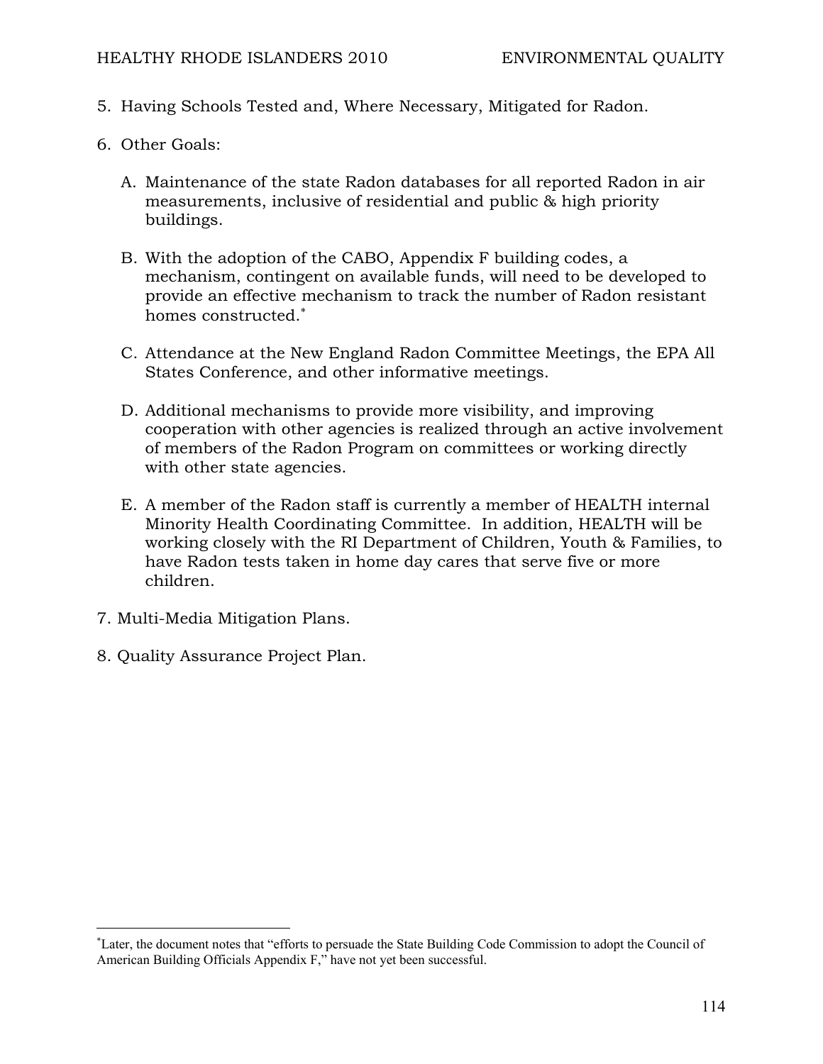5. Having Schools Tested and, Where Necessary, Mitigated for Radon.

6. Other Goals:

   A. Maintenance of the state Radon databases for all reported Radon in air measurements, inclusive of residential and public & high priority buildings.

   B. With the adoption of the CABO, Appendix F building codes, a mechanism, contingent on available funds, will need to be developed to provide an effective mechanism to track the number of Radon resistant homes constructed.[*]

   C. Attendance at the New England Radon Committee Meetings, the EPA All States Conference, and other informative meetings.

   D. Additional mechanisms to provide more visibility, and improving cooperation with other agencies is realized through an active involvement of members of the Radon Program on committees or working directly with other state agencies.

   E. A member of the Radon staff is currently a member of HEALTH internal Minority Health Coordinating Committee. In addition, HEALTH will be working closely with the RI Department of Children, Youth & Families, to have Radon tests taken in home day cares that serve five or more children.

7. Multi-Media Mitigation Plans.

8. Quality Assurance Project Plan.

---

[*]Later, the document notes that "efforts to persuade the State Building Code Commission to adopt the Council of American Building Officials Appendix F," have not yet been successful.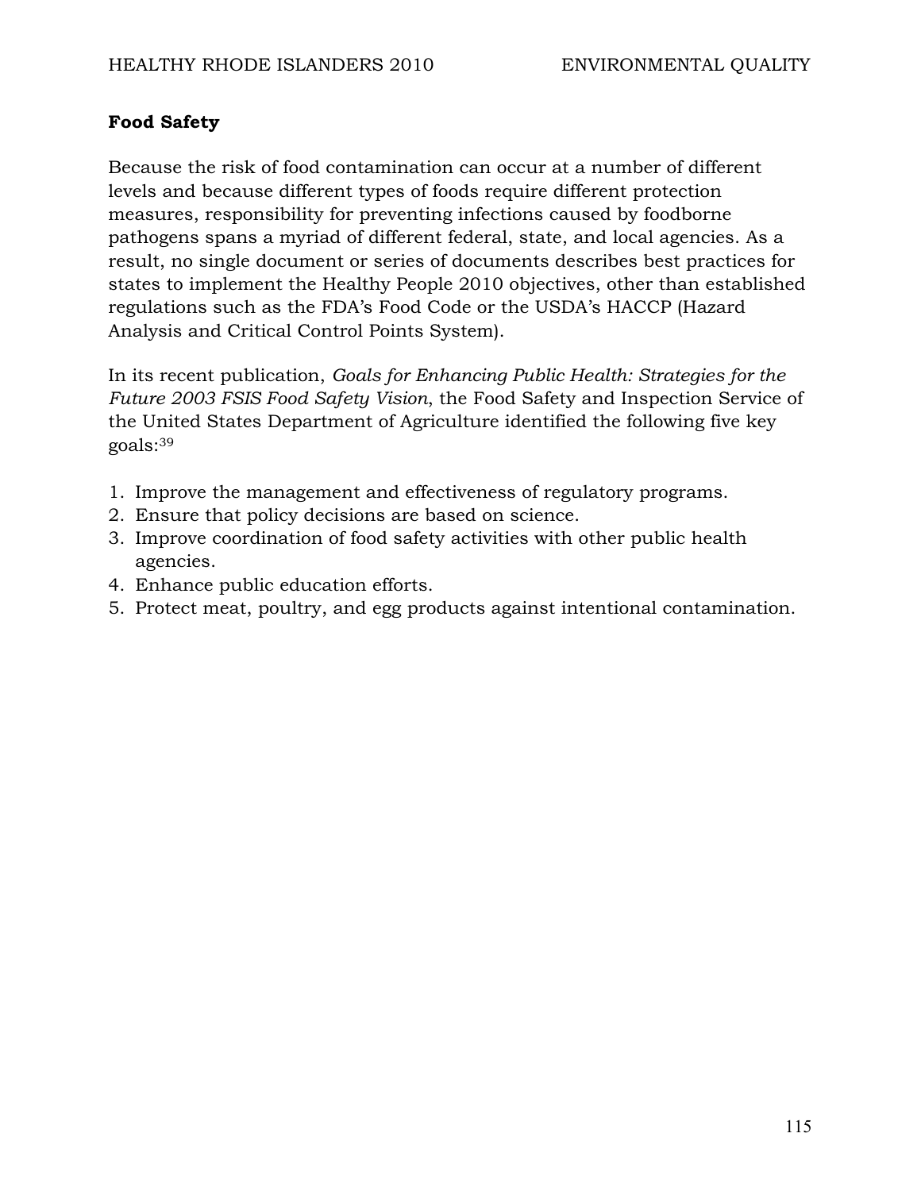**Food Safety**

Because the risk of food contamination can occur at a number of different levels and because different types of foods require different protection measures, responsibility for preventing infections caused by foodborne pathogens spans a myriad of different federal, state, and local agencies. As a result, no single document or series of documents describes best practices for states to implement the Healthy People 2010 objectives, other than established regulations such as the FDA's Food Code or the USDA's HACCP (Hazard Analysis and Critical Control Points System).

In its recent publication, *Goals for Enhancing Public Health: Strategies for the Future 2003 FSIS Food Safety Vision*, the Food Safety and Inspection Service of the United States Department of Agriculture identified the following five key goals:[39]

1. Improve the management and effectiveness of regulatory programs.
2. Ensure that policy decisions are based on science.
3. Improve coordination of food safety activities with other public health agencies.
4. Enhance public education efforts.
5. Protect meat, poultry, and egg products against intentional contamination.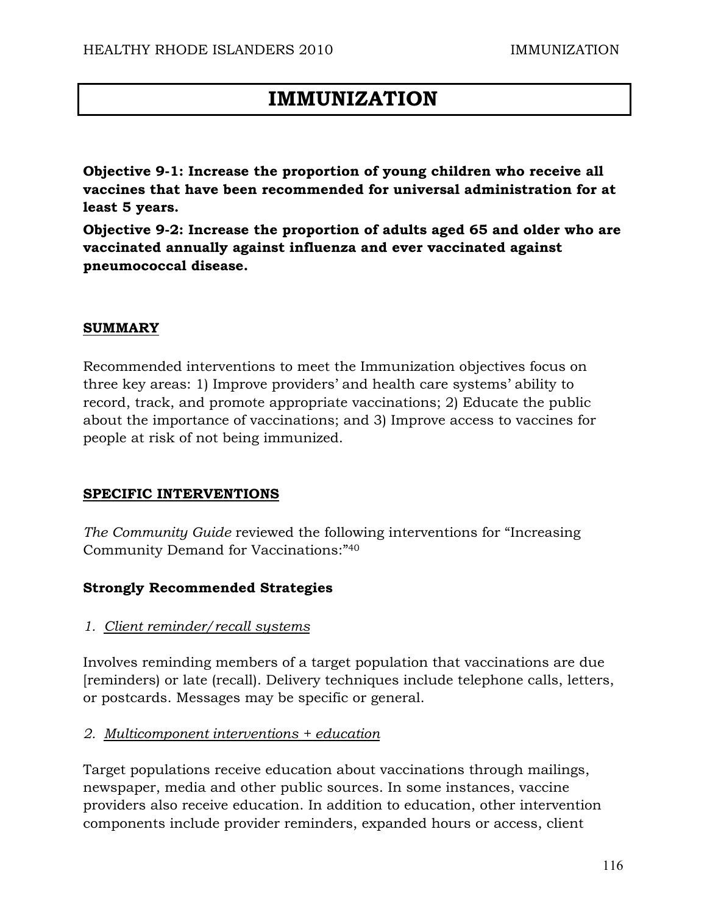# IMMUNIZATION

**Objective 9-1: Increase the proportion of young children who receive all vaccines that have been recommended for universal administration for at least 5 years.**

**Objective 9-2: Increase the proportion of adults aged 65 and older who are vaccinated annually against influenza and ever vaccinated against pneumococcal disease.**

## SUMMARY

Recommended interventions to meet the Immunization objectives focus on three key areas: 1) Improve providers' and health care systems' ability to record, track, and promote appropriate vaccinations; 2) Educate the public about the importance of vaccinations; and 3) Improve access to vaccines for people at risk of not being immunized.

## SPECIFIC INTERVENTIONS

*The Community Guide* reviewed the following interventions for "Increasing Community Demand for Vaccinations:"[40]

### Strongly Recommended Strategies

*1. Client reminder/recall systems*

Involves reminding members of a target population that vaccinations are due [reminders) or late (recall). Delivery techniques include telephone calls, letters, or postcards. Messages may be specific or general.

*2. Multicomponent interventions + education*

Target populations receive education about vaccinations through mailings, newspaper, media and other public sources. In some instances, vaccine providers also receive education. In addition to education, other intervention components include provider reminders, expanded hours or access, client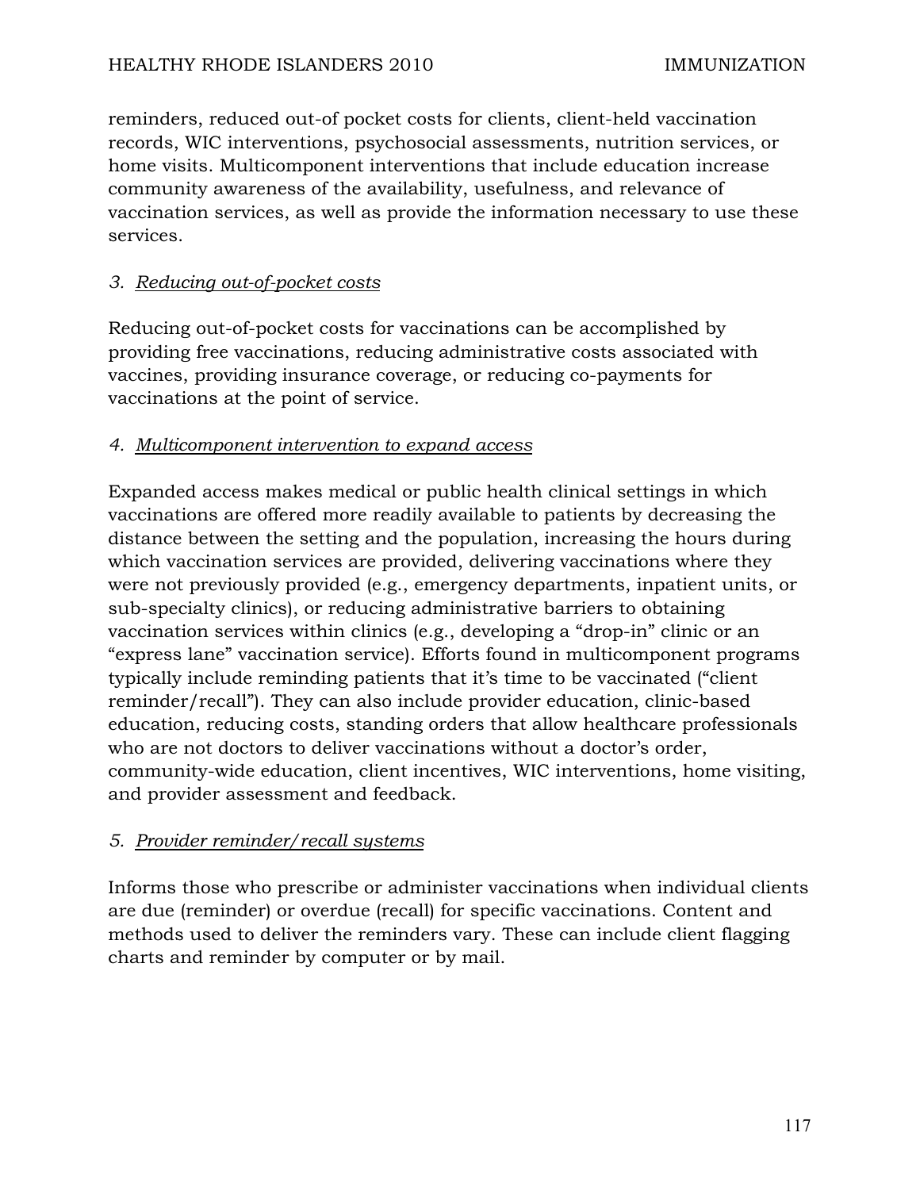reminders, reduced out-of pocket costs for clients, client-held vaccination records, WIC interventions, psychosocial assessments, nutrition services, or home visits. Multicomponent interventions that include education increase community awareness of the availability, usefulness, and relevance of vaccination services, as well as provide the information necessary to use these services.

*3. <u>Reducing out-of-pocket costs</u>*

Reducing out-of-pocket costs for vaccinations can be accomplished by providing free vaccinations, reducing administrative costs associated with vaccines, providing insurance coverage, or reducing co-payments for vaccinations at the point of service.

*4. <u>Multicomponent intervention to expand access</u>*

Expanded access makes medical or public health clinical settings in which vaccinations are offered more readily available to patients by decreasing the distance between the setting and the population, increasing the hours during which vaccination services are provided, delivering vaccinations where they were not previously provided (e.g., emergency departments, inpatient units, or sub-specialty clinics), or reducing administrative barriers to obtaining vaccination services within clinics (e.g., developing a "drop-in" clinic or an "express lane" vaccination service). Efforts found in multicomponent programs typically include reminding patients that it's time to be vaccinated ("client reminder/recall"). They can also include provider education, clinic-based education, reducing costs, standing orders that allow healthcare professionals who are not doctors to deliver vaccinations without a doctor's order, community-wide education, client incentives, WIC interventions, home visiting, and provider assessment and feedback.

*5. <u>Provider reminder/recall systems</u>*

Informs those who prescribe or administer vaccinations when individual clients are due (reminder) or overdue (recall) for specific vaccinations. Content and methods used to deliver the reminders vary. These can include client flagging charts and reminder by computer or by mail.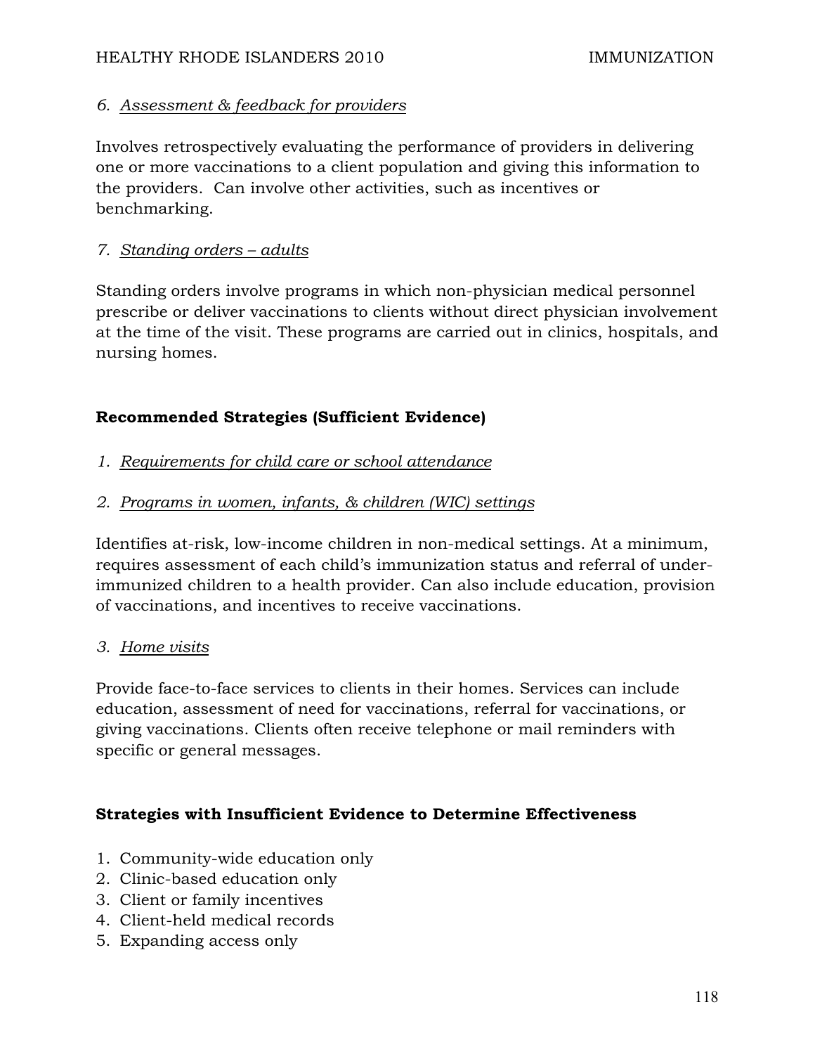*6. Assessment & feedback for providers*

Involves retrospectively evaluating the performance of providers in delivering one or more vaccinations to a client population and giving this information to the providers. Can involve other activities, such as incentives or benchmarking.

*7. Standing orders – adults*

Standing orders involve programs in which non-physician medical personnel prescribe or deliver vaccinations to clients without direct physician involvement at the time of the visit. These programs are carried out in clinics, hospitals, and nursing homes.

**Recommended Strategies (Sufficient Evidence)**

*1. Requirements for child care or school attendance*

*2. Programs in women, infants, & children (WIC) settings*

Identifies at-risk, low-income children in non-medical settings. At a minimum, requires assessment of each child's immunization status and referral of under-immunized children to a health provider. Can also include education, provision of vaccinations, and incentives to receive vaccinations.

*3. Home visits*

Provide face-to-face services to clients in their homes. Services can include education, assessment of need for vaccinations, referral for vaccinations, or giving vaccinations. Clients often receive telephone or mail reminders with specific or general messages.

**Strategies with Insufficient Evidence to Determine Effectiveness**

1. Community-wide education only
2. Clinic-based education only
3. Client or family incentives
4. Client-held medical records
5. Expanding access only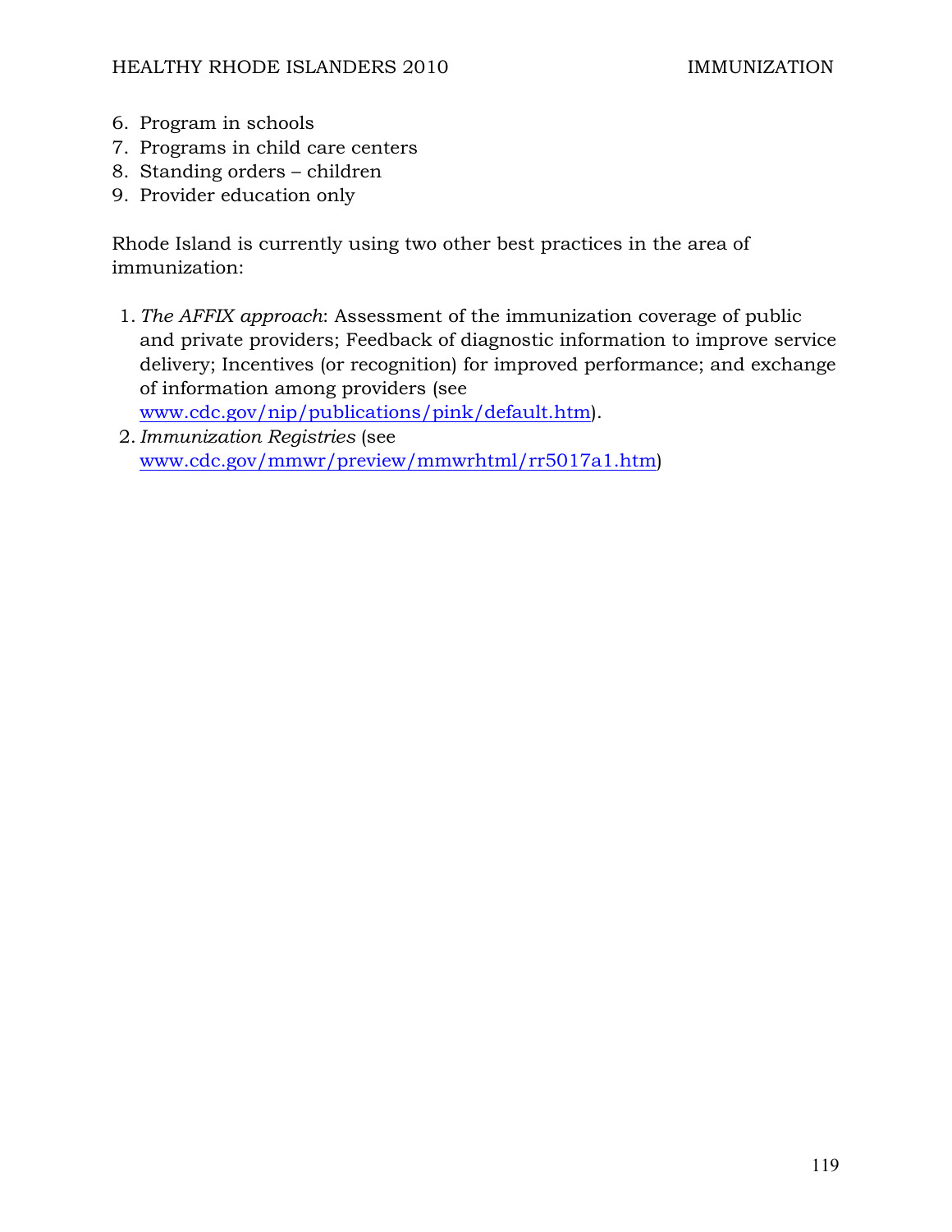6. Program in schools
7. Programs in child care centers
8. Standing orders – children
9. Provider education only

Rhode Island is currently using two other best practices in the area of immunization:

1. *The AFFIX approach*: Assessment of the immunization coverage of public and private providers; Feedback of diagnostic information to improve service delivery; Incentives (or recognition) for improved performance; and exchange of information among providers (see www.cdc.gov/nip/publications/pink/default.htm).
2. *Immunization Registries* (see www.cdc.gov/mmwr/preview/mmwrhtml/rr5017a1.htm)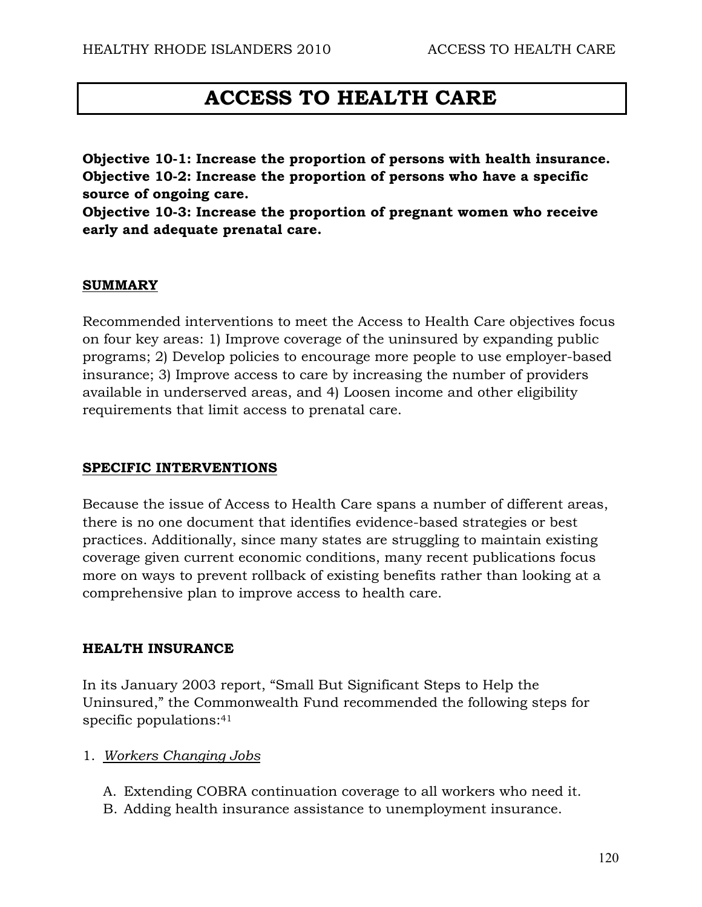# ACCESS TO HEALTH CARE

**Objective 10-1: Increase the proportion of persons with health insurance.**
**Objective 10-2: Increase the proportion of persons who have a specific source of ongoing care.**
**Objective 10-3: Increase the proportion of pregnant women who receive early and adequate prenatal care.**

## SUMMARY

Recommended interventions to meet the Access to Health Care objectives focus on four key areas: 1) Improve coverage of the uninsured by expanding public programs; 2) Develop policies to encourage more people to use employer-based insurance; 3) Improve access to care by increasing the number of providers available in underserved areas, and 4) Loosen income and other eligibility requirements that limit access to prenatal care.

## SPECIFIC INTERVENTIONS

Because the issue of Access to Health Care spans a number of different areas, there is no one document that identifies evidence-based strategies or best practices. Additionally, since many states are struggling to maintain existing coverage given current economic conditions, many recent publications focus more on ways to prevent rollback of existing benefits rather than looking at a comprehensive plan to improve access to health care.

### HEALTH INSURANCE

In its January 2003 report, "Small But Significant Steps to Help the Uninsured," the Commonwealth Fund recommended the following steps for specific populations:[41]

1. *Workers Changing Jobs*

   A. Extending COBRA continuation coverage to all workers who need it.
   B. Adding health insurance assistance to unemployment insurance.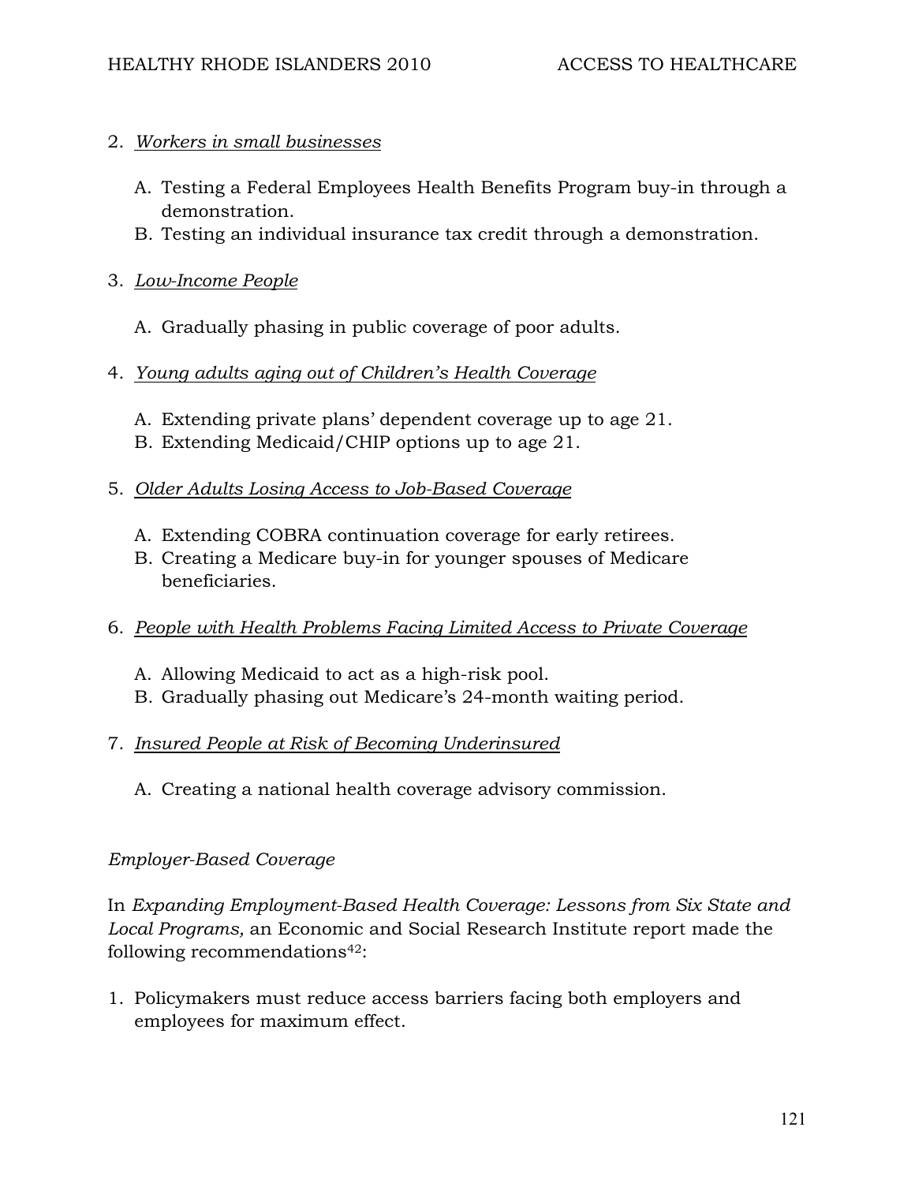2. *Workers in small businesses*

   A. Testing a Federal Employees Health Benefits Program buy-in through a demonstration.
   B. Testing an individual insurance tax credit through a demonstration.

3. *Low-Income People*

   A. Gradually phasing in public coverage of poor adults.

4. *Young adults aging out of Children's Health Coverage*

   A. Extending private plans' dependent coverage up to age 21.
   B. Extending Medicaid/CHIP options up to age 21.

5. *Older Adults Losing Access to Job-Based Coverage*

   A. Extending COBRA continuation coverage for early retirees.
   B. Creating a Medicare buy-in for younger spouses of Medicare beneficiaries.

6. *People with Health Problems Facing Limited Access to Private Coverage*

   A. Allowing Medicaid to act as a high-risk pool.
   B. Gradually phasing out Medicare's 24-month waiting period.

7. *Insured People at Risk of Becoming Underinsured*

   A. Creating a national health coverage advisory commission.

*Employer-Based Coverage*

In *Expanding Employment-Based Health Coverage: Lessons from Six State and Local Programs,* an Economic and Social Research Institute report made the following recommendations[42]:

1. Policymakers must reduce access barriers facing both employers and employees for maximum effect.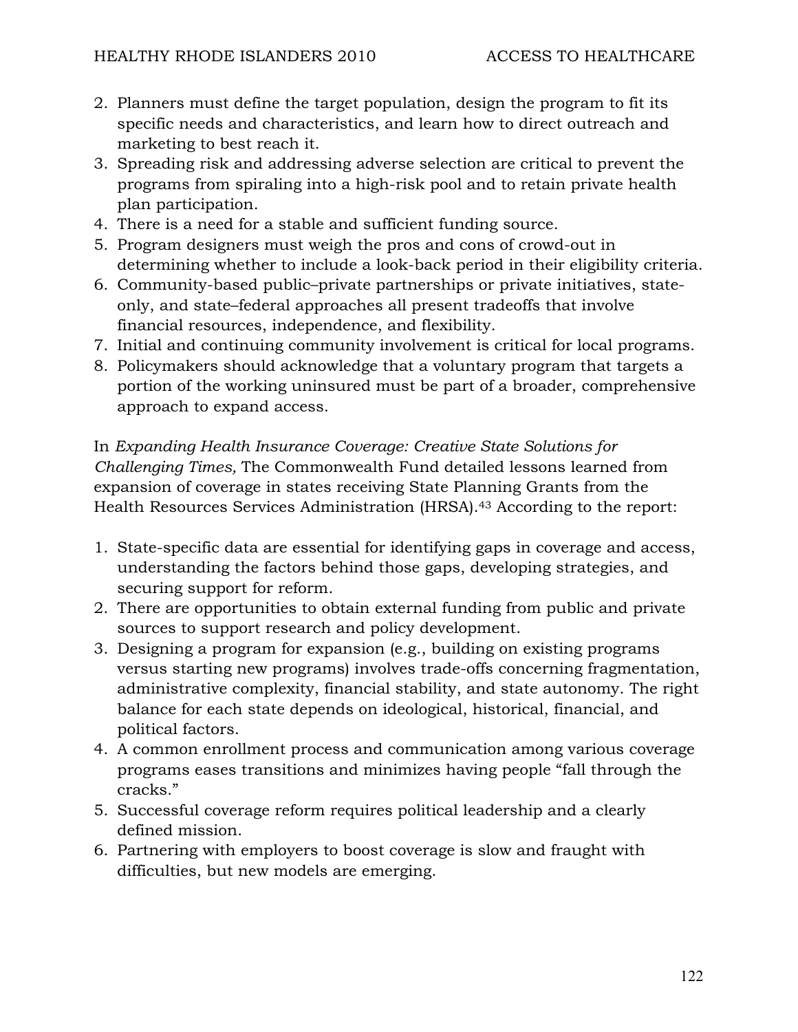2. Planners must define the target population, design the program to fit its specific needs and characteristics, and learn how to direct outreach and marketing to best reach it.
3. Spreading risk and addressing adverse selection are critical to prevent the programs from spiraling into a high-risk pool and to retain private health plan participation.
4. There is a need for a stable and sufficient funding source.
5. Program designers must weigh the pros and cons of crowd-out in determining whether to include a look-back period in their eligibility criteria.
6. Community-based public–private partnerships or private initiatives, state-only, and state–federal approaches all present tradeoffs that involve financial resources, independence, and flexibility.
7. Initial and continuing community involvement is critical for local programs.
8. Policymakers should acknowledge that a voluntary program that targets a portion of the working uninsured must be part of a broader, comprehensive approach to expand access.

In *Expanding Health Insurance Coverage: Creative State Solutions for Challenging Times,* The Commonwealth Fund detailed lessons learned from expansion of coverage in states receiving State Planning Grants from the Health Resources Services Administration (HRSA).[43] According to the report:

1. State-specific data are essential for identifying gaps in coverage and access, understanding the factors behind those gaps, developing strategies, and securing support for reform.
2. There are opportunities to obtain external funding from public and private sources to support research and policy development.
3. Designing a program for expansion (e.g., building on existing programs versus starting new programs) involves trade-offs concerning fragmentation, administrative complexity, financial stability, and state autonomy. The right balance for each state depends on ideological, historical, financial, and political factors.
4. A common enrollment process and communication among various coverage programs eases transitions and minimizes having people "fall through the cracks."
5. Successful coverage reform requires political leadership and a clearly defined mission.
6. Partnering with employers to boost coverage is slow and fraught with difficulties, but new models are emerging.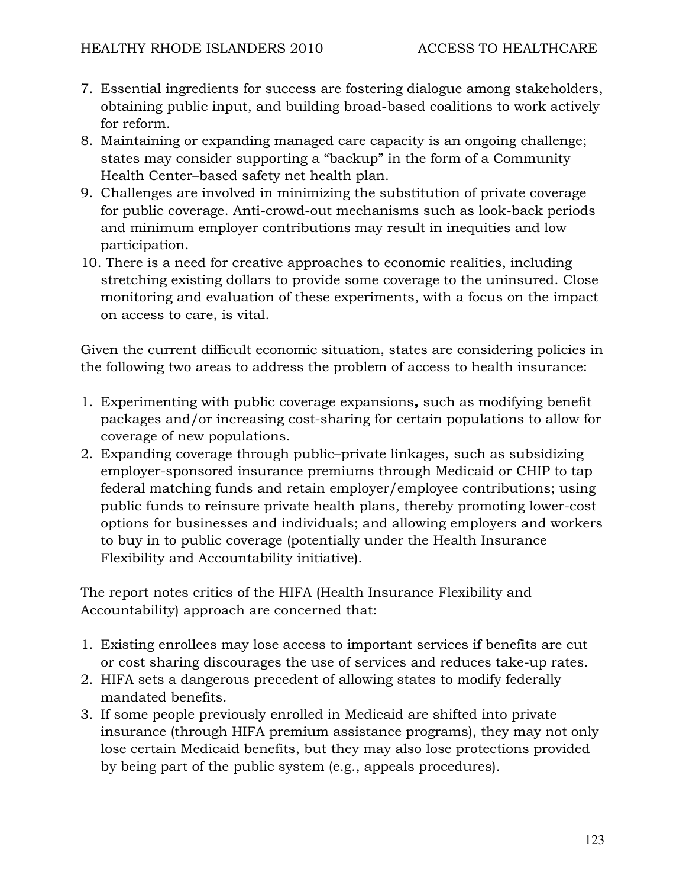7. Essential ingredients for success are fostering dialogue among stakeholders, obtaining public input, and building broad-based coalitions to work actively for reform.
8. Maintaining or expanding managed care capacity is an ongoing challenge; states may consider supporting a "backup" in the form of a Community Health Center–based safety net health plan.
9. Challenges are involved in minimizing the substitution of private coverage for public coverage. Anti-crowd-out mechanisms such as look-back periods and minimum employer contributions may result in inequities and low participation.
10. There is a need for creative approaches to economic realities, including stretching existing dollars to provide some coverage to the uninsured. Close monitoring and evaluation of these experiments, with a focus on the impact on access to care, is vital.

Given the current difficult economic situation, states are considering policies in the following two areas to address the problem of access to health insurance:

1. Experimenting with public coverage expansions**,** such as modifying benefit packages and/or increasing cost-sharing for certain populations to allow for coverage of new populations.
2. Expanding coverage through public–private linkages, such as subsidizing employer-sponsored insurance premiums through Medicaid or CHIP to tap federal matching funds and retain employer/employee contributions; using public funds to reinsure private health plans, thereby promoting lower-cost options for businesses and individuals; and allowing employers and workers to buy in to public coverage (potentially under the Health Insurance Flexibility and Accountability initiative).

The report notes critics of the HIFA (Health Insurance Flexibility and Accountability) approach are concerned that:

1. Existing enrollees may lose access to important services if benefits are cut or cost sharing discourages the use of services and reduces take-up rates.
2. HIFA sets a dangerous precedent of allowing states to modify federally mandated benefits.
3. If some people previously enrolled in Medicaid are shifted into private insurance (through HIFA premium assistance programs), they may not only lose certain Medicaid benefits, but they may also lose protections provided by being part of the public system (e.g., appeals procedures).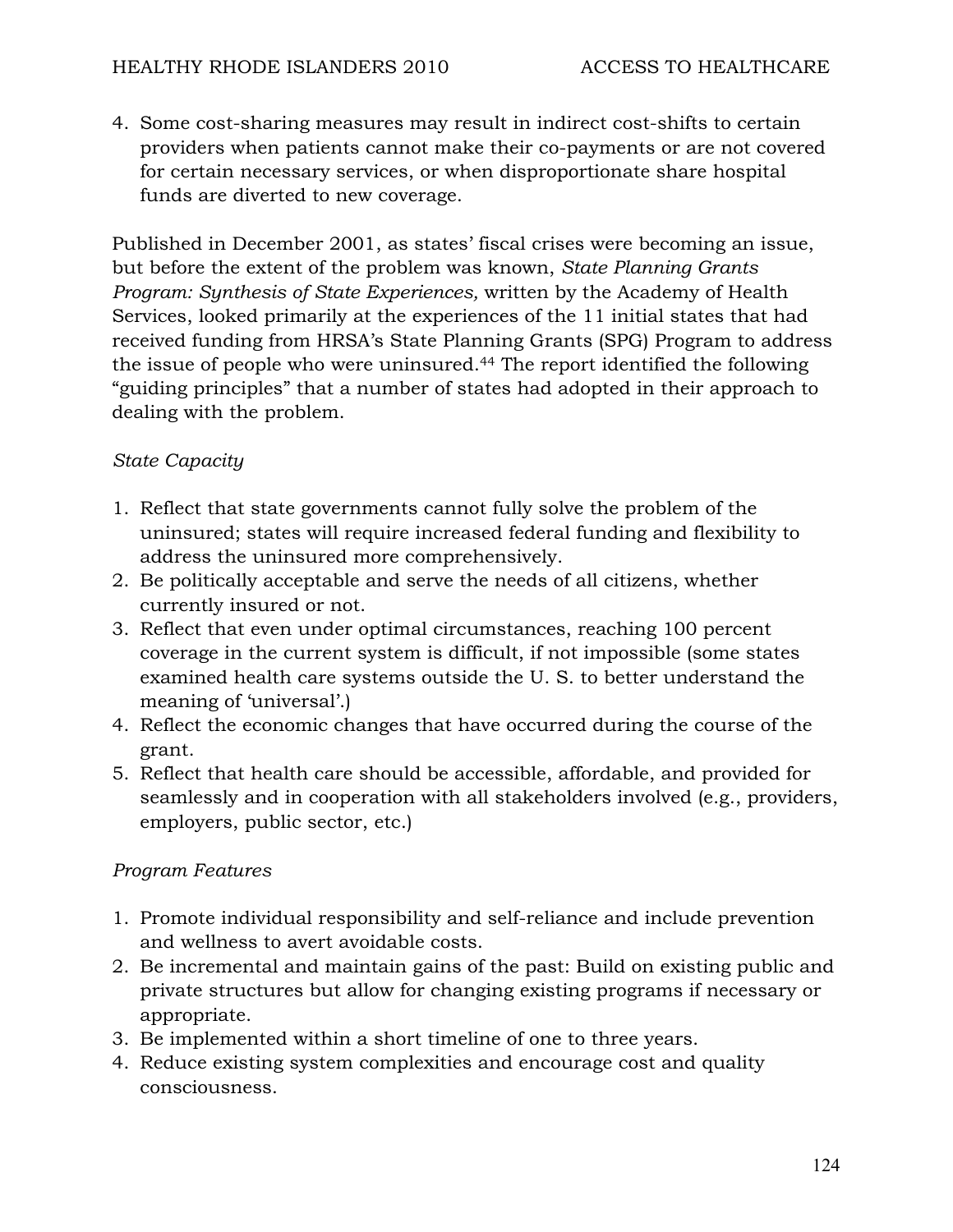4. Some cost-sharing measures may result in indirect cost-shifts to certain providers when patients cannot make their co-payments or are not covered for certain necessary services, or when disproportionate share hospital funds are diverted to new coverage.

Published in December 2001, as states' fiscal crises were becoming an issue, but before the extent of the problem was known, *State Planning Grants Program: Synthesis of State Experiences,* written by the Academy of Health Services, looked primarily at the experiences of the 11 initial states that had received funding from HRSA's State Planning Grants (SPG) Program to address the issue of people who were uninsured.[44] The report identified the following "guiding principles" that a number of states had adopted in their approach to dealing with the problem.

*State Capacity*

1. Reflect that state governments cannot fully solve the problem of the uninsured; states will require increased federal funding and flexibility to address the uninsured more comprehensively.
2. Be politically acceptable and serve the needs of all citizens, whether currently insured or not.
3. Reflect that even under optimal circumstances, reaching 100 percent coverage in the current system is difficult, if not impossible (some states examined health care systems outside the U. S. to better understand the meaning of 'universal'.)
4. Reflect the economic changes that have occurred during the course of the grant.
5. Reflect that health care should be accessible, affordable, and provided for seamlessly and in cooperation with all stakeholders involved (e.g., providers, employers, public sector, etc.)

*Program Features*

1. Promote individual responsibility and self-reliance and include prevention and wellness to avert avoidable costs.
2. Be incremental and maintain gains of the past: Build on existing public and private structures but allow for changing existing programs if necessary or appropriate.
3. Be implemented within a short timeline of one to three years.
4. Reduce existing system complexities and encourage cost and quality consciousness.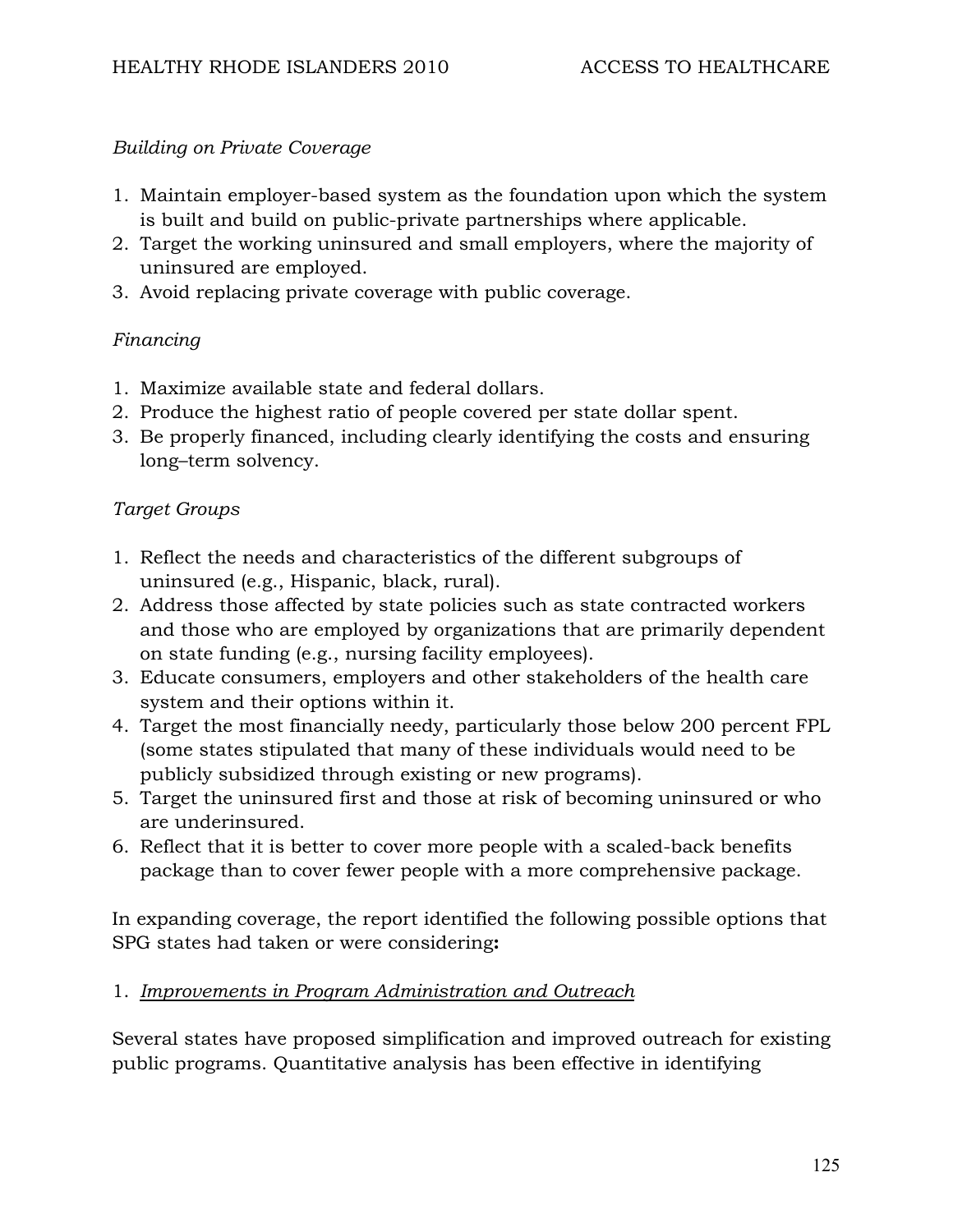*Building on Private Coverage*

1. Maintain employer-based system as the foundation upon which the system is built and build on public-private partnerships where applicable.
2. Target the working uninsured and small employers, where the majority of uninsured are employed.
3. Avoid replacing private coverage with public coverage.

*Financing*

1. Maximize available state and federal dollars.
2. Produce the highest ratio of people covered per state dollar spent.
3. Be properly financed, including clearly identifying the costs and ensuring long–term solvency.

*Target Groups*

1. Reflect the needs and characteristics of the different subgroups of uninsured (e.g., Hispanic, black, rural).
2. Address those affected by state policies such as state contracted workers and those who are employed by organizations that are primarily dependent on state funding (e.g., nursing facility employees).
3. Educate consumers, employers and other stakeholders of the health care system and their options within it.
4. Target the most financially needy, particularly those below 200 percent FPL (some states stipulated that many of these individuals would need to be publicly subsidized through existing or new programs).
5. Target the uninsured first and those at risk of becoming uninsured or who are underinsured.
6. Reflect that it is better to cover more people with a scaled-back benefits package than to cover fewer people with a more comprehensive package.

In expanding coverage, the report identified the following possible options that SPG states had taken or were considering**:**

1. <u>*Improvements in Program Administration and Outreach*</u>

Several states have proposed simplification and improved outreach for existing public programs. Quantitative analysis has been effective in identifying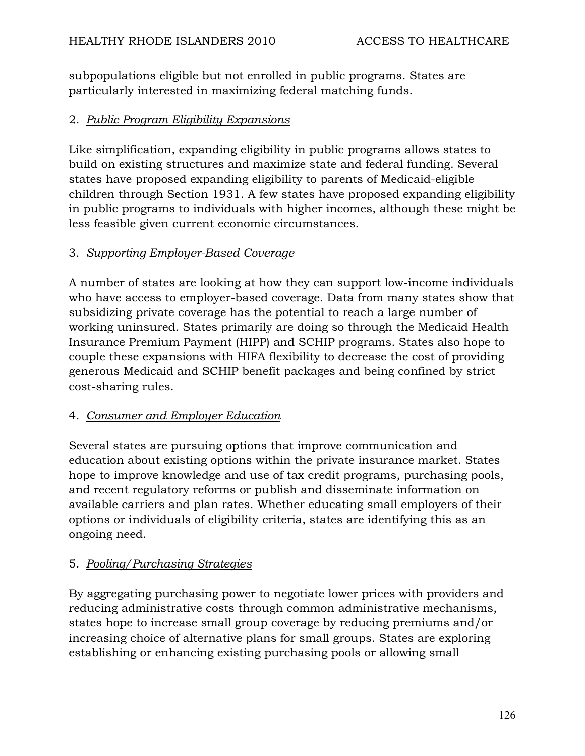subpopulations eligible but not enrolled in public programs. States are particularly interested in maximizing federal matching funds.

2. *Public Program Eligibility Expansions*

Like simplification, expanding eligibility in public programs allows states to build on existing structures and maximize state and federal funding. Several states have proposed expanding eligibility to parents of Medicaid-eligible children through Section 1931. A few states have proposed expanding eligibility in public programs to individuals with higher incomes, although these might be less feasible given current economic circumstances.

3. *Supporting Employer-Based Coverage*

A number of states are looking at how they can support low-income individuals who have access to employer-based coverage. Data from many states show that subsidizing private coverage has the potential to reach a large number of working uninsured. States primarily are doing so through the Medicaid Health Insurance Premium Payment (HIPP) and SCHIP programs. States also hope to couple these expansions with HIFA flexibility to decrease the cost of providing generous Medicaid and SCHIP benefit packages and being confined by strict cost-sharing rules.

4. *Consumer and Employer Education*

Several states are pursuing options that improve communication and education about existing options within the private insurance market. States hope to improve knowledge and use of tax credit programs, purchasing pools, and recent regulatory reforms or publish and disseminate information on available carriers and plan rates. Whether educating small employers of their options or individuals of eligibility criteria, states are identifying this as an ongoing need.

5. *Pooling/Purchasing Strategies*

By aggregating purchasing power to negotiate lower prices with providers and reducing administrative costs through common administrative mechanisms, states hope to increase small group coverage by reducing premiums and/or increasing choice of alternative plans for small groups. States are exploring establishing or enhancing existing purchasing pools or allowing small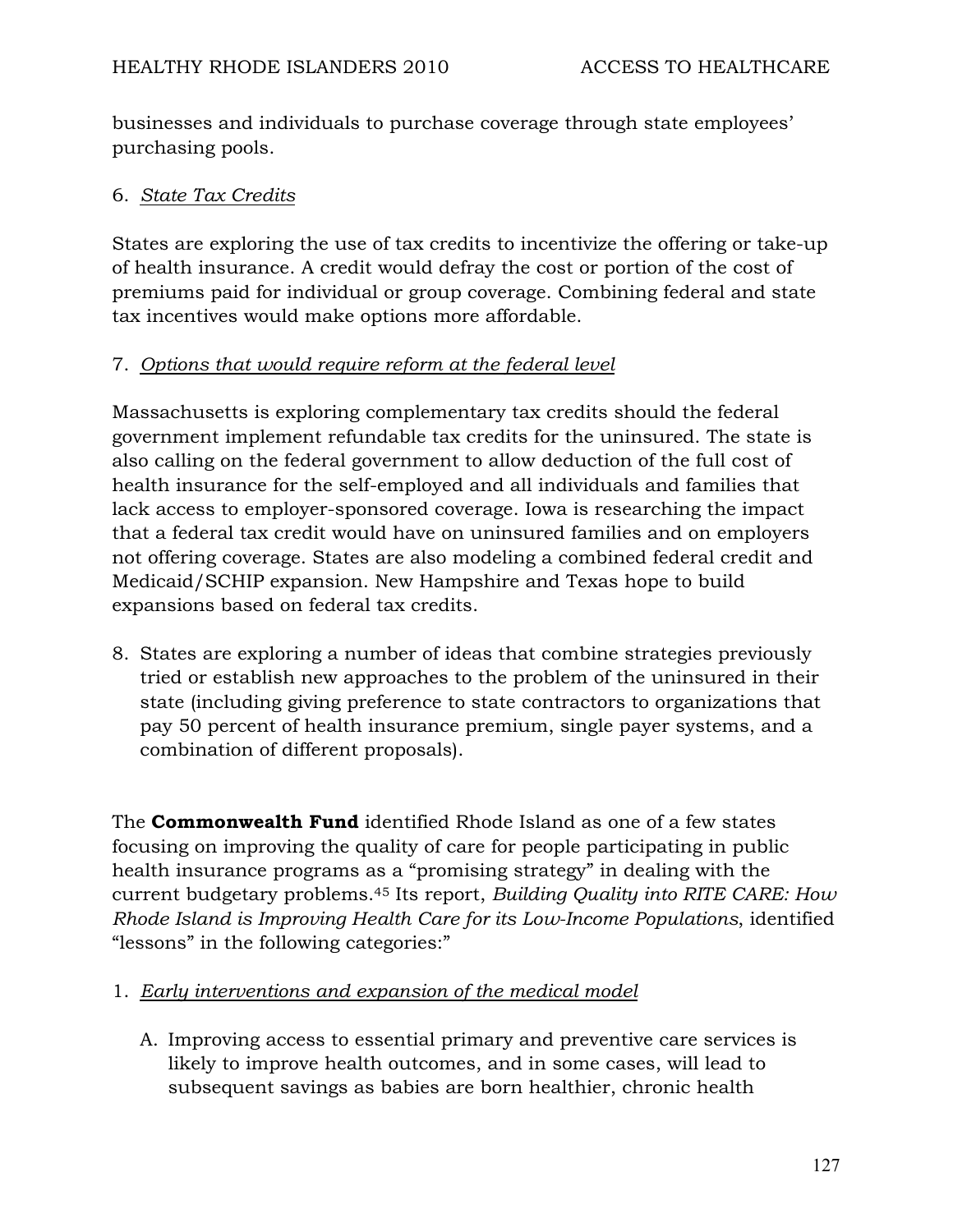businesses and individuals to purchase coverage through state employees' purchasing pools.

6. *State Tax Credits*

States are exploring the use of tax credits to incentivize the offering or take-up of health insurance. A credit would defray the cost or portion of the cost of premiums paid for individual or group coverage. Combining federal and state tax incentives would make options more affordable.

7. *Options that would require reform at the federal level*

Massachusetts is exploring complementary tax credits should the federal government implement refundable tax credits for the uninsured. The state is also calling on the federal government to allow deduction of the full cost of health insurance for the self-employed and all individuals and families that lack access to employer-sponsored coverage. Iowa is researching the impact that a federal tax credit would have on uninsured families and on employers not offering coverage. States are also modeling a combined federal credit and Medicaid/SCHIP expansion. New Hampshire and Texas hope to build expansions based on federal tax credits.

8. States are exploring a number of ideas that combine strategies previously tried or establish new approaches to the problem of the uninsured in their state (including giving preference to state contractors to organizations that pay 50 percent of health insurance premium, single payer systems, and a combination of different proposals).

The **Commonwealth Fund** identified Rhode Island as one of a few states focusing on improving the quality of care for people participating in public health insurance programs as a "promising strategy" in dealing with the current budgetary problems.[45] Its report, *Building Quality into RITE CARE: How Rhode Island is Improving Health Care for its Low-Income Populations*, identified "lessons" in the following categories:"

1. *Early interventions and expansion of the medical model*

   A. Improving access to essential primary and preventive care services is likely to improve health outcomes, and in some cases, will lead to subsequent savings as babies are born healthier, chronic health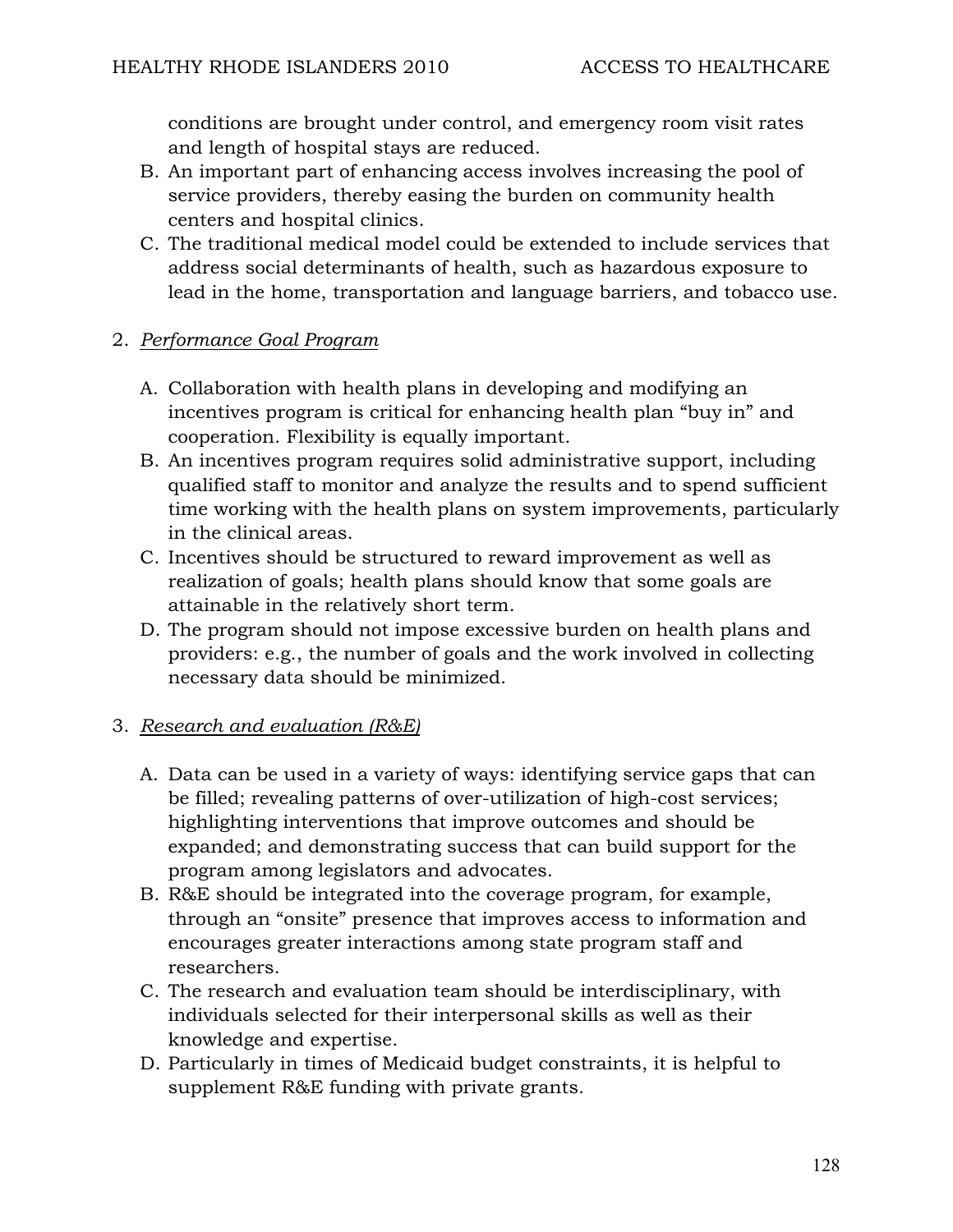conditions are brought under control, and emergency room visit rates and length of hospital stays are reduced.

B. An important part of enhancing access involves increasing the pool of service providers, thereby easing the burden on community health centers and hospital clinics.

C. The traditional medical model could be extended to include services that address social determinants of health, such as hazardous exposure to lead in the home, transportation and language barriers, and tobacco use.

2. *Performance Goal Program*

   A. Collaboration with health plans in developing and modifying an incentives program is critical for enhancing health plan "buy in" and cooperation. Flexibility is equally important.

   B. An incentives program requires solid administrative support, including qualified staff to monitor and analyze the results and to spend sufficient time working with the health plans on system improvements, particularly in the clinical areas.

   C. Incentives should be structured to reward improvement as well as realization of goals; health plans should know that some goals are attainable in the relatively short term.

   D. The program should not impose excessive burden on health plans and providers: e.g., the number of goals and the work involved in collecting necessary data should be minimized.

3. *Research and evaluation (R&E)*

   A. Data can be used in a variety of ways: identifying service gaps that can be filled; revealing patterns of over-utilization of high-cost services; highlighting interventions that improve outcomes and should be expanded; and demonstrating success that can build support for the program among legislators and advocates.

   B. R&E should be integrated into the coverage program, for example, through an "onsite" presence that improves access to information and encourages greater interactions among state program staff and researchers.

   C. The research and evaluation team should be interdisciplinary, with individuals selected for their interpersonal skills as well as their knowledge and expertise.

   D. Particularly in times of Medicaid budget constraints, it is helpful to supplement R&E funding with private grants.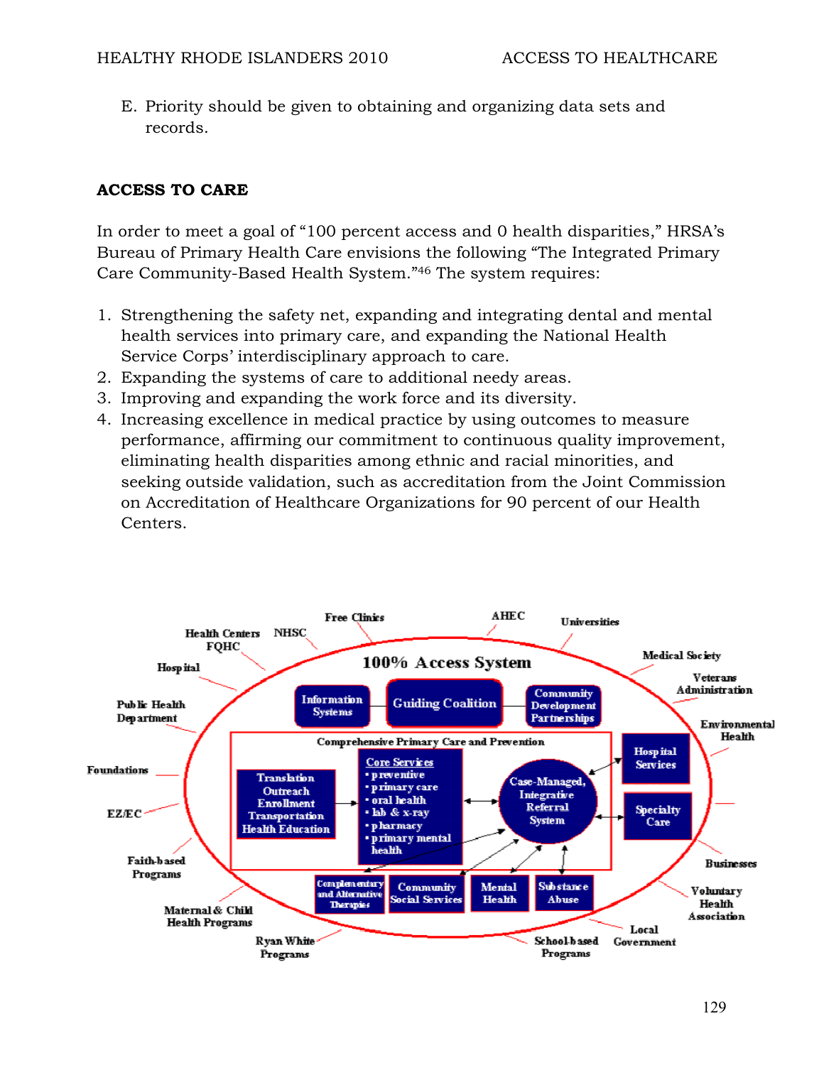E. Priority should be given to obtaining and organizing data sets and records.

## ACCESS TO CARE

In order to meet a goal of "100 percent access and 0 health disparities," HRSA's Bureau of Primary Health Care envisions the following "The Integrated Primary Care Community-Based Health System."[46] The system requires:

1. Strengthening the safety net, expanding and integrating dental and mental health services into primary care, and expanding the National Health Service Corps' interdisciplinary approach to care.
2. Expanding the systems of care to additional needy areas.
3. Improving and expanding the work force and its diversity.
4. Increasing excellence in medical practice by using outcomes to measure performance, affirming our commitment to continuous quality improvement, eliminating health disparities among ethnic and racial minorities, and seeking outside validation, such as accreditation from the Joint Commission on Accreditation of Healthcare Organizations for 90 percent of our Health Centers.

100% Access System

Health Centers FQHC, NHSC, Free Clinics, AHEC, Universities, Medical Society, Veterans Administration, Environmental Health, Businesses, Voluntary Health Association, Local Government, School-based Programs, Ryan White Programs, Maternal & Child Health Programs, Faith-based Programs, EZ/EC, Foundations, Public Health Department, Hospital

Information Systems — Guiding Coalition — Community Development Partnerships

Comprehensive Primary Care and Prevention

Translation, Outreach, Enrollment, Transportation, Health Education

Core Services
- preventive
- primary care
- oral health
- lab & x-ray
- pharmacy
- primary mental health

Case-Managed, Integrative Referral System

Hospital Services

Specialty Care

Complementary and Alternative Therapies; Community Social Services; Mental Health; Substance Abuse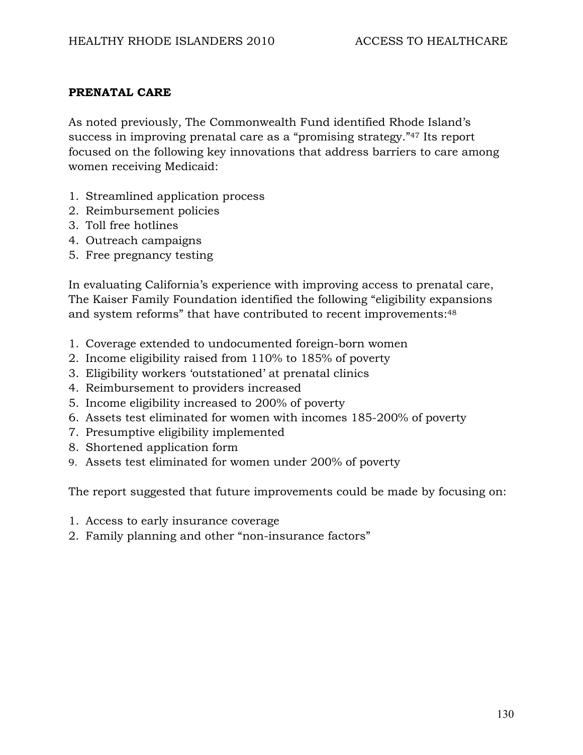**PRENATAL CARE**

As noted previously, The Commonwealth Fund identified Rhode Island's success in improving prenatal care as a "promising strategy."[47] Its report focused on the following key innovations that address barriers to care among women receiving Medicaid:

1. Streamlined application process
2. Reimbursement policies
3. Toll free hotlines
4. Outreach campaigns
5. Free pregnancy testing

In evaluating California's experience with improving access to prenatal care, The Kaiser Family Foundation identified the following "eligibility expansions and system reforms" that have contributed to recent improvements:[48]

1. Coverage extended to undocumented foreign-born women
2. Income eligibility raised from 110% to 185% of poverty
3. Eligibility workers 'outstationed' at prenatal clinics
4. Reimbursement to providers increased
5. Income eligibility increased to 200% of poverty
6. Assets test eliminated for women with incomes 185-200% of poverty
7. Presumptive eligibility implemented
8. Shortened application form
9. Assets test eliminated for women under 200% of poverty

The report suggested that future improvements could be made by focusing on:

1. Access to early insurance coverage
2. Family planning and other "non-insurance factors"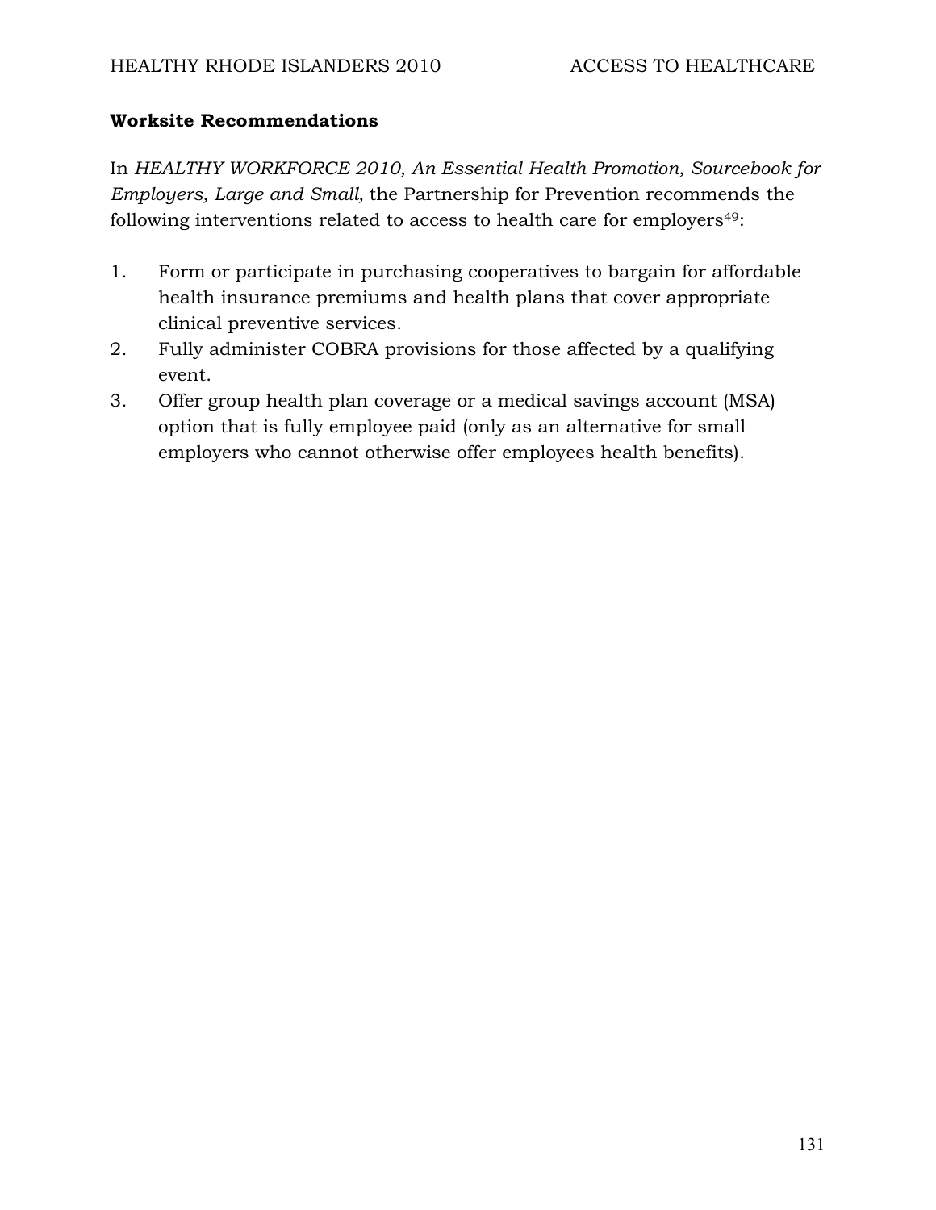## Worksite Recommendations

In *HEALTHY WORKFORCE 2010, An Essential Health Promotion, Sourcebook for Employers, Large and Small,* the Partnership for Prevention recommends the following interventions related to access to health care for employers[49]:

1. Form or participate in purchasing cooperatives to bargain for affordable health insurance premiums and health plans that cover appropriate clinical preventive services.
2. Fully administer COBRA provisions for those affected by a qualifying event.
3. Offer group health plan coverage or a medical savings account (MSA) option that is fully employee paid (only as an alternative for small employers who cannot otherwise offer employees health benefits).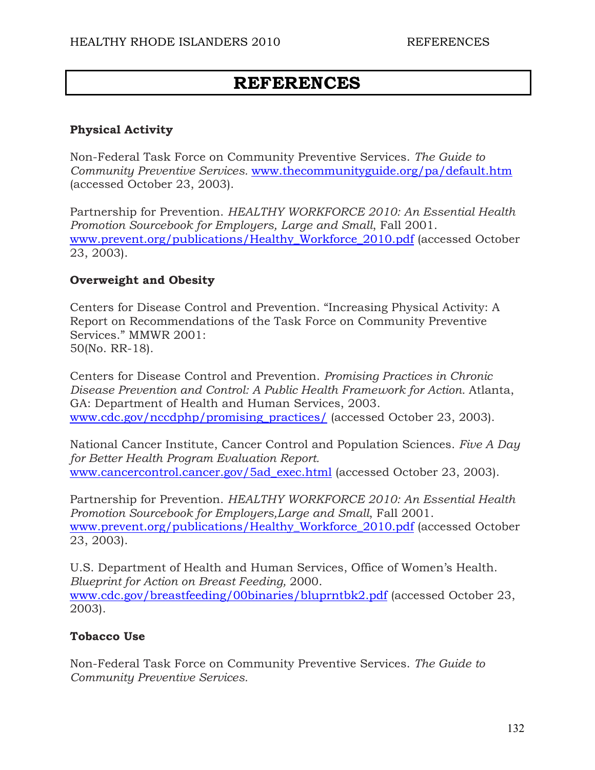# REFERENCES

### Physical Activity

Non-Federal Task Force on Community Preventive Services. *The Guide to Community Preventive Services.* www.thecommunityguide.org/pa/default.htm (accessed October 23, 2003).

Partnership for Prevention. *HEALTHY WORKFORCE 2010: An Essential Health Promotion Sourcebook for Employers, Large and Small*, Fall 2001. www.prevent.org/publications/Healthy_Workforce_2010.pdf (accessed October 23, 2003).

### Overweight and Obesity

Centers for Disease Control and Prevention. "Increasing Physical Activity: A Report on Recommendations of the Task Force on Community Preventive Services." MMWR 2001:
50(No. RR-18).

Centers for Disease Control and Prevention. *Promising Practices in Chronic Disease Prevention and Control: A Public Health Framework for Action.* Atlanta, GA: Department of Health and Human Services, 2003. www.cdc.gov/nccdphp/promising_practices/ (accessed October 23, 2003).

National Cancer Institute, Cancer Control and Population Sciences. *Five A Day for Better Health Program Evaluation Report.* www.cancercontrol.cancer.gov/5ad_exec.html (accessed October 23, 2003).

Partnership for Prevention. *HEALTHY WORKFORCE 2010: An Essential Health Promotion Sourcebook for Employers,Large and Small*, Fall 2001. www.prevent.org/publications/Healthy_Workforce_2010.pdf (accessed October 23, 2003).

U.S. Department of Health and Human Services, Office of Women's Health. *Blueprint for Action on Breast Feeding,* 2000. www.cdc.gov/breastfeeding/00binaries/bluprntbk2.pdf (accessed October 23, 2003).

### Tobacco Use

Non-Federal Task Force on Community Preventive Services. *The Guide to Community Preventive Services.*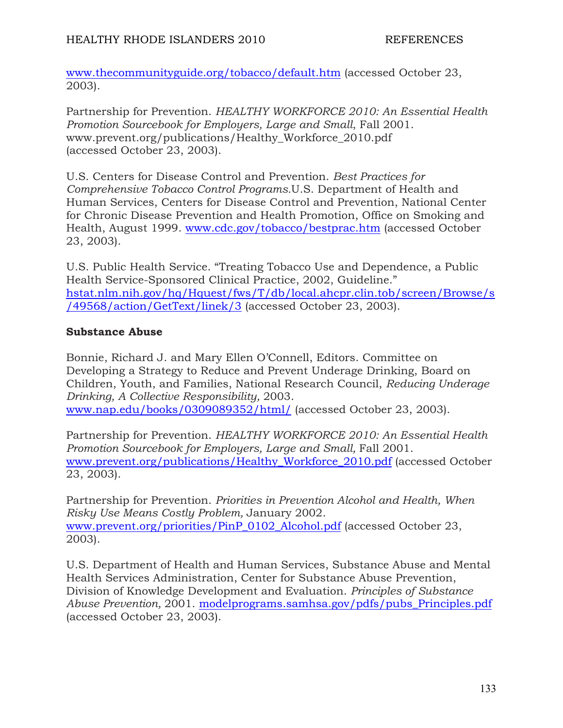www.thecommunityguide.org/tobacco/default.htm (accessed October 23, 2003).

Partnership for Prevention. *HEALTHY WORKFORCE 2010: An Essential Health Promotion Sourcebook for Employers, Large and Small*, Fall 2001. www.prevent.org/publications/Healthy_Workforce_2010.pdf (accessed October 23, 2003).

U.S. Centers for Disease Control and Prevention. *Best Practices for Comprehensive Tobacco Control Programs.*U.S. Department of Health and Human Services, Centers for Disease Control and Prevention, National Center for Chronic Disease Prevention and Health Promotion, Office on Smoking and Health, August 1999. www.cdc.gov/tobacco/bestprac.htm (accessed October 23, 2003).

U.S. Public Health Service. "Treating Tobacco Use and Dependence, a Public Health Service-Sponsored Clinical Practice, 2002, Guideline." hstat.nlm.nih.gov/hq/Hquest/fws/T/db/local.ahcpr.clin.tob/screen/Browse/s/49568/action/GetText/linek/3 (accessed October 23, 2003).

**Substance Abuse**

Bonnie, Richard J. and Mary Ellen O'Connell, Editors. Committee on Developing a Strategy to Reduce and Prevent Underage Drinking, Board on Children, Youth, and Families, National Research Council, *Reducing Underage Drinking, A Collective Responsibility,* 2003. www.nap.edu/books/0309089352/html/ (accessed October 23, 2003).

Partnership for Prevention. *HEALTHY WORKFORCE 2010: An Essential Health Promotion Sourcebook for Employers, Large and Small,* Fall 2001. www.prevent.org/publications/Healthy_Workforce_2010.pdf (accessed October 23, 2003).

Partnership for Prevention. *Priorities in Prevention Alcohol and Health, When Risky Use Means Costly Problem,* January 2002. www.prevent.org/priorities/PinP_0102_Alcohol.pdf (accessed October 23, 2003).

U.S. Department of Health and Human Services, Substance Abuse and Mental Health Services Administration, Center for Substance Abuse Prevention, Division of Knowledge Development and Evaluation. *Principles of Substance Abuse Prevention,* 2001. modelprograms.samhsa.gov/pdfs/pubs_Principles.pdf (accessed October 23, 2003).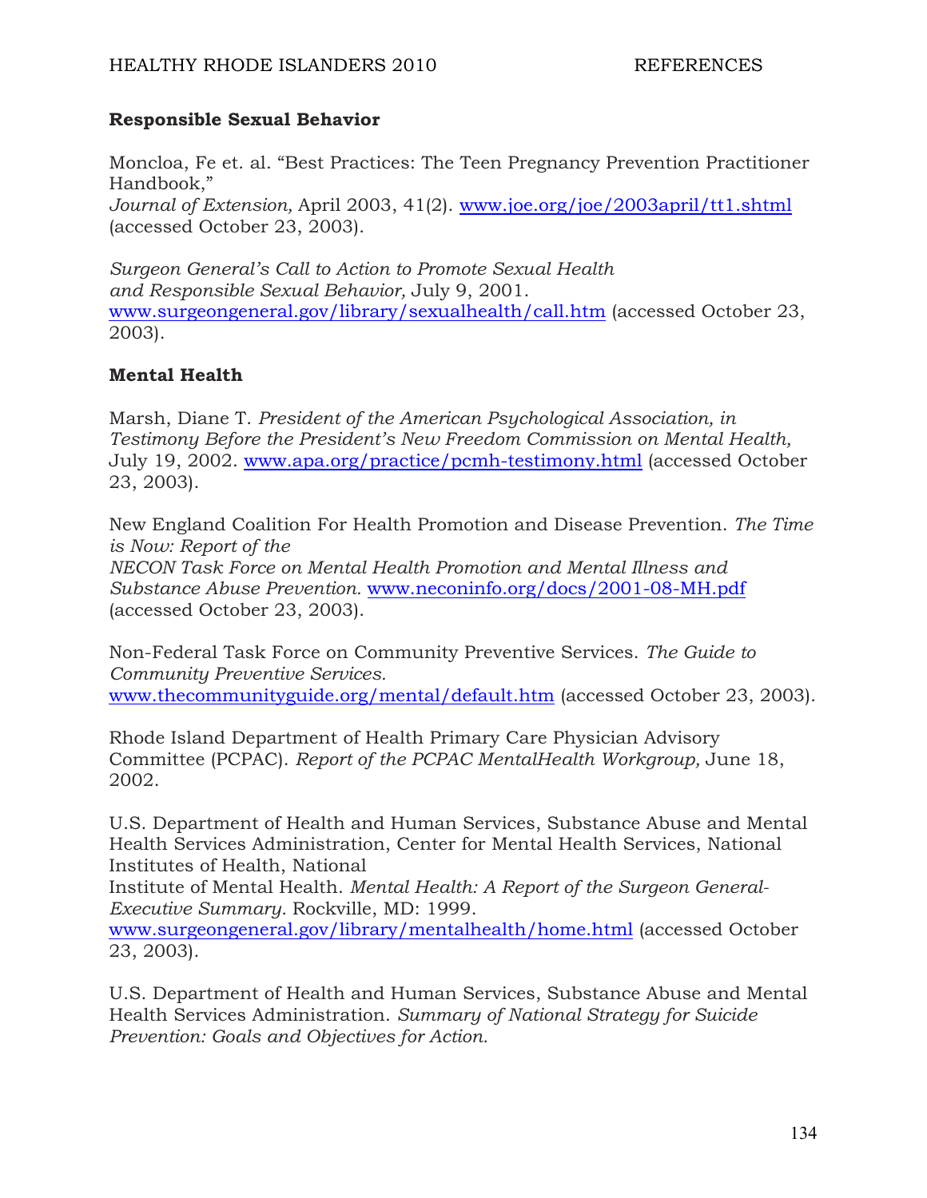## Responsible Sexual Behavior

Moncloa, Fe et. al. "Best Practices: The Teen Pregnancy Prevention Practitioner Handbook," *Journal of Extension,* April 2003, 41(2). www.joe.org/joe/2003april/tt1.shtml (accessed October 23, 2003).

*Surgeon General's Call to Action to Promote Sexual Health and Responsible Sexual Behavior,* July 9, 2001. www.surgeongeneral.gov/library/sexualhealth/call.htm (accessed October 23, 2003).

## Mental Health

Marsh, Diane T. *President of the American Psychological Association, in Testimony Before the President's New Freedom Commission on Mental Health,* July 19, 2002. www.apa.org/practice/pcmh-testimony.html (accessed October 23, 2003).

New England Coalition For Health Promotion and Disease Prevention. *The Time is Now: Report of the NECON Task Force on Mental Health Promotion and Mental Illness and Substance Abuse Prevention.* www.neconinfo.org/docs/2001-08-MH.pdf (accessed October 23, 2003).

Non-Federal Task Force on Community Preventive Services. *The Guide to Community Preventive Services.* www.thecommunityguide.org/mental/default.htm (accessed October 23, 2003).

Rhode Island Department of Health Primary Care Physician Advisory Committee (PCPAC). *Report of the PCPAC MentalHealth Workgroup,* June 18, 2002.

U.S. Department of Health and Human Services, Substance Abuse and Mental Health Services Administration, Center for Mental Health Services, National Institutes of Health, National Institute of Mental Health. *Mental Health: A Report of the Surgeon General- Executive Summary.* Rockville, MD: 1999. www.surgeongeneral.gov/library/mentalhealth/home.html (accessed October 23, 2003).

U.S. Department of Health and Human Services, Substance Abuse and Mental Health Services Administration. *Summary of National Strategy for Suicide Prevention: Goals and Objectives for Action.*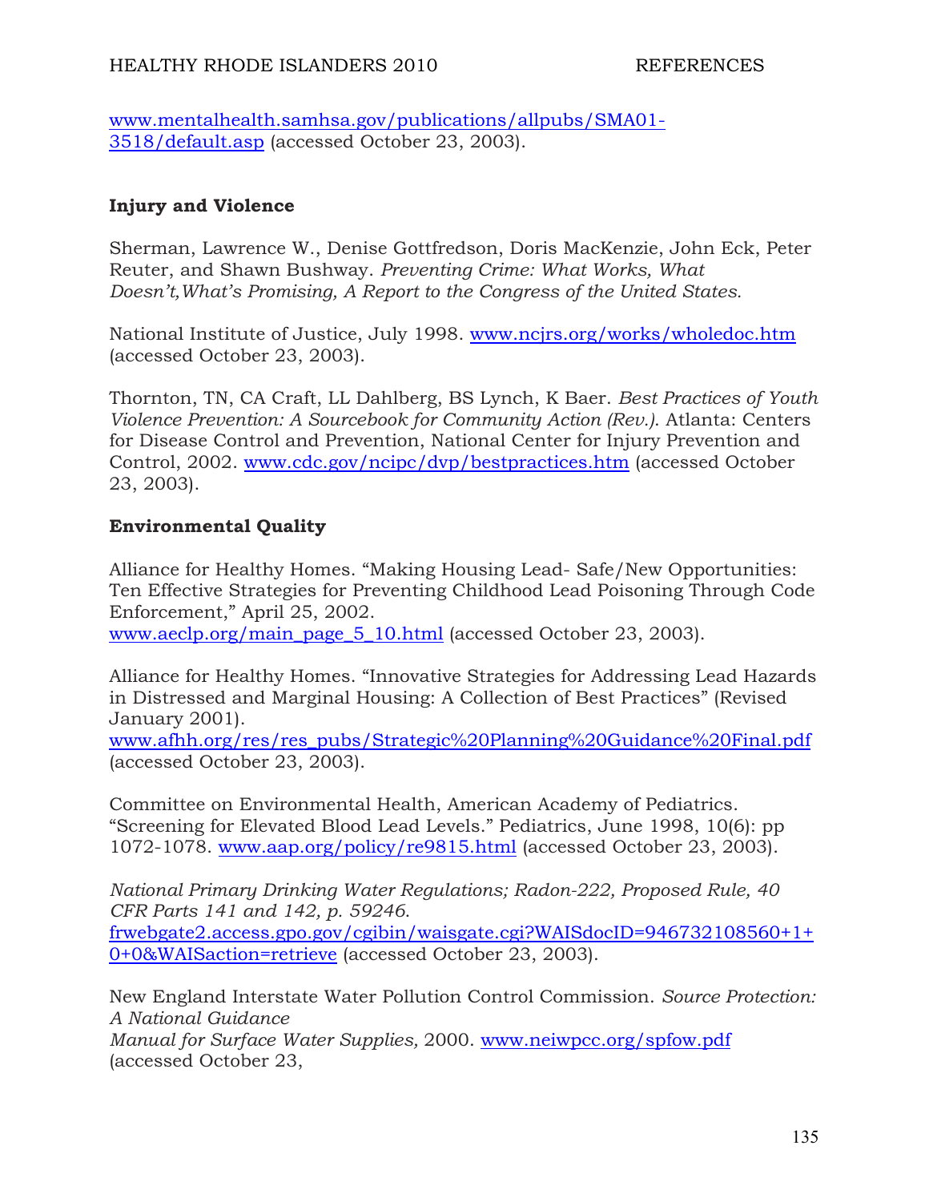www.mentalhealth.samhsa.gov/publications/allpubs/SMA01-3518/default.asp (accessed October 23, 2003).

**Injury and Violence**

Sherman, Lawrence W., Denise Gottfredson, Doris MacKenzie, John Eck, Peter Reuter, and Shawn Bushway. *Preventing Crime: What Works, What Doesn't,What's Promising, A Report to the Congress of the United States.*

National Institute of Justice, July 1998. www.ncjrs.org/works/wholedoc.htm (accessed October 23, 2003).

Thornton, TN, CA Craft, LL Dahlberg, BS Lynch, K Baer. *Best Practices of Youth Violence Prevention: A Sourcebook for Community Action (Rev.).* Atlanta: Centers for Disease Control and Prevention, National Center for Injury Prevention and Control, 2002. www.cdc.gov/ncipc/dvp/bestpractices.htm (accessed October 23, 2003).

**Environmental Quality**

Alliance for Healthy Homes. "Making Housing Lead- Safe/New Opportunities: Ten Effective Strategies for Preventing Childhood Lead Poisoning Through Code Enforcement," April 25, 2002.
www.aeclp.org/main_page_5_10.html (accessed October 23, 2003).

Alliance for Healthy Homes. "Innovative Strategies for Addressing Lead Hazards in Distressed and Marginal Housing: A Collection of Best Practices" (Revised January 2001).
www.afhh.org/res/res_pubs/Strategic%20Planning%20Guidance%20Final.pdf (accessed October 23, 2003).

Committee on Environmental Health, American Academy of Pediatrics. "Screening for Elevated Blood Lead Levels." Pediatrics, June 1998, 10(6): pp 1072-1078. www.aap.org/policy/re9815.html (accessed October 23, 2003).

*National Primary Drinking Water Regulations; Radon-222, Proposed Rule, 40 CFR Parts 141 and 142, p. 59246*.
frwebgate2.access.gpo.gov/cgibin/waisgate.cgi?WAISdocID=946732108560+1+0+0&WAISaction=retrieve (accessed October 23, 2003).

New England Interstate Water Pollution Control Commission. *Source Protection: A National Guidance Manual for Surface Water Supplies,* 2000. www.neiwpcc.org/spfow.pdf (accessed October 23,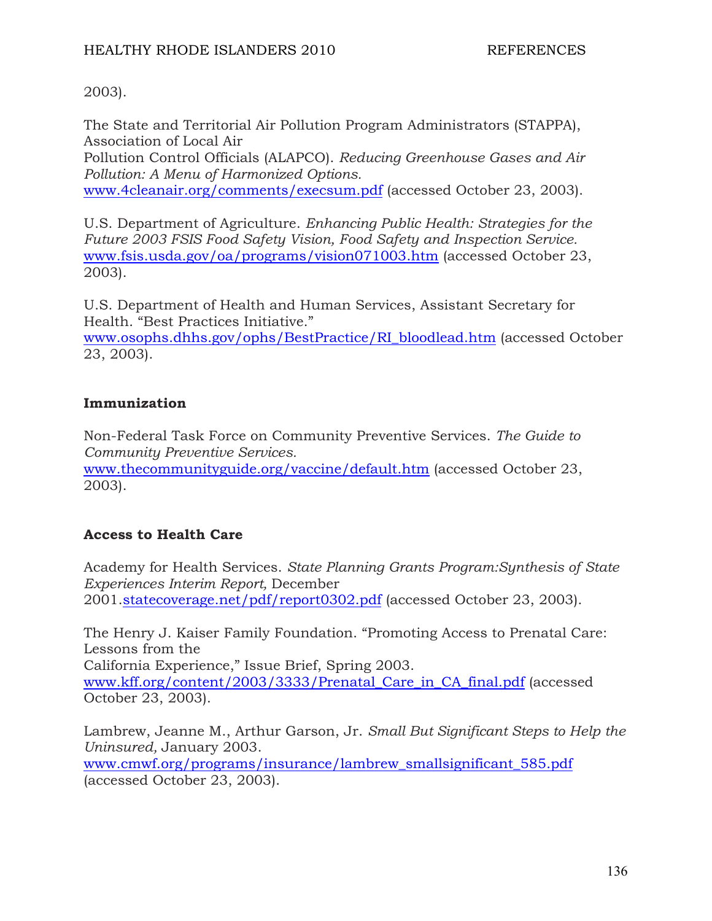2003).

The State and Territorial Air Pollution Program Administrators (STAPPA), Association of Local Air
Pollution Control Officials (ALAPCO). *Reducing Greenhouse Gases and Air Pollution: A Menu of Harmonized Options.* www.4cleanair.org/comments/execsum.pdf (accessed October 23, 2003).

U.S. Department of Agriculture. *Enhancing Public Health: Strategies for the Future 2003 FSIS Food Safety Vision, Food Safety and Inspection Service.* www.fsis.usda.gov/oa/programs/vision071003.htm (accessed October 23, 2003).

U.S. Department of Health and Human Services, Assistant Secretary for Health. "Best Practices Initiative." www.osophs.dhhs.gov/ophs/BestPractice/RI_bloodlead.htm (accessed October 23, 2003).

### Immunization

Non-Federal Task Force on Community Preventive Services. *The Guide to Community Preventive Services.* www.thecommunityguide.org/vaccine/default.htm (accessed October 23, 2003).

### Access to Health Care

Academy for Health Services. *State Planning Grants Program:Synthesis of State Experiences Interim Report,* December 2001.statecoverage.net/pdf/report0302.pdf (accessed October 23, 2003).

The Henry J. Kaiser Family Foundation. "Promoting Access to Prenatal Care: Lessons from the
California Experience," Issue Brief, Spring 2003. www.kff.org/content/2003/3333/Prenatal_Care_in_CA_final.pdf (accessed October 23, 2003).

Lambrew, Jeanne M., Arthur Garson, Jr. *Small But Significant Steps to Help the Uninsured,* January 2003. www.cmwf.org/programs/insurance/lambrew_smallsignificant_585.pdf (accessed October 23, 2003).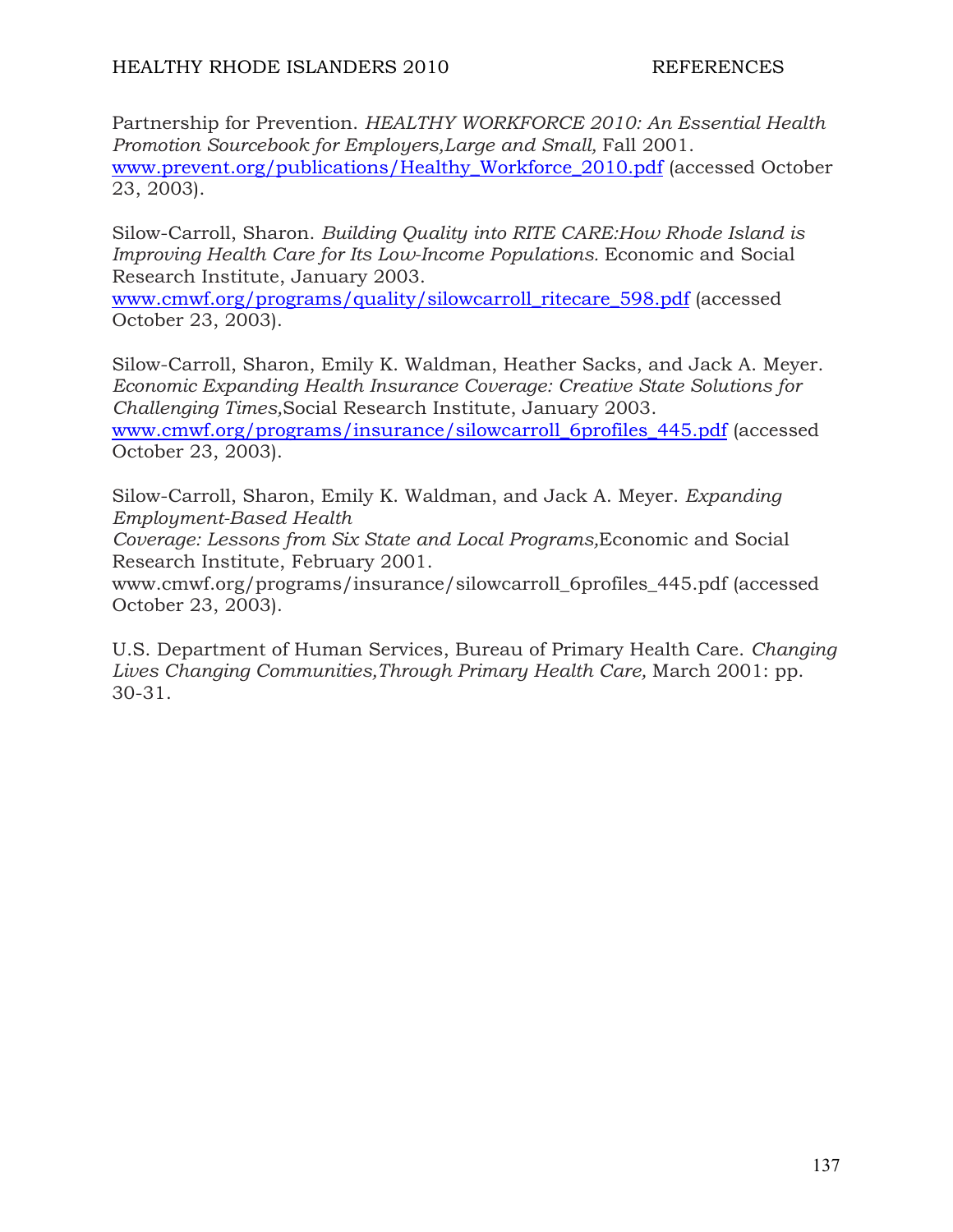Partnership for Prevention. *HEALTHY WORKFORCE 2010: An Essential Health Promotion Sourcebook for Employers,Large and Small,* Fall 2001. www.prevent.org/publications/Healthy_Workforce_2010.pdf (accessed October 23, 2003).

Silow-Carroll, Sharon. *Building Quality into RITE CARE:How Rhode Island is Improving Health Care for Its Low-Income Populations.* Economic and Social Research Institute, January 2003. www.cmwf.org/programs/quality/silowcarroll_ritecare_598.pdf (accessed October 23, 2003).

Silow-Carroll, Sharon, Emily K. Waldman, Heather Sacks, and Jack A. Meyer. *Economic Expanding Health Insurance Coverage: Creative State Solutions for Challenging Times,*Social Research Institute, January 2003. www.cmwf.org/programs/insurance/silowcarroll_6profiles_445.pdf (accessed October 23, 2003).

Silow-Carroll, Sharon, Emily K. Waldman, and Jack A. Meyer. *Expanding Employment-Based Health Coverage: Lessons from Six State and Local Programs,*Economic and Social Research Institute, February 2001. www.cmwf.org/programs/insurance/silowcarroll_6profiles_445.pdf (accessed October 23, 2003).

U.S. Department of Human Services, Bureau of Primary Health Care. *Changing Lives Changing Communities,Through Primary Health Care,* March 2001: pp. 30-31.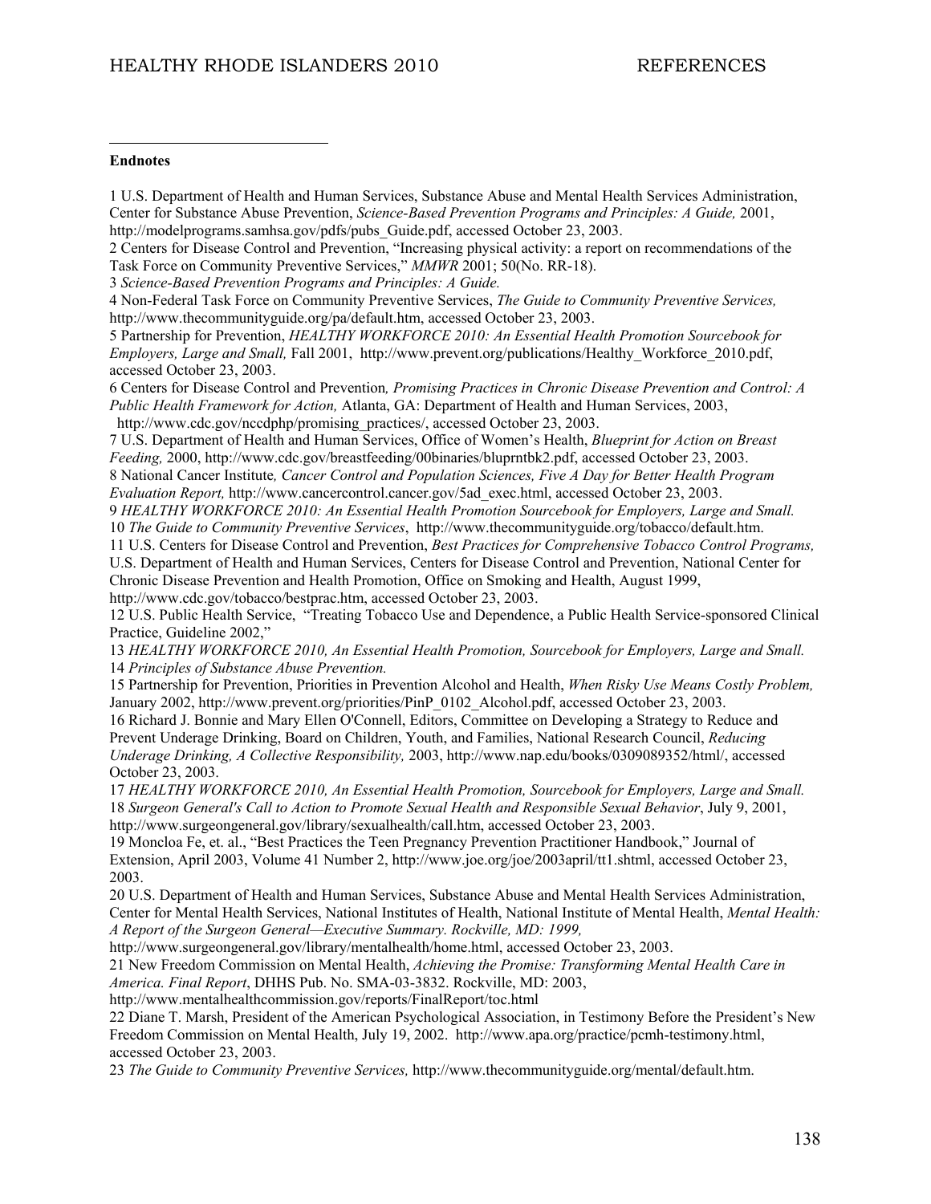**Endnotes**

1 U.S. Department of Health and Human Services, Substance Abuse and Mental Health Services Administration, Center for Substance Abuse Prevention, *Science-Based Prevention Programs and Principles: A Guide,* 2001, http://modelprograms.samhsa.gov/pdfs/pubs_Guide.pdf, accessed October 23, 2003.

2 Centers for Disease Control and Prevention, "Increasing physical activity: a report on recommendations of the Task Force on Community Preventive Services," *MMWR* 2001; 50(No. RR-18).

3 *Science-Based Prevention Programs and Principles: A Guide.*

4 Non-Federal Task Force on Community Preventive Services, *The Guide to Community Preventive Services,* http://www.thecommunityguide.org/pa/default.htm, accessed October 23, 2003.

5 Partnership for Prevention, *HEALTHY WORKFORCE 2010: An Essential Health Promotion Sourcebook for Employers, Large and Small,* Fall 2001, http://www.prevent.org/publications/Healthy_Workforce_2010.pdf, accessed October 23, 2003.

6 Centers for Disease Control and Prevention*, Promising Practices in Chronic Disease Prevention and Control: A Public Health Framework for Action,* Atlanta, GA: Department of Health and Human Services, 2003, http://www.cdc.gov/nccdphp/promising_practices/, accessed October 23, 2003.

7 U.S. Department of Health and Human Services, Office of Women's Health, *Blueprint for Action on Breast Feeding,* 2000, http://www.cdc.gov/breastfeeding/00binaries/bluprntbk2.pdf, accessed October 23, 2003.

8 National Cancer Institute*, Cancer Control and Population Sciences, Five A Day for Better Health Program Evaluation Report,* http://www.cancercontrol.cancer.gov/5ad_exec.html, accessed October 23, 2003.

9 *HEALTHY WORKFORCE 2010: An Essential Health Promotion Sourcebook for Employers, Large and Small.*

10 *The Guide to Community Preventive Services*, http://www.thecommunityguide.org/tobacco/default.htm.

11 U.S. Centers for Disease Control and Prevention, *Best Practices for Comprehensive Tobacco Control Programs,* U.S. Department of Health and Human Services, Centers for Disease Control and Prevention, National Center for Chronic Disease Prevention and Health Promotion, Office on Smoking and Health, August 1999, http://www.cdc.gov/tobacco/bestprac.htm, accessed October 23, 2003.

12 U.S. Public Health Service, "Treating Tobacco Use and Dependence, a Public Health Service-sponsored Clinical Practice, Guideline 2002,"

13 *HEALTHY WORKFORCE 2010, An Essential Health Promotion, Sourcebook for Employers, Large and Small.*

14 *Principles of Substance Abuse Prevention.*

15 Partnership for Prevention, Priorities in Prevention Alcohol and Health, *When Risky Use Means Costly Problem,* January 2002, http://www.prevent.org/priorities/PinP_0102_Alcohol.pdf, accessed October 23, 2003.

16 Richard J. Bonnie and Mary Ellen O'Connell, Editors, Committee on Developing a Strategy to Reduce and Prevent Underage Drinking, Board on Children, Youth, and Families, National Research Council, *Reducing Underage Drinking, A Collective Responsibility,* 2003, http://www.nap.edu/books/0309089352/html/, accessed October 23, 2003.

17 *HEALTHY WORKFORCE 2010, An Essential Health Promotion, Sourcebook for Employers, Large and Small.*

18 *Surgeon General's Call to Action to Promote Sexual Health and Responsible Sexual Behavior*, July 9, 2001, http://www.surgeongeneral.gov/library/sexualhealth/call.htm, accessed October 23, 2003.

19 Moncloa Fe, et. al., "Best Practices the Teen Pregnancy Prevention Practitioner Handbook," Journal of Extension, April 2003, Volume 41 Number 2, http://www.joe.org/joe/2003april/tt1.shtml, accessed October 23, 2003.

20 U.S. Department of Health and Human Services, Substance Abuse and Mental Health Services Administration, Center for Mental Health Services, National Institutes of Health, National Institute of Mental Health, *Mental Health: A Report of the Surgeon General—Executive Summary. Rockville, MD: 1999,* http://www.surgeongeneral.gov/library/mentalhealth/home.html, accessed October 23, 2003.

21 New Freedom Commission on Mental Health, *Achieving the Promise: Transforming Mental Health Care in America. Final Report*, DHHS Pub. No. SMA-03-3832. Rockville, MD: 2003, http://www.mentalhealthcommission.gov/reports/FinalReport/toc.html

22 Diane T. Marsh, President of the American Psychological Association, in Testimony Before the President's New Freedom Commission on Mental Health, July 19, 2002. http://www.apa.org/practice/pcmh-testimony.html, accessed October 23, 2003.

23 *The Guide to Community Preventive Services,* http://www.thecommunityguide.org/mental/default.htm.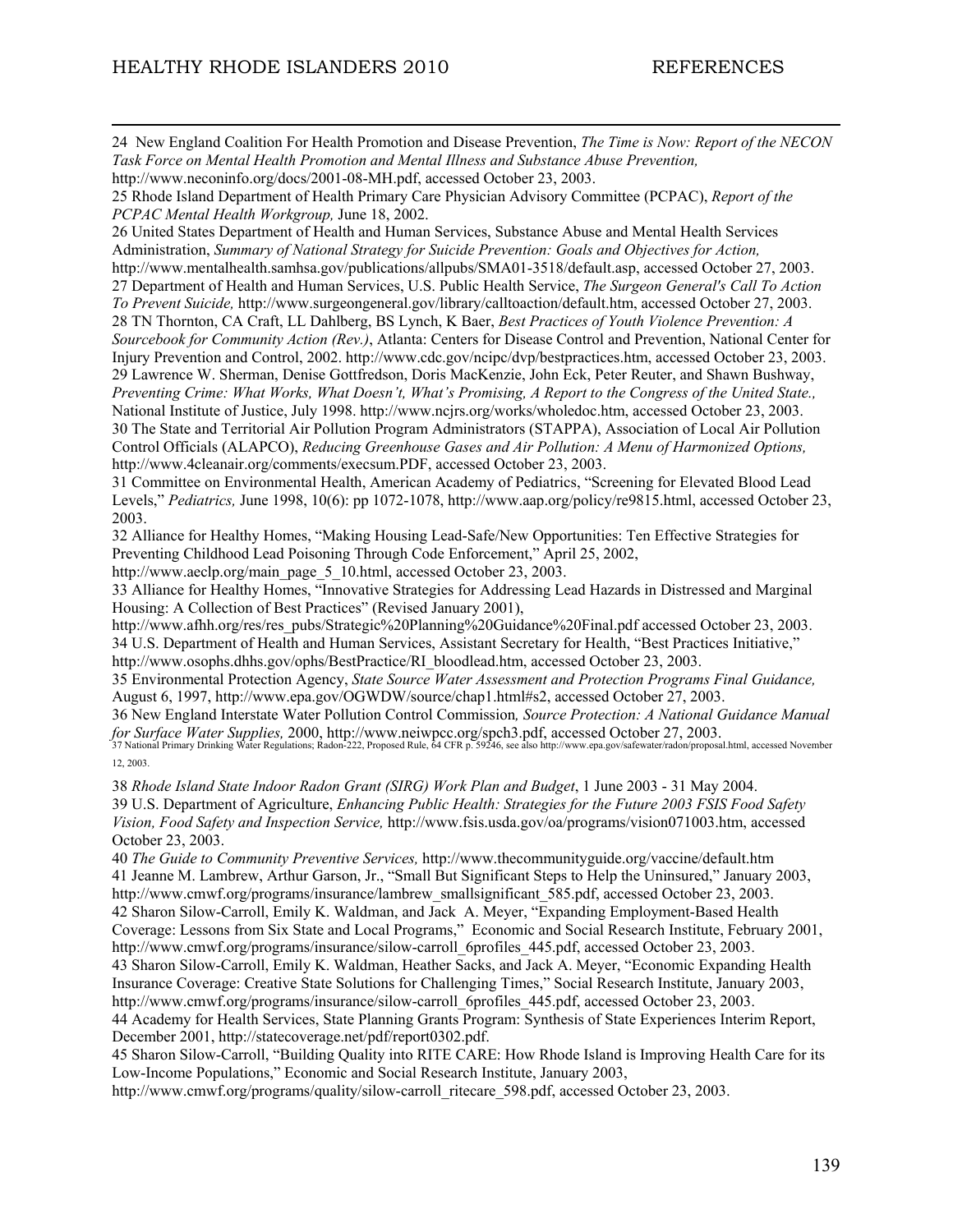24 New England Coalition For Health Promotion and Disease Prevention, *The Time is Now: Report of the NECON Task Force on Mental Health Promotion and Mental Illness and Substance Abuse Prevention,* http://www.neconinfo.org/docs/2001-08-MH.pdf, accessed October 23, 2003.

25 Rhode Island Department of Health Primary Care Physician Advisory Committee (PCPAC), *Report of the PCPAC Mental Health Workgroup,* June 18, 2002.

26 United States Department of Health and Human Services, Substance Abuse and Mental Health Services Administration, *Summary of National Strategy for Suicide Prevention: Goals and Objectives for Action,* http://www.mentalhealth.samhsa.gov/publications/allpubs/SMA01-3518/default.asp, accessed October 27, 2003.

27 Department of Health and Human Services, U.S. Public Health Service, *The Surgeon General's Call To Action To Prevent Suicide,* http://www.surgeongeneral.gov/library/calltoaction/default.htm, accessed October 27, 2003.

28 TN Thornton, CA Craft, LL Dahlberg, BS Lynch, K Baer, *Best Practices of Youth Violence Prevention: A Sourcebook for Community Action (Rev.)*, Atlanta: Centers for Disease Control and Prevention, National Center for Injury Prevention and Control, 2002. http://www.cdc.gov/ncipc/dvp/bestpractices.htm, accessed October 23, 2003.

29 Lawrence W. Sherman, Denise Gottfredson, Doris MacKenzie, John Eck, Peter Reuter, and Shawn Bushway, *Preventing Crime: What Works, What Doesn't, What's Promising, A Report to the Congress of the United State.,* National Institute of Justice, July 1998. http://www.ncjrs.org/works/wholedoc.htm, accessed October 23, 2003.

30 The State and Territorial Air Pollution Program Administrators (STAPPA), Association of Local Air Pollution Control Officials (ALAPCO), *Reducing Greenhouse Gases and Air Pollution: A Menu of Harmonized Options,* http://www.4cleanair.org/comments/execsum.PDF, accessed October 23, 2003.

31 Committee on Environmental Health, American Academy of Pediatrics, "Screening for Elevated Blood Lead Levels," *Pediatrics,* June 1998, 10(6): pp 1072-1078, http://www.aap.org/policy/re9815.html, accessed October 23, 2003.

32 Alliance for Healthy Homes, "Making Housing Lead-Safe/New Opportunities: Ten Effective Strategies for Preventing Childhood Lead Poisoning Through Code Enforcement," April 25, 2002, http://www.aeclp.org/main_page_5_10.html, accessed October 23, 2003.

33 Alliance for Healthy Homes, "Innovative Strategies for Addressing Lead Hazards in Distressed and Marginal Housing: A Collection of Best Practices" (Revised January 2001), http://www.afhh.org/res/res_pubs/Strategic%20Planning%20Guidance%20Final.pdf accessed October 23, 2003.

34 U.S. Department of Health and Human Services, Assistant Secretary for Health, "Best Practices Initiative," http://www.osophs.dhhs.gov/ophs/BestPractice/RI_bloodlead.htm, accessed October 23, 2003.

35 Environmental Protection Agency, *State Source Water Assessment and Protection Programs Final Guidance,* August 6, 1997, http://www.epa.gov/OGWDW/source/chap1.html#s2, accessed October 27, 2003.

36 New England Interstate Water Pollution Control Commission*, Source Protection: A National Guidance Manual for Surface Water Supplies,* 2000, http://www.neiwpcc.org/spch3.pdf, accessed October 27, 2003.

37 National Primary Drinking Water Regulations; Radon-222, Proposed Rule, 64 CFR p. 59246, see also http://www.epa.gov/safewater/radon/proposal.html, accessed November 12, 2003.

38 *Rhode Island State Indoor Radon Grant (SIRG) Work Plan and Budget*, 1 June 2003 - 31 May 2004.

39 U.S. Department of Agriculture, *Enhancing Public Health: Strategies for the Future 2003 FSIS Food Safety Vision, Food Safety and Inspection Service,* http://www.fsis.usda.gov/oa/programs/vision071003.htm, accessed October 23, 2003.

40 *The Guide to Community Preventive Services,* http://www.thecommunityguide.org/vaccine/default.htm

41 Jeanne M. Lambrew, Arthur Garson, Jr., "Small But Significant Steps to Help the Uninsured," January 2003, http://www.cmwf.org/programs/insurance/lambrew_smallsignificant_585.pdf, accessed October 23, 2003.

42 Sharon Silow-Carroll, Emily K. Waldman, and Jack A. Meyer, "Expanding Employment-Based Health Coverage: Lessons from Six State and Local Programs," Economic and Social Research Institute, February 2001, http://www.cmwf.org/programs/insurance/silow-carroll_6profiles_445.pdf, accessed October 23, 2003.

43 Sharon Silow-Carroll, Emily K. Waldman, Heather Sacks, and Jack A. Meyer, "Economic Expanding Health Insurance Coverage: Creative State Solutions for Challenging Times," Social Research Institute, January 2003, http://www.cmwf.org/programs/insurance/silow-carroll_6profiles_445.pdf, accessed October 23, 2003.

44 Academy for Health Services, State Planning Grants Program: Synthesis of State Experiences Interim Report, December 2001, http://statecoverage.net/pdf/report0302.pdf.

45 Sharon Silow-Carroll, "Building Quality into RITE CARE: How Rhode Island is Improving Health Care for its Low-Income Populations," Economic and Social Research Institute, January 2003, http://www.cmwf.org/programs/quality/silow-carroll_ritecare_598.pdf, accessed October 23, 2003.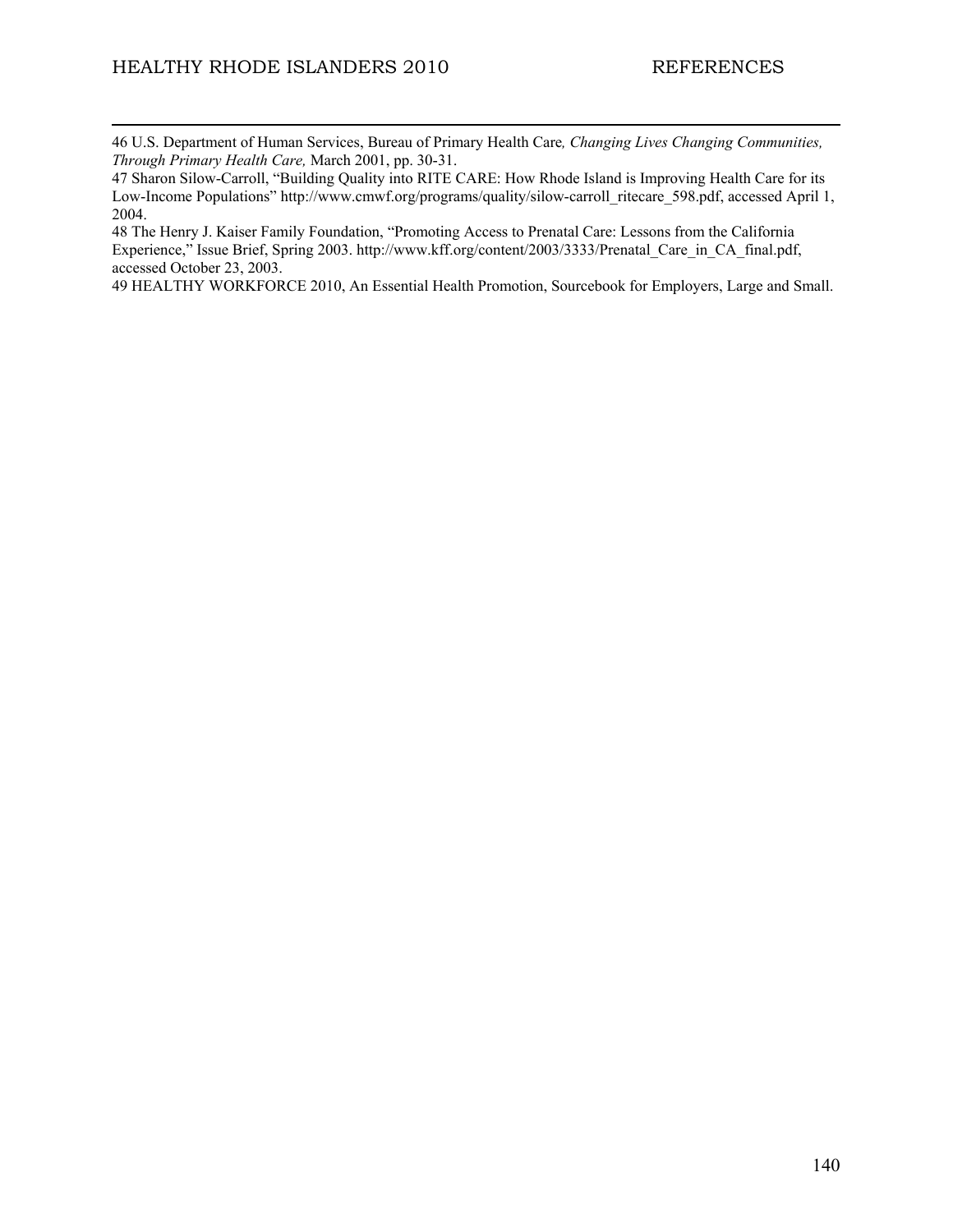46 U.S. Department of Human Services, Bureau of Primary Health Care*, Changing Lives Changing Communities, Through Primary Health Care,* March 2001, pp. 30-31.

47 Sharon Silow-Carroll, "Building Quality into RITE CARE: How Rhode Island is Improving Health Care for its Low-Income Populations" http://www.cmwf.org/programs/quality/silow-carroll_ritecare_598.pdf, accessed April 1, 2004.

48 The Henry J. Kaiser Family Foundation, "Promoting Access to Prenatal Care: Lessons from the California Experience," Issue Brief, Spring 2003. http://www.kff.org/content/2003/3333/Prenatal_Care_in_CA_final.pdf, accessed October 23, 2003.

49 HEALTHY WORKFORCE 2010, An Essential Health Promotion, Sourcebook for Employers, Large and Small.